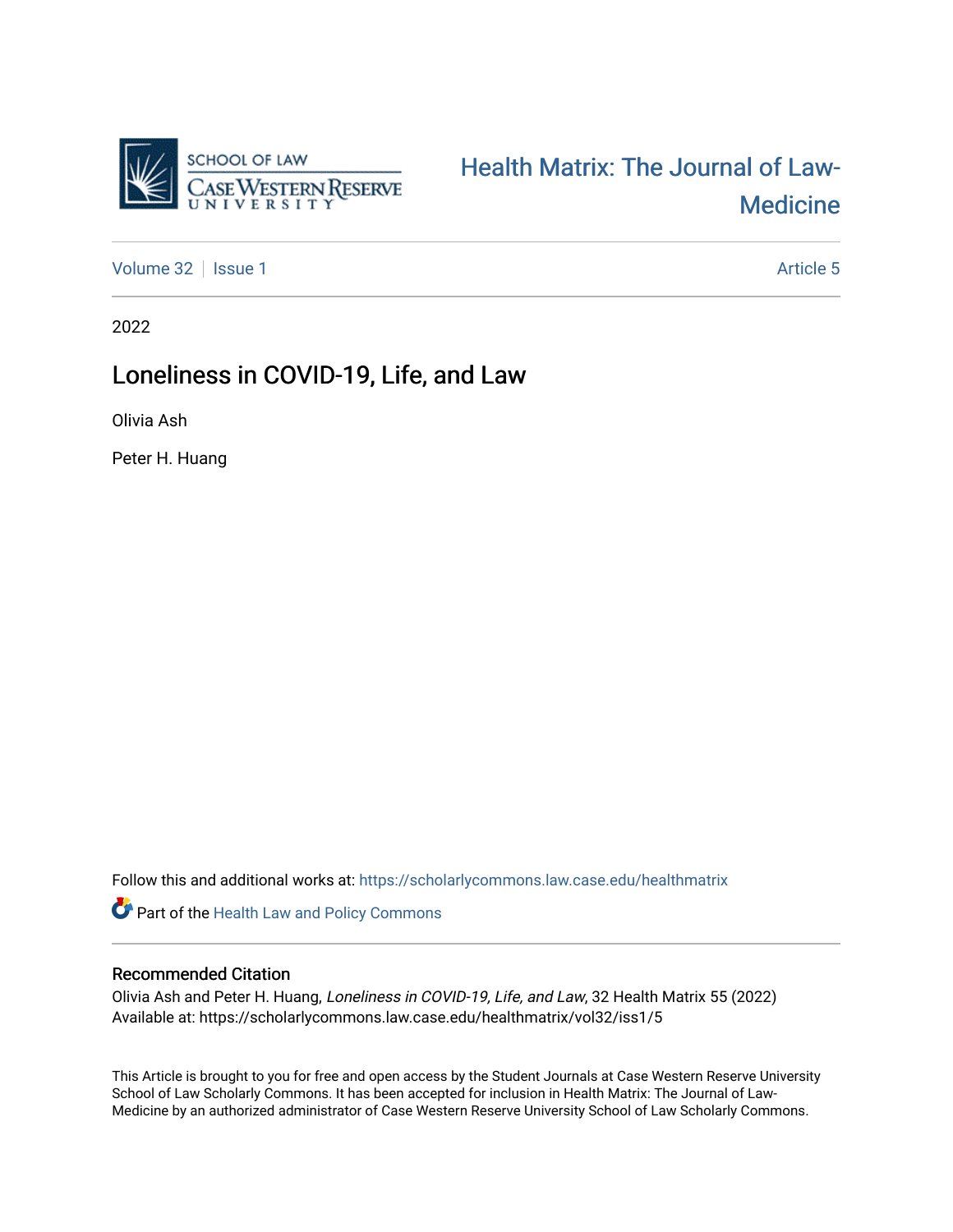SCHOOL OF LAW
CASE WESTERN RESERVE
UNIVERSITY

Health Matrix: The Journal of Law-Medicine

Volume 32 | Issue 1 Article 5

2022

# Loneliness in COVID-19, Life, and Law

Olivia Ash

Peter H. Huang

Follow this and additional works at: https://scholarlycommons.law.case.edu/healthmatrix

Part of the Health Law and Policy Commons

## Recommended Citation

Olivia Ash and Peter H. Huang, *Loneliness in COVID-19, Life, and Law*, 32 Health Matrix 55 (2022)
Available at: https://scholarlycommons.law.case.edu/healthmatrix/vol32/iss1/5

This Article is brought to you for free and open access by the Student Journals at Case Western Reserve University School of Law Scholarly Commons. It has been accepted for inclusion in Health Matrix: The Journal of Law-Medicine by an authorized administrator of Case Western Reserve University School of Law Scholarly Commons.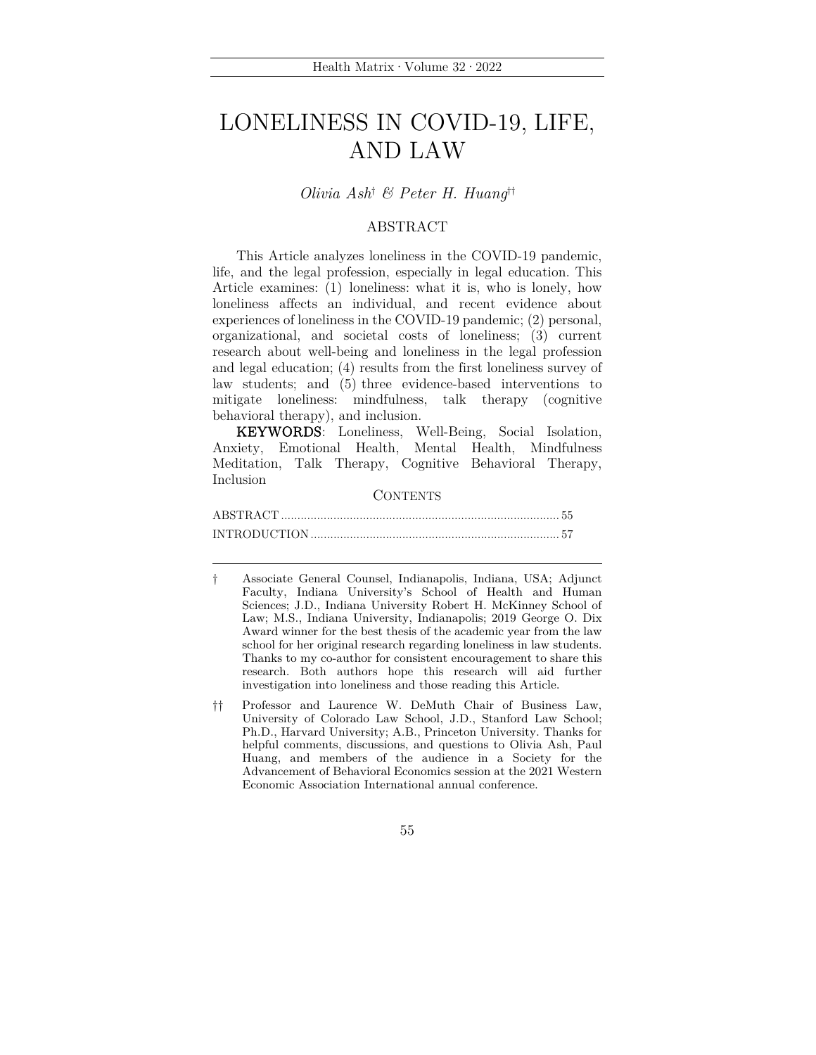# LONELINESS IN COVID-19, LIFE, AND LAW

*Olivia Ash*[†] *& Peter H. Huang*[††]

## ABSTRACT

This Article analyzes loneliness in the COVID-19 pandemic, life, and the legal profession, especially in legal education. This Article examines: (1) loneliness: what it is, who is lonely, how loneliness affects an individual, and recent evidence about experiences of loneliness in the COVID-19 pandemic; (2) personal, organizational, and societal costs of loneliness; (3) current research about well-being and loneliness in the legal profession and legal education; (4) results from the first loneliness survey of law students; and (5) three evidence-based interventions to mitigate loneliness: mindfulness, talk therapy (cognitive behavioral therapy), and inclusion.

**KEYWORDS**: Loneliness, Well-Being, Social Isolation, Anxiety, Emotional Health, Mental Health, Mindfulness Meditation, Talk Therapy, Cognitive Behavioral Therapy, Inclusion

CONTENTS

ABSTRACT ..................................................................................... 55

INTRODUCTION ............................................................................ 57

---

† Associate General Counsel, Indianapolis, Indiana, USA; Adjunct Faculty, Indiana University's School of Health and Human Sciences; J.D., Indiana University Robert H. McKinney School of Law; M.S., Indiana University, Indianapolis; 2019 George O. Dix Award winner for the best thesis of the academic year from the law school for her original research regarding loneliness in law students. Thanks to my co-author for consistent encouragement to share this research. Both authors hope this research will aid further investigation into loneliness and those reading this Article.

†† Professor and Laurence W. DeMuth Chair of Business Law, University of Colorado Law School, J.D., Stanford Law School; Ph.D., Harvard University; A.B., Princeton University. Thanks for helpful comments, discussions, and questions to Olivia Ash, Paul Huang, and members of the audience in a Society for the Advancement of Behavioral Economics session at the 2021 Western Economic Association International annual conference.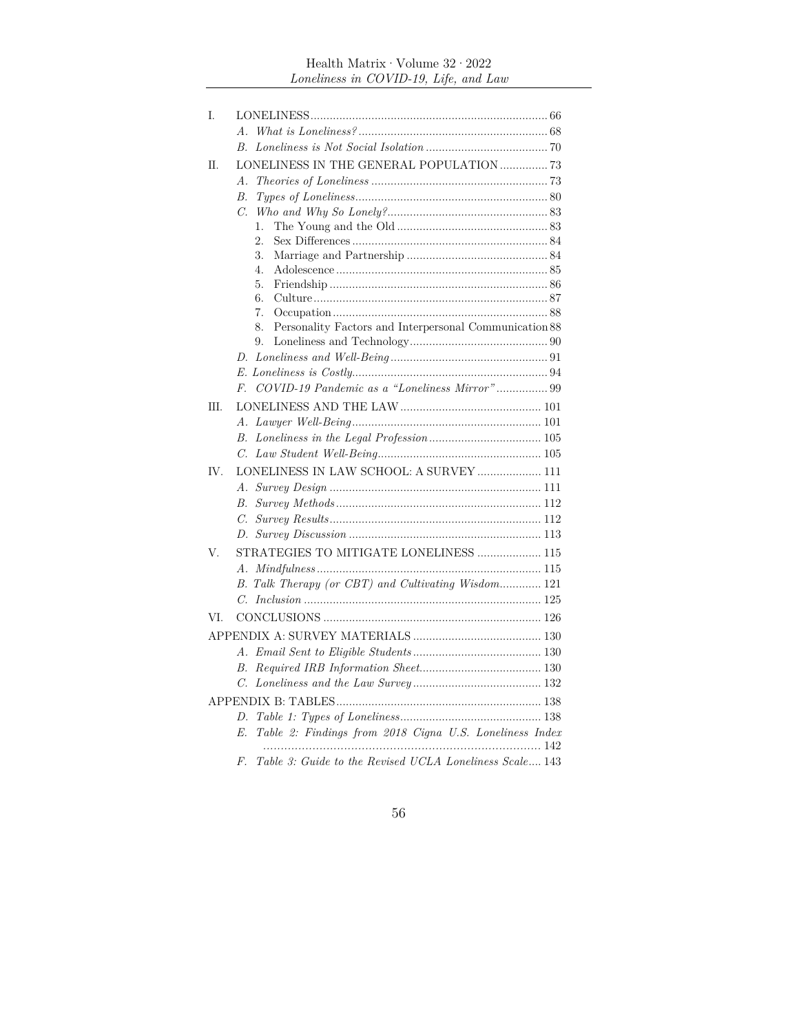I. LONELINESS ........ 66
- *A. What is Loneliness?* ........ 68
- *B. Loneliness is Not Social Isolation* ........ 70

II. LONELINESS IN THE GENERAL POPULATION ........ 73
- *A. Theories of Loneliness* ........ 73
- *B. Types of Loneliness* ........ 80
- *C. Who and Why So Lonely?* ........ 83
  1. The Young and the Old ........ 83
  2. Sex Differences ........ 84
  3. Marriage and Partnership ........ 84
  4. Adolescence ........ 85
  5. Friendship ........ 86
  6. Culture ........ 87
  7. Occupation ........ 88
  8. Personality Factors and Interpersonal Communication ........ 88
  9. Loneliness and Technology ........ 90
- *D. Loneliness and Well-Being* ........ 91
- *E. Loneliness is Costly* ........ 94
- *F. COVID-19 Pandemic as a "Loneliness Mirror"* ........ 99

III. LONELINESS AND THE LAW ........ 101
- *A. Lawyer Well-Being* ........ 101
- *B. Loneliness in the Legal Profession* ........ 105
- *C. Law Student Well-Being* ........ 105

IV. LONELINESS IN LAW SCHOOL: A SURVEY ........ 111
- *A. Survey Design* ........ 111
- *B. Survey Methods* ........ 112
- *C. Survey Results* ........ 112
- *D. Survey Discussion* ........ 113

V. STRATEGIES TO MITIGATE LONELINESS ........ 115
- *A. Mindfulness* ........ 115
- *B. Talk Therapy (or CBT) and Cultivating Wisdom* ........ 121
- *C. Inclusion* ........ 125

VI. CONCLUSIONS ........ 126

APPENDIX A: SURVEY MATERIALS ........ 130
- *A. Email Sent to Eligible Students* ........ 130
- *B. Required IRB Information Sheet* ........ 130
- *C. Loneliness and the Law Survey* ........ 132

APPENDIX B: TABLES ........ 138
- *D. Table 1: Types of Loneliness* ........ 138
- *E. Table 2: Findings from 2018 Cigna U.S. Loneliness Index* ........ 142
- *F. Table 3: Guide to the Revised UCLA Loneliness Scale* ........ 143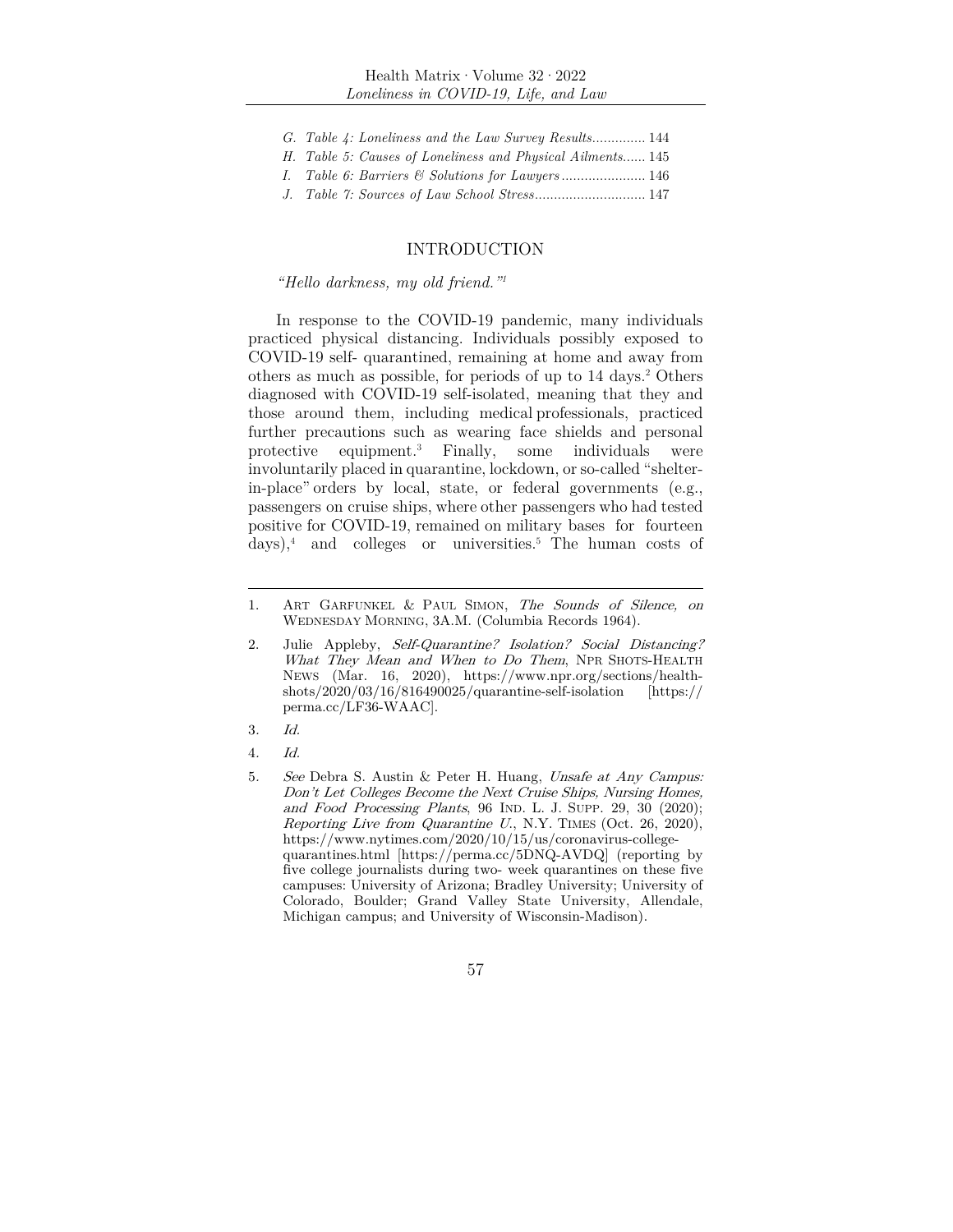*G. Table 4: Loneliness and the Law Survey Results.............. 144*

*H. Table 5: Causes of Loneliness and Physical Ailments...... 145*

*I. Table 6: Barriers & Solutions for Lawyers...................... 146*

*J. Table 7: Sources of Law School Stress............................. 147*

## INTRODUCTION

*"Hello darkness, my old friend."*[1]

In response to the COVID-19 pandemic, many individuals practiced physical distancing. Individuals possibly exposed to COVID-19 self- quarantined, remaining at home and away from others as much as possible, for periods of up to 14 days.[2] Others diagnosed with COVID-19 self-isolated, meaning that they and those around them, including medical professionals, practiced further precautions such as wearing face shields and personal protective equipment.[3] Finally, some individuals were involuntarily placed in quarantine, lockdown, or so-called "shelter-in-place" orders by local, state, or federal governments (e.g., passengers on cruise ships, where other passengers who had tested positive for COVID-19, remained on military bases for fourteen days),[4] and colleges or universities.[5] The human costs of

---

1. Art Garfunkel & Paul Simon, *The Sounds of Silence, on* Wednesday Morning, 3A.M. (Columbia Records 1964).

2. Julie Appleby, *Self-Quarantine? Isolation? Social Distancing? What They Mean and When to Do Them*, NPR Shots-Health News (Mar. 16, 2020), https://www.npr.org/sections/health-shots/2020/03/16/816490025/quarantine-self-isolation [https://perma.cc/LF36-WAAC].

3. *Id.*

4. *Id.*

5. *See* Debra S. Austin & Peter H. Huang, *Unsafe at Any Campus: Don't Let Colleges Become the Next Cruise Ships, Nursing Homes, and Food Processing Plants*, 96 Ind. L. J. Supp. 29, 30 (2020); *Reporting Live from Quarantine U.*, N.Y. Times (Oct. 26, 2020), https://www.nytimes.com/2020/10/15/us/coronavirus-college-quarantines.html [https://perma.cc/5DNQ-AVDQ] (reporting by five college journalists during two- week quarantines on these five campuses: University of Arizona; Bradley University; University of Colorado, Boulder; Grand Valley State University, Allendale, Michigan campus; and University of Wisconsin-Madison).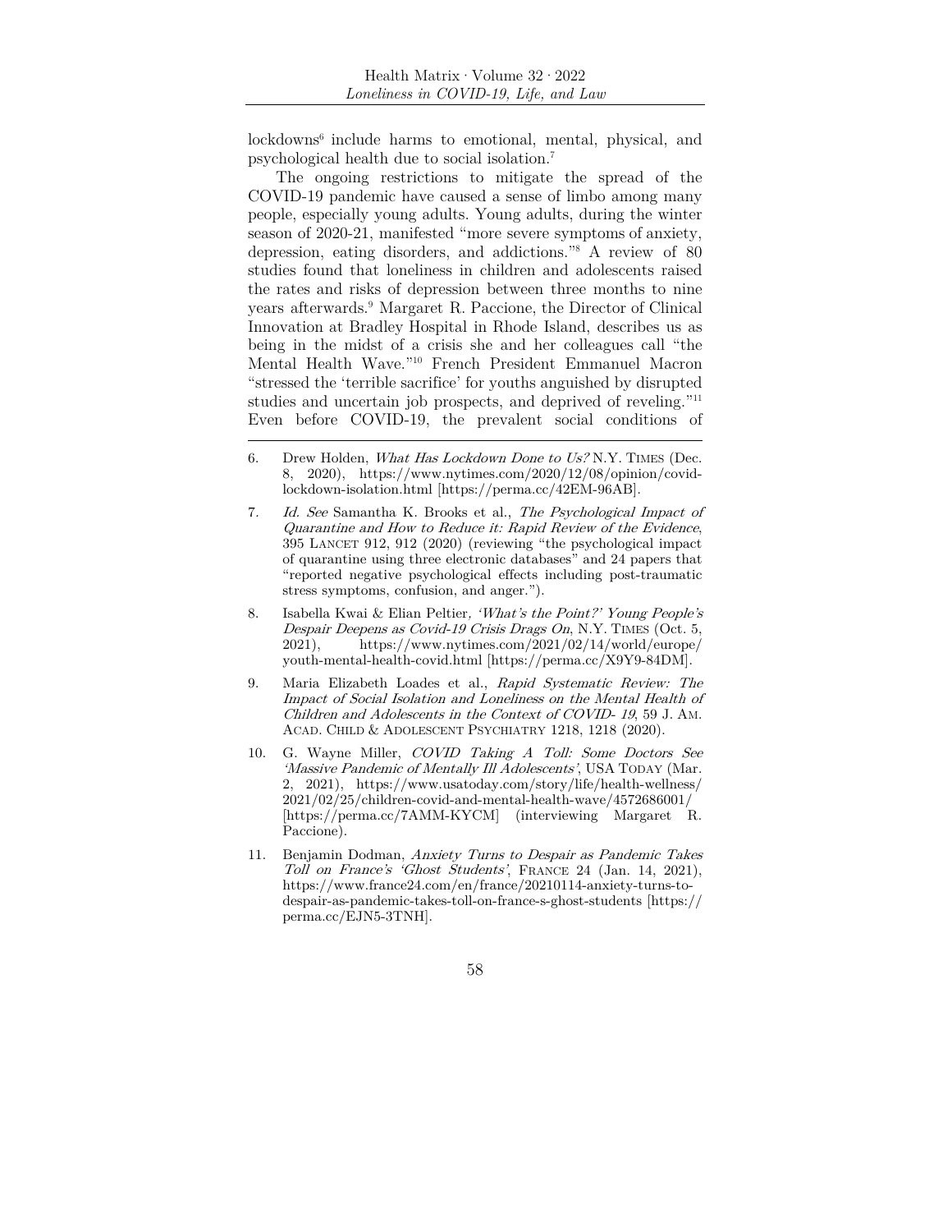lockdowns[6] include harms to emotional, mental, physical, and psychological health due to social isolation.[7]

The ongoing restrictions to mitigate the spread of the COVID-19 pandemic have caused a sense of limbo among many people, especially young adults. Young adults, during the winter season of 2020-21, manifested "more severe symptoms of anxiety, depression, eating disorders, and addictions."[8] A review of 80 studies found that loneliness in children and adolescents raised the rates and risks of depression between three months to nine years afterwards.[9] Margaret R. Paccione, the Director of Clinical Innovation at Bradley Hospital in Rhode Island, describes us as being in the midst of a crisis she and her colleagues call "the Mental Health Wave."[10] French President Emmanuel Macron "stressed the 'terrible sacrifice' for youths anguished by disrupted studies and uncertain job prospects, and deprived of reveling."[11] Even before COVID-19, the prevalent social conditions of

---

6. Drew Holden, *What Has Lockdown Done to Us?* N.Y. TIMES (Dec. 8, 2020), https://www.nytimes.com/2020/12/08/opinion/covid-lockdown-isolation.html [https://perma.cc/42EM-96AB].

7. *Id. See* Samantha K. Brooks et al., *The Psychological Impact of Quarantine and How to Reduce it: Rapid Review of the Evidence*, 395 LANCET 912, 912 (2020) (reviewing "the psychological impact of quarantine using three electronic databases" and 24 papers that "reported negative psychological effects including post-traumatic stress symptoms, confusion, and anger.").

8. Isabella Kwai & Elian Peltier*, 'What's the Point?' Young People's Despair Deepens as Covid-19 Crisis Drags On*, N.Y. TIMES (Oct. 5, 2021), https://www.nytimes.com/2021/02/14/world/europe/youth-mental-health-covid.html [https://perma.cc/X9Y9-84DM].

9. Maria Elizabeth Loades et al., *Rapid Systematic Review: The Impact of Social Isolation and Loneliness on the Mental Health of Children and Adolescents in the Context of COVID- 19*, 59 J. AM. ACAD. CHILD & ADOLESCENT PSYCHIATRY 1218, 1218 (2020).

10. G. Wayne Miller, *COVID Taking A Toll: Some Doctors See 'Massive Pandemic of Mentally Ill Adolescents'*, USA TODAY (Mar. 2, 2021), https://www.usatoday.com/story/life/health-wellness/2021/02/25/children-covid-and-mental-health-wave/4572686001/ [https://perma.cc/7AMM-KYCM] (interviewing Margaret R. Paccione).

11. Benjamin Dodman, *Anxiety Turns to Despair as Pandemic Takes Toll on France's 'Ghost Students'*, FRANCE 24 (Jan. 14, 2021), https://www.france24.com/en/france/20210114-anxiety-turns-to-despair-as-pandemic-takes-toll-on-france-s-ghost-students [https://perma.cc/EJN5-3TNH].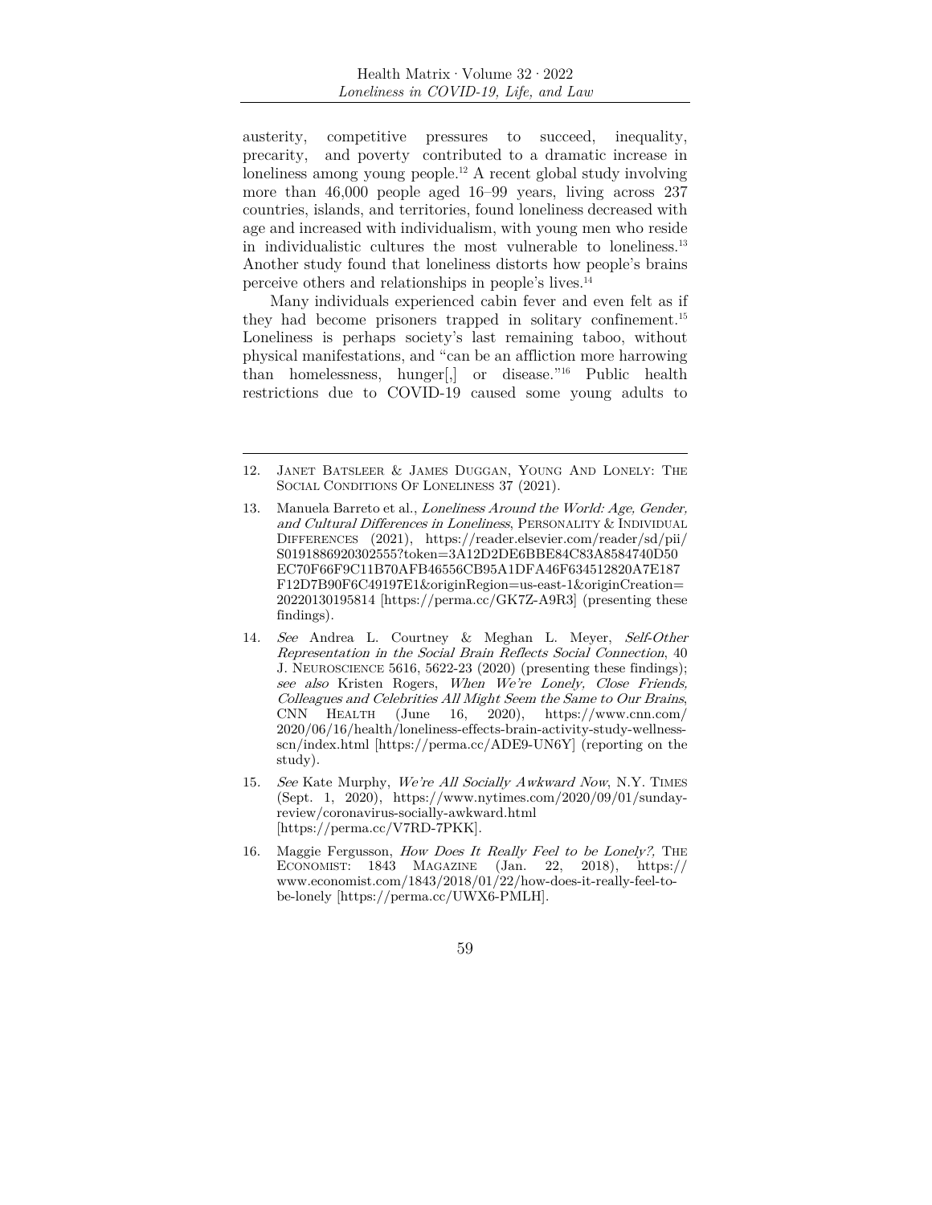austerity, competitive pressures to succeed, inequality, precarity, and poverty contributed to a dramatic increase in loneliness among young people.[12] A recent global study involving more than 46,000 people aged 16–99 years, living across 237 countries, islands, and territories, found loneliness decreased with age and increased with individualism, with young men who reside in individualistic cultures the most vulnerable to loneliness.[13] Another study found that loneliness distorts how people's brains perceive others and relationships in people's lives.[14]

Many individuals experienced cabin fever and even felt as if they had become prisoners trapped in solitary confinement.[15] Loneliness is perhaps society's last remaining taboo, without physical manifestations, and "can be an affliction more harrowing than homelessness, hunger[,] or disease."[16] Public health restrictions due to COVID-19 caused some young adults to

---

12. Janet Batsleer & James Duggan, Young And Lonely: The Social Conditions Of Loneliness 37 (2021).

13. Manuela Barreto et al., *Loneliness Around the World: Age, Gender, and Cultural Differences in Loneliness*, Personality & Individual Differences (2021), https://reader.elsevier.com/reader/sd/pii/S0191886920302555?token=3A12D2DE6BBE84C83A8584740D50EC70F66F9C11B70AFB46556CB95A1DFA46F634512820A7E187F12D7B90F6C49197E1&originRegion=us-east-1&originCreation=20220130195814 [https://perma.cc/GK7Z-A9R3] (presenting these findings).

14. *See* Andrea L. Courtney & Meghan L. Meyer, *Self-Other Representation in the Social Brain Reflects Social Connection*, 40 J. Neuroscience 5616, 5622-23 (2020) (presenting these findings); *see also* Kristen Rogers, *When We're Lonely, Close Friends, Colleagues and Celebrities All Might Seem the Same to Our Brains*, CNN Health (June 16, 2020), https://www.cnn.com/2020/06/16/health/loneliness-effects-brain-activity-study-wellness-scn/index.html [https://perma.cc/ADE9-UN6Y] (reporting on the study).

15. *See* Kate Murphy, *We're All Socially Awkward Now*, N.Y. Times (Sept. 1, 2020), https://www.nytimes.com/2020/09/01/sunday-review/coronavirus-socially-awkward.html [https://perma.cc/V7RD-7PKK].

16. Maggie Fergusson, *How Does It Really Feel to be Lonely?*, The Economist: 1843 Magazine (Jan. 22, 2018), https://www.economist.com/1843/2018/01/22/how-does-it-really-feel-to-be-lonely [https://perma.cc/UWX6-PMLH].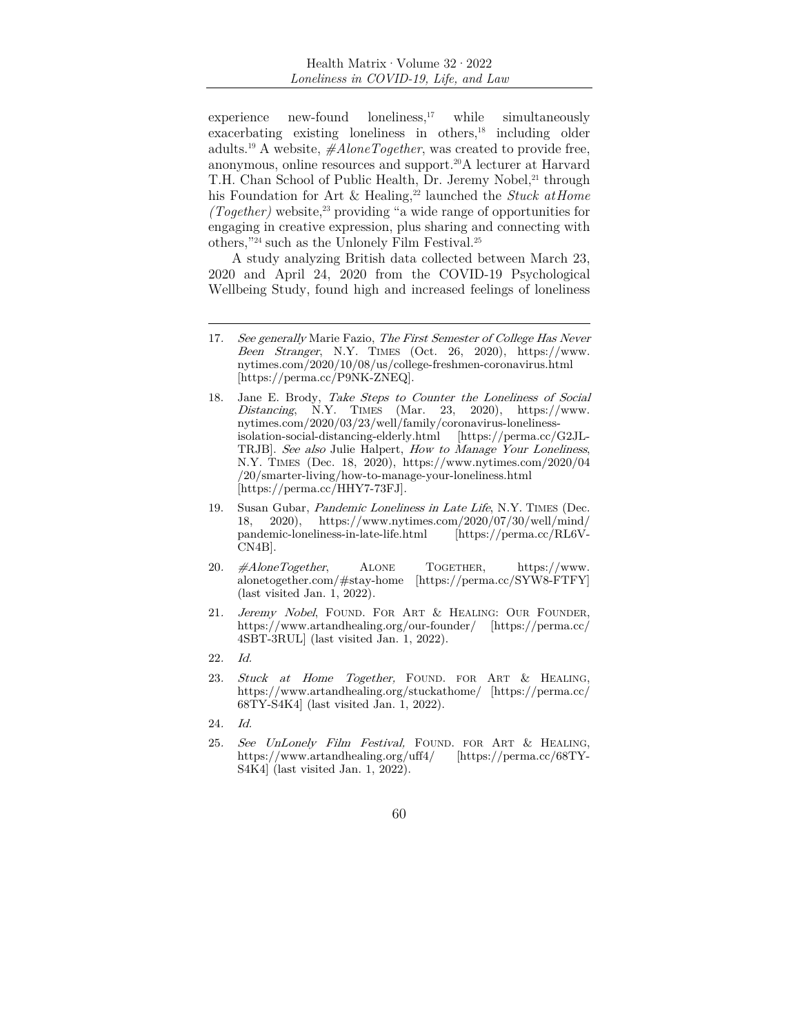experience new-found loneliness,[17] while simultaneously exacerbating existing loneliness in others,[18] including older adults.[19] A website, *#AloneTogether*, was created to provide free, anonymous, online resources and support.[20]A lecturer at Harvard T.H. Chan School of Public Health, Dr. Jeremy Nobel,[21] through his Foundation for Art & Healing,[22] launched the *Stuck atHome (Together)* website,[23] providing "a wide range of opportunities for engaging in creative expression, plus sharing and connecting with others,"[24] such as the Unlonely Film Festival.[25]

A study analyzing British data collected between March 23, 2020 and April 24, 2020 from the COVID-19 Psychological Wellbeing Study, found high and increased feelings of loneliness

---

17. *See generally* Marie Fazio, *The First Semester of College Has Never Been Stranger*, N.Y. TIMES (Oct. 26, 2020), https://www.nytimes.com/2020/10/08/us/college-freshmen-coronavirus.html [https://perma.cc/P9NK-ZNEQ].

18. Jane E. Brody, *Take Steps to Counter the Loneliness of Social Distancing*, N.Y. TIMES (Mar. 23, 2020), https://www.nytimes.com/2020/03/23/well/family/coronavirus-loneliness-isolation-social-distancing-elderly.html [https://perma.cc/G2JL-TRJB]. *See also* Julie Halpert, *How to Manage Your Loneliness*, N.Y. TIMES (Dec. 18, 2020), https://www.nytimes.com/2020/04/20/smarter-living/how-to-manage-your-loneliness.html [https://perma.cc/HHY7-73FJ].

19. Susan Gubar, *Pandemic Loneliness in Late Life*, N.Y. TIMES (Dec. 18, 2020), https://www.nytimes.com/2020/07/30/well/mind/pandemic-loneliness-in-late-life.html [https://perma.cc/RL6V-CN4B].

20. *#AloneTogether*, ALONE TOGETHER, https://www.alonetogether.com/#stay-home [https://perma.cc/SYW8-FTFY] (last visited Jan. 1, 2022).

21. *Jeremy Nobel*, FOUND. FOR ART & HEALING: OUR FOUNDER, https://www.artandhealing.org/our-founder/ [https://perma.cc/4SBT-3RUL] (last visited Jan. 1, 2022).

22. *Id.*

23. *Stuck at Home Together,* FOUND. FOR ART & HEALING, https://www.artandhealing.org/stuckathome/ [https://perma.cc/68TY-S4K4] (last visited Jan. 1, 2022).

24. *Id.*

25. *See UnLonely Film Festival,* FOUND. FOR ART & HEALING, https://www.artandhealing.org/uff4/ [https://perma.cc/68TY-S4K4] (last visited Jan. 1, 2022).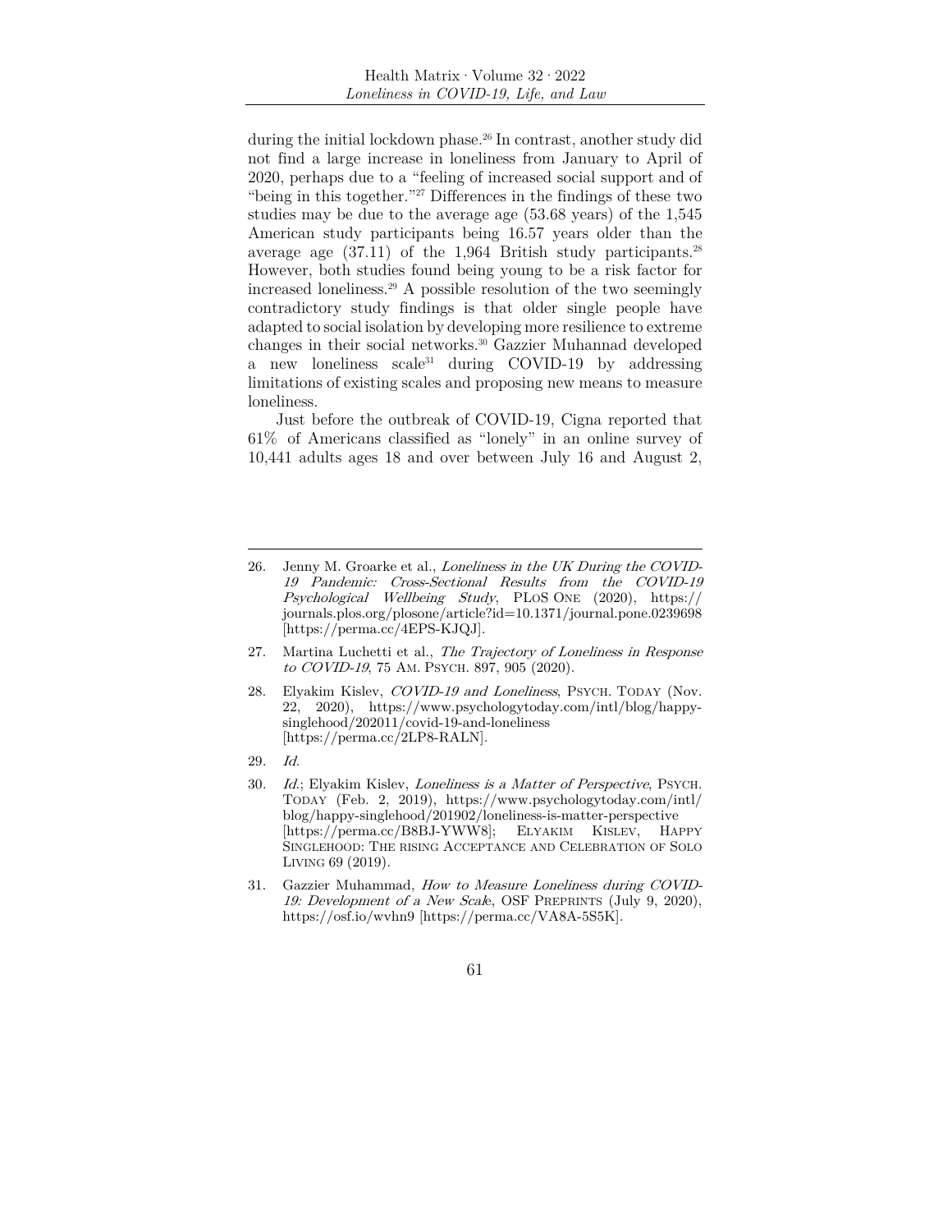during the initial lockdown phase.[26] In contrast, another study did not find a large increase in loneliness from January to April of 2020, perhaps due to a "feeling of increased social support and of "being in this together."[27] Differences in the findings of these two studies may be due to the average age (53.68 years) of the 1,545 American study participants being 16.57 years older than the average age (37.11) of the 1,964 British study participants.[28] However, both studies found being young to be a risk factor for increased loneliness.[29] A possible resolution of the two seemingly contradictory study findings is that older single people have adapted to social isolation by developing more resilience to extreme changes in their social networks.[30] Gazzier Muhannad developed a new loneliness scale[31] during COVID-19 by addressing limitations of existing scales and proposing new means to measure loneliness.

Just before the outbreak of COVID-19, Cigna reported that 61% of Americans classified as "lonely" in an online survey of 10,441 adults ages 18 and over between July 16 and August 2,

---

26. Jenny M. Groarke et al., *Loneliness in the UK During the COVID-19 Pandemic: Cross-Sectional Results from the COVID-19 Psychological Wellbeing Study*, PLOS ONE (2020), https://journals.plos.org/plosone/article?id=10.1371/journal.pone.0239698 [https://perma.cc/4EPS-KJQJ].

27. Martina Luchetti et al., *The Trajectory of Loneliness in Response to COVID-19*, 75 AM. PSYCH. 897, 905 (2020).

28. Elyakim Kislev, *COVID-19 and Loneliness*, PSYCH. TODAY (Nov. 22, 2020), https://www.psychologytoday.com/intl/blog/happy-singlehood/202011/covid-19-and-loneliness [https://perma.cc/2LP8-RALN].

29. *Id.*

30. *Id.*; Elyakim Kislev, *Loneliness is a Matter of Perspective*, PSYCH. TODAY (Feb. 2, 2019), https://www.psychologytoday.com/intl/blog/happy-singlehood/201902/loneliness-is-matter-perspective [https://perma.cc/B8BJ-YWW8]; ELYAKIM KISLEV, HAPPY SINGLEHOOD: THE RISING ACCEPTANCE AND CELEBRATION OF SOLO LIVING 69 (2019).

31. Gazzier Muhammad, *How to Measure Loneliness during COVID-19: Development of a New Scale*, OSF PREPRINTS (July 9, 2020), https://osf.io/wvhn9 [https://perma.cc/VA8A-5S5K].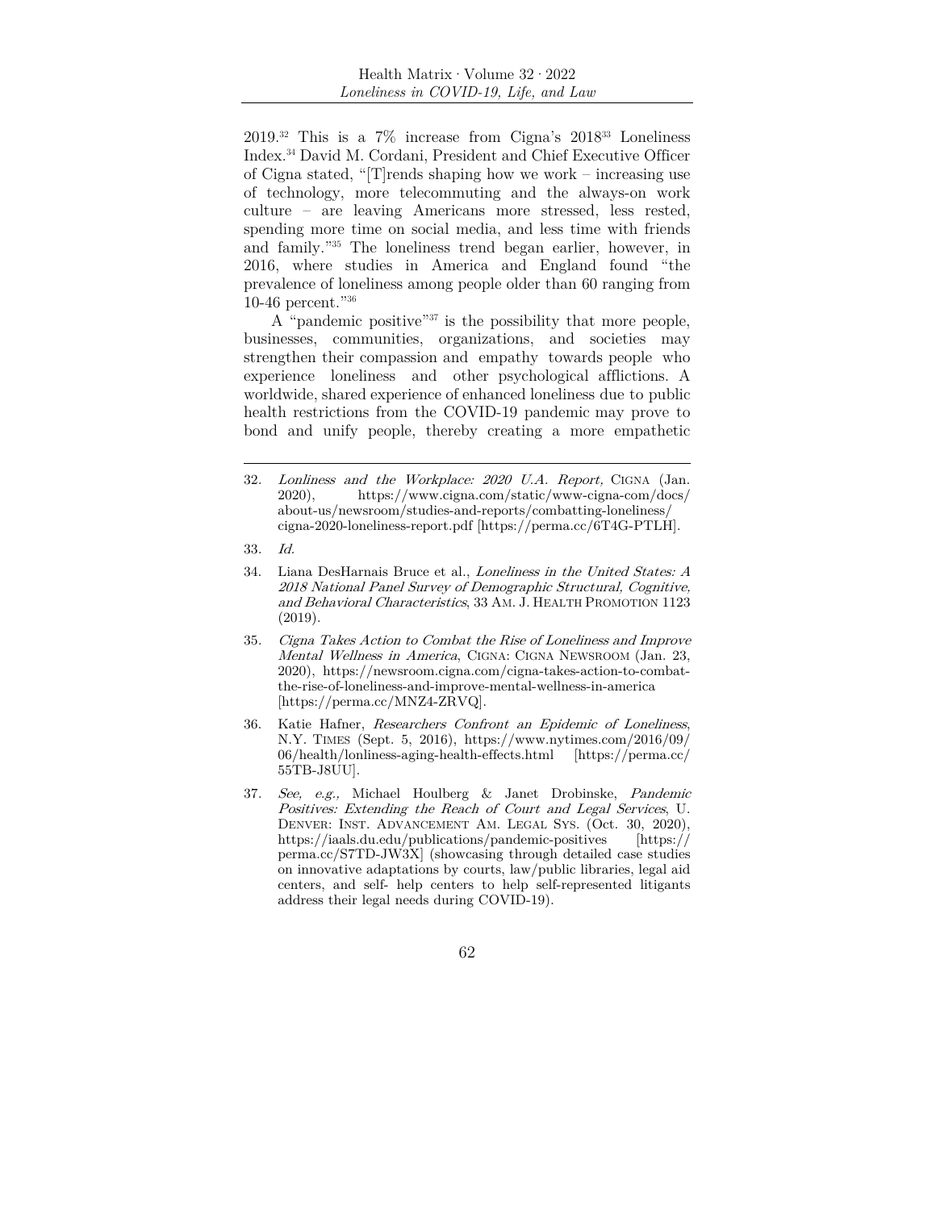2019.[32] This is a 7% increase from Cigna's 2018[33] Loneliness Index.[34] David M. Cordani, President and Chief Executive Officer of Cigna stated, "[T]rends shaping how we work – increasing use of technology, more telecommuting and the always-on work culture – are leaving Americans more stressed, less rested, spending more time on social media, and less time with friends and family."[35] The loneliness trend began earlier, however, in 2016, where studies in America and England found "the prevalence of loneliness among people older than 60 ranging from 10-46 percent."[36]

A "pandemic positive"[37] is the possibility that more people, businesses, communities, organizations, and societies may strengthen their compassion and empathy towards people who experience loneliness and other psychological afflictions. A worldwide, shared experience of enhanced loneliness due to public health restrictions from the COVID-19 pandemic may prove to bond and unify people, thereby creating a more empathetic

---

32. *Lonliness and the Workplace: 2020 U.A. Report,* CIGNA (Jan. 2020), https://www.cigna.com/static/www-cigna-com/docs/about-us/newsroom/studies-and-reports/combatting-loneliness/cigna-2020-loneliness-report.pdf [https://perma.cc/6T4G-PTLH].

33. *Id.*

34. Liana DesHarnais Bruce et al., *Loneliness in the United States: A 2018 National Panel Survey of Demographic Structural, Cognitive, and Behavioral Characteristics*, 33 AM. J. HEALTH PROMOTION 1123 (2019).

35. *Cigna Takes Action to Combat the Rise of Loneliness and Improve Mental Wellness in America*, CIGNA: CIGNA NEWSROOM (Jan. 23, 2020), https://newsroom.cigna.com/cigna-takes-action-to-combat-the-rise-of-loneliness-and-improve-mental-wellness-in-america [https://perma.cc/MNZ4-ZRVQ].

36. Katie Hafner, *Researchers Confront an Epidemic of Loneliness*, N.Y. TIMES (Sept. 5, 2016), https://www.nytimes.com/2016/09/06/health/lonliness-aging-health-effects.html [https://perma.cc/55TB-J8UU].

37. *See, e.g.,* Michael Houlberg & Janet Drobinske, *Pandemic Positives: Extending the Reach of Court and Legal Services*, U. DENVER: INST. ADVANCEMENT AM. LEGAL SYS. (Oct. 30, 2020), https://iaals.du.edu/publications/pandemic-positives [https://perma.cc/S7TD-JW3X] (showcasing through detailed case studies on innovative adaptations by courts, law/public libraries, legal aid centers, and self- help centers to help self-represented litigants address their legal needs during COVID-19).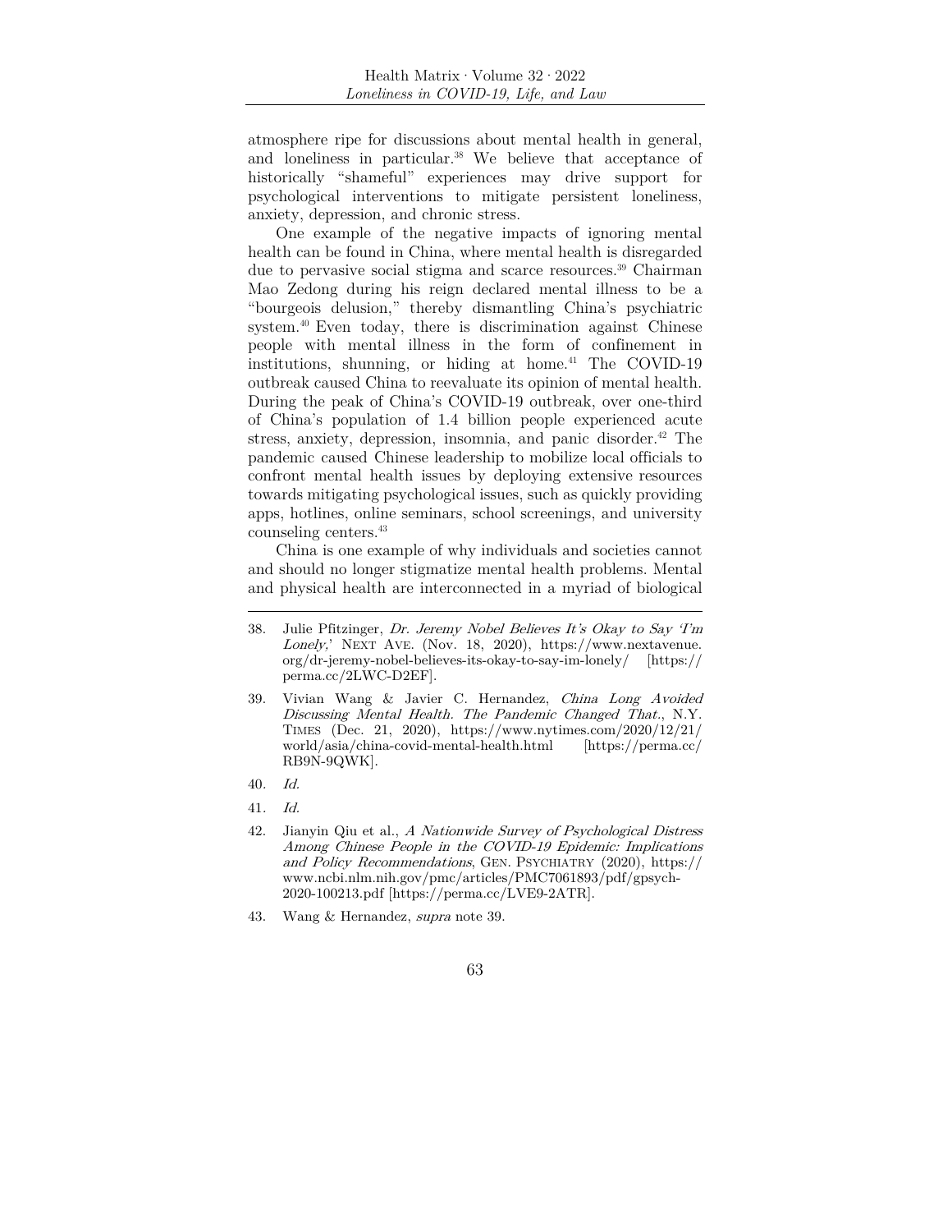atmosphere ripe for discussions about mental health in general, and loneliness in particular.[38] We believe that acceptance of historically "shameful" experiences may drive support for psychological interventions to mitigate persistent loneliness, anxiety, depression, and chronic stress.

One example of the negative impacts of ignoring mental health can be found in China, where mental health is disregarded due to pervasive social stigma and scarce resources.[39] Chairman Mao Zedong during his reign declared mental illness to be a "bourgeois delusion," thereby dismantling China's psychiatric system.[40] Even today, there is discrimination against Chinese people with mental illness in the form of confinement in institutions, shunning, or hiding at home.[41] The COVID-19 outbreak caused China to reevaluate its opinion of mental health. During the peak of China's COVID-19 outbreak, over one-third of China's population of 1.4 billion people experienced acute stress, anxiety, depression, insomnia, and panic disorder.[42] The pandemic caused Chinese leadership to mobilize local officials to confront mental health issues by deploying extensive resources towards mitigating psychological issues, such as quickly providing apps, hotlines, online seminars, school screenings, and university counseling centers.[43]

China is one example of why individuals and societies cannot and should no longer stigmatize mental health problems. Mental and physical health are interconnected in a myriad of biological

---

38. Julie Pfitzinger, *Dr. Jeremy Nobel Believes It's Okay to Say 'I'm Lonely,'* NEXT AVE. (Nov. 18, 2020), https://www.nextavenue.org/dr-jeremy-nobel-believes-its-okay-to-say-im-lonely/ [https://perma.cc/2LWC-D2EF].

39. Vivian Wang & Javier C. Hernandez, *China Long Avoided Discussing Mental Health. The Pandemic Changed That.*, N.Y. TIMES (Dec. 21, 2020), https://www.nytimes.com/2020/12/21/world/asia/china-covid-mental-health.html [https://perma.cc/RB9N-9QWK].

40. *Id.*

41. *Id.*

42. Jianyin Qiu et al., *A Nationwide Survey of Psychological Distress Among Chinese People in the COVID-19 Epidemic: Implications and Policy Recommendations*, GEN. PSYCHIATRY (2020), https://www.ncbi.nlm.nih.gov/pmc/articles/PMC7061893/pdf/gpsych-2020-100213.pdf [https://perma.cc/LVE9-2ATR].

43. Wang & Hernandez, *supra* note 39.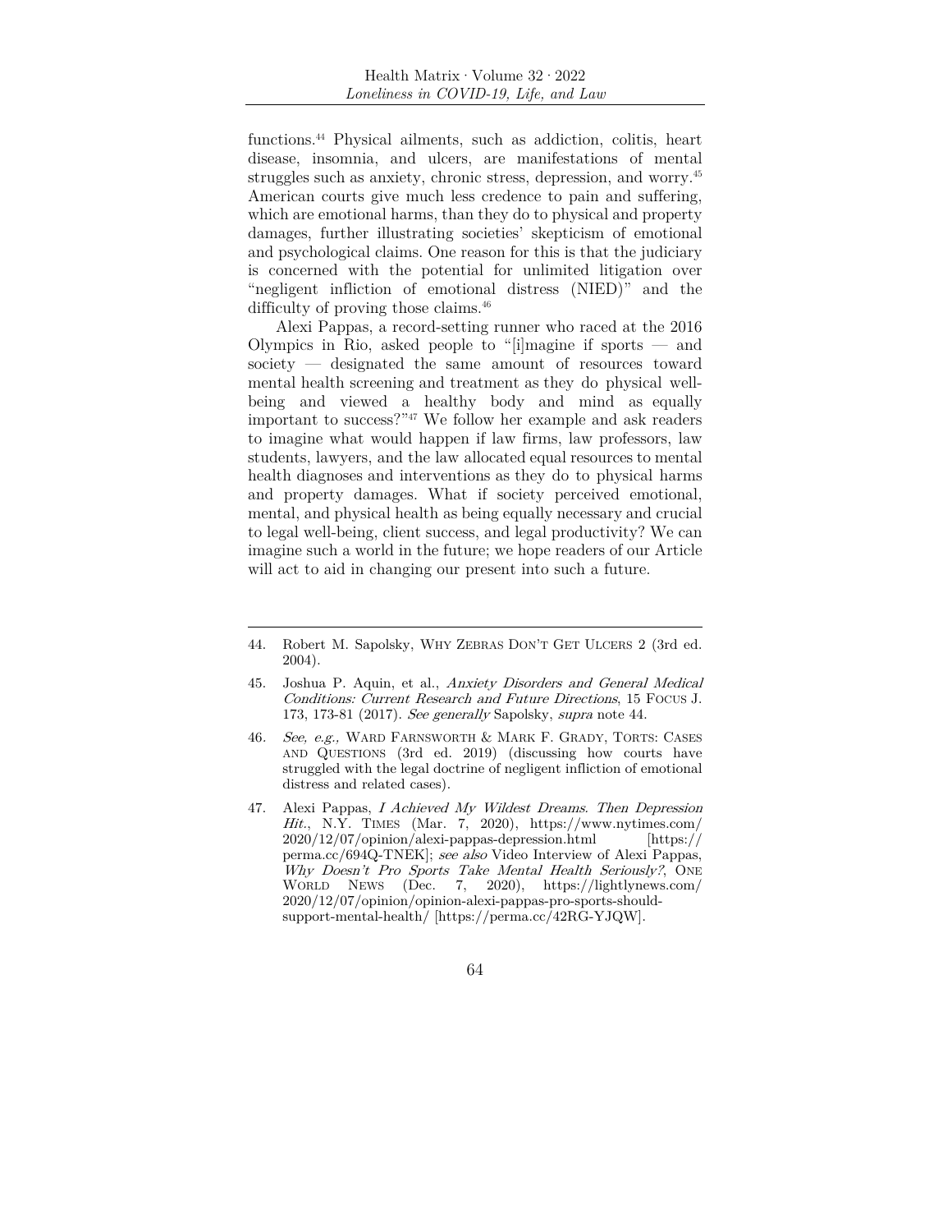functions.[44] Physical ailments, such as addiction, colitis, heart disease, insomnia, and ulcers, are manifestations of mental struggles such as anxiety, chronic stress, depression, and worry.[45] American courts give much less credence to pain and suffering, which are emotional harms, than they do to physical and property damages, further illustrating societies' skepticism of emotional and psychological claims. One reason for this is that the judiciary is concerned with the potential for unlimited litigation over "negligent infliction of emotional distress (NIED)" and the difficulty of proving those claims.[46]

Alexi Pappas, a record-setting runner who raced at the 2016 Olympics in Rio, asked people to "[i]magine if sports — and society — designated the same amount of resources toward mental health screening and treatment as they do physical well-being and viewed a healthy body and mind as equally important to success?"[47] We follow her example and ask readers to imagine what would happen if law firms, law professors, law students, lawyers, and the law allocated equal resources to mental health diagnoses and interventions as they do to physical harms and property damages. What if society perceived emotional, mental, and physical health as being equally necessary and crucial to legal well-being, client success, and legal productivity? We can imagine such a world in the future; we hope readers of our Article will act to aid in changing our present into such a future.

---

44. Robert M. Sapolsky, Why Zebras Don't Get Ulcers 2 (3rd ed. 2004).

45. Joshua P. Aquin, et al., *Anxiety Disorders and General Medical Conditions: Current Research and Future Directions*, 15 Focus J. 173, 173-81 (2017). *See generally* Sapolsky, *supra* note 44.

46. *See, e.g.,* Ward Farnsworth & Mark F. Grady, Torts: Cases and Questions (3rd ed. 2019) (discussing how courts have struggled with the legal doctrine of negligent infliction of emotional distress and related cases).

47. Alexi Pappas, *I Achieved My Wildest Dreams. Then Depression Hit.*, N.Y. Times (Mar. 7, 2020), https://www.nytimes.com/2020/12/07/opinion/alexi-pappas-depression.html [https://perma.cc/694Q-TNEK]; *see also* Video Interview of Alexi Pappas, *Why Doesn't Pro Sports Take Mental Health Seriously?*, One World News (Dec. 7, 2020), https://lightlynews.com/2020/12/07/opinion/opinion-alexi-pappas-pro-sports-should-support-mental-health/ [https://perma.cc/42RG-YJQW].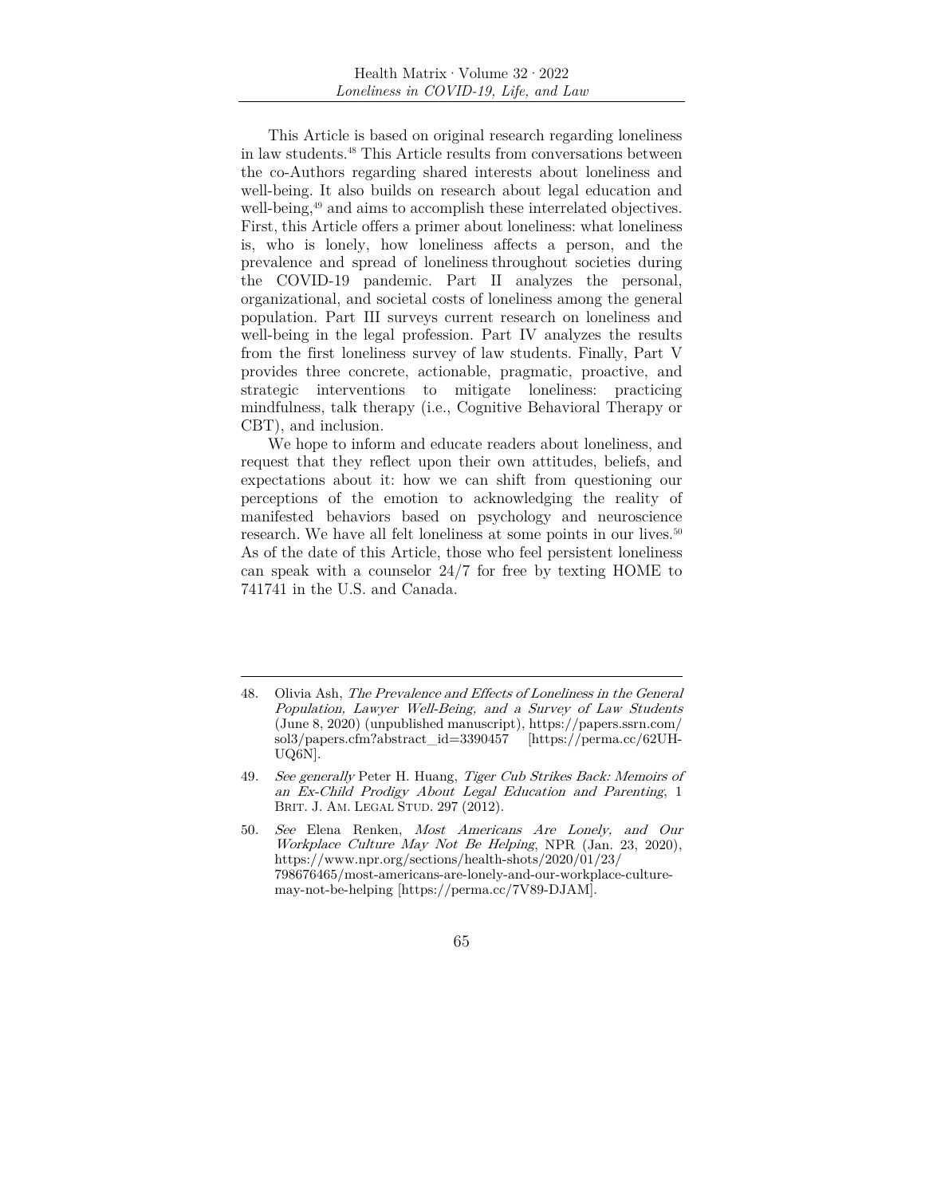This Article is based on original research regarding loneliness in law students.[48] This Article results from conversations between the co-Authors regarding shared interests about loneliness and well-being. It also builds on research about legal education and well-being,[49] and aims to accomplish these interrelated objectives. First, this Article offers a primer about loneliness: what loneliness is, who is lonely, how loneliness affects a person, and the prevalence and spread of loneliness throughout societies during the COVID-19 pandemic. Part II analyzes the personal, organizational, and societal costs of loneliness among the general population. Part III surveys current research on loneliness and well-being in the legal profession. Part IV analyzes the results from the first loneliness survey of law students. Finally, Part V provides three concrete, actionable, pragmatic, proactive, and strategic interventions to mitigate loneliness: practicing mindfulness, talk therapy (i.e., Cognitive Behavioral Therapy or CBT), and inclusion.

We hope to inform and educate readers about loneliness, and request that they reflect upon their own attitudes, beliefs, and expectations about it: how we can shift from questioning our perceptions of the emotion to acknowledging the reality of manifested behaviors based on psychology and neuroscience research. We have all felt loneliness at some points in our lives.[50] As of the date of this Article, those who feel persistent loneliness can speak with a counselor 24/7 for free by texting HOME to 741741 in the U.S. and Canada.

---

48. Olivia Ash, *The Prevalence and Effects of Loneliness in the General Population, Lawyer Well-Being, and a Survey of Law Students* (June 8, 2020) (unpublished manuscript), https://papers.ssrn.com/sol3/papers.cfm?abstract_id=3390457 [https://perma.cc/62UH-UQ6N].

49. *See generally* Peter H. Huang, *Tiger Cub Strikes Back: Memoirs of an Ex-Child Prodigy About Legal Education and Parenting*, 1 BRIT. J. AM. LEGAL STUD. 297 (2012).

50. *See* Elena Renken, *Most Americans Are Lonely, and Our Workplace Culture May Not Be Helping*, NPR (Jan. 23, 2020), https://www.npr.org/sections/health-shots/2020/01/23/798676465/most-americans-are-lonely-and-our-workplace-culture-may-not-be-helping [https://perma.cc/7V89-DJAM].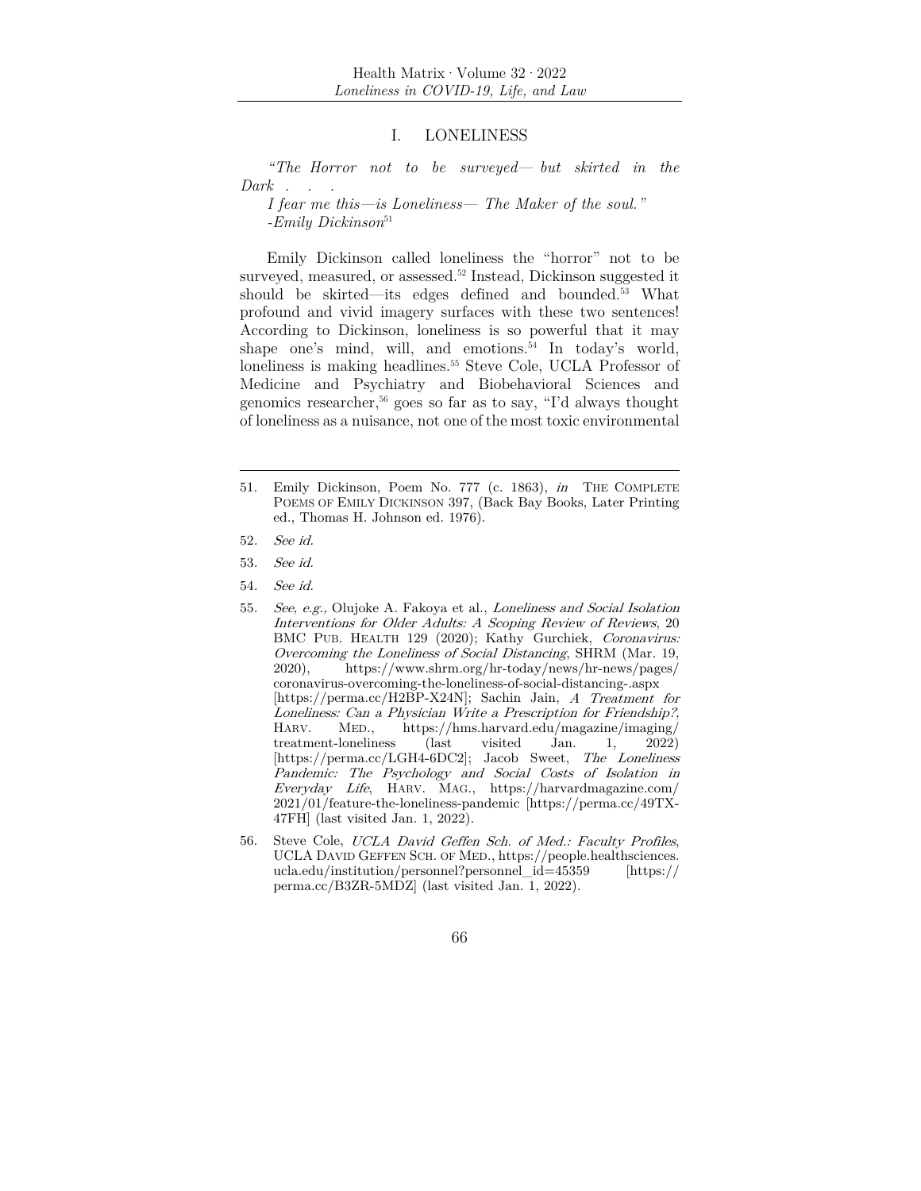# I. LONELINESS

*"The Horror not to be surveyed— but skirted in the Dark . . .*
*I fear me this—is Loneliness— The Maker of the soul."*
*-Emily Dickinson*[51]

Emily Dickinson called loneliness the "horror" not to be surveyed, measured, or assessed.[52] Instead, Dickinson suggested it should be skirted—its edges defined and bounded.[53] What profound and vivid imagery surfaces with these two sentences! According to Dickinson, loneliness is so powerful that it may shape one's mind, will, and emotions.[54] In today's world, loneliness is making headlines.[55] Steve Cole, UCLA Professor of Medicine and Psychiatry and Biobehavioral Sciences and genomics researcher,[56] goes so far as to say, "I'd always thought of loneliness as a nuisance, not one of the most toxic environmental

---

51. Emily Dickinson, Poem No. 777 (c. 1863), *in* THE COMPLETE POEMS OF EMILY DICKINSON 397, (Back Bay Books, Later Printing ed., Thomas H. Johnson ed. 1976).

52. *See id.*

53. *See id.*

54. *See id.*

55. *See, e.g.,* Olujoke A. Fakoya et al., *Loneliness and Social Isolation Interventions for Older Adults: A Scoping Review of Reviews*, 20 BMC PUB. HEALTH 129 (2020); Kathy Gurchiek, *Coronavirus: Overcoming the Loneliness of Social Distancing*, SHRM (Mar. 19, 2020), https://www.shrm.org/hr-today/news/hr-news/pages/coronavirus-overcoming-the-loneliness-of-social-distancing-.aspx [https://perma.cc/H2BP-X24N]; Sachin Jain, *A Treatment for Loneliness: Can a Physician Write a Prescription for Friendship?,* HARV. MED., https://hms.harvard.edu/magazine/imaging/treatment-loneliness (last visited Jan. 1, 2022) [https://perma.cc/LGH4-6DC2]; Jacob Sweet, *The Loneliness Pandemic: The Psychology and Social Costs of Isolation in Everyday Life*, HARV. MAG., https://harvardmagazine.com/2021/01/feature-the-loneliness-pandemic [https://perma.cc/49TX-47FH] (last visited Jan. 1, 2022).

56. Steve Cole, *UCLA David Geffen Sch. of Med.: Faculty Profiles*, UCLA DAVID GEFFEN SCH. OF MED., https://people.healthsciences.ucla.edu/institution/personnel?personnel_id=45359 [https://perma.cc/B3ZR-5MDZ] (last visited Jan. 1, 2022).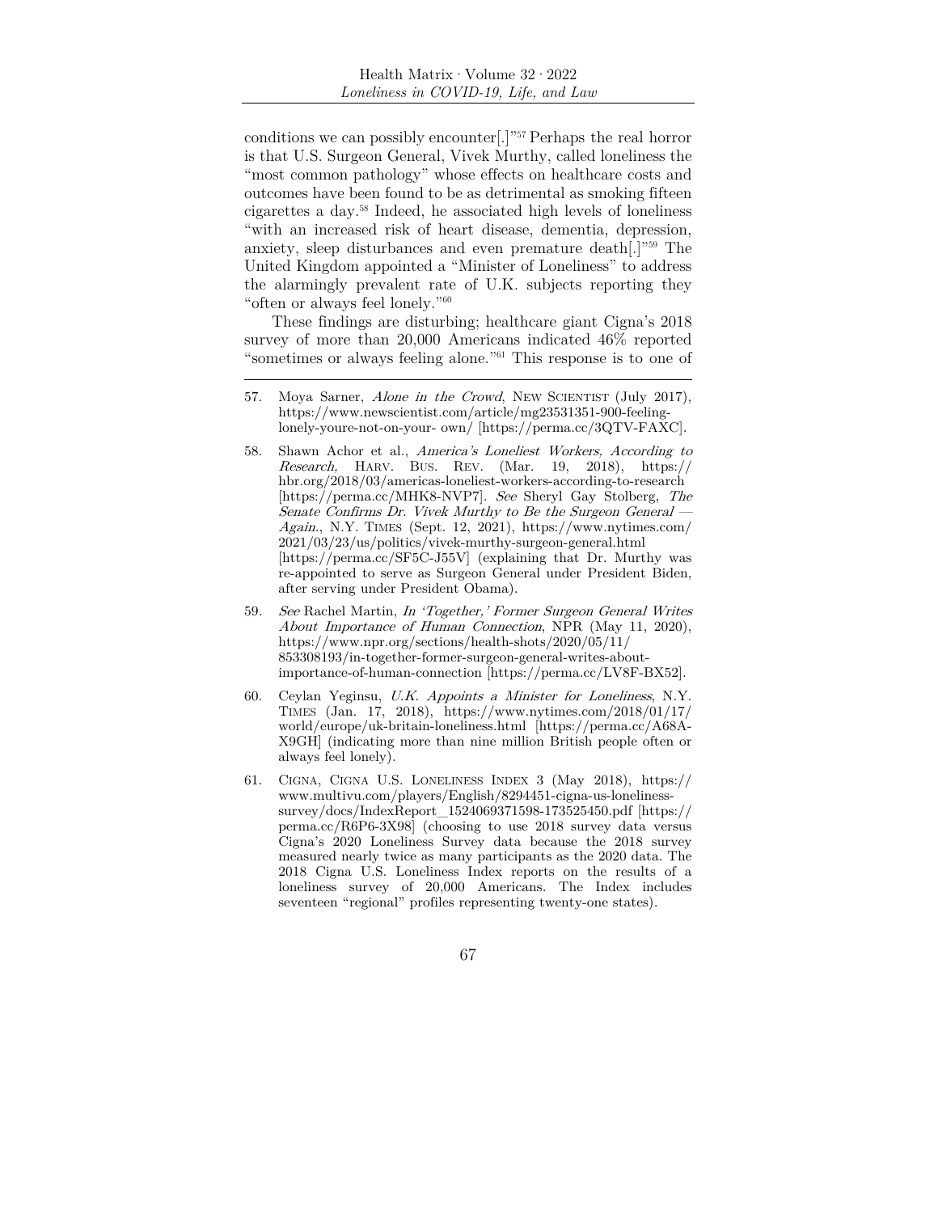conditions we can possibly encounter[.]"[57] Perhaps the real horror is that U.S. Surgeon General, Vivek Murthy, called loneliness the "most common pathology" whose effects on healthcare costs and outcomes have been found to be as detrimental as smoking fifteen cigarettes a day.[58] Indeed, he associated high levels of loneliness "with an increased risk of heart disease, dementia, depression, anxiety, sleep disturbances and even premature death[.]"[59] The United Kingdom appointed a "Minister of Loneliness" to address the alarmingly prevalent rate of U.K. subjects reporting they "often or always feel lonely."[60]

These findings are disturbing; healthcare giant Cigna's 2018 survey of more than 20,000 Americans indicated 46% reported "sometimes or always feeling alone."[61] This response is to one of

---

57. Moya Sarner, *Alone in the Crowd*, NEW SCIENTIST (July 2017), https://www.newscientist.com/article/mg23531351-900-feeling-lonely-youre-not-on-your- own/ [https://perma.cc/3QTV-FAXC].

58. Shawn Achor et al., *America's Loneliest Workers, According to Research,* HARV. BUS. REV. (Mar. 19, 2018), https://hbr.org/2018/03/americas-loneliest-workers-according-to-research [https://perma.cc/MHK8-NVP7]. *See* Sheryl Gay Stolberg, *The Senate Confirms Dr. Vivek Murthy to Be the Surgeon General — Again.*, N.Y. TIMES (Sept. 12, 2021), https://www.nytimes.com/2021/03/23/us/politics/vivek-murthy-surgeon-general.html [https://perma.cc/SF5C-J55V] (explaining that Dr. Murthy was re-appointed to serve as Surgeon General under President Biden, after serving under President Obama).

59. *See* Rachel Martin, *In 'Together,' Former Surgeon General Writes About Importance of Human Connection*, NPR (May 11, 2020), https://www.npr.org/sections/health-shots/2020/05/11/853308193/in-together-former-surgeon-general-writes-about-importance-of-human-connection [https://perma.cc/LV8F-BX52].

60. Ceylan Yeginsu, *U.K. Appoints a Minister for Loneliness*, N.Y. TIMES (Jan. 17, 2018), https://www.nytimes.com/2018/01/17/world/europe/uk-britain-loneliness.html [https://perma.cc/A68A-X9GH] (indicating more than nine million British people often or always feel lonely).

61. CIGNA, CIGNA U.S. LONELINESS INDEX 3 (May 2018), https://www.multivu.com/players/English/8294451-cigna-us-loneliness-survey/docs/IndexReport_1524069371598-173525450.pdf [https://perma.cc/R6P6-3X98] (choosing to use 2018 survey data versus Cigna's 2020 Loneliness Survey data because the 2018 survey measured nearly twice as many participants as the 2020 data. The 2018 Cigna U.S. Loneliness Index reports on the results of a loneliness survey of 20,000 Americans. The Index includes seventeen "regional" profiles representing twenty-one states).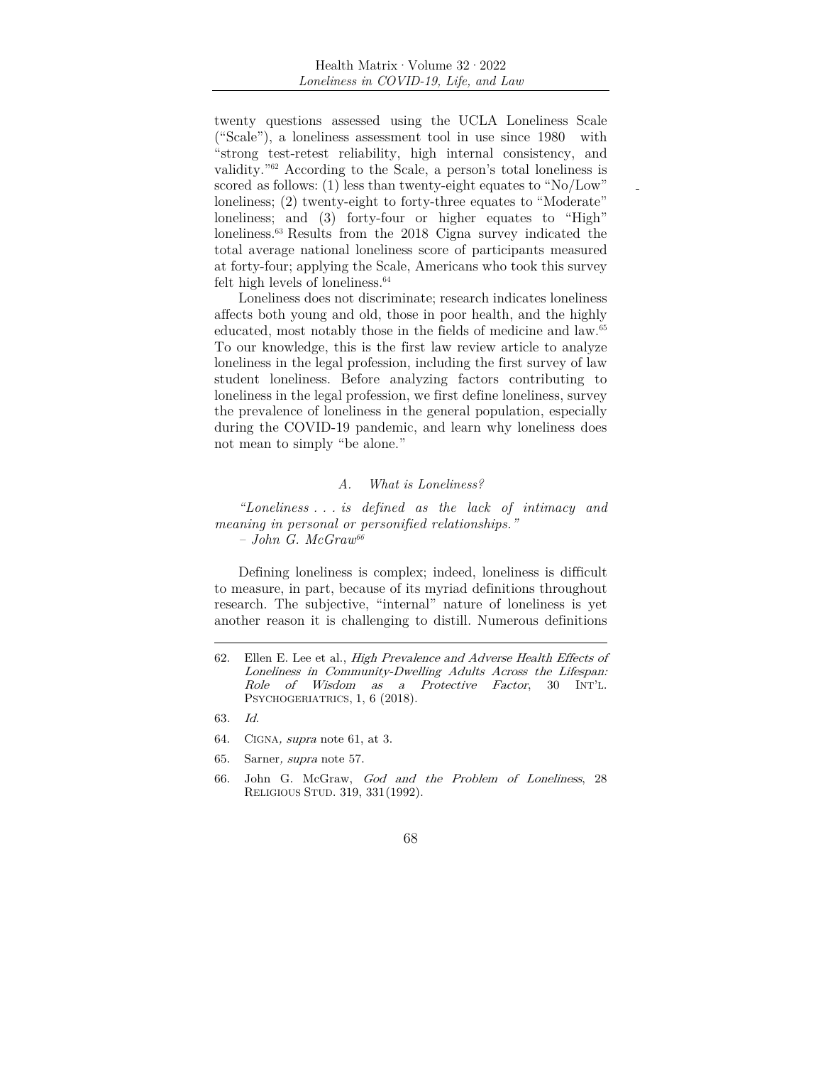twenty questions assessed using the UCLA Loneliness Scale ("Scale"), a loneliness assessment tool in use since 1980 with "strong test-retest reliability, high internal consistency, and validity."[62] According to the Scale, a person's total loneliness is scored as follows: (1) less than twenty-eight equates to "No/Low" loneliness; (2) twenty-eight to forty-three equates to "Moderate" loneliness; and (3) forty-four or higher equates to "High" loneliness.[63] Results from the 2018 Cigna survey indicated the total average national loneliness score of participants measured at forty-four; applying the Scale, Americans who took this survey felt high levels of loneliness.[64]

Loneliness does not discriminate; research indicates loneliness affects both young and old, those in poor health, and the highly educated, most notably those in the fields of medicine and law.[65] To our knowledge, this is the first law review article to analyze loneliness in the legal profession, including the first survey of law student loneliness. Before analyzing factors contributing to loneliness in the legal profession, we first define loneliness, survey the prevalence of loneliness in the general population, especially during the COVID-19 pandemic, and learn why loneliness does not mean to simply "be alone."

### *A. What is Loneliness?*

*"Loneliness . . . is defined as the lack of intimacy and meaning in personal or personified relationships."*
*– John G. McGraw*[66]

Defining loneliness is complex; indeed, loneliness is difficult to measure, in part, because of its myriad definitions throughout research. The subjective, "internal" nature of loneliness is yet another reason it is challenging to distill. Numerous definitions

---

62. Ellen E. Lee et al., *High Prevalence and Adverse Health Effects of Loneliness in Community-Dwelling Adults Across the Lifespan: Role of Wisdom as a Protective Factor*, 30 INT'L. PSYCHOGERIATRICS, 1, 6 (2018).

63. *Id.*

64. CIGNA, *supra* note 61, at 3.

65. Sarner, *supra* note 57.

66. John G. McGraw, *God and the Problem of Loneliness*, 28 RELIGIOUS STUD. 319, 331(1992).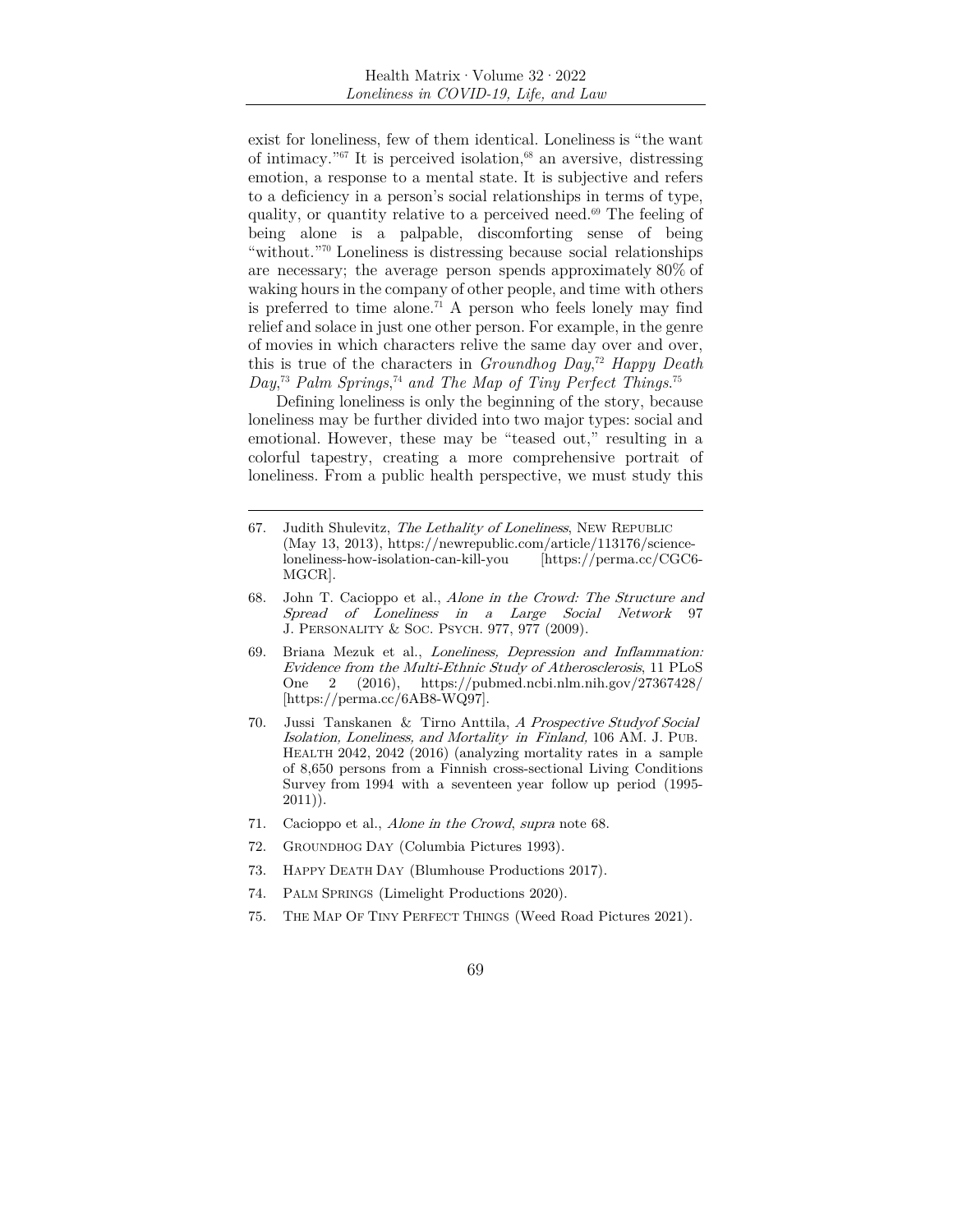exist for loneliness, few of them identical. Loneliness is "the want of intimacy."[67] It is perceived isolation,[68] an aversive, distressing emotion, a response to a mental state. It is subjective and refers to a deficiency in a person's social relationships in terms of type, quality, or quantity relative to a perceived need.[69] The feeling of being alone is a palpable, discomforting sense of being "without."[70] Loneliness is distressing because social relationships are necessary; the average person spends approximately 80% of waking hours in the company of other people, and time with others is preferred to time alone.[71] A person who feels lonely may find relief and solace in just one other person. For example, in the genre of movies in which characters relive the same day over and over, this is true of the characters in *Groundhog Day*,[72] *Happy Death Day*,[73] *Palm Springs*,[74] *and The Map of Tiny Perfect Things*.[75]

Defining loneliness is only the beginning of the story, because loneliness may be further divided into two major types: social and emotional. However, these may be "teased out," resulting in a colorful tapestry, creating a more comprehensive portrait of loneliness. From a public health perspective, we must study this

---

67. Judith Shulevitz, *The Lethality of Loneliness*, NEW REPUBLIC (May 13, 2013), https://newrepublic.com/article/113176/science-loneliness-how-isolation-can-kill-you [https://perma.cc/CGC6-MGCR].

68. John T. Cacioppo et al., *Alone in the Crowd: The Structure and Spread of Loneliness in a Large Social Network* 97 J. PERSONALITY & SOC. PSYCH. 977, 977 (2009).

69. Briana Mezuk et al., *Loneliness, Depression and Inflammation: Evidence from the Multi-Ethnic Study of Atherosclerosis*, 11 PLoS One 2 (2016), https://pubmed.ncbi.nlm.nih.gov/27367428/ [https://perma.cc/6AB8-WQ97].

70. Jussi Tanskanen & Tirno Anttila, *A Prospective Studyof Social Isolation, Loneliness, and Mortality in Finland,* 106 AM. J. PUB. HEALTH 2042, 2042 (2016) (analyzing mortality rates in a sample of 8,650 persons from a Finnish cross-sectional Living Conditions Survey from 1994 with a seventeen year follow up period (1995-2011)).

71. Cacioppo et al., *Alone in the Crowd*, *supra* note 68.

72. GROUNDHOG DAY (Columbia Pictures 1993).

73. HAPPY DEATH DAY (Blumhouse Productions 2017).

74. PALM SPRINGS (Limelight Productions 2020).

75. THE MAP OF TINY PERFECT THINGS (Weed Road Pictures 2021).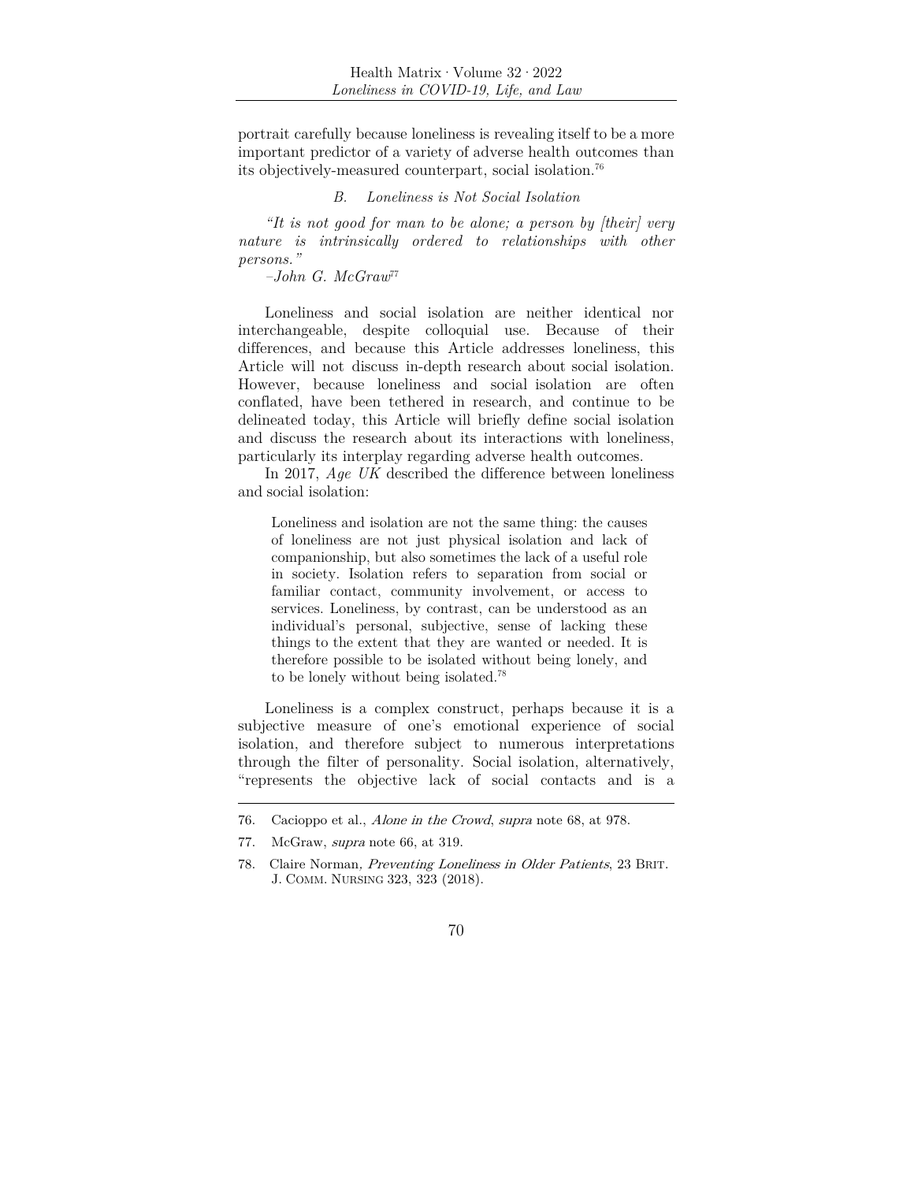portrait carefully because loneliness is revealing itself to be a more important predictor of a variety of adverse health outcomes than its objectively-measured counterpart, social isolation.[76]

### B. Loneliness is Not Social Isolation

*"It is not good for man to be alone; a person by [their] very nature is intrinsically ordered to relationships with other persons."*

*–John G. McGraw*[77]

Loneliness and social isolation are neither identical nor interchangeable, despite colloquial use. Because of their differences, and because this Article addresses loneliness, this Article will not discuss in-depth research about social isolation. However, because loneliness and social isolation are often conflated, have been tethered in research, and continue to be delineated today, this Article will briefly define social isolation and discuss the research about its interactions with loneliness, particularly its interplay regarding adverse health outcomes.

In 2017, *Age UK* described the difference between loneliness and social isolation:

> Loneliness and isolation are not the same thing: the causes of loneliness are not just physical isolation and lack of companionship, but also sometimes the lack of a useful role in society. Isolation refers to separation from social or familiar contact, community involvement, or access to services. Loneliness, by contrast, can be understood as an individual's personal, subjective, sense of lacking these things to the extent that they are wanted or needed. It is therefore possible to be isolated without being lonely, and to be lonely without being isolated.[78]

Loneliness is a complex construct, perhaps because it is a subjective measure of one's emotional experience of social isolation, and therefore subject to numerous interpretations through the filter of personality. Social isolation, alternatively, "represents the objective lack of social contacts and is a

---

76. Cacioppo et al., *Alone in the Crowd*, *supra* note 68, at 978.

77. McGraw, *supra* note 66, at 319.

78. Claire Norman, *Preventing Loneliness in Older Patients*, 23 BRIT. J. COMM. NURSING 323, 323 (2018).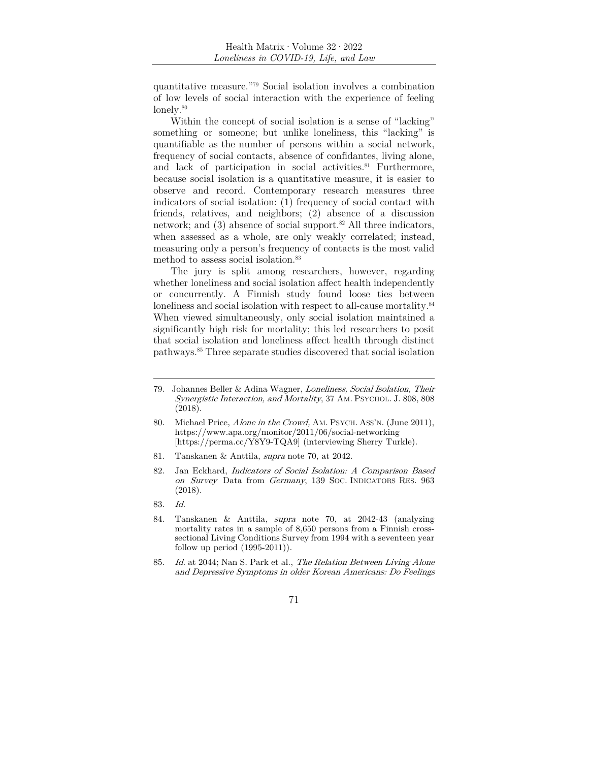quantitative measure."[79] Social isolation involves a combination of low levels of social interaction with the experience of feeling lonely.[80]

Within the concept of social isolation is a sense of "lacking" something or someone; but unlike loneliness, this "lacking" is quantifiable as the number of persons within a social network, frequency of social contacts, absence of confidantes, living alone, and lack of participation in social activities.[81] Furthermore, because social isolation is a quantitative measure, it is easier to observe and record. Contemporary research measures three indicators of social isolation: (1) frequency of social contact with friends, relatives, and neighbors; (2) absence of a discussion network; and (3) absence of social support.[82] All three indicators, when assessed as a whole, are only weakly correlated; instead, measuring only a person's frequency of contacts is the most valid method to assess social isolation.[83]

The jury is split among researchers, however, regarding whether loneliness and social isolation affect health independently or concurrently. A Finnish study found loose ties between loneliness and social isolation with respect to all-cause mortality.[84] When viewed simultaneously, only social isolation maintained a significantly high risk for mortality; this led researchers to posit that social isolation and loneliness affect health through distinct pathways.[85] Three separate studies discovered that social isolation

---

79. Johannes Beller & Adina Wagner, *Loneliness, Social Isolation, Their Synergistic Interaction, and Mortality*, 37 AM. PSYCHOL. J. 808, 808 (2018).

80. Michael Price, *Alone in the Crowd,* AM. PSYCH. ASS'N. (June 2011), https://www.apa.org/monitor/2011/06/social-networking [https://perma.cc/Y8Y9-TQA9] (interviewing Sherry Turkle).

81. Tanskanen & Anttila, *supra* note 70, at 2042.

82. Jan Eckhard, *Indicators of Social Isolation: A Comparison Based on Survey* Data from *Germany*, 139 SOC. INDICATORS RES. 963 (2018).

83. *Id.*

84. Tanskanen & Anttila, *supra* note 70, at 2042-43 (analyzing mortality rates in a sample of 8,650 persons from a Finnish cross-sectional Living Conditions Survey from 1994 with a seventeen year follow up period (1995-2011)).

85. *Id.* at 2044; Nan S. Park et al., *The Relation Between Living Alone and Depressive Symptoms in older Korean Americans: Do Feelings*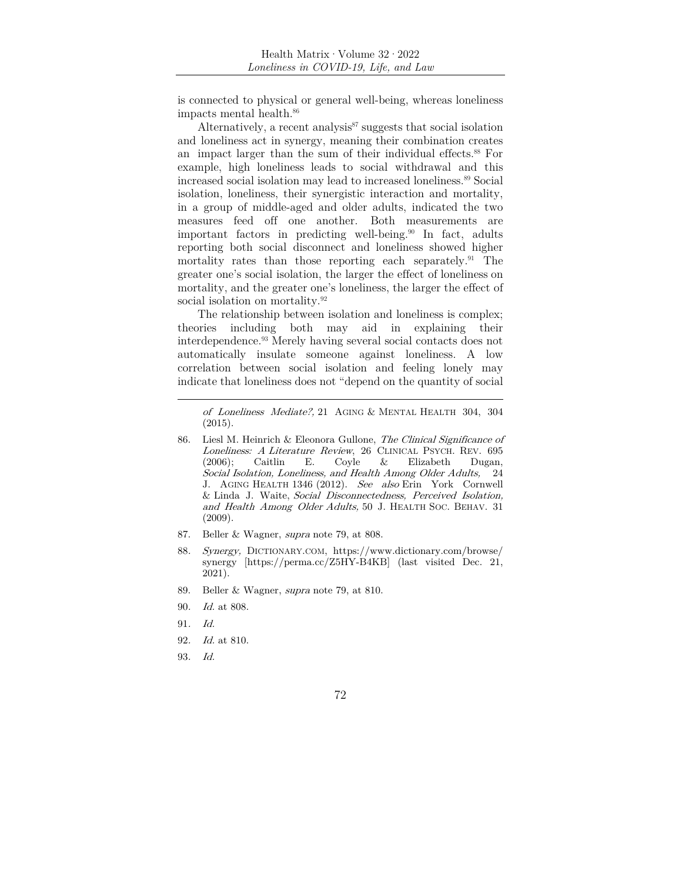is connected to physical or general well-being, whereas loneliness impacts mental health.[86]

Alternatively, a recent analysis[87] suggests that social isolation and loneliness act in synergy, meaning their combination creates an impact larger than the sum of their individual effects.[88] For example, high loneliness leads to social withdrawal and this increased social isolation may lead to increased loneliness.[89] Social isolation, loneliness, their synergistic interaction and mortality, in a group of middle-aged and older adults, indicated the two measures feed off one another. Both measurements are important factors in predicting well-being.[90] In fact, adults reporting both social disconnect and loneliness showed higher mortality rates than those reporting each separately.[91] The greater one's social isolation, the larger the effect of loneliness on mortality, and the greater one's loneliness, the larger the effect of social isolation on mortality.[92]

The relationship between isolation and loneliness is complex; theories including both may aid in explaining their interdependence.[93] Merely having several social contacts does not automatically insulate someone against loneliness. A low correlation between social isolation and feeling lonely may indicate that loneliness does not "depend on the quantity of social

---

*of Loneliness Mediate?,* 21 Aging & Mental Health 304, 304 (2015).

86. Liesl M. Heinrich & Eleonora Gullone, *The Clinical Significance of Loneliness: A Literature Review*, 26 Clinical Psych. Rev. 695 (2006); Caitlin E. Coyle & Elizabeth Dugan, *Social Isolation, Loneliness, and Health Among Older Adults,* 24 J. Aging Health 1346 (2012). *See also* Erin York Cornwell & Linda J. Waite, *Social Disconnectedness, Perceived Isolation, and Health Among Older Adults,* 50 J. Health Soc. Behav. 31 (2009).

87. Beller & Wagner, *supra* note 79, at 808.

88. *Synergy,* Dictionary.com, https://www.dictionary.com/browse/synergy [https://perma.cc/Z5HY-B4KB] (last visited Dec. 21, 2021).

89. Beller & Wagner, *supra* note 79, at 810.

90. *Id.* at 808.

91. *Id.*

92. *Id.* at 810.

93. *Id.*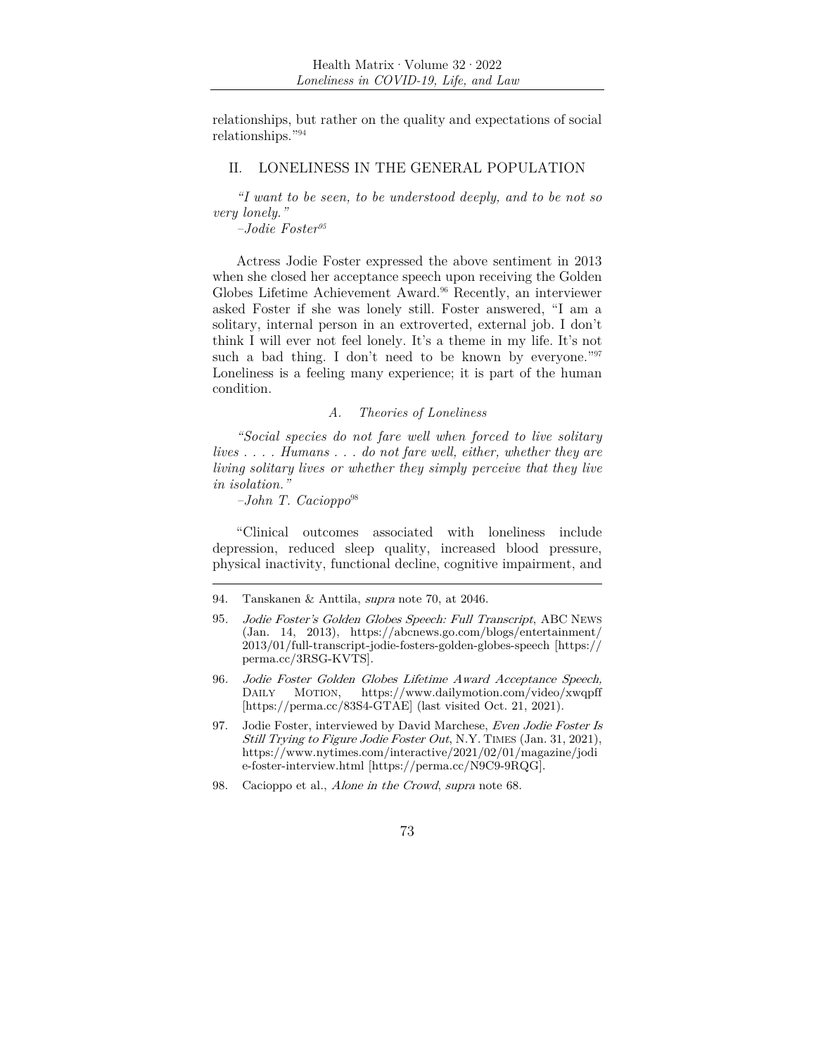relationships, but rather on the quality and expectations of social relationships."[94]

## II. LONELINESS IN THE GENERAL POPULATION

*"I want to be seen, to be understood deeply, and to be not so very lonely."*

*–Jodie Foster*[95]

Actress Jodie Foster expressed the above sentiment in 2013 when she closed her acceptance speech upon receiving the Golden Globes Lifetime Achievement Award.[96] Recently, an interviewer asked Foster if she was lonely still. Foster answered, "I am a solitary, internal person in an extroverted, external job. I don't think I will ever not feel lonely. It's a theme in my life. It's not such a bad thing. I don't need to be known by everyone."[97] Loneliness is a feeling many experience; it is part of the human condition.

### *A. Theories of Loneliness*

*"Social species do not fare well when forced to live solitary lives . . . . Humans . . . do not fare well, either, whether they are living solitary lives or whether they simply perceive that they live in isolation."*

*–John T. Cacioppo*[98]

"Clinical outcomes associated with loneliness include depression, reduced sleep quality, increased blood pressure, physical inactivity, functional decline, cognitive impairment, and

---

94. Tanskanen & Anttila, *supra* note 70, at 2046.

95. *Jodie Foster's Golden Globes Speech: Full Transcript*, ABC NEWS (Jan. 14, 2013), https://abcnews.go.com/blogs/entertainment/2013/01/full-transcript-jodie-fosters-golden-globes-speech [https://perma.cc/3RSG-KVTS].

96. *Jodie Foster Golden Globes Lifetime Award Acceptance Speech,* DAILY MOTION, https://www.dailymotion.com/video/xwqpff [https://perma.cc/83S4-GTAE] (last visited Oct. 21, 2021).

97. Jodie Foster, interviewed by David Marchese, *Even Jodie Foster Is Still Trying to Figure Jodie Foster Out*, N.Y. TIMES (Jan. 31, 2021), https://www.nytimes.com/interactive/2021/02/01/magazine/jodie-foster-interview.html [https://perma.cc/N9C9-9RQG].

98. Cacioppo et al., *Alone in the Crowd*, *supra* note 68.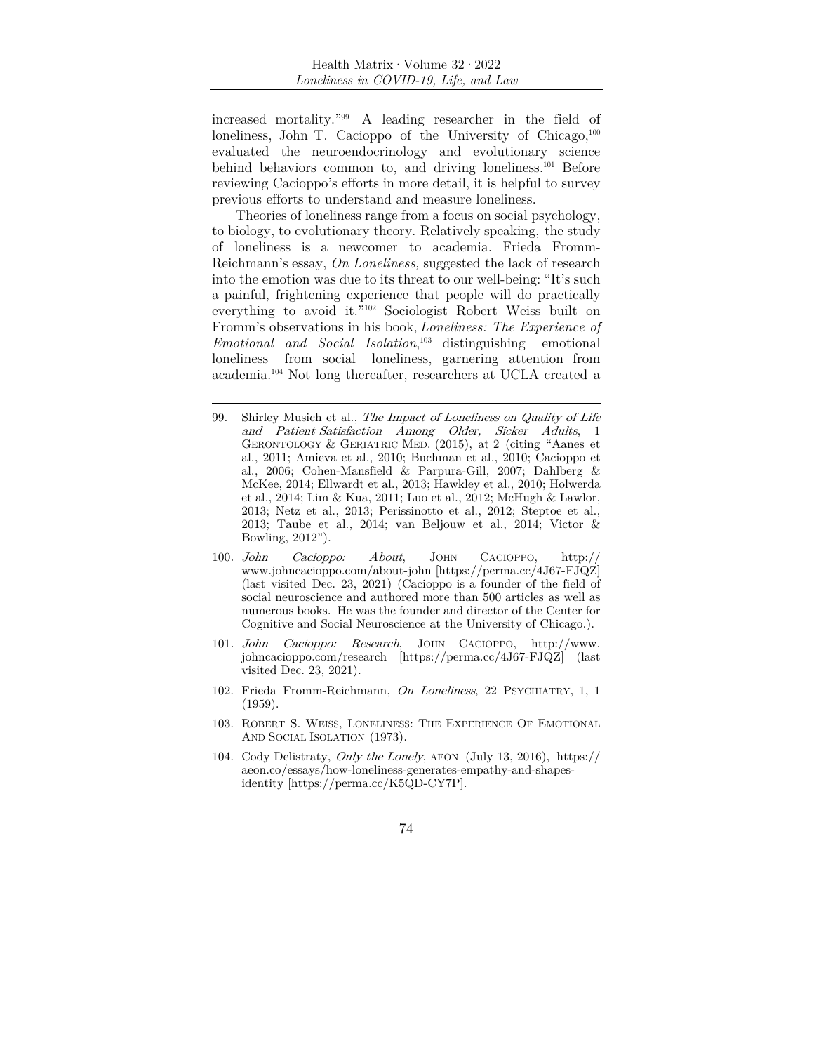increased mortality."[99] A leading researcher in the field of loneliness, John T. Cacioppo of the University of Chicago,[100] evaluated the neuroendocrinology and evolutionary science behind behaviors common to, and driving loneliness.[101] Before reviewing Cacioppo's efforts in more detail, it is helpful to survey previous efforts to understand and measure loneliness.

Theories of loneliness range from a focus on social psychology, to biology, to evolutionary theory. Relatively speaking, the study of loneliness is a newcomer to academia. Frieda Fromm-Reichmann's essay, *On Loneliness,* suggested the lack of research into the emotion was due to its threat to our well-being: "It's such a painful, frightening experience that people will do practically everything to avoid it."[102] Sociologist Robert Weiss built on Fromm's observations in his book, *Loneliness: The Experience of Emotional and Social Isolation*,[103] distinguishing emotional loneliness from social loneliness, garnering attention from academia.[104] Not long thereafter, researchers at UCLA created a

---

99. Shirley Musich et al., *The Impact of Loneliness on Quality of Life and Patient Satisfaction Among Older, Sicker Adults*, 1 GERONTOLOGY & GERIATRIC MED. (2015), at 2 (citing "Aanes et al., 2011; Amieva et al., 2010; Buchman et al., 2010; Cacioppo et al., 2006; Cohen-Mansfield & Parpura-Gill, 2007; Dahlberg & McKee, 2014; Ellwardt et al., 2013; Hawkley et al., 2010; Holwerda et al., 2014; Lim & Kua, 2011; Luo et al., 2012; McHugh & Lawlor, 2013; Netz et al., 2013; Perissinotto et al., 2012; Steptoe et al., 2013; Taube et al., 2014; van Beljouw et al., 2014; Victor & Bowling, 2012").

100. *John Cacioppo: About*, JOHN CACIOPPO, http://www.johncacioppo.com/about-john [https://perma.cc/4J67-FJQZ] (last visited Dec. 23, 2021) (Cacioppo is a founder of the field of social neuroscience and authored more than 500 articles as well as numerous books. He was the founder and director of the Center for Cognitive and Social Neuroscience at the University of Chicago.).

101. *John Cacioppo: Research*, JOHN CACIOPPO, http://www.johncacioppo.com/research [https://perma.cc/4J67-FJQZ] (last visited Dec. 23, 2021).

102. Frieda Fromm-Reichmann, *On Loneliness*, 22 PSYCHIATRY, 1, 1 (1959).

103. ROBERT S. WEISS, LONELINESS: THE EXPERIENCE OF EMOTIONAL AND SOCIAL ISOLATION (1973).

104. Cody Delistraty, *Only the Lonely*, AEON (July 13, 2016), https://aeon.co/essays/how-loneliness-generates-empathy-and-shapes-identity [https://perma.cc/K5QD-CY7P].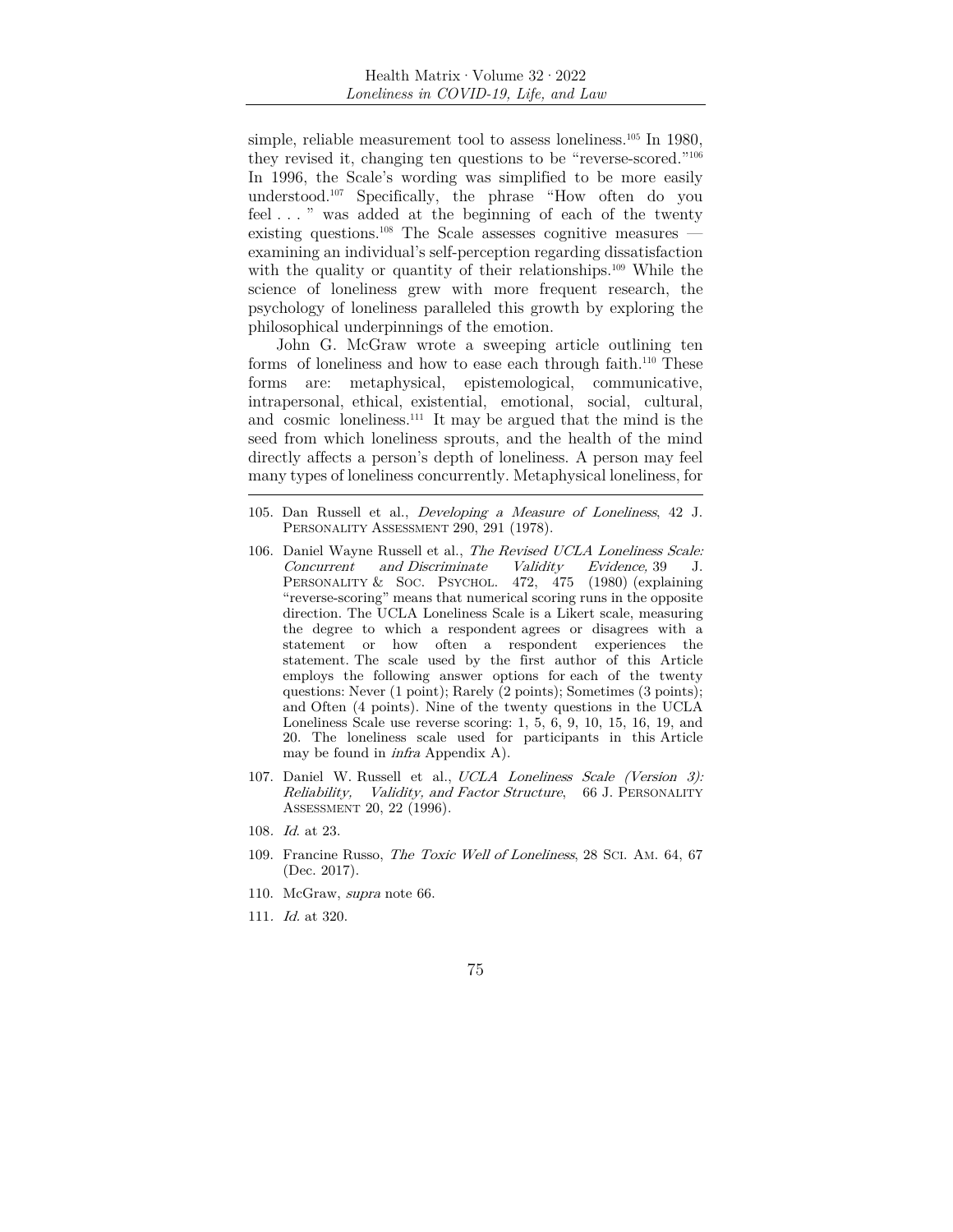simple, reliable measurement tool to assess loneliness.[105] In 1980, they revised it, changing ten questions to be "reverse-scored."[106] In 1996, the Scale's wording was simplified to be more easily understood.[107] Specifically, the phrase "How often do you feel . . . " was added at the beginning of each of the twenty existing questions.[108] The Scale assesses cognitive measures — examining an individual's self-perception regarding dissatisfaction with the quality or quantity of their relationships.[109] While the science of loneliness grew with more frequent research, the psychology of loneliness paralleled this growth by exploring the philosophical underpinnings of the emotion.

John G. McGraw wrote a sweeping article outlining ten forms of loneliness and how to ease each through faith.[110] These forms are: metaphysical, epistemological, communicative, intrapersonal, ethical, existential, emotional, social, cultural, and cosmic loneliness.[111] It may be argued that the mind is the seed from which loneliness sprouts, and the health of the mind directly affects a person's depth of loneliness. A person may feel many types of loneliness concurrently. Metaphysical loneliness, for

---

105. Dan Russell et al., *Developing a Measure of Loneliness*, 42 J. PERSONALITY ASSESSMENT 290, 291 (1978).

106. Daniel Wayne Russell et al., *The Revised UCLA Loneliness Scale: Concurrent and Discriminate Validity Evidence,* 39 J. PERSONALITY & SOC. PSYCHOL. 472, 475 (1980) (explaining "reverse-scoring" means that numerical scoring runs in the opposite direction. The UCLA Loneliness Scale is a Likert scale, measuring the degree to which a respondent agrees or disagrees with a statement or how often a respondent experiences the statement. The scale used by the first author of this Article employs the following answer options for each of the twenty questions: Never (1 point); Rarely (2 points); Sometimes (3 points); and Often (4 points). Nine of the twenty questions in the UCLA Loneliness Scale use reverse scoring: 1, 5, 6, 9, 10, 15, 16, 19, and 20. The loneliness scale used for participants in this Article may be found in *infra* Appendix A).

107. Daniel W. Russell et al., *UCLA Loneliness Scale (Version 3): Reliability, Validity, and Factor Structure*, 66 J. PERSONALITY ASSESSMENT 20, 22 (1996).

108. *Id.* at 23.

109. Francine Russo, *The Toxic Well of Loneliness*, 28 SCI. AM. 64, 67 (Dec. 2017).

110. McGraw, *supra* note 66.

111. *Id.* at 320.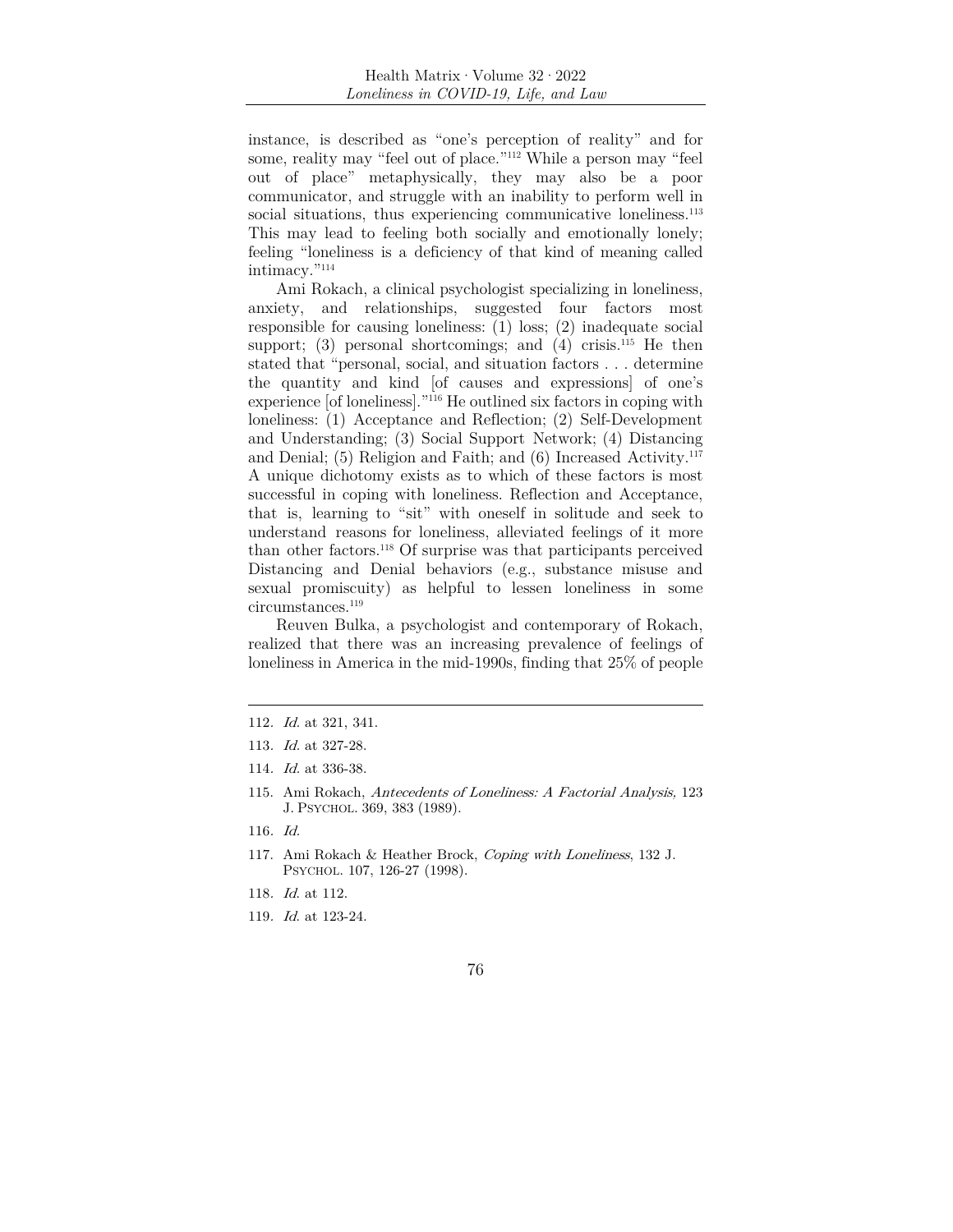instance, is described as "one's perception of reality" and for some, reality may "feel out of place."[112] While a person may "feel out of place" metaphysically, they may also be a poor communicator, and struggle with an inability to perform well in social situations, thus experiencing communicative loneliness.[113] This may lead to feeling both socially and emotionally lonely; feeling "loneliness is a deficiency of that kind of meaning called intimacy."[114]

Ami Rokach, a clinical psychologist specializing in loneliness, anxiety, and relationships, suggested four factors most responsible for causing loneliness: (1) loss; (2) inadequate social support; (3) personal shortcomings; and (4) crisis.[115] He then stated that "personal, social, and situation factors . . . determine the quantity and kind [of causes and expressions] of one's experience [of loneliness]."[116] He outlined six factors in coping with loneliness: (1) Acceptance and Reflection; (2) Self-Development and Understanding; (3) Social Support Network; (4) Distancing and Denial; (5) Religion and Faith; and (6) Increased Activity.[117] A unique dichotomy exists as to which of these factors is most successful in coping with loneliness. Reflection and Acceptance, that is, learning to "sit" with oneself in solitude and seek to understand reasons for loneliness, alleviated feelings of it more than other factors.[118] Of surprise was that participants perceived Distancing and Denial behaviors (e.g., substance misuse and sexual promiscuity) as helpful to lessen loneliness in some circumstances.[119]

Reuven Bulka, a psychologist and contemporary of Rokach, realized that there was an increasing prevalence of feelings of loneliness in America in the mid-1990s, finding that 25% of people

---

112. *Id.* at 321, 341.

113. *Id.* at 327-28.

114. *Id.* at 336-38.

115. Ami Rokach, *Antecedents of Loneliness: A Factorial Analysis,* 123 J. PSYCHOL. 369, 383 (1989).

116. *Id.*

117. Ami Rokach & Heather Brock, *Coping with Loneliness*, 132 J. PSYCHOL. 107, 126-27 (1998).

118. *Id.* at 112.

119. *Id.* at 123-24.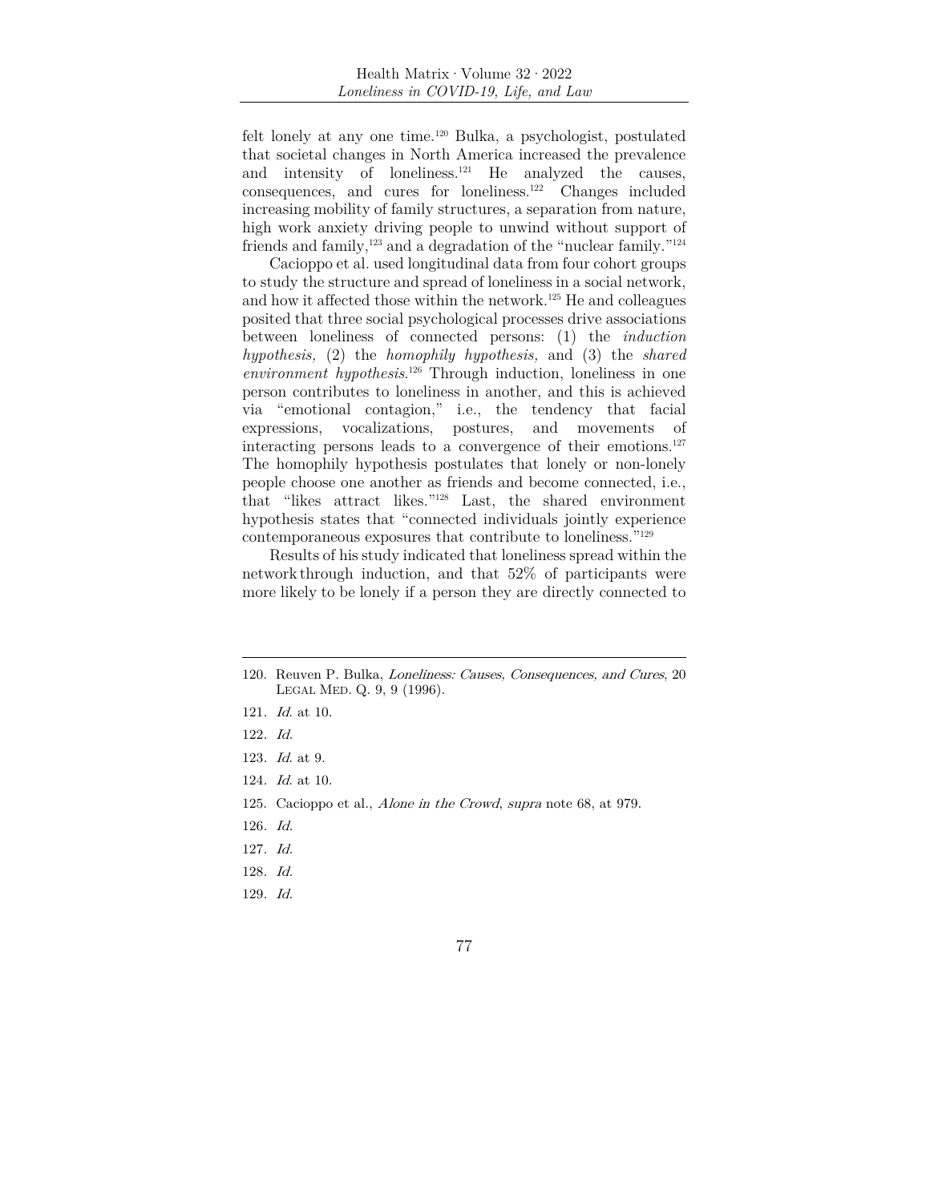felt lonely at any one time.[120] Bulka, a psychologist, postulated that societal changes in North America increased the prevalence and intensity of loneliness.[121] He analyzed the causes, consequences, and cures for loneliness.[122] Changes included increasing mobility of family structures, a separation from nature, high work anxiety driving people to unwind without support of friends and family,[123] and a degradation of the "nuclear family."[124]

Cacioppo et al. used longitudinal data from four cohort groups to study the structure and spread of loneliness in a social network, and how it affected those within the network.[125] He and colleagues posited that three social psychological processes drive associations between loneliness of connected persons: (1) the *induction hypothesis,* (2) the *homophily hypothesis,* and (3) the *shared environment hypothesis*.[126] Through induction, loneliness in one person contributes to loneliness in another, and this is achieved via "emotional contagion," i.e., the tendency that facial expressions, vocalizations, postures, and movements of interacting persons leads to a convergence of their emotions.[127] The homophily hypothesis postulates that lonely or non-lonely people choose one another as friends and become connected, i.e., that "likes attract likes."[128] Last, the shared environment hypothesis states that "connected individuals jointly experience contemporaneous exposures that contribute to loneliness."[129]

Results of his study indicated that loneliness spread within the network through induction, and that 52% of participants were more likely to be lonely if a person they are directly connected to

---

120. Reuven P. Bulka, *Loneliness: Causes, Consequences, and Cures*, 20 Legal Med. Q. 9, 9 (1996).
121. *Id.* at 10.
122. *Id.*
123. *Id.* at 9.
124. *Id.* at 10.
125. Cacioppo et al., *Alone in the Crowd*, *supra* note 68, at 979.
126. *Id.*
127. *Id.*
128. *Id.*
129. *Id.*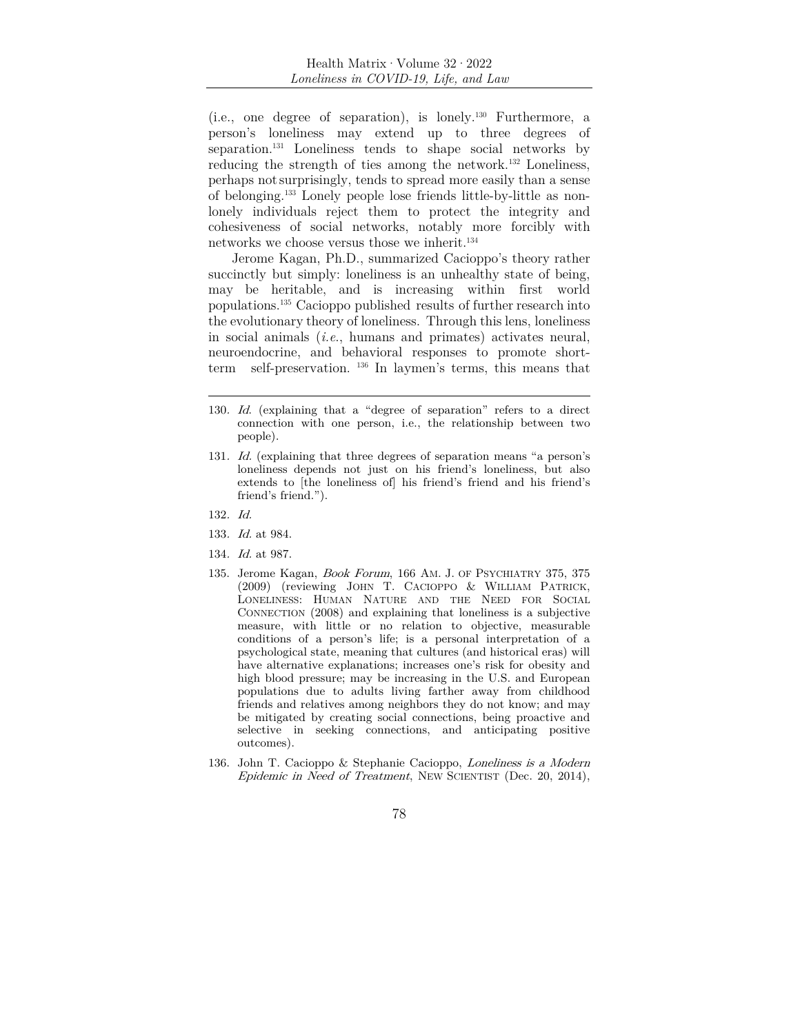(i.e., one degree of separation), is lonely.[130] Furthermore, a person's loneliness may extend up to three degrees of separation.[131] Loneliness tends to shape social networks by reducing the strength of ties among the network.[132] Loneliness, perhaps not surprisingly, tends to spread more easily than a sense of belonging.[133] Lonely people lose friends little-by-little as non-lonely individuals reject them to protect the integrity and cohesiveness of social networks, notably more forcibly with networks we choose versus those we inherit.[134]

Jerome Kagan, Ph.D., summarized Cacioppo's theory rather succinctly but simply: loneliness is an unhealthy state of being, may be heritable, and is increasing within first world populations.[135] Cacioppo published results of further research into the evolutionary theory of loneliness. Through this lens, loneliness in social animals (*i.e.*, humans and primates) activates neural, neuroendocrine, and behavioral responses to promote short-term self-preservation. [136] In laymen's terms, this means that

---

130. *Id.* (explaining that a "degree of separation" refers to a direct connection with one person, i.e., the relationship between two people).

131. *Id.* (explaining that three degrees of separation means "a person's loneliness depends not just on his friend's loneliness, but also extends to [the loneliness of] his friend's friend and his friend's friend's friend.").

132. *Id.*

133. *Id.* at 984.

134. *Id.* at 987.

135. Jerome Kagan, *Book Forum*, 166 AM. J. OF PSYCHIATRY 375, 375 (2009) (reviewing JOHN T. CACIOPPO & WILLIAM PATRICK, LONELINESS: HUMAN NATURE AND THE NEED FOR SOCIAL CONNECTION (2008) and explaining that loneliness is a subjective measure, with little or no relation to objective, measurable conditions of a person's life; is a personal interpretation of a psychological state, meaning that cultures (and historical eras) will have alternative explanations; increases one's risk for obesity and high blood pressure; may be increasing in the U.S. and European populations due to adults living farther away from childhood friends and relatives among neighbors they do not know; and may be mitigated by creating social connections, being proactive and selective in seeking connections, and anticipating positive outcomes).

136. John T. Cacioppo & Stephanie Cacioppo, *Loneliness is a Modern Epidemic in Need of Treatment*, NEW SCIENTIST (Dec. 20, 2014),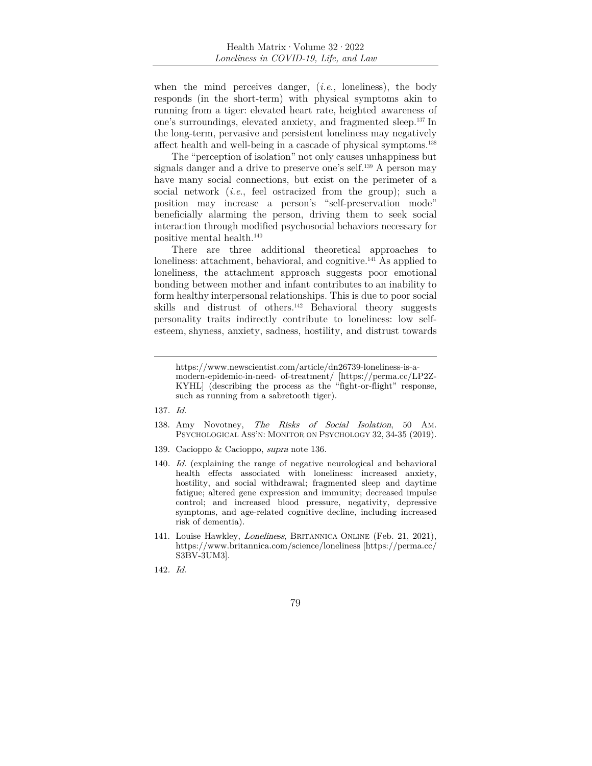when the mind perceives danger, (*i.e.*, loneliness), the body responds (in the short-term) with physical symptoms akin to running from a tiger: elevated heart rate, heighted awareness of one's surroundings, elevated anxiety, and fragmented sleep.[137] In the long-term, pervasive and persistent loneliness may negatively affect health and well-being in a cascade of physical symptoms.[138]

The "perception of isolation" not only causes unhappiness but signals danger and a drive to preserve one's self.[139] A person may have many social connections, but exist on the perimeter of a social network (*i.e.*, feel ostracized from the group); such a position may increase a person's "self-preservation mode" beneficially alarming the person, driving them to seek social interaction through modified psychosocial behaviors necessary for positive mental health.[140]

There are three additional theoretical approaches to loneliness: attachment, behavioral, and cognitive.[141] As applied to loneliness, the attachment approach suggests poor emotional bonding between mother and infant contributes to an inability to form healthy interpersonal relationships. This is due to poor social skills and distrust of others.[142] Behavioral theory suggests personality traits indirectly contribute to loneliness: low self-esteem, shyness, anxiety, sadness, hostility, and distrust towards

---

https://www.newscientist.com/article/dn26739-loneliness-is-a-modern-epidemic-in-need- of-treatment/ [https://perma.cc/LP2Z-KYHL] (describing the process as the "fight-or-flight" response, such as running from a sabretooth tiger).

137. *Id.*

138. Amy Novotney, *The Risks of Social Isolation*, 50 AM. PSYCHOLOGICAL ASS'N: MONITOR ON PSYCHOLOGY 32, 34-35 (2019).

139. Cacioppo & Cacioppo, *supra* note 136.

140. *Id.* (explaining the range of negative neurological and behavioral health effects associated with loneliness: increased anxiety, hostility, and social withdrawal; fragmented sleep and daytime fatigue; altered gene expression and immunity; decreased impulse control; and increased blood pressure, negativity, depressive symptoms, and age-related cognitive decline, including increased risk of dementia).

141. Louise Hawkley, *Loneliness*, BRITANNICA ONLINE (Feb. 21, 2021), https://www.britannica.com/science/loneliness [https://perma.cc/S3BV-3UM3].

142. *Id.*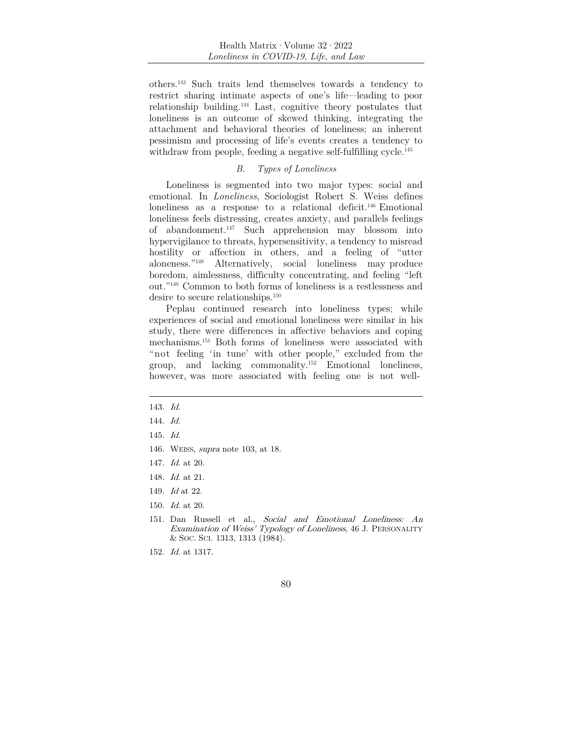others.[143] Such traits lend themselves towards a tendency to restrict sharing intimate aspects of one's life—leading to poor relationship building.[144] Last, cognitive theory postulates that loneliness is an outcome of skewed thinking, integrating the attachment and behavioral theories of loneliness; an inherent pessimism and processing of life's events creates a tendency to withdraw from people, feeding a negative self-fulfilling cycle.[145]

### *B. Types of Loneliness*

Loneliness is segmented into two major types: social and emotional. In *Loneliness*, Sociologist Robert S. Weiss defines loneliness as a response to a relational deficit.[146] Emotional loneliness feels distressing, creates anxiety, and parallels feelings of abandonment.[147] Such apprehension may blossom into hypervigilance to threats, hypersensitivity, a tendency to misread hostility or affection in others, and a feeling of "utter aloneness."[148] Alternatively, social loneliness may produce boredom, aimlessness, difficulty concentrating, and feeling "left out."[149] Common to both forms of loneliness is a restlessness and desire to secure relationships.[150]

Peplau continued research into loneliness types; while experiences of social and emotional loneliness were similar in his study, there were differences in affective behaviors and coping mechanisms.[151] Both forms of loneliness were associated with "not feeling 'in tune' with other people," excluded from the group, and lacking commonality.[152] Emotional loneliness, however, was more associated with feeling one is not well-

---

143. *Id.*

144. *Id.*

145. *Id.*

146. WEISS, *supra* note 103, at 18.

147. *Id.* at 20.

148. *Id.* at 21.

149. *Id* at 22.

150. *Id.* at 20.

151. Dan Russell et al., *Social and Emotional Loneliness: An Examination of Weiss' Typology of Loneliness*, 46 J. PERSONALITY & SOC. SCI. 1313, 1313 (1984).

152. *Id.* at 1317.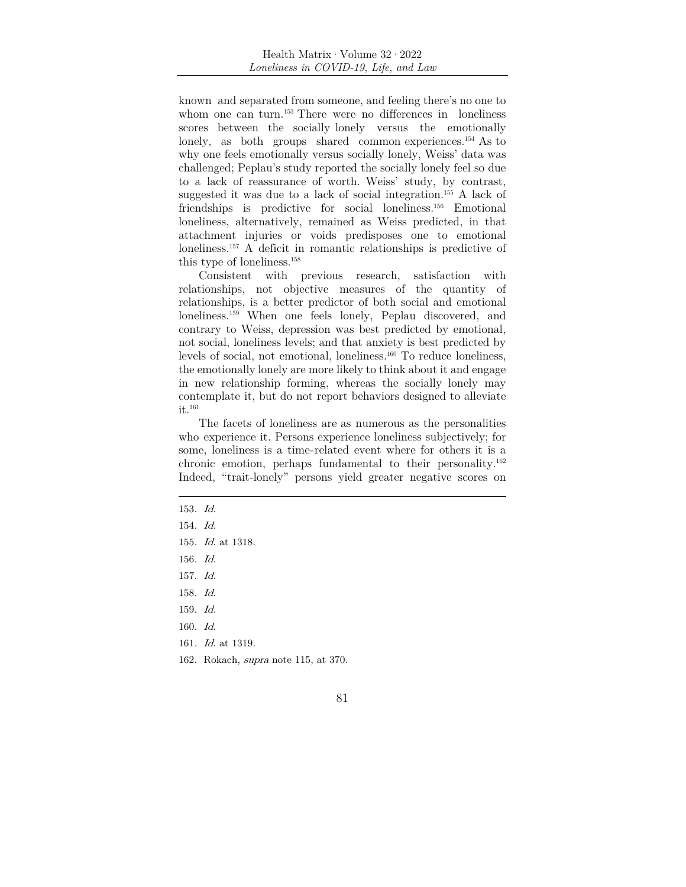known and separated from someone, and feeling there's no one to whom one can turn.[153] There were no differences in loneliness scores between the socially lonely versus the emotionally lonely, as both groups shared common experiences.[154] As to why one feels emotionally versus socially lonely, Weiss' data was challenged; Peplau's study reported the socially lonely feel so due to a lack of reassurance of worth. Weiss' study, by contrast, suggested it was due to a lack of social integration.[155] A lack of friendships is predictive for social loneliness.[156] Emotional loneliness, alternatively, remained as Weiss predicted, in that attachment injuries or voids predisposes one to emotional loneliness.[157] A deficit in romantic relationships is predictive of this type of loneliness.[158]

Consistent with previous research, satisfaction with relationships, not objective measures of the quantity of relationships, is a better predictor of both social and emotional loneliness.[159] When one feels lonely, Peplau discovered, and contrary to Weiss, depression was best predicted by emotional, not social, loneliness levels; and that anxiety is best predicted by levels of social, not emotional, loneliness.[160] To reduce loneliness, the emotionally lonely are more likely to think about it and engage in new relationship forming, whereas the socially lonely may contemplate it, but do not report behaviors designed to alleviate it.[161]

The facets of loneliness are as numerous as the personalities who experience it. Persons experience loneliness subjectively; for some, loneliness is a time-related event where for others it is a chronic emotion, perhaps fundamental to their personality.[162] Indeed, "trait-lonely" persons yield greater negative scores on

---

153. *Id.*

154. *Id.*

155. *Id.* at 1318.

156. *Id.*

157. *Id.*

158. *Id.*

159. *Id.*

160. *Id.*

161. *Id.* at 1319.

162. Rokach, *supra* note 115, at 370.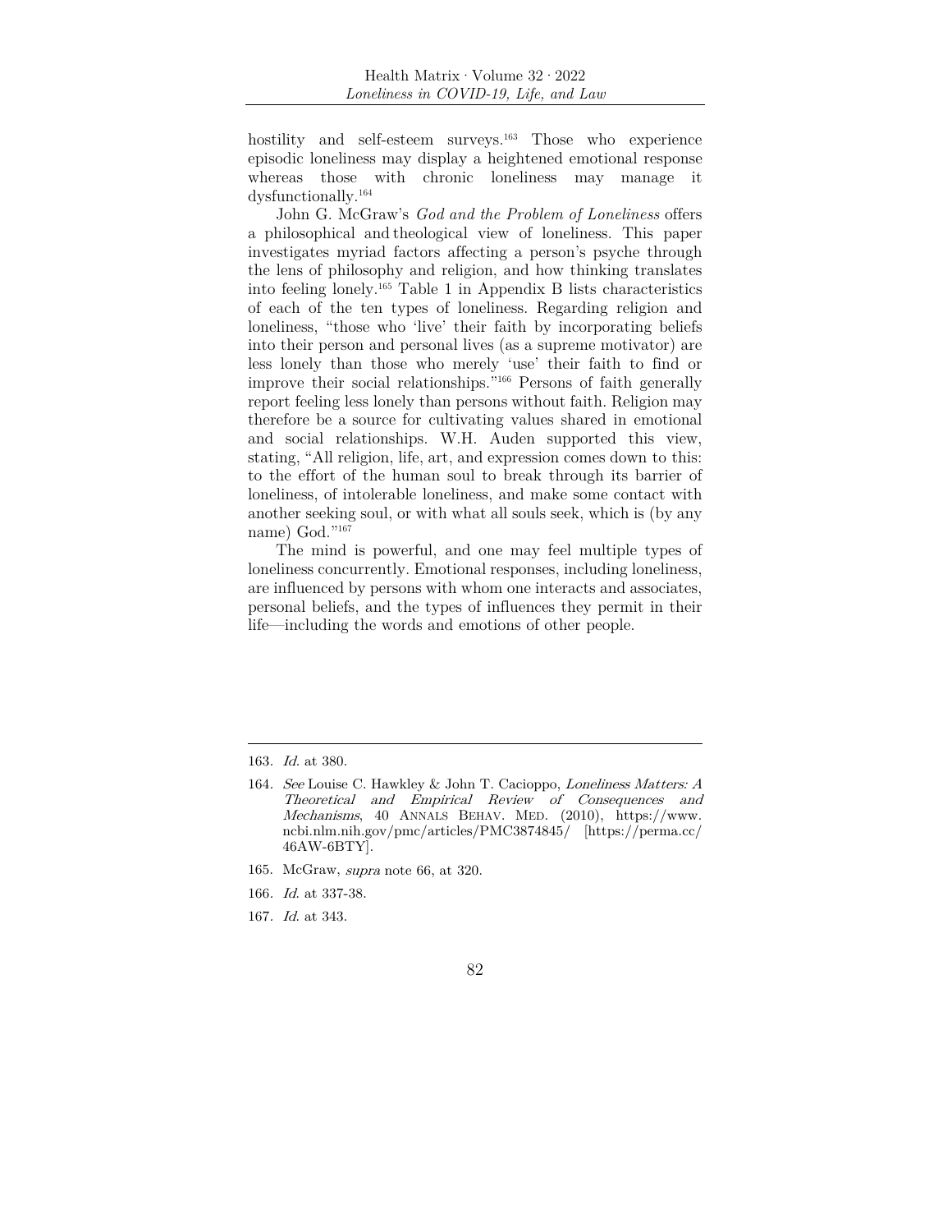hostility and self-esteem surveys.[163] Those who experience episodic loneliness may display a heightened emotional response whereas those with chronic loneliness may manage it dysfunctionally.[164]

John G. McGraw's *God and the Problem of Loneliness* offers a philosophical and theological view of loneliness. This paper investigates myriad factors affecting a person's psyche through the lens of philosophy and religion, and how thinking translates into feeling lonely.[165] Table 1 in Appendix B lists characteristics of each of the ten types of loneliness. Regarding religion and loneliness, "those who 'live' their faith by incorporating beliefs into their person and personal lives (as a supreme motivator) are less lonely than those who merely 'use' their faith to find or improve their social relationships."[166] Persons of faith generally report feeling less lonely than persons without faith. Religion may therefore be a source for cultivating values shared in emotional and social relationships. W.H. Auden supported this view, stating, "All religion, life, art, and expression comes down to this: to the effort of the human soul to break through its barrier of loneliness, of intolerable loneliness, and make some contact with another seeking soul, or with what all souls seek, which is (by any name) God."[167]

The mind is powerful, and one may feel multiple types of loneliness concurrently. Emotional responses, including loneliness, are influenced by persons with whom one interacts and associates, personal beliefs, and the types of influences they permit in their life—including the words and emotions of other people.

---

163. *Id.* at 380.

164. *See* Louise C. Hawkley & John T. Cacioppo, *Loneliness Matters: A Theoretical and Empirical Review of Consequences and Mechanisms*, 40 ANNALS BEHAV. MED. (2010), https://www.ncbi.nlm.nih.gov/pmc/articles/PMC3874845/ [https://perma.cc/46AW-6BTY].

165. McGraw, *supra* note 66, at 320.

166. *Id.* at 337-38.

167. *Id.* at 343.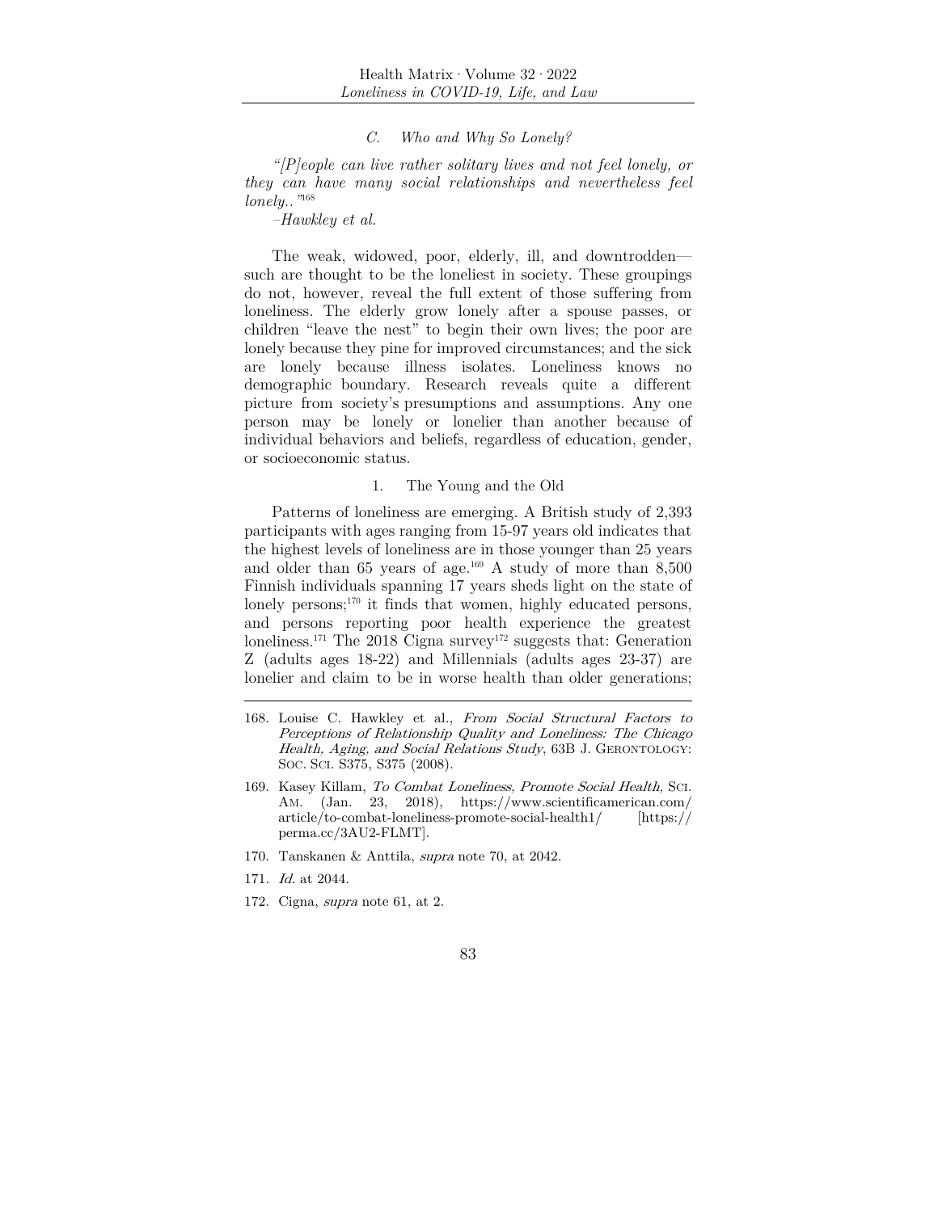### C. Who and Why So Lonely?

*"[P]eople can live rather solitary lives and not feel lonely, or they can have many social relationships and nevertheless feel lonely.."*[168]

*–Hawkley et al.*

The weak, widowed, poor, elderly, ill, and downtrodden—such are thought to be the loneliest in society. These groupings do not, however, reveal the full extent of those suffering from loneliness. The elderly grow lonely after a spouse passes, or children "leave the nest" to begin their own lives; the poor are lonely because they pine for improved circumstances; and the sick are lonely because illness isolates. Loneliness knows no demographic boundary. Research reveals quite a different picture from society's presumptions and assumptions. Any one person may be lonely or lonelier than another because of individual behaviors and beliefs, regardless of education, gender, or socioeconomic status.

#### 1. The Young and the Old

Patterns of loneliness are emerging. A British study of 2,393 participants with ages ranging from 15-97 years old indicates that the highest levels of loneliness are in those younger than 25 years and older than 65 years of age.[169] A study of more than 8,500 Finnish individuals spanning 17 years sheds light on the state of lonely persons;[170] it finds that women, highly educated persons, and persons reporting poor health experience the greatest loneliness.[171] The 2018 Cigna survey[172] suggests that: Generation Z (adults ages 18-22) and Millennials (adults ages 23-37) are lonelier and claim to be in worse health than older generations;

---

168. Louise C. Hawkley et al., *From Social Structural Factors to Perceptions of Relationship Quality and Loneliness: The Chicago Health, Aging, and Social Relations Study*, 63B J. GERONTOLOGY: SOC. SCI. S375, S375 (2008).

169. Kasey Killam, *To Combat Loneliness, Promote Social Health,* SCI. AM. (Jan. 23, 2018), https://www.scientificamerican.com/article/to-combat-loneliness-promote-social-health1/ [https://perma.cc/3AU2-FLMT].

170. Tanskanen & Anttila, *supra* note 70, at 2042.

171. *Id.* at 2044.

172. Cigna, *supra* note 61, at 2.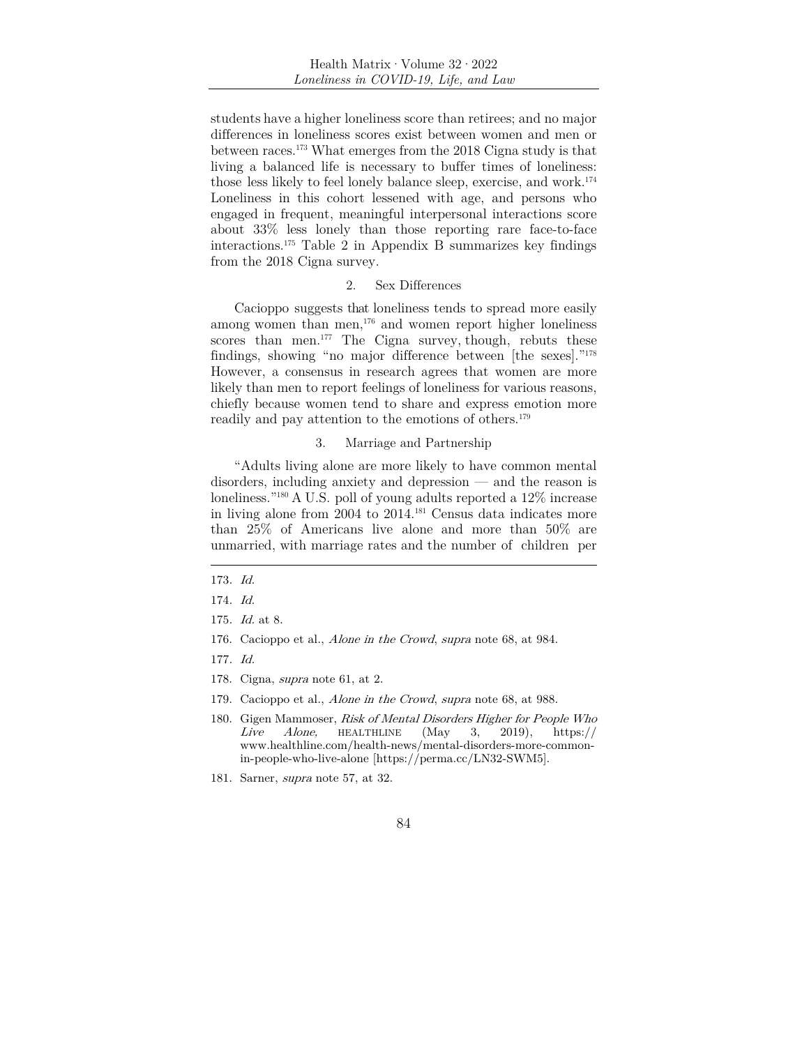students have a higher loneliness score than retirees; and no major differences in loneliness scores exist between women and men or between races.[173] What emerges from the 2018 Cigna study is that living a balanced life is necessary to buffer times of loneliness: those less likely to feel lonely balance sleep, exercise, and work.[174] Loneliness in this cohort lessened with age, and persons who engaged in frequent, meaningful interpersonal interactions score about 33% less lonely than those reporting rare face-to-face interactions.[175] Table 2 in Appendix B summarizes key findings from the 2018 Cigna survey.

### 2. Sex Differences

Cacioppo suggests that loneliness tends to spread more easily among women than men,[176] and women report higher loneliness scores than men.[177] The Cigna survey, though, rebuts these findings, showing "no major difference between [the sexes]."[178] However, a consensus in research agrees that women are more likely than men to report feelings of loneliness for various reasons, chiefly because women tend to share and express emotion more readily and pay attention to the emotions of others.[179]

### 3. Marriage and Partnership

"Adults living alone are more likely to have common mental disorders, including anxiety and depression — and the reason is loneliness."[180] A U.S. poll of young adults reported a 12% increase in living alone from 2004 to 2014.[181] Census data indicates more than 25% of Americans live alone and more than 50% are unmarried, with marriage rates and the number of children per

---

173. *Id.*

174. *Id.*

175. *Id.* at 8.

176. Cacioppo et al., *Alone in the Crowd*, *supra* note 68, at 984.

177. *Id.*

178. Cigna, *supra* note 61, at 2.

179. Cacioppo et al., *Alone in the Crowd*, *supra* note 68, at 988.

180. Gigen Mammoser, *Risk of Mental Disorders Higher for People Who Live Alone,* HEALTHLINE (May 3, 2019), https://www.healthline.com/health-news/mental-disorders-more-common-in-people-who-live-alone [https://perma.cc/LN32-SWM5].

181. Sarner, *supra* note 57, at 32.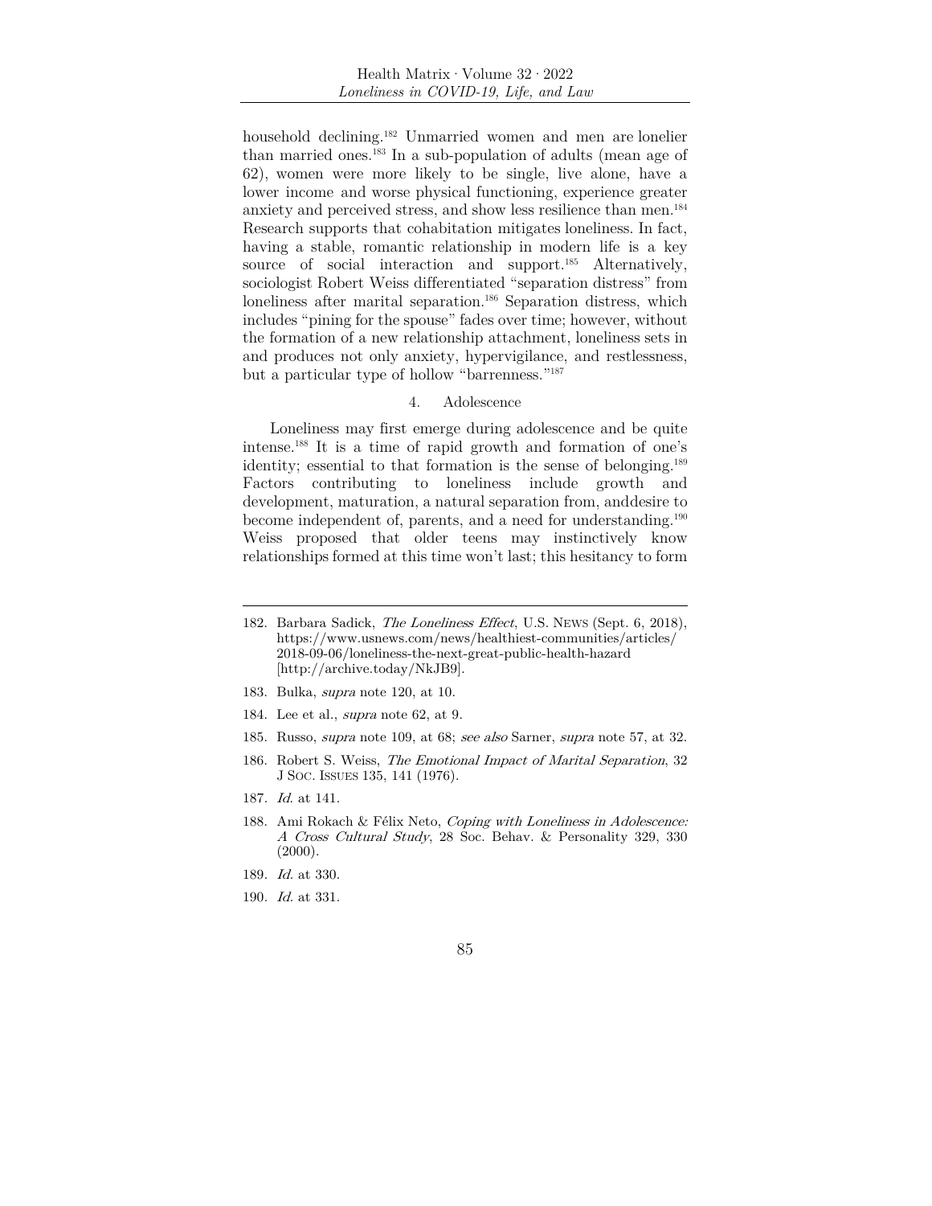household declining.[182] Unmarried women and men are lonelier than married ones.[183] In a sub-population of adults (mean age of 62), women were more likely to be single, live alone, have a lower income and worse physical functioning, experience greater anxiety and perceived stress, and show less resilience than men.[184] Research supports that cohabitation mitigates loneliness. In fact, having a stable, romantic relationship in modern life is a key source of social interaction and support.[185] Alternatively, sociologist Robert Weiss differentiated "separation distress" from loneliness after marital separation.[186] Separation distress, which includes "pining for the spouse" fades over time; however, without the formation of a new relationship attachment, loneliness sets in and produces not only anxiety, hypervigilance, and restlessness, but a particular type of hollow "barrenness."[187]

#### 4. Adolescence

Loneliness may first emerge during adolescence and be quite intense.[188] It is a time of rapid growth and formation of one's identity; essential to that formation is the sense of belonging.[189] Factors contributing to loneliness include growth and development, maturation, a natural separation from, anddesire to become independent of, parents, and a need for understanding.[190] Weiss proposed that older teens may instinctively know relationships formed at this time won't last; this hesitancy to form

---

182. Barbara Sadick, *The Loneliness Effect*, U.S. NEWS (Sept. 6, 2018), https://www.usnews.com/news/healthiest-communities/articles/2018-09-06/loneliness-the-next-great-public-health-hazard [http://archive.today/NkJB9].

183. Bulka, *supra* note 120, at 10.

184. Lee et al., *supra* note 62, at 9.

185. Russo, *supra* note 109, at 68; *see also* Sarner, *supra* note 57, at 32.

186. Robert S. Weiss, *The Emotional Impact of Marital Separation*, 32 J SOC. ISSUES 135, 141 (1976).

187. *Id.* at 141.

188. Ami Rokach & Félix Neto, *Coping with Loneliness in Adolescence: A Cross Cultural Study*, 28 Soc. Behav. & Personality 329, 330 (2000).

189. *Id.* at 330.

190. *Id.* at 331.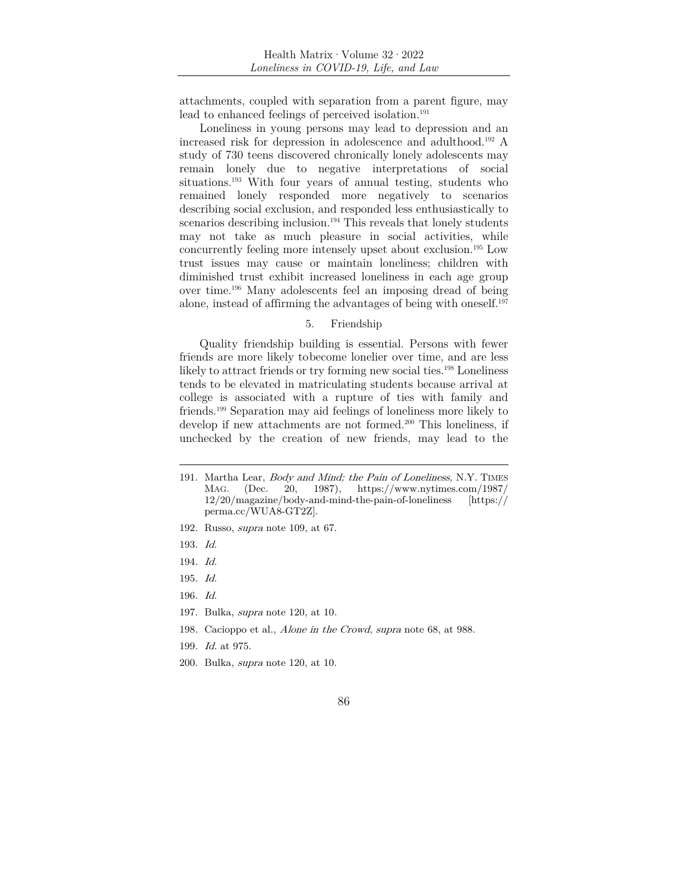attachments, coupled with separation from a parent figure, may lead to enhanced feelings of perceived isolation.[191]

Loneliness in young persons may lead to depression and an increased risk for depression in adolescence and adulthood.[192] A study of 730 teens discovered chronically lonely adolescents may remain lonely due to negative interpretations of social situations.[193] With four years of annual testing, students who remained lonely responded more negatively to scenarios describing social exclusion, and responded less enthusiastically to scenarios describing inclusion.[194] This reveals that lonely students may not take as much pleasure in social activities, while concurrently feeling more intensely upset about exclusion.[195] Low trust issues may cause or maintain loneliness; children with diminished trust exhibit increased loneliness in each age group over time.[196] Many adolescents feel an imposing dread of being alone, instead of affirming the advantages of being with oneself.[197]

### 5. Friendship

Quality friendship building is essential. Persons with fewer friends are more likely tobecome lonelier over time, and are less likely to attract friends or try forming new social ties.[198] Loneliness tends to be elevated in matriculating students because arrival at college is associated with a rupture of ties with family and friends.[199] Separation may aid feelings of loneliness more likely to develop if new attachments are not formed.[200] This loneliness, if unchecked by the creation of new friends, may lead to the

---

191. Martha Lear, *Body and Mind; the Pain of Loneliness,* N.Y. TIMES MAG. (Dec. 20, 1987), https://www.nytimes.com/1987/12/20/magazine/body-and-mind-the-pain-of-loneliness [https://perma.cc/WUA8-GT2Z].
192. Russo, *supra* note 109, at 67.
193. *Id.*
194. *Id.*
195. *Id.*
196. *Id.*
197. Bulka, *supra* note 120, at 10.
198. Cacioppo et al., *Alone in the Crowd*, *supra* note 68, at 988.
199. *Id.* at 975.
200. Bulka, *supra* note 120, at 10.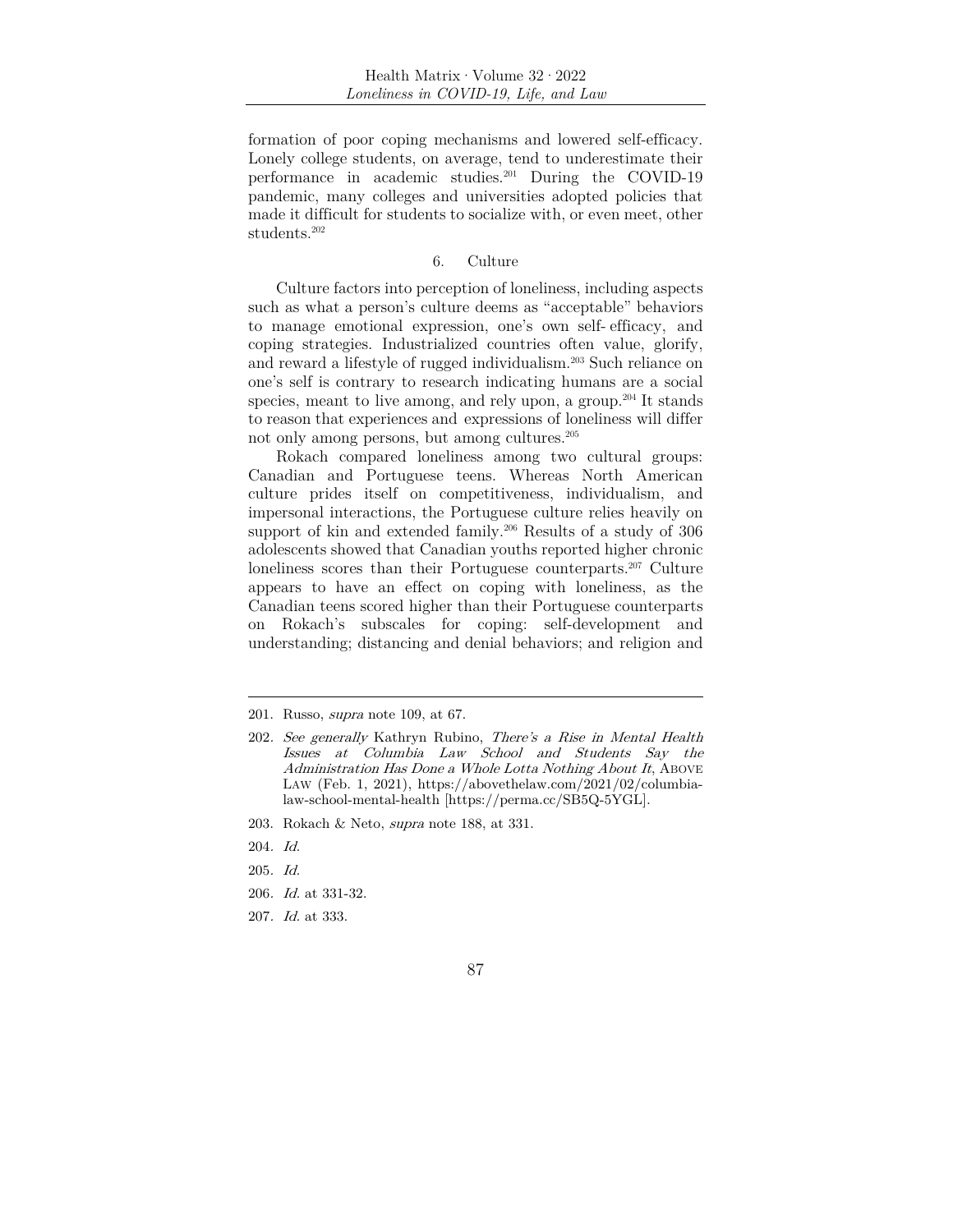formation of poor coping mechanisms and lowered self-efficacy. Lonely college students, on average, tend to underestimate their performance in academic studies.[201] During the COVID-19 pandemic, many colleges and universities adopted policies that made it difficult for students to socialize with, or even meet, other students.[202]

### 6. Culture

Culture factors into perception of loneliness, including aspects such as what a person's culture deems as "acceptable" behaviors to manage emotional expression, one's own self- efficacy, and coping strategies. Industrialized countries often value, glorify, and reward a lifestyle of rugged individualism.[203] Such reliance on one's self is contrary to research indicating humans are a social species, meant to live among, and rely upon, a group.[204] It stands to reason that experiences and expressions of loneliness will differ not only among persons, but among cultures.[205]

Rokach compared loneliness among two cultural groups: Canadian and Portuguese teens. Whereas North American culture prides itself on competitiveness, individualism, and impersonal interactions, the Portuguese culture relies heavily on support of kin and extended family.[206] Results of a study of 306 adolescents showed that Canadian youths reported higher chronic loneliness scores than their Portuguese counterparts.[207] Culture appears to have an effect on coping with loneliness, as the Canadian teens scored higher than their Portuguese counterparts on Rokach's subscales for coping: self-development and understanding; distancing and denial behaviors; and religion and

---

201. Russo, *supra* note 109, at 67.

202. *See generally* Kathryn Rubino, *There's a Rise in Mental Health Issues at Columbia Law School and Students Say the Administration Has Done a Whole Lotta Nothing About It*, ABOVE LAW (Feb. 1, 2021), https://abovethelaw.com/2021/02/columbia-law-school-mental-health [https://perma.cc/SB5Q-5YGL].

203. Rokach & Neto, *supra* note 188, at 331.

204. *Id.*

205. *Id.*

206. *Id.* at 331-32.

207. *Id.* at 333.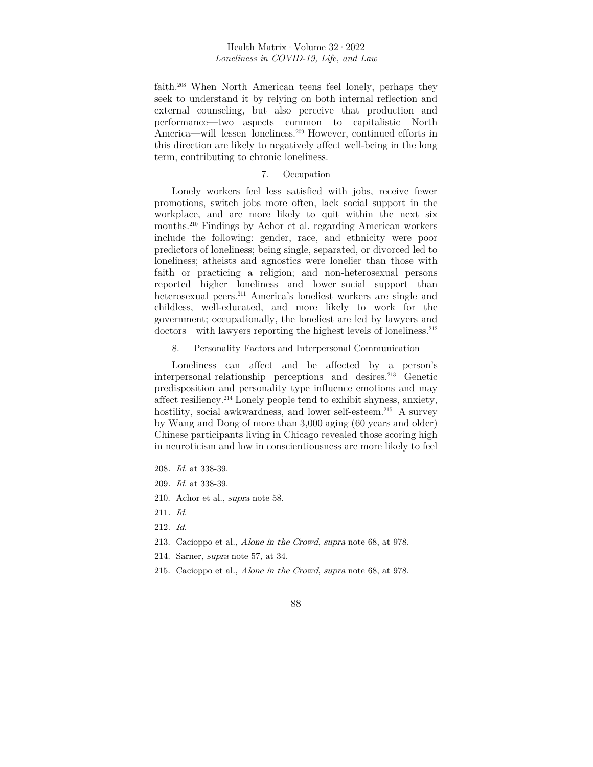faith.[208] When North American teens feel lonely, perhaps they seek to understand it by relying on both internal reflection and external counseling, but also perceive that production and performance—two aspects common to capitalistic North America—will lessen loneliness.[209] However, continued efforts in this direction are likely to negatively affect well-being in the long term, contributing to chronic loneliness.

#### 7. Occupation

Lonely workers feel less satisfied with jobs, receive fewer promotions, switch jobs more often, lack social support in the workplace, and are more likely to quit within the next six months.[210] Findings by Achor et al. regarding American workers include the following: gender, race, and ethnicity were poor predictors of loneliness; being single, separated, or divorced led to loneliness; atheists and agnostics were lonelier than those with faith or practicing a religion; and non-heterosexual persons reported higher loneliness and lower social support than heterosexual peers.[211] America's loneliest workers are single and childless, well-educated, and more likely to work for the government; occupationally, the loneliest are led by lawyers and doctors—with lawyers reporting the highest levels of loneliness.[212]

#### 8. Personality Factors and Interpersonal Communication

Loneliness can affect and be affected by a person's interpersonal relationship perceptions and desires.[213] Genetic predisposition and personality type influence emotions and may affect resiliency.[214] Lonely people tend to exhibit shyness, anxiety, hostility, social awkwardness, and lower self-esteem.[215] A survey by Wang and Dong of more than 3,000 aging (60 years and older) Chinese participants living in Chicago revealed those scoring high in neuroticism and low in conscientiousness are more likely to feel

---

208. *Id.* at 338-39.

209. *Id.* at 338-39.

210. Achor et al., *supra* note 58.

211. *Id.*

212. *Id.*

213. Cacioppo et al., *Alone in the Crowd*, *supra* note 68, at 978.

214. Sarner, *supra* note 57, at 34.

215. Cacioppo et al., *Alone in the Crowd*, *supra* note 68, at 978.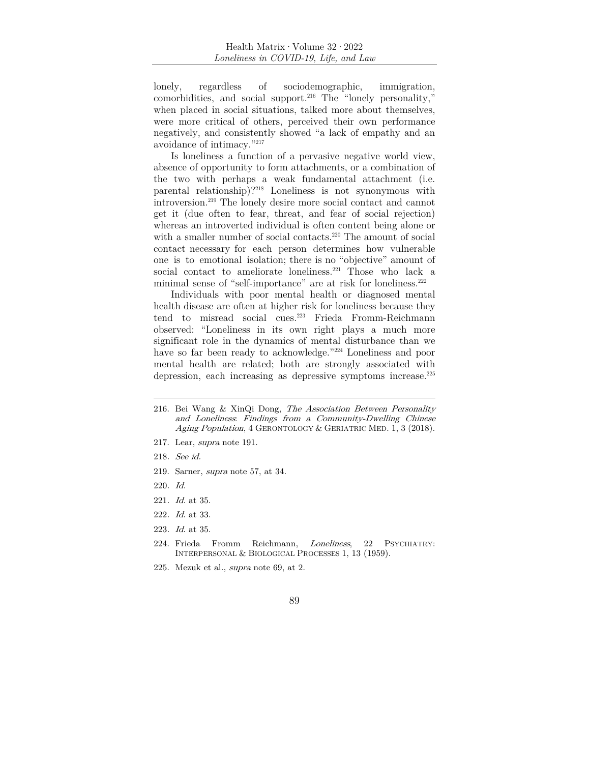lonely, regardless of sociodemographic, immigration, comorbidities, and social support.[216] The "lonely personality," when placed in social situations, talked more about themselves, were more critical of others, perceived their own performance negatively, and consistently showed "a lack of empathy and an avoidance of intimacy."[217]

Is loneliness a function of a pervasive negative world view, absence of opportunity to form attachments, or a combination of the two with perhaps a weak fundamental attachment (i.e. parental relationship)?[218] Loneliness is not synonymous with introversion.[219] The lonely desire more social contact and cannot get it (due often to fear, threat, and fear of social rejection) whereas an introverted individual is often content being alone or with a smaller number of social contacts.[220] The amount of social contact necessary for each person determines how vulnerable one is to emotional isolation; there is no "objective" amount of social contact to ameliorate loneliness.[221] Those who lack a minimal sense of "self-importance" are at risk for loneliness.[222]

Individuals with poor mental health or diagnosed mental health disease are often at higher risk for loneliness because they tend to misread social cues.[223] Frieda Fromm-Reichmann observed: "Loneliness in its own right plays a much more significant role in the dynamics of mental disturbance than we have so far been ready to acknowledge."[224] Loneliness and poor mental health are related; both are strongly associated with depression, each increasing as depressive symptoms increase.[225]

---

216. Bei Wang & XinQi Dong, *The Association Between Personality and Loneliness: Findings from a Community-Dwelling Chinese Aging Population*, 4 GERONTOLOGY & GERIATRIC MED. 1, 3 (2018).

217. Lear, *supra* note 191.

218. *See id.*

219. Sarner, *supra* note 57, at 34.

220. *Id.*

221. *Id.* at 35.

222. *Id.* at 33.

223. *Id.* at 35.

224. Frieda Fromm Reichmann, *Loneliness*, 22 PSYCHIATRY: INTERPERSONAL & BIOLOGICAL PROCESSES 1, 13 (1959).

225. Mezuk et al., *supra* note 69, at 2.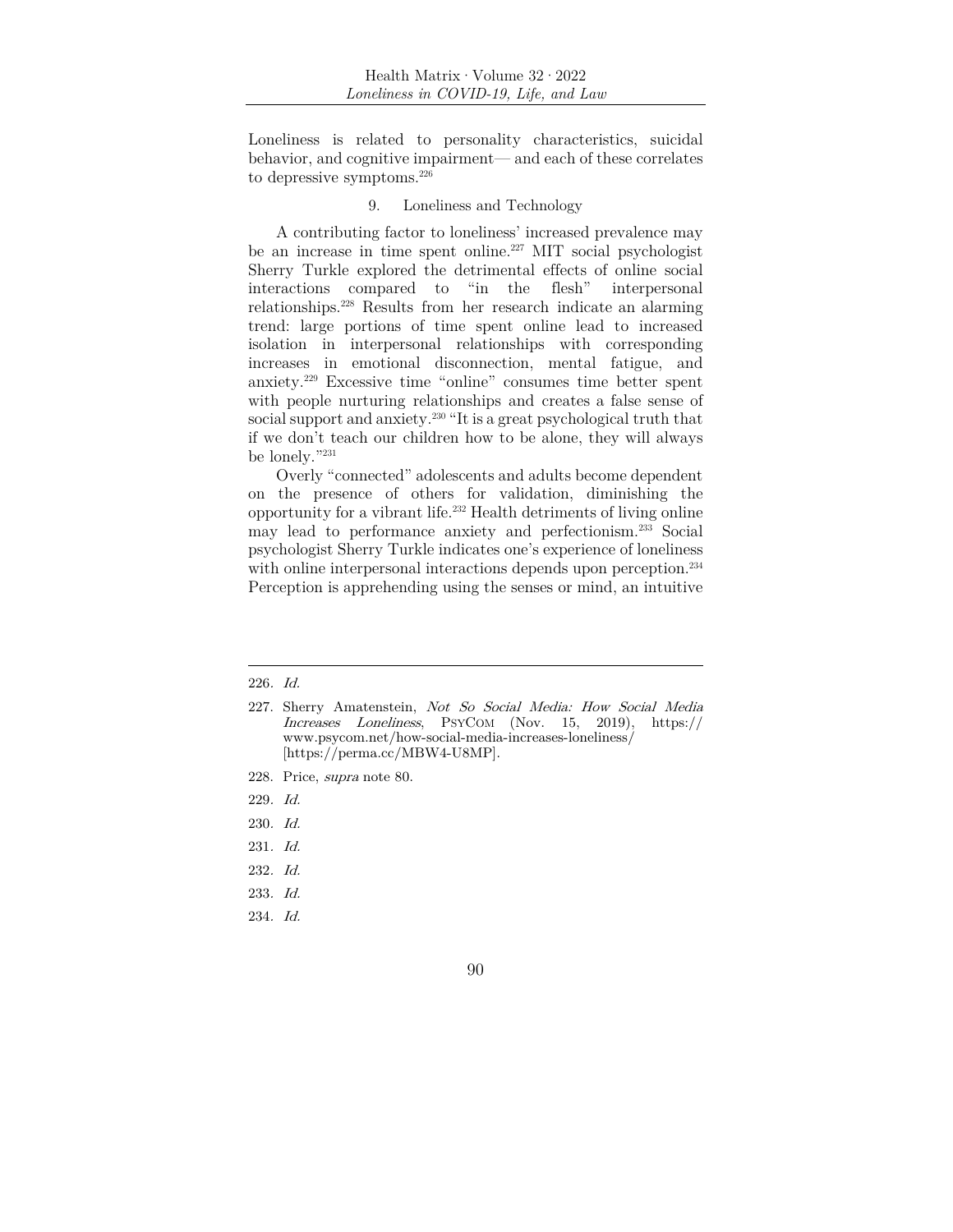Loneliness is related to personality characteristics, suicidal behavior, and cognitive impairment— and each of these correlates to depressive symptoms.[226]

### 9. Loneliness and Technology

A contributing factor to loneliness' increased prevalence may be an increase in time spent online.[227] MIT social psychologist Sherry Turkle explored the detrimental effects of online social interactions compared to "in the flesh" interpersonal relationships.[228] Results from her research indicate an alarming trend: large portions of time spent online lead to increased isolation in interpersonal relationships with corresponding increases in emotional disconnection, mental fatigue, and anxiety.[229] Excessive time "online" consumes time better spent with people nurturing relationships and creates a false sense of social support and anxiety.[230] "It is a great psychological truth that if we don't teach our children how to be alone, they will always be lonely."[231]

Overly "connected" adolescents and adults become dependent on the presence of others for validation, diminishing the opportunity for a vibrant life.[232] Health detriments of living online may lead to performance anxiety and perfectionism.[233] Social psychologist Sherry Turkle indicates one's experience of loneliness with online interpersonal interactions depends upon perception.[234] Perception is apprehending using the senses or mind, an intuitive

---

226. *Id.*

227. Sherry Amatenstein, *Not So Social Media: How Social Media Increases Loneliness*, PsyCom (Nov. 15, 2019), https://www.psycom.net/how-social-media-increases-loneliness/ [https://perma.cc/MBW4-U8MP].

228. Price, *supra* note 80.

229. *Id.*

230. *Id.*

231. *Id.*

232. *Id.*

233. *Id.*

234. *Id.*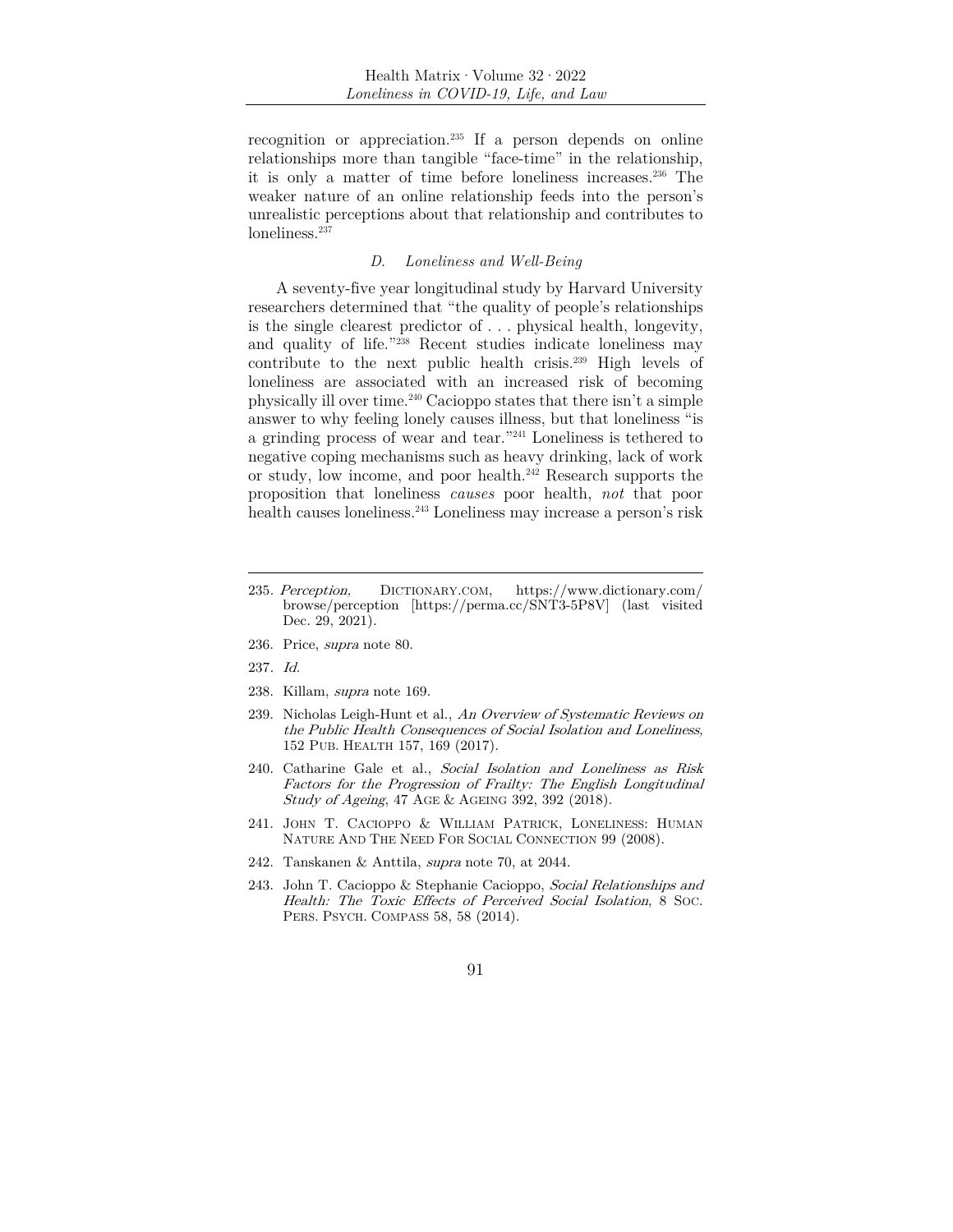recognition or appreciation.[235] If a person depends on online relationships more than tangible "face-time" in the relationship, it is only a matter of time before loneliness increases.[236] The weaker nature of an online relationship feeds into the person's unrealistic perceptions about that relationship and contributes to loneliness.[237]

### *D. Loneliness and Well-Being*

A seventy-five year longitudinal study by Harvard University researchers determined that "the quality of people's relationships is the single clearest predictor of . . . physical health, longevity, and quality of life."[238] Recent studies indicate loneliness may contribute to the next public health crisis.[239] High levels of loneliness are associated with an increased risk of becoming physically ill over time.[240] Cacioppo states that there isn't a simple answer to why feeling lonely causes illness, but that loneliness "is a grinding process of wear and tear."[241] Loneliness is tethered to negative coping mechanisms such as heavy drinking, lack of work or study, low income, and poor health.[242] Research supports the proposition that loneliness *causes* poor health, *not* that poor health causes loneliness.[243] Loneliness may increase a person's risk

---

235. *Perception,* DICTIONARY.COM, https://www.dictionary.com/browse/perception [https://perma.cc/SNT3-5P8V] (last visited Dec. 29, 2021).

236. Price, *supra* note 80.

237. *Id.*

238. Killam, *supra* note 169.

239. Nicholas Leigh-Hunt et al., *An Overview of Systematic Reviews on the Public Health Consequences of Social Isolation and Loneliness,* 152 PUB. HEALTH 157, 169 (2017).

240. Catharine Gale et al., *Social Isolation and Loneliness as Risk Factors for the Progression of Frailty: The English Longitudinal Study of Ageing*, 47 AGE & AGEING 392, 392 (2018).

241. JOHN T. CACIOPPO & WILLIAM PATRICK, LONELINESS: HUMAN NATURE AND THE NEED FOR SOCIAL CONNECTION 99 (2008).

242. Tanskanen & Anttila, *supra* note 70, at 2044.

243. John T. Cacioppo & Stephanie Cacioppo, *Social Relationships and Health: The Toxic Effects of Perceived Social Isolation*, 8 SOC. PERS. PSYCH. COMPASS 58, 58 (2014).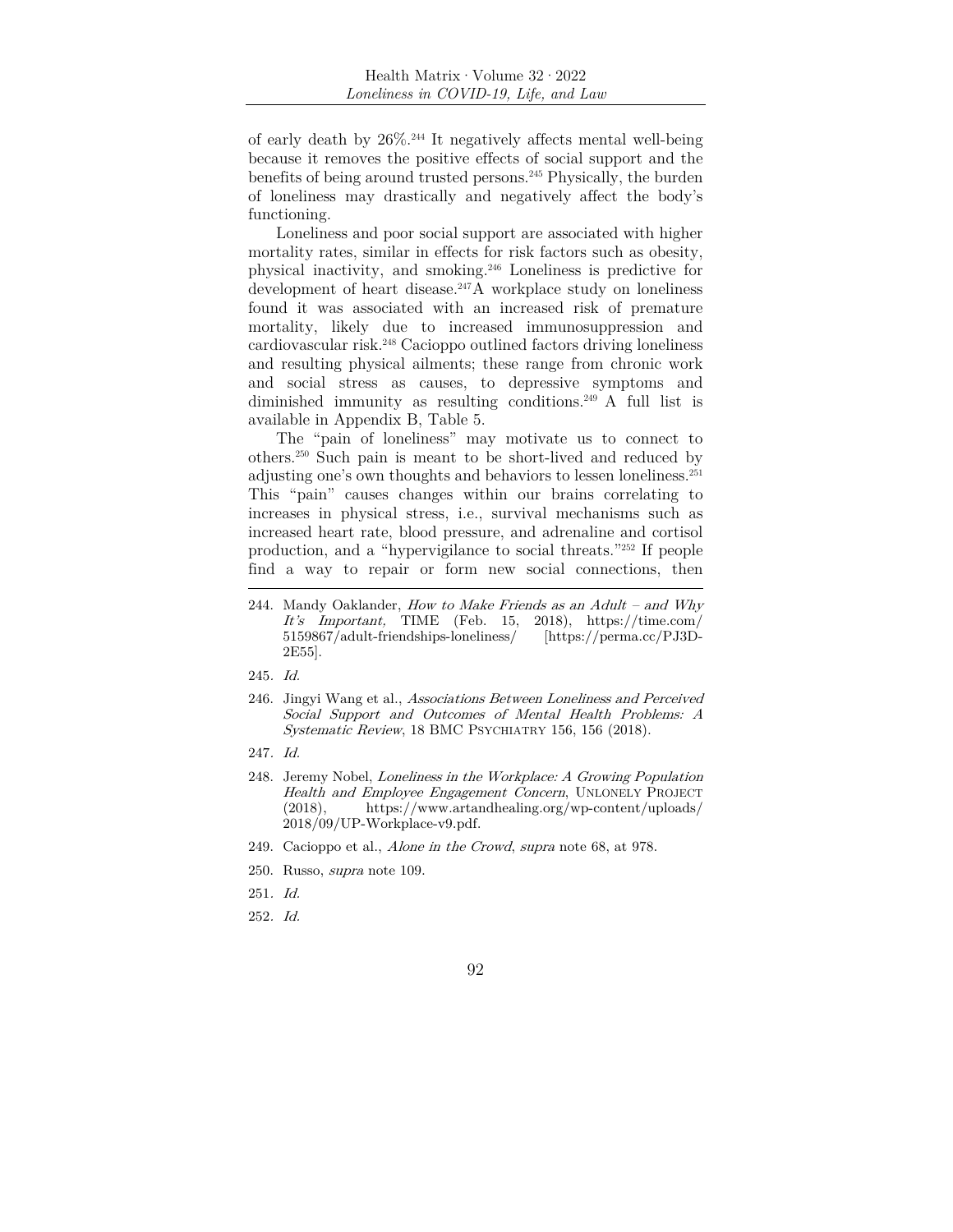of early death by 26%.[244] It negatively affects mental well-being because it removes the positive effects of social support and the benefits of being around trusted persons.[245] Physically, the burden of loneliness may drastically and negatively affect the body's functioning.

Loneliness and poor social support are associated with higher mortality rates, similar in effects for risk factors such as obesity, physical inactivity, and smoking.[246] Loneliness is predictive for development of heart disease.[247] A workplace study on loneliness found it was associated with an increased risk of premature mortality, likely due to increased immunosuppression and cardiovascular risk.[248] Cacioppo outlined factors driving loneliness and resulting physical ailments; these range from chronic work and social stress as causes, to depressive symptoms and diminished immunity as resulting conditions.[249] A full list is available in Appendix B, Table 5.

The "pain of loneliness" may motivate us to connect to others.[250] Such pain is meant to be short-lived and reduced by adjusting one's own thoughts and behaviors to lessen loneliness.[251] This "pain" causes changes within our brains correlating to increases in physical stress, i.e., survival mechanisms such as increased heart rate, blood pressure, and adrenaline and cortisol production, and a "hypervigilance to social threats."[252] If people find a way to repair or form new social connections, then

---

244. Mandy Oaklander, *How to Make Friends as an Adult – and Why It's Important,* TIME (Feb. 15, 2018), https://time.com/5159867/adult-friendships-loneliness/ [https://perma.cc/PJ3D-2E55].

245. *Id.*

246. Jingyi Wang et al., *Associations Between Loneliness and Perceived Social Support and Outcomes of Mental Health Problems: A Systematic Review*, 18 BMC PSYCHIATRY 156, 156 (2018).

247. *Id.*

248. Jeremy Nobel, *Loneliness in the Workplace: A Growing Population Health and Employee Engagement Concern*, UNLONELY PROJECT (2018), https://www.artandhealing.org/wp-content/uploads/2018/09/UP-Workplace-v9.pdf.

249. Cacioppo et al., *Alone in the Crowd*, *supra* note 68, at 978.

250. Russo, *supra* note 109.

251. *Id.*

252. *Id.*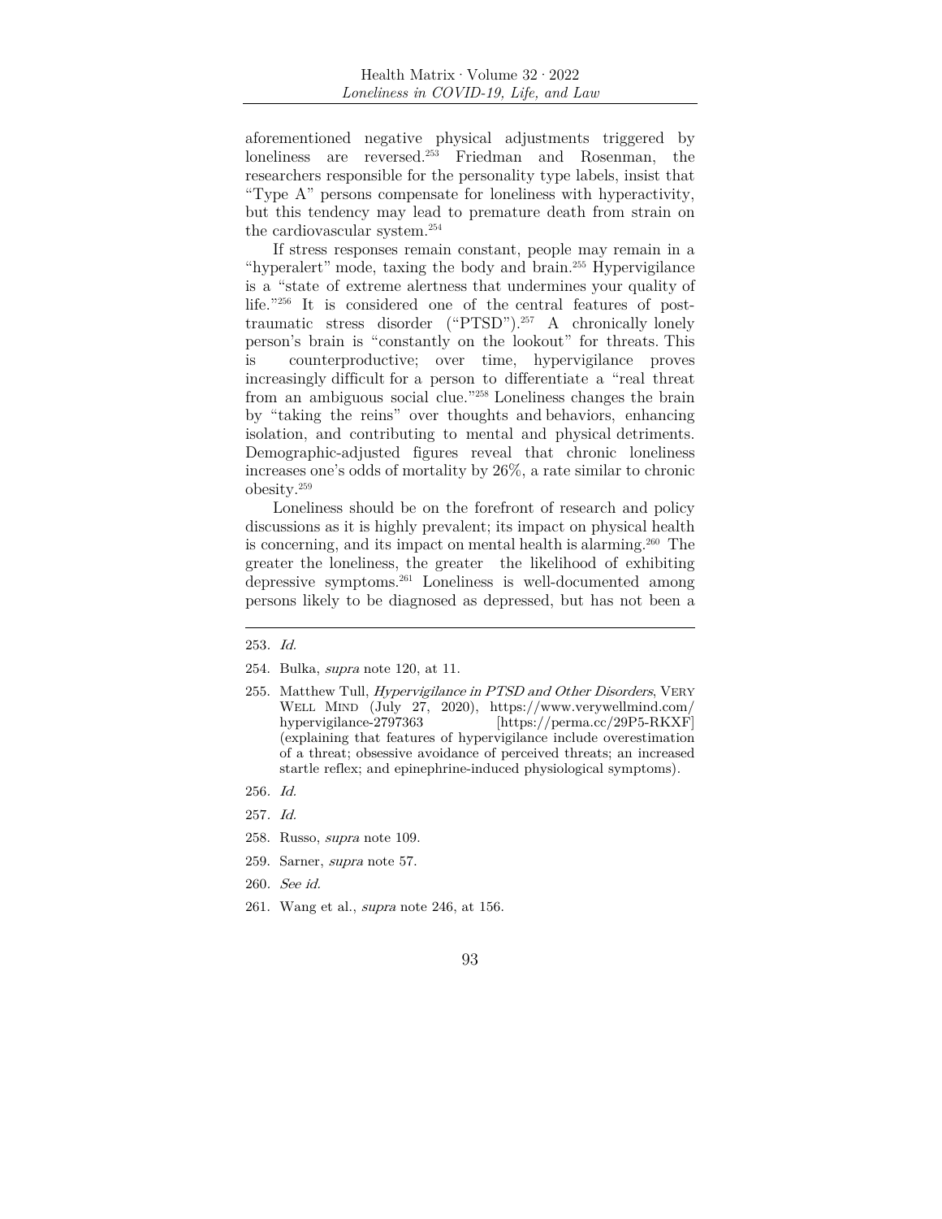aforementioned negative physical adjustments triggered by loneliness are reversed.[253] Friedman and Rosenman, the researchers responsible for the personality type labels, insist that "Type A" persons compensate for loneliness with hyperactivity, but this tendency may lead to premature death from strain on the cardiovascular system.[254]

If stress responses remain constant, people may remain in a "hyperalert" mode, taxing the body and brain.[255] Hypervigilance is a "state of extreme alertness that undermines your quality of life."[256] It is considered one of the central features of post-traumatic stress disorder ("PTSD").[257] A chronically lonely person's brain is "constantly on the lookout" for threats. This is counterproductive; over time, hypervigilance proves increasingly difficult for a person to differentiate a "real threat from an ambiguous social clue."[258] Loneliness changes the brain by "taking the reins" over thoughts and behaviors, enhancing isolation, and contributing to mental and physical detriments. Demographic-adjusted figures reveal that chronic loneliness increases one's odds of mortality by 26%, a rate similar to chronic obesity.[259]

Loneliness should be on the forefront of research and policy discussions as it is highly prevalent; its impact on physical health is concerning, and its impact on mental health is alarming.[260] The greater the loneliness, the greater the likelihood of exhibiting depressive symptoms.[261] Loneliness is well-documented among persons likely to be diagnosed as depressed, but has not been a

---

253. *Id.*

254. Bulka, *supra* note 120, at 11.

255. Matthew Tull, *Hypervigilance in PTSD and Other Disorders*, VERY WELL MIND (July 27, 2020), https://www.verywellmind.com/hypervigilance-2797363 [https://perma.cc/29P5-RKXF] (explaining that features of hypervigilance include overestimation of a threat; obsessive avoidance of perceived threats; an increased startle reflex; and epinephrine-induced physiological symptoms).

256. *Id.*

257. *Id.*

258. Russo, *supra* note 109.

259. Sarner, *supra* note 57.

260. *See id.*

261. Wang et al., *supra* note 246, at 156.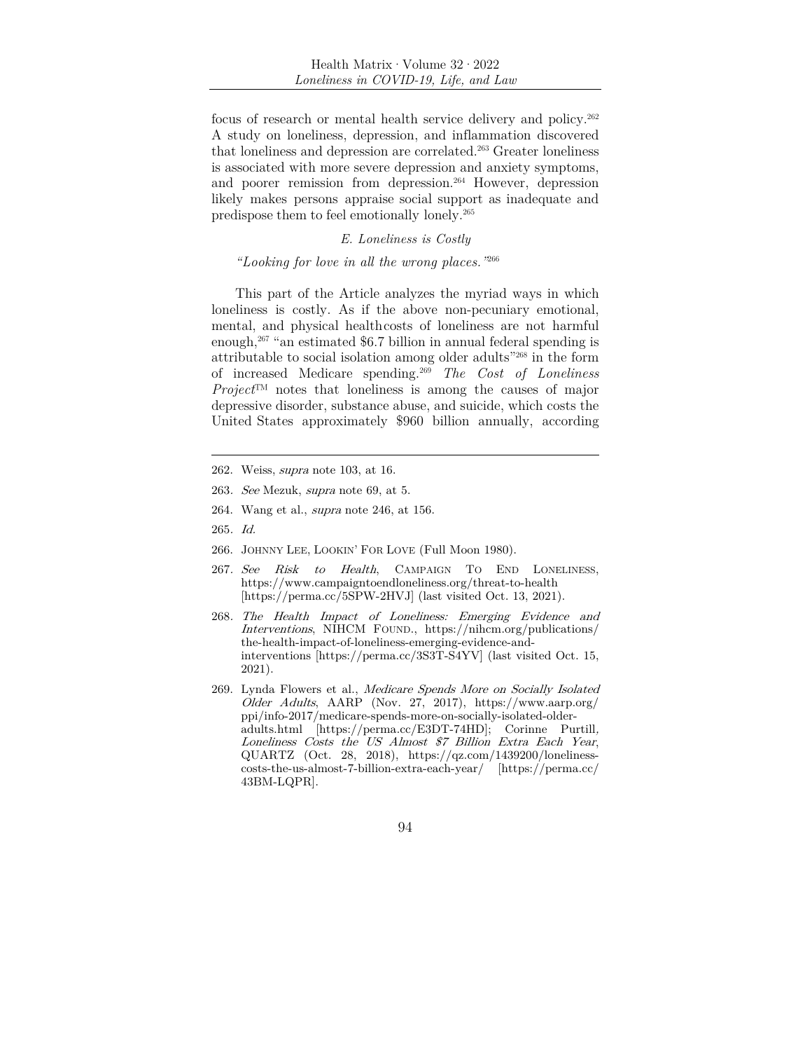focus of research or mental health service delivery and policy.[262] A study on loneliness, depression, and inflammation discovered that loneliness and depression are correlated.[263] Greater loneliness is associated with more severe depression and anxiety symptoms, and poorer remission from depression.[264] However, depression likely makes persons appraise social support as inadequate and predispose them to feel emotionally lonely.[265]

### *E. Loneliness is Costly*

*"Looking for love in all the wrong places."*[266]

This part of the Article analyzes the myriad ways in which loneliness is costly. As if the above non-pecuniary emotional, mental, and physical healthcosts of loneliness are not harmful enough,[267] "an estimated $6.7 billion in annual federal spending is attributable to social isolation among older adults"[268] in the form of increased Medicare spending.[269] *The Cost of Loneliness Project*™ notes that loneliness is among the causes of major depressive disorder, substance abuse, and suicide, which costs the United States approximately $960 billion annually, according

---

262. Weiss, *supra* note 103, at 16.

263. *See* Mezuk, *supra* note 69, at 5.

264. Wang et al., *supra* note 246, at 156.

265. *Id.*

266. JOHNNY LEE, LOOKIN' FOR LOVE (Full Moon 1980).

267. *See Risk to Health*, CAMPAIGN TO END LONELINESS, https://www.campaigntoendloneliness.org/threat-to-health [https://perma.cc/5SPW-2HVJ] (last visited Oct. 13, 2021).

268. *The Health Impact of Loneliness: Emerging Evidence and Interventions*, NIHCM FOUND., https://nihcm.org/publications/the-health-impact-of-loneliness-emerging-evidence-and-interventions [https://perma.cc/3S3T-S4YV] (last visited Oct. 15, 2021).

269. Lynda Flowers et al., *Medicare Spends More on Socially Isolated Older Adults*, AARP (Nov. 27, 2017), https://www.aarp.org/ppi/info-2017/medicare-spends-more-on-socially-isolated-older-adults.html [https://perma.cc/E3DT-74HD]; Corinne Purtill, *Loneliness Costs the US Almost $7 Billion Extra Each Year*, QUARTZ (Oct. 28, 2018), https://qz.com/1439200/loneliness-costs-the-us-almost-7-billion-extra-each-year/ [https://perma.cc/43BM-LQPR].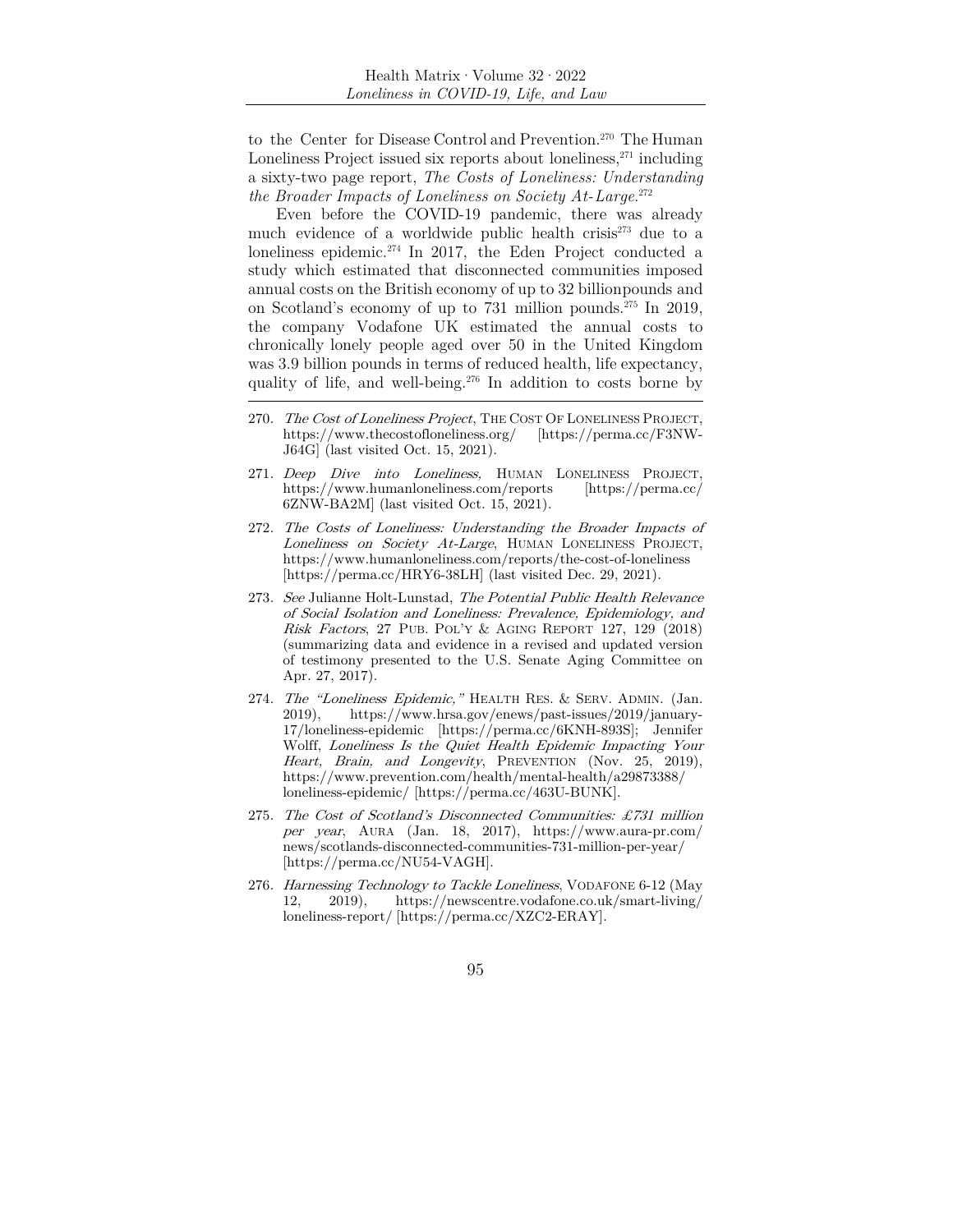to the Center for Disease Control and Prevention.[270] The Human Loneliness Project issued six reports about loneliness,[271] including a sixty-two page report, *The Costs of Loneliness: Understanding the Broader Impacts of Loneliness on Society At-Large*.[272]

Even before the COVID-19 pandemic, there was already much evidence of a worldwide public health crisis[273] due to a loneliness epidemic.[274] In 2017, the Eden Project conducted a study which estimated that disconnected communities imposed annual costs on the British economy of up to 32 billionpounds and on Scotland's economy of up to 731 million pounds.[275] In 2019, the company Vodafone UK estimated the annual costs to chronically lonely people aged over 50 in the United Kingdom was 3.9 billion pounds in terms of reduced health, life expectancy, quality of life, and well-being.[276] In addition to costs borne by

---

270. *The Cost of Loneliness Project*, THE COST OF LONELINESS PROJECT, https://www.thecostofloneliness.org/ [https://perma.cc/F3NW-J64G] (last visited Oct. 15, 2021).

271. *Deep Dive into Loneliness,* HUMAN LONELINESS PROJECT, https://www.humanloneliness.com/reports [https://perma.cc/6ZNW-BA2M] (last visited Oct. 15, 2021).

272. *The Costs of Loneliness: Understanding the Broader Impacts of Loneliness on Society At-Large*, HUMAN LONELINESS PROJECT, https://www.humanloneliness.com/reports/the-cost-of-loneliness [https://perma.cc/HRY6-38LH] (last visited Dec. 29, 2021).

273. *See* Julianne Holt-Lunstad, *The Potential Public Health Relevance of Social Isolation and Loneliness: Prevalence, Epidemiology, and Risk Factors*, 27 PUB. POL'Y & AGING REPORT 127, 129 (2018) (summarizing data and evidence in a revised and updated version of testimony presented to the U.S. Senate Aging Committee on Apr. 27, 2017).

274. *The "Loneliness Epidemic,"* HEALTH RES. & SERV. ADMIN. (Jan. 2019), https://www.hrsa.gov/enews/past-issues/2019/january-17/loneliness-epidemic [https://perma.cc/6KNH-893S]; Jennifer Wolff, *Loneliness Is the Quiet Health Epidemic Impacting Your Heart, Brain, and Longevity*, PREVENTION (Nov. 25, 2019), https://www.prevention.com/health/mental-health/a29873388/loneliness-epidemic/ [https://perma.cc/463U-BUNK].

275. *The Cost of Scotland's Disconnected Communities: £731 million per year*, AURA (Jan. 18, 2017), https://www.aura-pr.com/news/scotlands-disconnected-communities-731-million-per-year/ [https://perma.cc/NU54-VAGH].

276. *Harnessing Technology to Tackle Loneliness*, VODAFONE 6-12 (May 12, 2019), https://newscentre.vodafone.co.uk/smart-living/loneliness-report/ [https://perma.cc/XZC2-ERAY].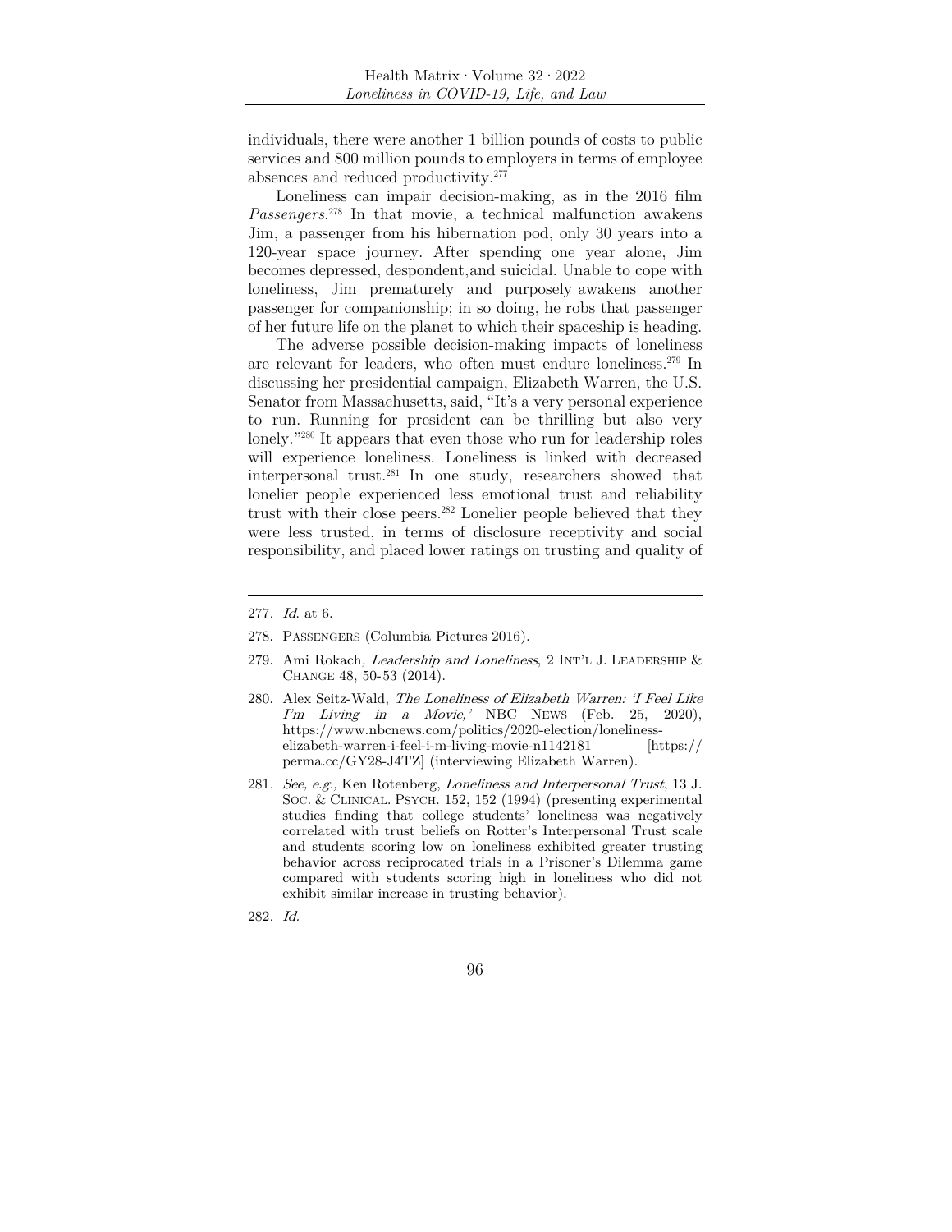individuals, there were another 1 billion pounds of costs to public services and 800 million pounds to employers in terms of employee absences and reduced productivity.[277]

Loneliness can impair decision-making, as in the 2016 film *Passengers*.[278] In that movie, a technical malfunction awakens Jim, a passenger from his hibernation pod, only 30 years into a 120-year space journey. After spending one year alone, Jim becomes depressed, despondent,and suicidal. Unable to cope with loneliness, Jim prematurely and purposely awakens another passenger for companionship; in so doing, he robs that passenger of her future life on the planet to which their spaceship is heading.

The adverse possible decision-making impacts of loneliness are relevant for leaders, who often must endure loneliness.[279] In discussing her presidential campaign, Elizabeth Warren, the U.S. Senator from Massachusetts, said, "It's a very personal experience to run. Running for president can be thrilling but also very lonely."[280] It appears that even those who run for leadership roles will experience loneliness. Loneliness is linked with decreased interpersonal trust.[281] In one study, researchers showed that lonelier people experienced less emotional trust and reliability trust with their close peers.[282] Lonelier people believed that they were less trusted, in terms of disclosure receptivity and social responsibility, and placed lower ratings on trusting and quality of

---

277. *Id.* at 6.

278. PASSENGERS (Columbia Pictures 2016).

279. Ami Rokach, *Leadership and Loneliness*, 2 INT'L J. LEADERSHIP & CHANGE 48, 50-53 (2014).

280. Alex Seitz-Wald, *The Loneliness of Elizabeth Warren: 'I Feel Like I'm Living in a Movie,'* NBC NEWS (Feb. 25, 2020), https://www.nbcnews.com/politics/2020-election/loneliness-elizabeth-warren-i-feel-i-m-living-movie-n1142181 [https://perma.cc/GY28-J4TZ] (interviewing Elizabeth Warren).

281. *See, e.g.,* Ken Rotenberg, *Loneliness and Interpersonal Trust*, 13 J. SOC. & CLINICAL. PSYCH. 152, 152 (1994) (presenting experimental studies finding that college students' loneliness was negatively correlated with trust beliefs on Rotter's Interpersonal Trust scale and students scoring low on loneliness exhibited greater trusting behavior across reciprocated trials in a Prisoner's Dilemma game compared with students scoring high in loneliness who did not exhibit similar increase in trusting behavior).

282. *Id.*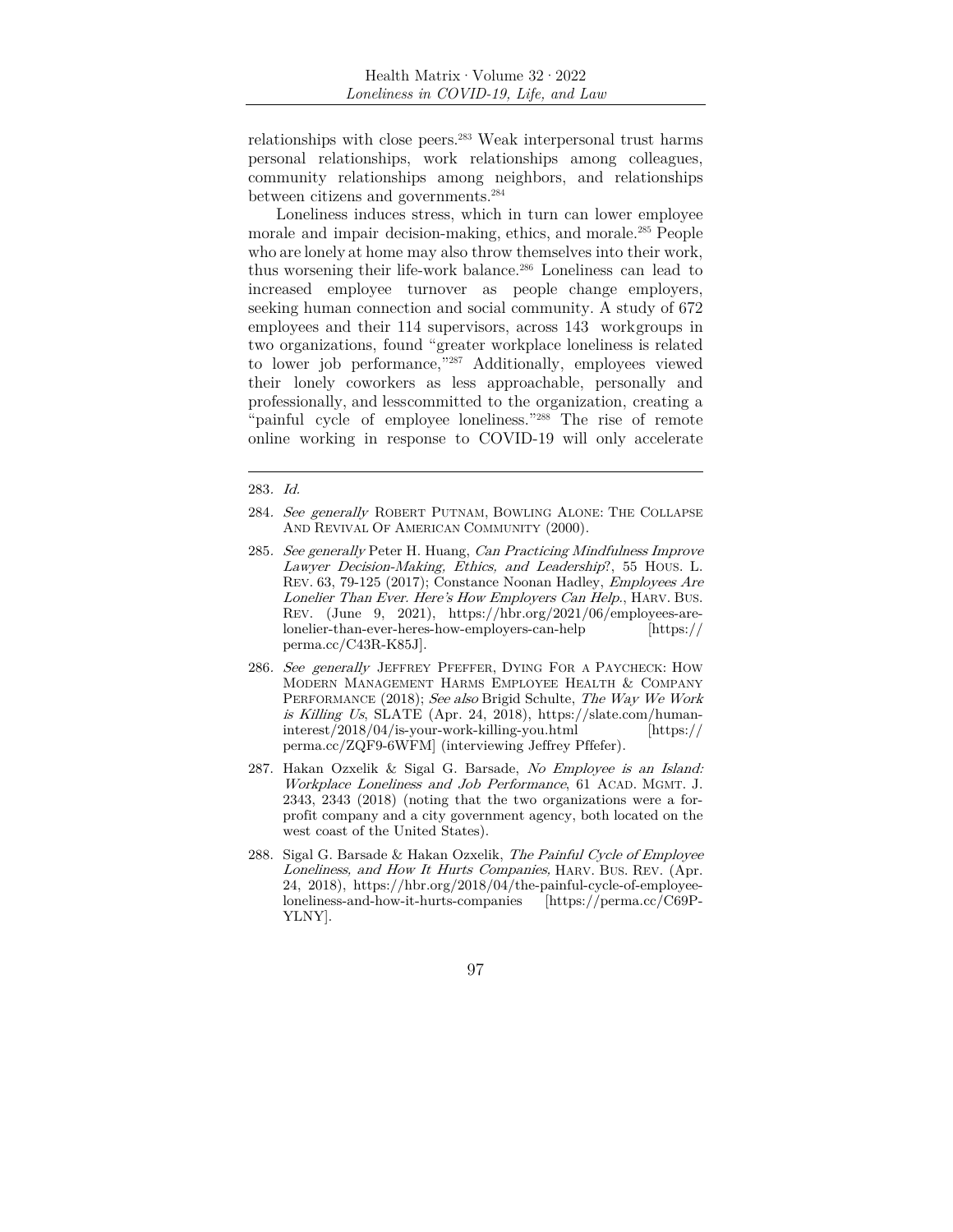relationships with close peers.[283] Weak interpersonal trust harms personal relationships, work relationships among colleagues, community relationships among neighbors, and relationships between citizens and governments.[284]

Loneliness induces stress, which in turn can lower employee morale and impair decision-making, ethics, and morale.[285] People who are lonely at home may also throw themselves into their work, thus worsening their life-work balance.[286] Loneliness can lead to increased employee turnover as people change employers, seeking human connection and social community. A study of 672 employees and their 114 supervisors, across 143 workgroups in two organizations, found "greater workplace loneliness is related to lower job performance,"[287] Additionally, employees viewed their lonely coworkers as less approachable, personally and professionally, and lesscommitted to the organization, creating a "painful cycle of employee loneliness."[288] The rise of remote online working in response to COVID-19 will only accelerate

---

283. *Id.*

284. *See generally* ROBERT PUTNAM, BOWLING ALONE: THE COLLAPSE AND REVIVAL OF AMERICAN COMMUNITY (2000).

285. *See generally* Peter H. Huang, *Can Practicing Mindfulness Improve Lawyer Decision-Making, Ethics, and Leadership?*, 55 HOUS. L. REV. 63, 79-125 (2017); Constance Noonan Hadley, *Employees Are Lonelier Than Ever. Here's How Employers Can Help.*, HARV. BUS. REV. (June 9, 2021), https://hbr.org/2021/06/employees-are-lonelier-than-ever-heres-how-employers-can-help [https://perma.cc/C43R-K85J].

286. *See generally* JEFFREY PFEFFER, DYING FOR A PAYCHECK: HOW MODERN MANAGEMENT HARMS EMPLOYEE HEALTH & COMPANY PERFORMANCE (2018); *See also* Brigid Schulte, *The Way We Work is Killing Us*, SLATE (Apr. 24, 2018), https://slate.com/human-interest/2018/04/is-your-work-killing-you.html [https://perma.cc/ZQF9-6WFM] (interviewing Jeffrey Pffefer).

287. Hakan Ozxelik & Sigal G. Barsade, *No Employee is an Island: Workplace Loneliness and Job Performance*, 61 ACAD. MGMT. J. 2343, 2343 (2018) (noting that the two organizations were a for-profit company and a city government agency, both located on the west coast of the United States).

288. Sigal G. Barsade & Hakan Ozxelik, *The Painful Cycle of Employee Loneliness, and How It Hurts Companies,* HARV. BUS. REV. (Apr. 24, 2018), https://hbr.org/2018/04/the-painful-cycle-of-employee-loneliness-and-how-it-hurts-companies [https://perma.cc/C69P-YLNY].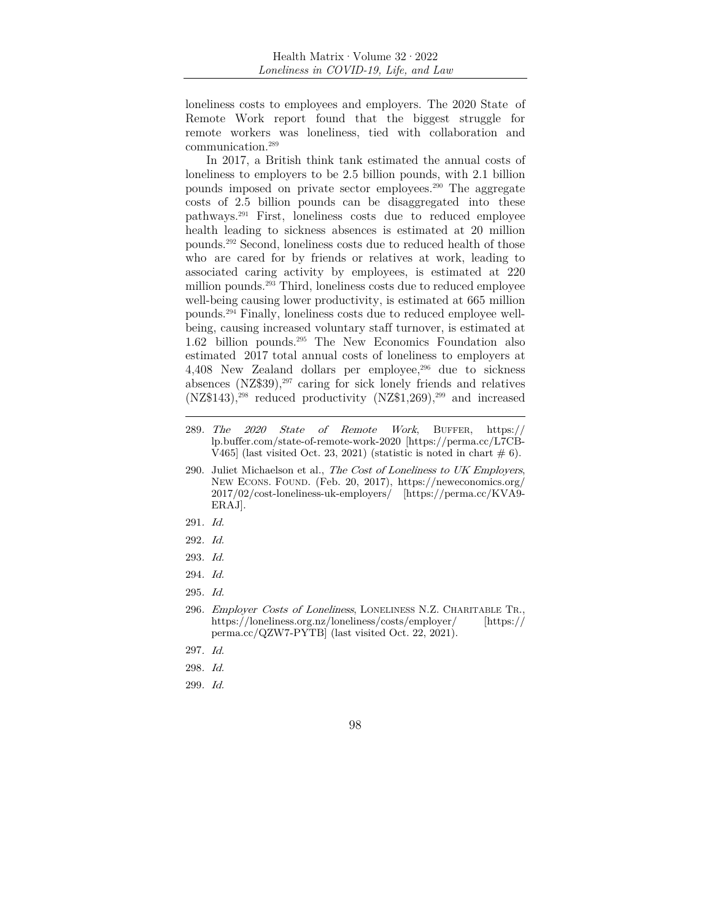loneliness costs to employees and employers. The 2020 State of Remote Work report found that the biggest struggle for remote workers was loneliness, tied with collaboration and communication.[289]

In 2017, a British think tank estimated the annual costs of loneliness to employers to be 2.5 billion pounds, with 2.1 billion pounds imposed on private sector employees.[290] The aggregate costs of 2.5 billion pounds can be disaggregated into these pathways.[291] First, loneliness costs due to reduced employee health leading to sickness absences is estimated at 20 million pounds.[292] Second, loneliness costs due to reduced health of those who are cared for by friends or relatives at work, leading to associated caring activity by employees, is estimated at 220 million pounds.[293] Third, loneliness costs due to reduced employee well-being causing lower productivity, is estimated at 665 million pounds.[294] Finally, loneliness costs due to reduced employee well-being, causing increased voluntary staff turnover, is estimated at 1.62 billion pounds.[295] The New Economics Foundation also estimated 2017 total annual costs of loneliness to employers at 4,408 New Zealand dollars per employee,[296] due to sickness absences (NZ$39),[297] caring for sick lonely friends and relatives (NZ$143),[298] reduced productivity (NZ$1,269),[299] and increased

---

289. *The 2020 State of Remote Work*, BUFFER, https://lp.buffer.com/state-of-remote-work-2020 [https://perma.cc/L7CB-V465] (last visited Oct. 23, 2021) (statistic is noted in chart # 6).

290. Juliet Michaelson et al., *The Cost of Loneliness to UK Employers*, NEW ECONS. FOUND. (Feb. 20, 2017), https://neweconomics.org/2017/02/cost-loneliness-uk-employers/ [https://perma.cc/KVA9-ERAJ].

291. *Id.*

292. *Id.*

293. *Id.*

294. *Id.*

295. *Id.*

296. *Employer Costs of Loneliness*, LONELINESS N.Z. CHARITABLE TR., https://loneliness.org.nz/loneliness/costs/employer/ [https://perma.cc/QZW7-PYTB] (last visited Oct. 22, 2021).

297. *Id.*

298. *Id.*

299. *Id.*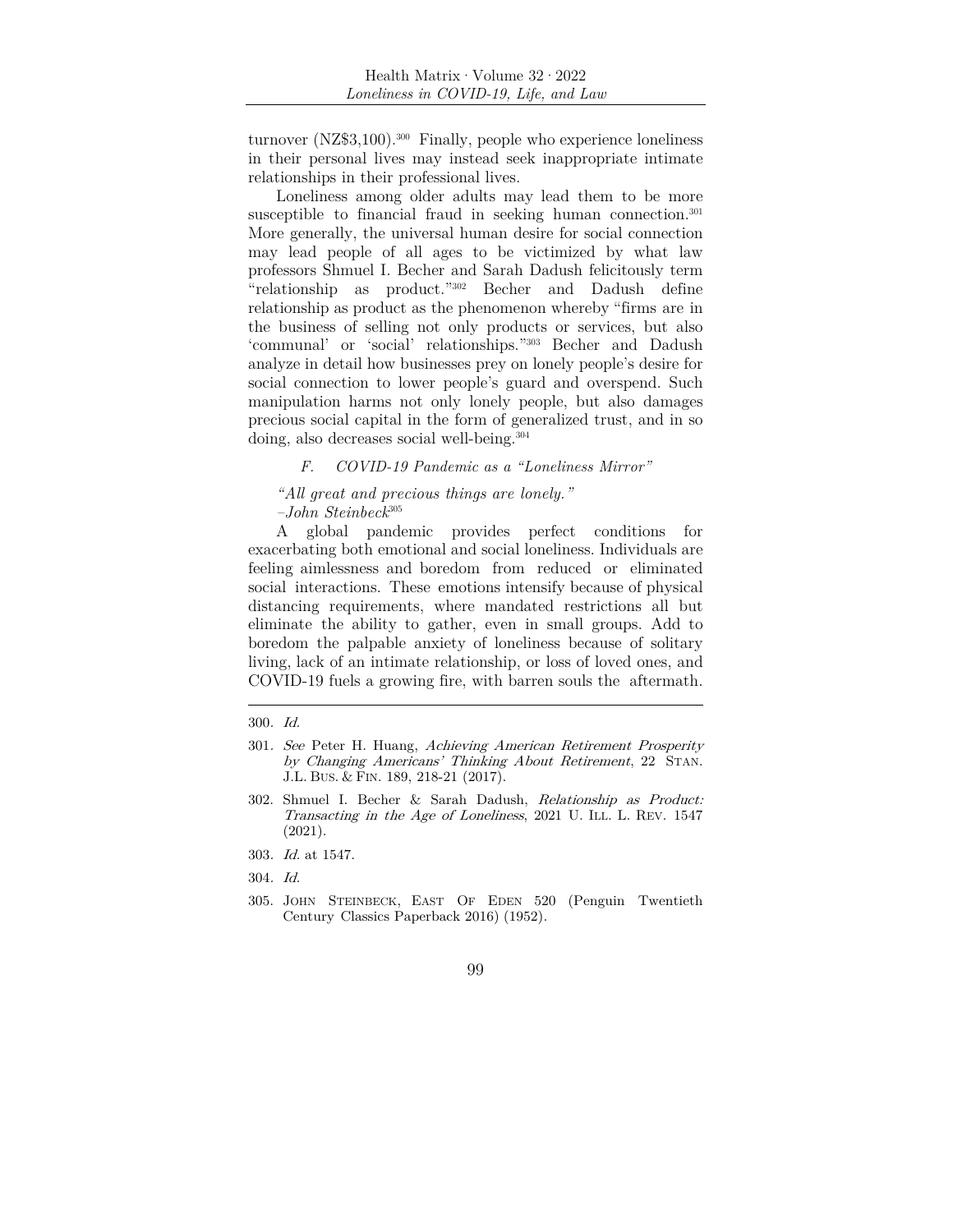turnover (NZ$3,100).[300] Finally, people who experience loneliness in their personal lives may instead seek inappropriate intimate relationships in their professional lives.

Loneliness among older adults may lead them to be more susceptible to financial fraud in seeking human connection.[301] More generally, the universal human desire for social connection may lead people of all ages to be victimized by what law professors Shmuel I. Becher and Sarah Dadush felicitously term "relationship as product."[302] Becher and Dadush define relationship as product as the phenomenon whereby "firms are in the business of selling not only products or services, but also 'communal' or 'social' relationships."[303] Becher and Dadush analyze in detail how businesses prey on lonely people's desire for social connection to lower people's guard and overspend. Such manipulation harms not only lonely people, but also damages precious social capital in the form of generalized trust, and in so doing, also decreases social well-being.[304]

### *F. COVID-19 Pandemic as a "Loneliness Mirror"*

*"All great and precious things are lonely."*
*–John Steinbeck*[305]

A global pandemic provides perfect conditions for exacerbating both emotional and social loneliness. Individuals are feeling aimlessness and boredom from reduced or eliminated social interactions. These emotions intensify because of physical distancing requirements, where mandated restrictions all but eliminate the ability to gather, even in small groups. Add to boredom the palpable anxiety of loneliness because of solitary living, lack of an intimate relationship, or loss of loved ones, and COVID-19 fuels a growing fire, with barren souls the aftermath.

---

300. *Id.*

301. *See* Peter H. Huang, *Achieving American Retirement Prosperity by Changing Americans' Thinking About Retirement*, 22 STAN. J.L. BUS. & FIN. 189, 218-21 (2017).

302. Shmuel I. Becher & Sarah Dadush, *Relationship as Product: Transacting in the Age of Loneliness*, 2021 U. ILL. L. REV. 1547 (2021).

303. *Id.* at 1547.

304. *Id.*

305. JOHN STEINBECK, EAST OF EDEN 520 (Penguin Twentieth Century Classics Paperback 2016) (1952).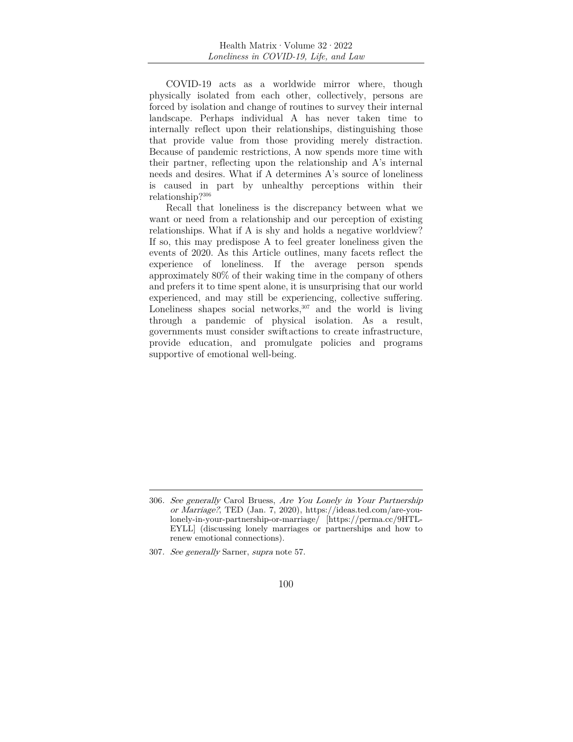COVID-19 acts as a worldwide mirror where, though physically isolated from each other, collectively, persons are forced by isolation and change of routines to survey their internal landscape. Perhaps individual A has never taken time to internally reflect upon their relationships, distinguishing those that provide value from those providing merely distraction. Because of pandemic restrictions, A now spends more time with their partner, reflecting upon the relationship and A's internal needs and desires. What if A determines A's source of loneliness is caused in part by unhealthy perceptions within their relationship?[306]

Recall that loneliness is the discrepancy between what we want or need from a relationship and our perception of existing relationships. What if A is shy and holds a negative worldview? If so, this may predispose A to feel greater loneliness given the events of 2020. As this Article outlines, many facets reflect the experience of loneliness. If the average person spends approximately 80% of their waking time in the company of others and prefers it to time spent alone, it is unsurprising that our world experienced, and may still be experiencing, collective suffering. Loneliness shapes social networks,[307] and the world is living through a pandemic of physical isolation. As a result, governments must consider swiftactions to create infrastructure, provide education, and promulgate policies and programs supportive of emotional well-being.

---

306. *See generally* Carol Bruess, *Are You Lonely in Your Partnership or Marriage?*, TED (Jan. 7, 2020), https://ideas.ted.com/are-you-lonely-in-your-partnership-or-marriage/ [https://perma.cc/9HTL-EYLL] (discussing lonely marriages or partnerships and how to renew emotional connections).

307. *See generally* Sarner, *supra* note 57.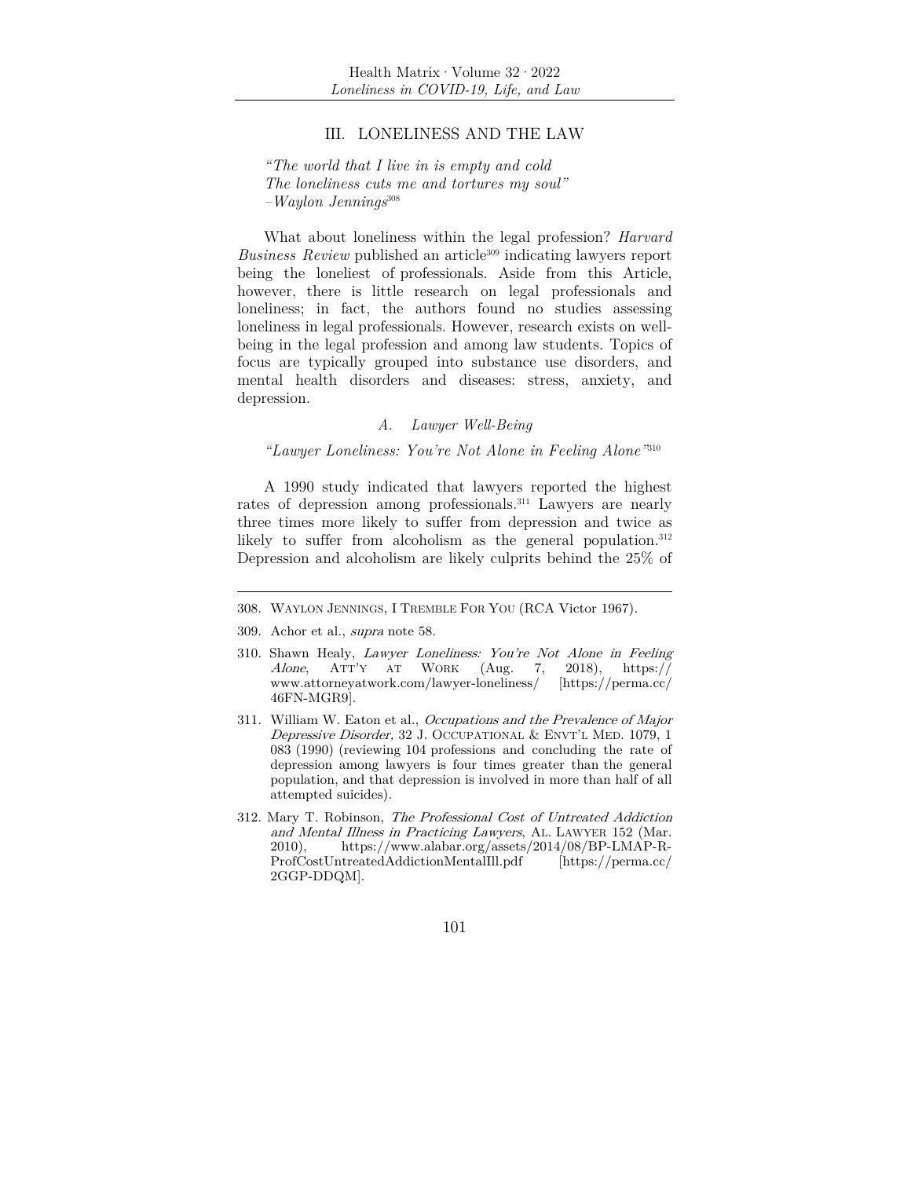## III. LONELINESS AND THE LAW

*"The world that I live in is empty and cold*
*The loneliness cuts me and tortures my soul"*
*–Waylon Jennings*[308]

What about loneliness within the legal profession? *Harvard Business Review* published an article[309] indicating lawyers report being the loneliest of professionals. Aside from this Article, however, there is little research on legal professionals and loneliness; in fact, the authors found no studies assessing loneliness in legal professionals. However, research exists on well-being in the legal profession and among law students. Topics of focus are typically grouped into substance use disorders, and mental health disorders and diseases: stress, anxiety, and depression.

### A. Lawyer Well-Being

*"Lawyer Loneliness: You're Not Alone in Feeling Alone"*[310]

A 1990 study indicated that lawyers reported the highest rates of depression among professionals.[311] Lawyers are nearly three times more likely to suffer from depression and twice as likely to suffer from alcoholism as the general population.[312] Depression and alcoholism are likely culprits behind the 25% of

---

308. WAYLON JENNINGS, I TREMBLE FOR YOU (RCA Victor 1967).

309. Achor et al., *supra* note 58.

310. Shawn Healy, *Lawyer Loneliness: You're Not Alone in Feeling Alone*, ATT'Y AT WORK (Aug. 7, 2018), https://www.attorneyatwork.com/lawyer-loneliness/ [https://perma.cc/46FN-MGR9].

311. William W. Eaton et al., *Occupations and the Prevalence of Major Depressive Disorder,* 32 J. OCCUPATIONAL & ENVT'L MED. 1079, 1 083 (1990) (reviewing 104 professions and concluding the rate of depression among lawyers is four times greater than the general population, and that depression is involved in more than half of all attempted suicides).

312. Mary T. Robinson, *The Professional Cost of Untreated Addiction and Mental Illness in Practicing Lawyers*, AL. LAWYER 152 (Mar. 2010), https://www.alabar.org/assets/2014/08/BP-LMAP-R-ProfCostUntreatedAddictionMentalIll.pdf [https://perma.cc/2GGP-DDQM].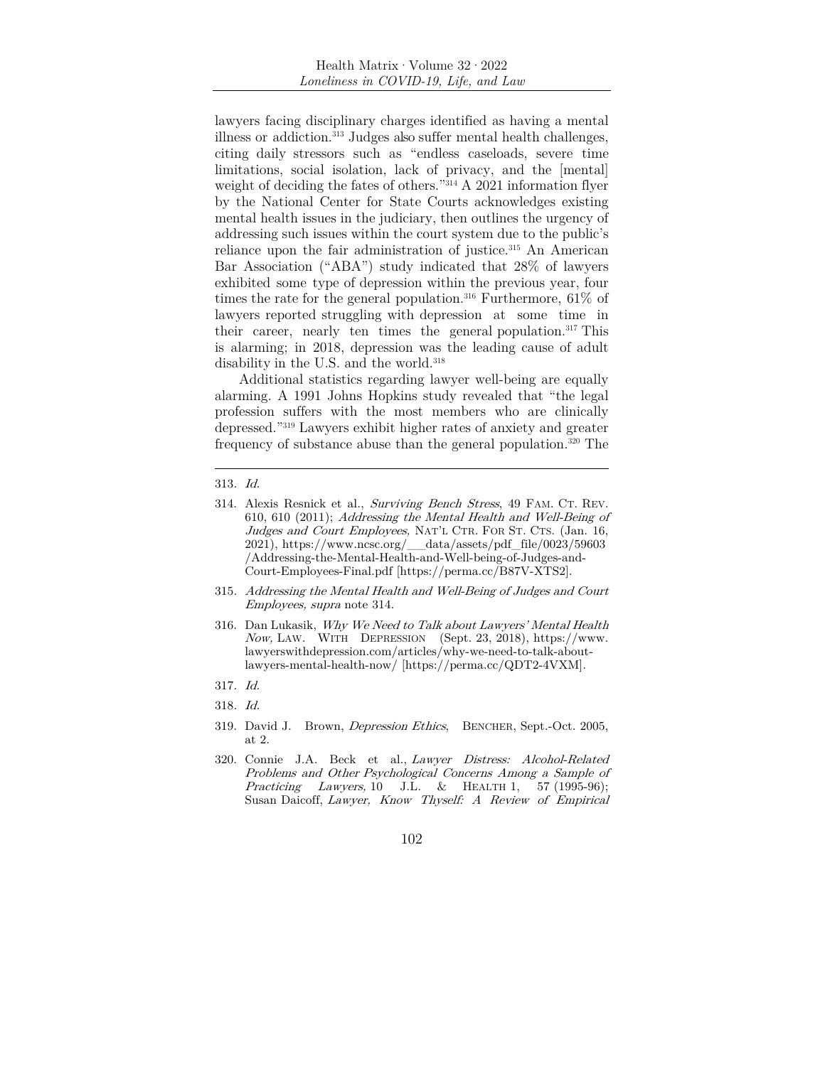lawyers facing disciplinary charges identified as having a mental illness or addiction.[313] Judges also suffer mental health challenges, citing daily stressors such as "endless caseloads, severe time limitations, social isolation, lack of privacy, and the [mental] weight of deciding the fates of others."[314] A 2021 information flyer by the National Center for State Courts acknowledges existing mental health issues in the judiciary, then outlines the urgency of addressing such issues within the court system due to the public's reliance upon the fair administration of justice.[315] An American Bar Association ("ABA") study indicated that 28% of lawyers exhibited some type of depression within the previous year, four times the rate for the general population.[316] Furthermore, 61% of lawyers reported struggling with depression at some time in their career, nearly ten times the general population.[317] This is alarming; in 2018, depression was the leading cause of adult disability in the U.S. and the world.[318]

Additional statistics regarding lawyer well-being are equally alarming. A 1991 Johns Hopkins study revealed that "the legal profession suffers with the most members who are clinically depressed."[319] Lawyers exhibit higher rates of anxiety and greater frequency of substance abuse than the general population.[320] The

---

313. *Id.*

314. Alexis Resnick et al., *Surviving Bench Stress*, 49 FAM. CT. REV. 610, 610 (2011); *Addressing the Mental Health and Well-Being of Judges and Court Employees,* NAT'L CTR. FOR ST. CTS. (Jan. 16, 2021), https://www.ncsc.org/__data/assets/pdf_file/0023/59603/Addressing-the-Mental-Health-and-Well-being-of-Judges-and-Court-Employees-Final.pdf [https://perma.cc/B87V-XTS2].

315. *Addressing the Mental Health and Well-Being of Judges and Court Employees, supra* note 314.

316. Dan Lukasik, *Why We Need to Talk about Lawyers' Mental Health Now,* LAW. WITH DEPRESSION (Sept. 23, 2018), https://www.lawyerswithdepression.com/articles/why-we-need-to-talk-about-lawyers-mental-health-now/ [https://perma.cc/QDT2-4VXM].

317. *Id.*

318. *Id.*

319. David J. Brown, *Depression Ethics*, BENCHER, Sept.-Oct. 2005, at 2.

320. Connie J.A. Beck et al., *Lawyer Distress: Alcohol-Related Problems and Other Psychological Concerns Among a Sample of Practicing Lawyers,* 10 J.L. & HEALTH 1, 57 (1995-96); Susan Daicoff, *Lawyer, Know Thyself: A Review of Empirical*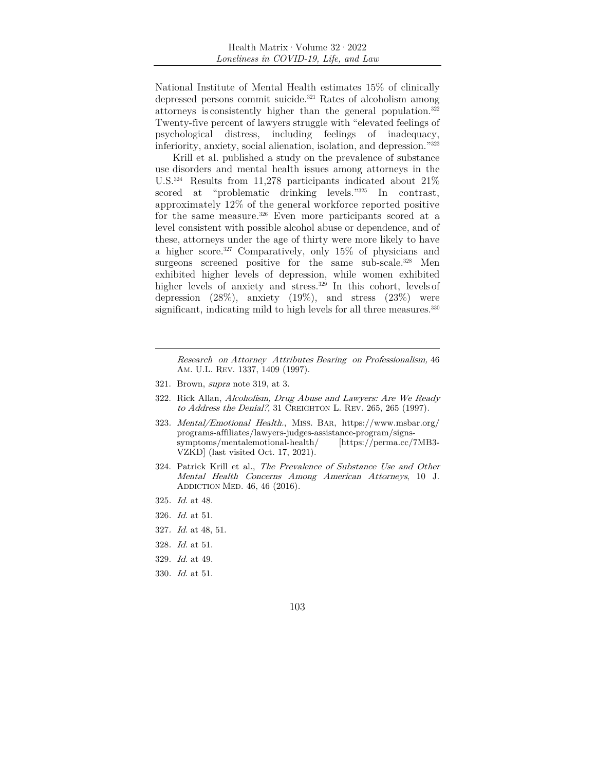National Institute of Mental Health estimates 15% of clinically depressed persons commit suicide.[321] Rates of alcoholism among attorneys is consistently higher than the general population.[322] Twenty-five percent of lawyers struggle with "elevated feelings of psychological distress, including feelings of inadequacy, inferiority, anxiety, social alienation, isolation, and depression."[323]

Krill et al. published a study on the prevalence of substance use disorders and mental health issues among attorneys in the U.S.[324] Results from 11,278 participants indicated about 21% scored at "problematic drinking levels."[325] In contrast, approximately 12% of the general workforce reported positive for the same measure.[326] Even more participants scored at a level consistent with possible alcohol abuse or dependence, and of these, attorneys under the age of thirty were more likely to have a higher score.[327] Comparatively, only 15% of physicians and surgeons screened positive for the same sub-scale.[328] Men exhibited higher levels of depression, while women exhibited higher levels of anxiety and stress.[329] In this cohort, levels of depression (28%), anxiety (19%), and stress (23%) were significant, indicating mild to high levels for all three measures.[330]

---

*Research on Attorney Attributes Bearing on Professionalism,* 46 AM. U.L. REV. 1337, 1409 (1997).

321. Brown, *supra* note 319, at 3.

322. Rick Allan, *Alcoholism, Drug Abuse and Lawyers: Are We Ready to Address the Denial?,* 31 CREIGHTON L. REV. 265, 265 (1997).

323. *Mental/Emotional Health.*, MISS. BAR, https://www.msbar.org/programs-affiliates/lawyers-judges-assistance-program/signs-symptoms/mentalemotional-health/ [https://perma.cc/7MB3-VZKD] (last visited Oct. 17, 2021).

324. Patrick Krill et al., *The Prevalence of Substance Use and Other Mental Health Concerns Among American Attorneys*, 10 J. ADDICTION MED. 46, 46 (2016).

325. *Id.* at 48.

326. *Id.* at 51.

327. *Id.* at 48, 51.

328. *Id.* at 51.

329. *Id.* at 49.

330. *Id.* at 51.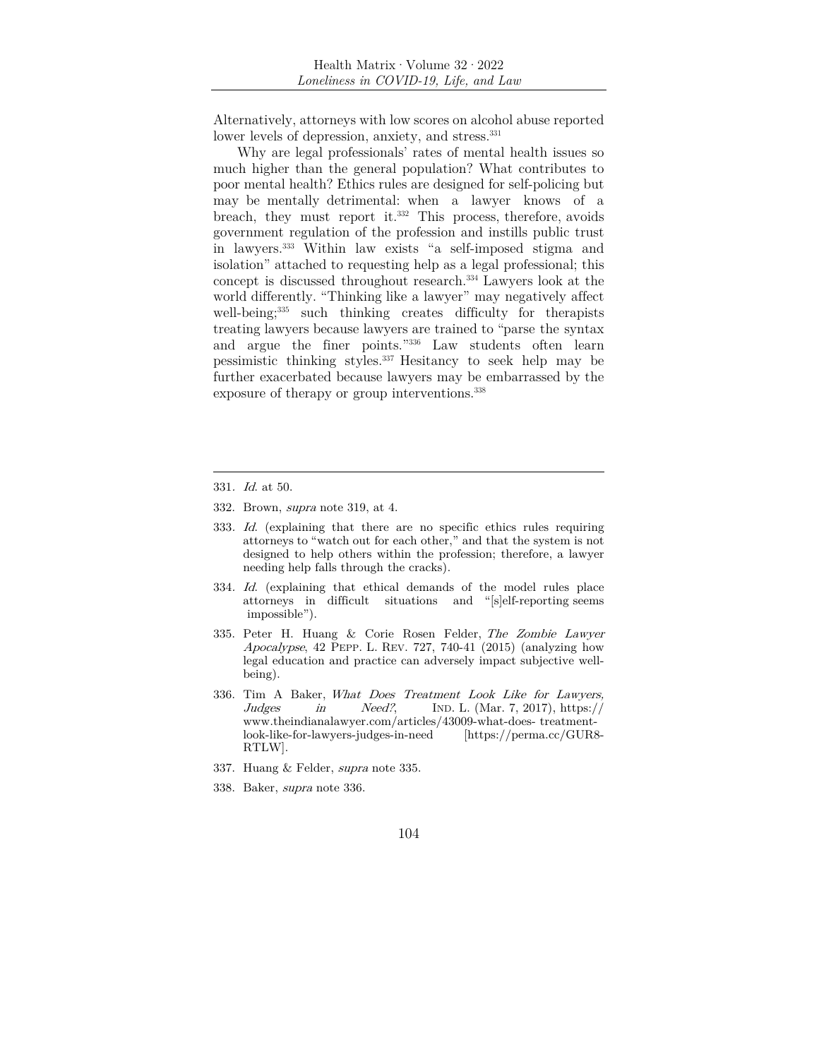Alternatively, attorneys with low scores on alcohol abuse reported lower levels of depression, anxiety, and stress.[331]

Why are legal professionals' rates of mental health issues so much higher than the general population? What contributes to poor mental health? Ethics rules are designed for self-policing but may be mentally detrimental: when a lawyer knows of a breach, they must report it.[332] This process, therefore, avoids government regulation of the profession and instills public trust in lawyers.[333] Within law exists "a self-imposed stigma and isolation" attached to requesting help as a legal professional; this concept is discussed throughout research.[334] Lawyers look at the world differently. "Thinking like a lawyer" may negatively affect well-being;[335] such thinking creates difficulty for therapists treating lawyers because lawyers are trained to "parse the syntax and argue the finer points."[336] Law students often learn pessimistic thinking styles.[337] Hesitancy to seek help may be further exacerbated because lawyers may be embarrassed by the exposure of therapy or group interventions.[338]

---

331. *Id.* at 50.

332. Brown, *supra* note 319, at 4.

333. *Id.* (explaining that there are no specific ethics rules requiring attorneys to "watch out for each other," and that the system is not designed to help others within the profession; therefore, a lawyer needing help falls through the cracks).

334. *Id.* (explaining that ethical demands of the model rules place attorneys in difficult situations and "[s]elf-reporting seems impossible").

335. Peter H. Huang & Corie Rosen Felder, *The Zombie Lawyer Apocalypse*, 42 PEPP. L. REV. 727, 740-41 (2015) (analyzing how legal education and practice can adversely impact subjective well-being).

336. Tim A Baker, *What Does Treatment Look Like for Lawyers, Judges in Need?*, IND. L. (Mar. 7, 2017), https://www.theindianalawyer.com/articles/43009-what-does- treatment-look-like-for-lawyers-judges-in-need [https://perma.cc/GUR8-RTLW].

337. Huang & Felder, *supra* note 335.

338. Baker, *supra* note 336.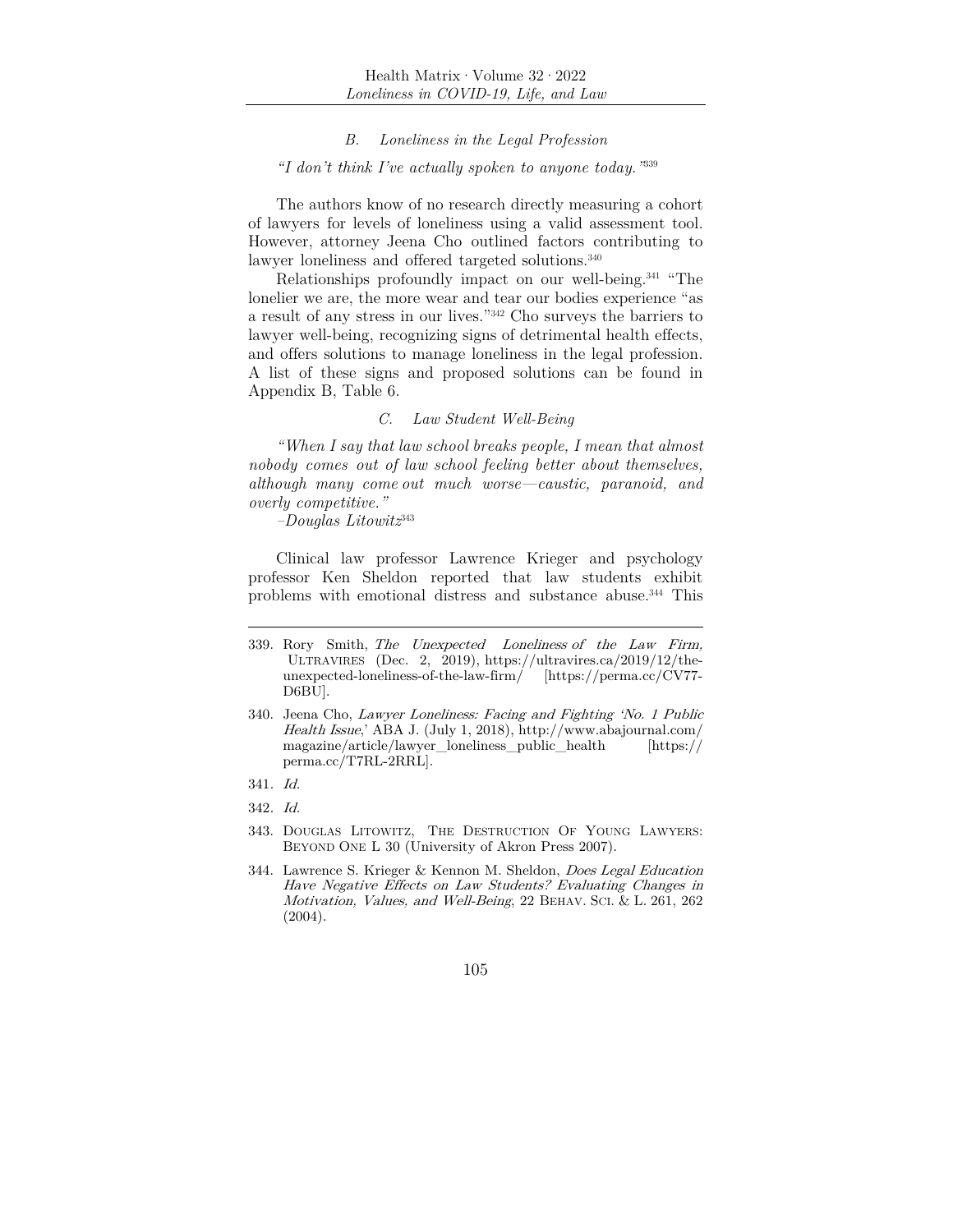### *B. Loneliness in the Legal Profession*

*"I don't think I've actually spoken to anyone today."*[339]

The authors know of no research directly measuring a cohort of lawyers for levels of loneliness using a valid assessment tool. However, attorney Jeena Cho outlined factors contributing to lawyer loneliness and offered targeted solutions.[340]

Relationships profoundly impact on our well-being.[341] "The lonelier we are, the more wear and tear our bodies experience "as a result of any stress in our lives."[342] Cho surveys the barriers to lawyer well-being, recognizing signs of detrimental health effects, and offers solutions to manage loneliness in the legal profession. A list of these signs and proposed solutions can be found in Appendix B, Table 6.

### *C. Law Student Well-Being*

*"When I say that law school breaks people, I mean that almost nobody comes out of law school feeling better about themselves, although many come out much worse—caustic, paranoid, and overly competitive."*

*–Douglas Litowitz*[343]

Clinical law professor Lawrence Krieger and psychology professor Ken Sheldon reported that law students exhibit problems with emotional distress and substance abuse.[344] This

---

339. Rory Smith, *The Unexpected Loneliness of the Law Firm,* ULTRAVIRES (Dec. 2, 2019), https://ultravires.ca/2019/12/the-unexpected-loneliness-of-the-law-firm/ [https://perma.cc/CV77-D6BU].

340. Jeena Cho, *Lawyer Loneliness: Facing and Fighting 'No. 1 Public Health Issue*,' ABA J. (July 1, 2018), http://www.abajournal.com/magazine/article/lawyer_loneliness_public_health [https://perma.cc/T7RL-2RRL].

341. *Id.*

342. *Id.*

343. DOUGLAS LITOWITZ, THE DESTRUCTION OF YOUNG LAWYERS: BEYOND ONE L 30 (University of Akron Press 2007).

344. Lawrence S. Krieger & Kennon M. Sheldon, *Does Legal Education Have Negative Effects on Law Students? Evaluating Changes in Motivation, Values, and Well-Being*, 22 BEHAV. SCI. & L. 261, 262 (2004).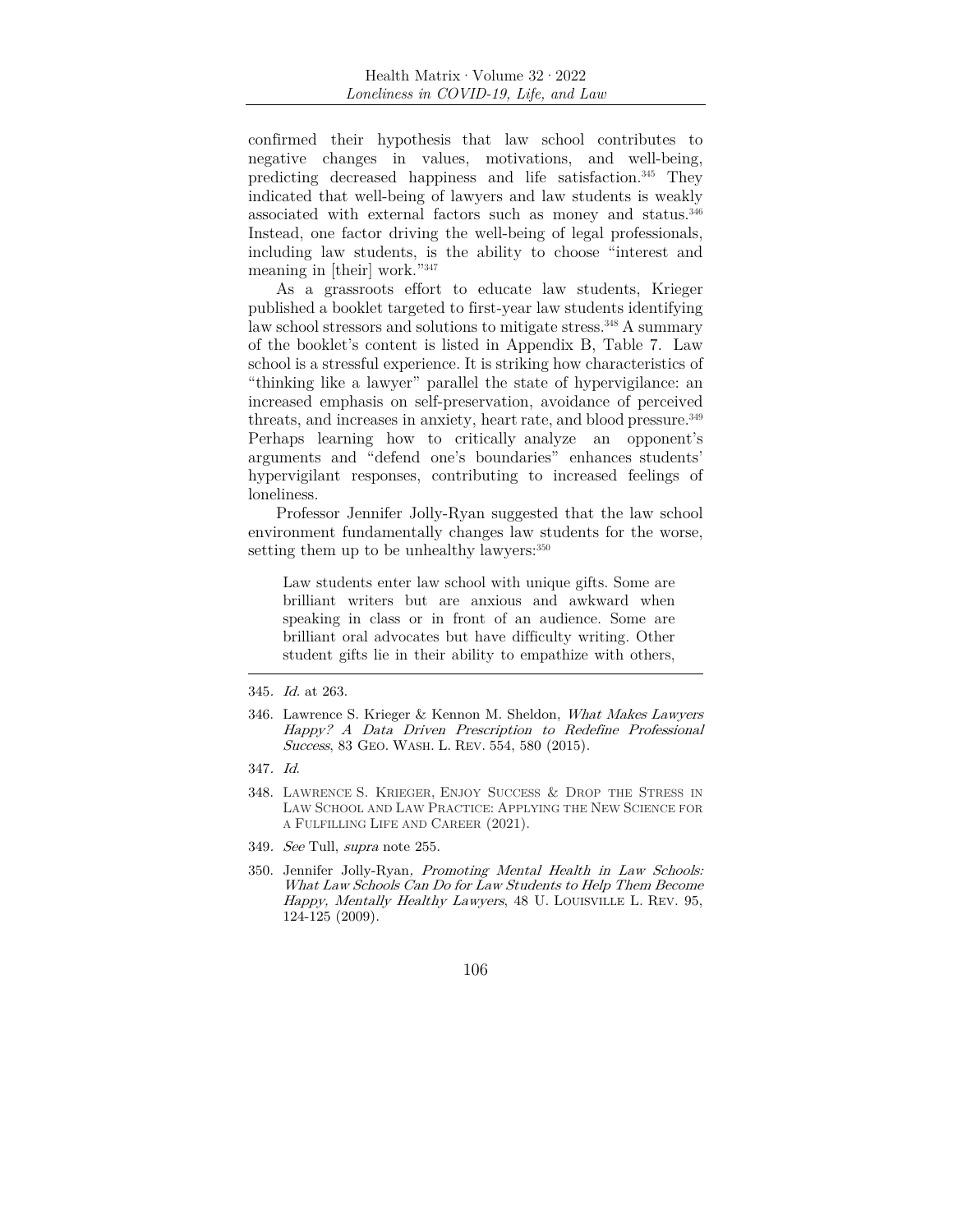confirmed their hypothesis that law school contributes to negative changes in values, motivations, and well-being, predicting decreased happiness and life satisfaction.[345] They indicated that well-being of lawyers and law students is weakly associated with external factors such as money and status.[346] Instead, one factor driving the well-being of legal professionals, including law students, is the ability to choose "interest and meaning in [their] work."[347]

As a grassroots effort to educate law students, Krieger published a booklet targeted to first-year law students identifying law school stressors and solutions to mitigate stress.[348] A summary of the booklet's content is listed in Appendix B, Table 7. Law school is a stressful experience. It is striking how characteristics of "thinking like a lawyer" parallel the state of hypervigilance: an increased emphasis on self-preservation, avoidance of perceived threats, and increases in anxiety, heart rate, and blood pressure.[349] Perhaps learning how to critically analyze an opponent's arguments and "defend one's boundaries" enhances students' hypervigilant responses, contributing to increased feelings of loneliness.

Professor Jennifer Jolly-Ryan suggested that the law school environment fundamentally changes law students for the worse, setting them up to be unhealthy lawyers:[350]

> Law students enter law school with unique gifts. Some are brilliant writers but are anxious and awkward when speaking in class or in front of an audience. Some are brilliant oral advocates but have difficulty writing. Other student gifts lie in their ability to empathize with others,

---

345. *Id.* at 263.

346. Lawrence S. Krieger & Kennon M. Sheldon, *What Makes Lawyers Happy? A Data Driven Prescription to Redefine Professional Success*, 83 GEO. WASH. L. REV. 554, 580 (2015).

347. *Id.*

348. LAWRENCE S. KRIEGER, ENJOY SUCCESS & DROP THE STRESS IN LAW SCHOOL AND LAW PRACTICE: APPLYING THE NEW SCIENCE FOR A FULFILLING LIFE AND CAREER (2021).

349. *See* Tull, *supra* note 255.

350. Jennifer Jolly-Ryan, *Promoting Mental Health in Law Schools: What Law Schools Can Do for Law Students to Help Them Become Happy, Mentally Healthy Lawyers*, 48 U. LOUISVILLE L. REV. 95, 124-125 (2009).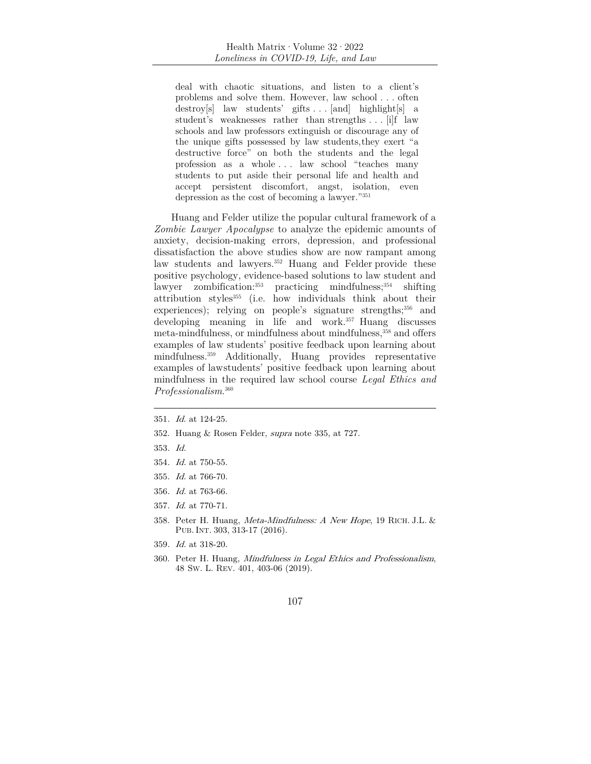> deal with chaotic situations, and listen to a client's problems and solve them. However, law school . . . often destroy[s] law students' gifts . . . [and] highlight[s] a student's weaknesses rather than strengths . . . [i]f law schools and law professors extinguish or discourage any of the unique gifts possessed by law students,they exert "a destructive force" on both the students and the legal profession as a whole . . . law school "teaches many students to put aside their personal life and health and accept persistent discomfort, angst, isolation, even depression as the cost of becoming a lawyer."[351]

Huang and Felder utilize the popular cultural framework of a *Zombie Lawyer Apocalypse* to analyze the epidemic amounts of anxiety, decision-making errors, depression, and professional dissatisfaction the above studies show are now rampant among law students and lawyers.[352] Huang and Felder provide these positive psychology, evidence-based solutions to law student and lawyer zombification:[353] practicing mindfulness;[354] shifting attribution styles[355] (i.e. how individuals think about their experiences); relying on people's signature strengths;[356] and developing meaning in life and work.[357] Huang discusses meta-mindfulness, or mindfulness about mindfulness,[358] and offers examples of law students' positive feedback upon learning about mindfulness.[359] Additionally, Huang provides representative examples of lawstudents' positive feedback upon learning about mindfulness in the required law school course *Legal Ethics and Professionalism*.[360]

---

351. *Id.* at 124-25.

352. Huang & Rosen Felder, *supra* note 335, at 727.

353. *Id.*

354. *Id.* at 750-55.

355. *Id.* at 766-70.

356. *Id.* at 763-66.

357. *Id.* at 770-71.

358. Peter H. Huang, *Meta-Mindfulness: A New Hope*, 19 RICH. J.L. & PUB. INT. 303, 313-17 (2016).

359. *Id.* at 318-20.

360. Peter H. Huang, *Mindfulness in Legal Ethics and Professionalism*, 48 SW. L. REV. 401, 403-06 (2019).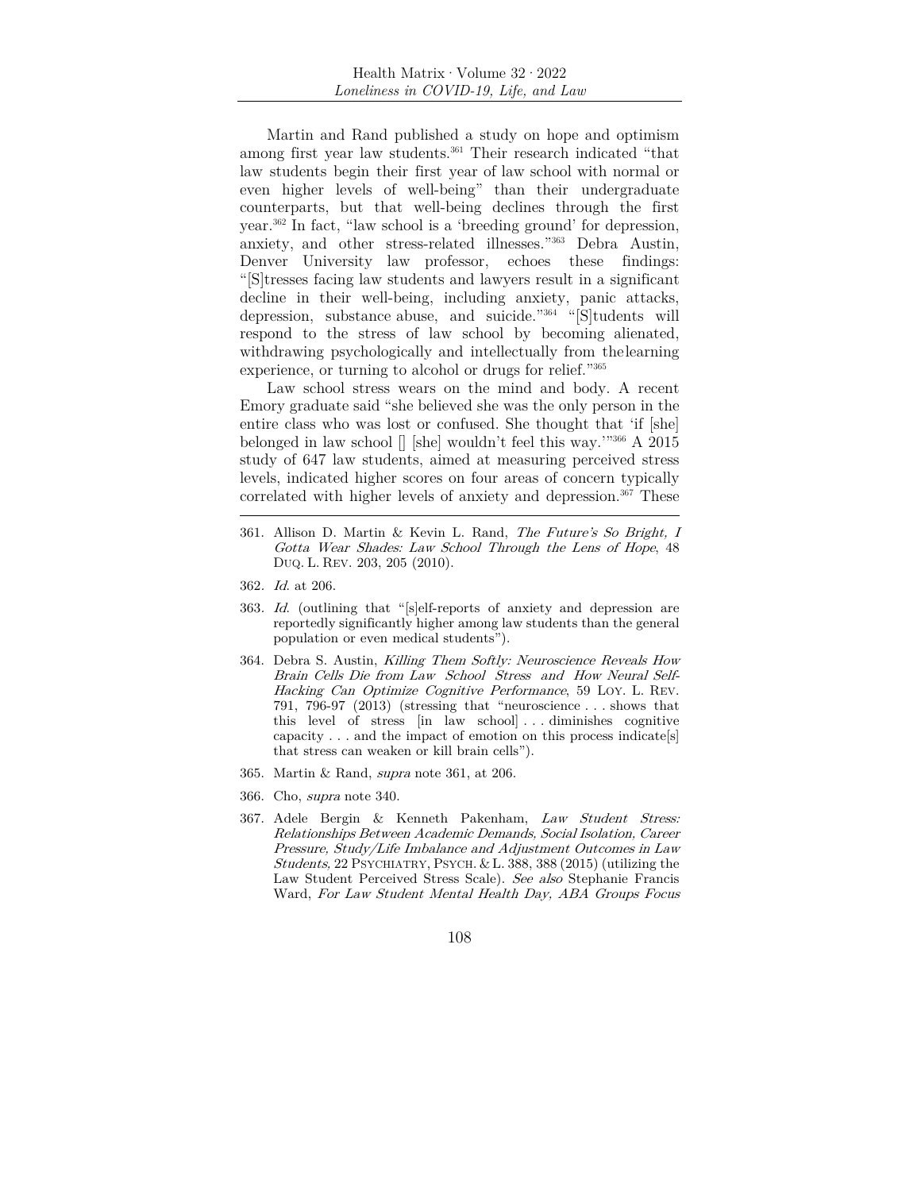Martin and Rand published a study on hope and optimism among first year law students.[361] Their research indicated "that law students begin their first year of law school with normal or even higher levels of well-being" than their undergraduate counterparts, but that well-being declines through the first year.[362] In fact, "law school is a 'breeding ground' for depression, anxiety, and other stress-related illnesses."[363] Debra Austin, Denver University law professor, echoes these findings: "[S]tresses facing law students and lawyers result in a significant decline in their well-being, including anxiety, panic attacks, depression, substance abuse, and suicide."[364] "[S]tudents will respond to the stress of law school by becoming alienated, withdrawing psychologically and intellectually from thelearning experience, or turning to alcohol or drugs for relief."[365]

Law school stress wears on the mind and body. A recent Emory graduate said "she believed she was the only person in the entire class who was lost or confused. She thought that 'if [she] belonged in law school [] [she] wouldn't feel this way.'"[366] A 2015 study of 647 law students, aimed at measuring perceived stress levels, indicated higher scores on four areas of concern typically correlated with higher levels of anxiety and depression.[367] These

---

361. Allison D. Martin & Kevin L. Rand, *The Future's So Bright, I Gotta Wear Shades: Law School Through the Lens of Hope*, 48 DUQ. L. REV. 203, 205 (2010).

362. *Id.* at 206.

363. *Id.* (outlining that "[s]elf-reports of anxiety and depression are reportedly significantly higher among law students than the general population or even medical students").

364. Debra S. Austin, *Killing Them Softly: Neuroscience Reveals How Brain Cells Die from Law School Stress and How Neural Self-Hacking Can Optimize Cognitive Performance*, 59 LOY. L. REV. 791, 796-97 (2013) (stressing that "neuroscience . . . shows that this level of stress [in law school] . . . diminishes cognitive capacity . . . and the impact of emotion on this process indicate[s] that stress can weaken or kill brain cells").

365. Martin & Rand, *supra* note 361, at 206.

366. Cho, *supra* note 340.

367. Adele Bergin & Kenneth Pakenham, *Law Student Stress: Relationships Between Academic Demands, Social Isolation, Career Pressure, Study/Life Imbalance and Adjustment Outcomes in Law Students,* 22 PSYCHIATRY, PSYCH. & L. 388, 388 (2015) (utilizing the Law Student Perceived Stress Scale). *See also* Stephanie Francis Ward, *For Law Student Mental Health Day, ABA Groups Focus*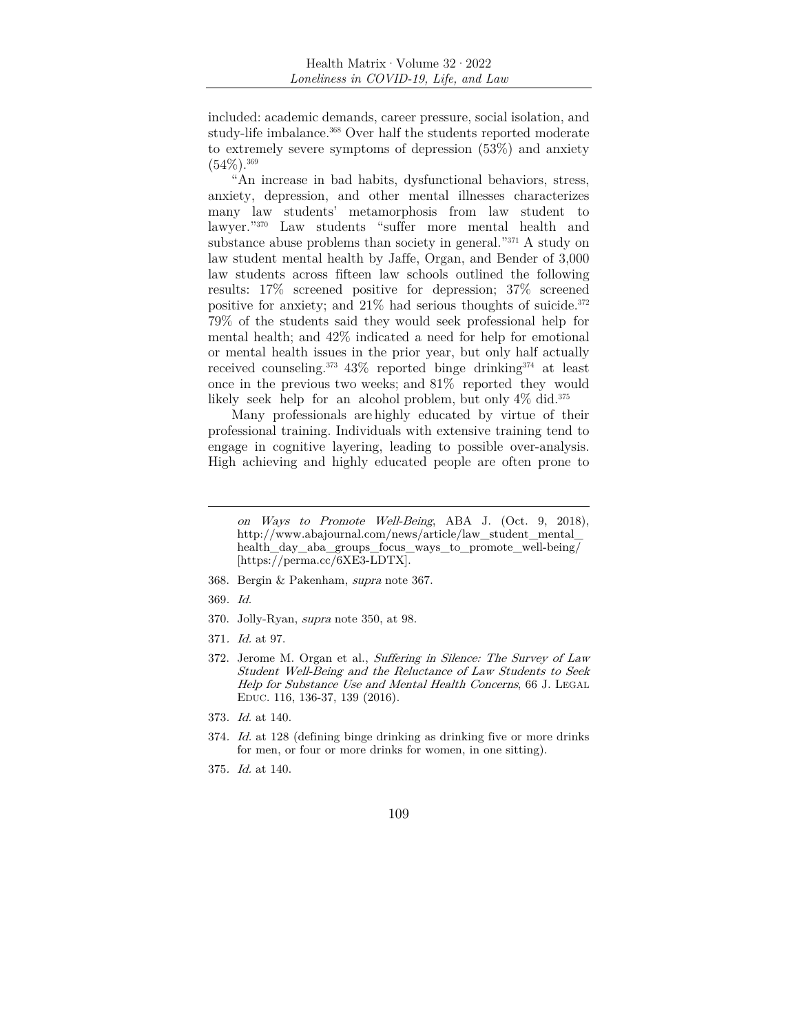included: academic demands, career pressure, social isolation, and study-life imbalance.[368] Over half the students reported moderate to extremely severe symptoms of depression (53%) and anxiety (54%).[369]

"An increase in bad habits, dysfunctional behaviors, stress, anxiety, depression, and other mental illnesses characterizes many law students' metamorphosis from law student to lawyer."[370] Law students "suffer more mental health and substance abuse problems than society in general."[371] A study on law student mental health by Jaffe, Organ, and Bender of 3,000 law students across fifteen law schools outlined the following results: 17% screened positive for depression; 37% screened positive for anxiety; and 21% had serious thoughts of suicide.[372] 79% of the students said they would seek professional help for mental health; and 42% indicated a need for help for emotional or mental health issues in the prior year, but only half actually received counseling.[373] 43% reported binge drinking[374] at least once in the previous two weeks; and 81% reported they would likely seek help for an alcohol problem, but only 4% did.[375]

Many professionals are highly educated by virtue of their professional training. Individuals with extensive training tend to engage in cognitive layering, leading to possible over-analysis. High achieving and highly educated people are often prone to

---

*on Ways to Promote Well-Being*, ABA J. (Oct. 9, 2018), http://www.abajournal.com/news/article/law_student_mental_health_day_aba_groups_focus_ways_to_promote_well-being/ [https://perma.cc/6XE3-LDTX].

368. Bergin & Pakenham, *supra* note 367.

369. *Id.*

370. Jolly-Ryan, *supra* note 350, at 98.

371. *Id.* at 97.

372. Jerome M. Organ et al., *Suffering in Silence: The Survey of Law Student Well-Being and the Reluctance of Law Students to Seek Help for Substance Use and Mental Health Concerns*, 66 J. LEGAL EDUC. 116, 136-37, 139 (2016).

373. *Id.* at 140.

374. *Id.* at 128 (defining binge drinking as drinking five or more drinks for men, or four or more drinks for women, in one sitting).

375. *Id.* at 140.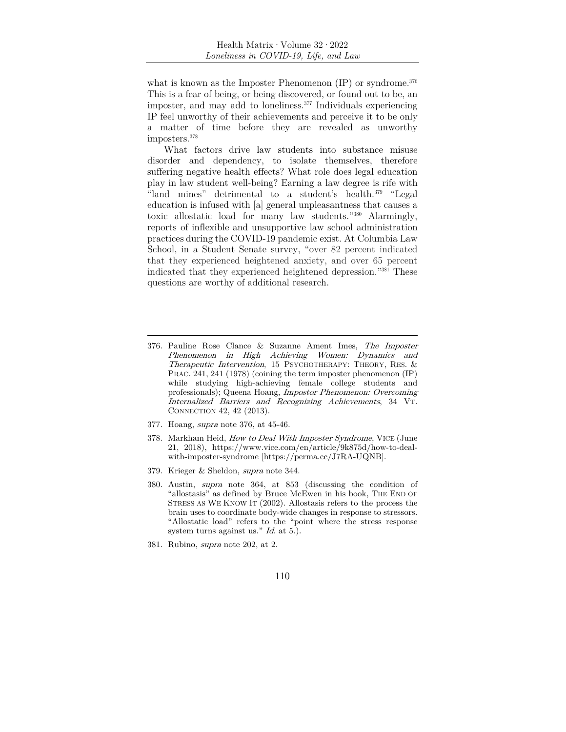what is known as the Imposter Phenomenon (IP) or syndrome.[376] This is a fear of being, or being discovered, or found out to be, an imposter, and may add to loneliness.[377] Individuals experiencing IP feel unworthy of their achievements and perceive it to be only a matter of time before they are revealed as unworthy imposters.[378]

What factors drive law students into substance misuse disorder and dependency, to isolate themselves, therefore suffering negative health effects? What role does legal education play in law student well-being? Earning a law degree is rife with "land mines" detrimental to a student's health.[379] "Legal education is infused with [a] general unpleasantness that causes a toxic allostatic load for many law students."[380] Alarmingly, reports of inflexible and unsupportive law school administration practices during the COVID-19 pandemic exist. At Columbia Law School, in a Student Senate survey, "over 82 percent indicated that they experienced heightened anxiety, and over 65 percent indicated that they experienced heightened depression."[381] These questions are worthy of additional research.

---

376. Pauline Rose Clance & Suzanne Ament Imes, *The Imposter Phenomenon in High Achieving Women: Dynamics and Therapeutic Intervention*, 15 PSYCHOTHERAPY: THEORY, RES. & PRAC. 241, 241 (1978) (coining the term imposter phenomenon (IP) while studying high-achieving female college students and professionals); Queena Hoang, *Impostor Phenomenon: Overcoming Internalized Barriers and Recognizing Achievements*, 34 VT. CONNECTION 42, 42 (2013).

377. Hoang, *supra* note 376, at 45-46.

378. Markham Heid, *How to Deal With Imposter Syndrome*, VICE (June 21, 2018), https://www.vice.com/en/article/9k875d/how-to-deal-with-imposter-syndrome [https://perma.cc/J7RA-UQNB].

379. Krieger & Sheldon, *supra* note 344.

380. Austin, *supra* note 364, at 853 (discussing the condition of "allostasis" as defined by Bruce McEwen in his book, THE END OF STRESS AS WE KNOW IT (2002). Allostasis refers to the process the brain uses to coordinate body-wide changes in response to stressors. "Allostatic load" refers to the "point where the stress response system turns against us." *Id.* at 5.).

381. Rubino, *supra* note 202, at 2.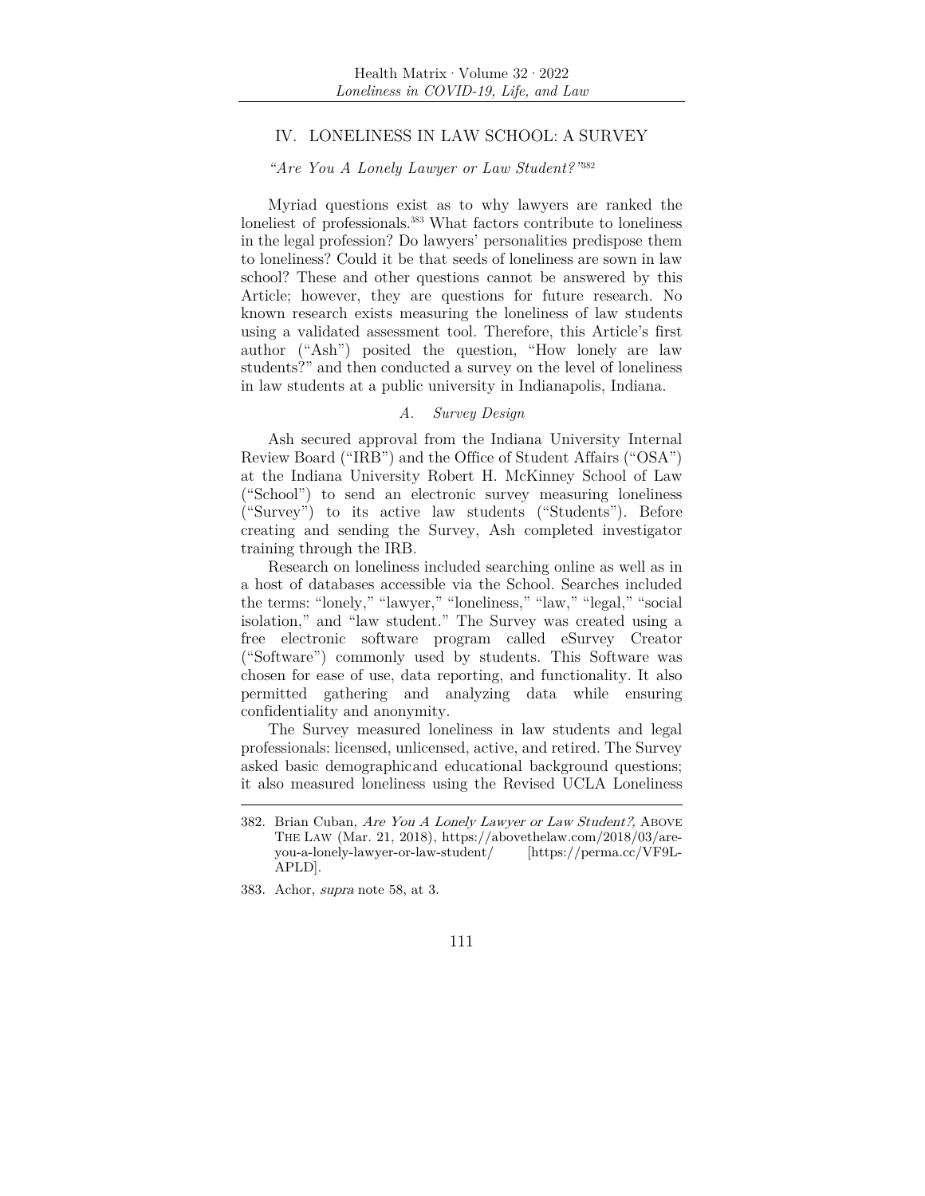## IV. Loneliness in Law School: A Survey

*"Are You A Lonely Lawyer or Law Student?"*[382]

Myriad questions exist as to why lawyers are ranked the loneliest of professionals.[383] What factors contribute to loneliness in the legal profession? Do lawyers' personalities predispose them to loneliness? Could it be that seeds of loneliness are sown in law school? These and other questions cannot be answered by this Article; however, they are questions for future research. No known research exists measuring the loneliness of law students using a validated assessment tool. Therefore, this Article's first author ("Ash") posited the question, "How lonely are law students?" and then conducted a survey on the level of loneliness in law students at a public university in Indianapolis, Indiana.

### *A. Survey Design*

Ash secured approval from the Indiana University Internal Review Board ("IRB") and the Office of Student Affairs ("OSA") at the Indiana University Robert H. McKinney School of Law ("School") to send an electronic survey measuring loneliness ("Survey") to its active law students ("Students"). Before creating and sending the Survey, Ash completed investigator training through the IRB.

Research on loneliness included searching online as well as in a host of databases accessible via the School. Searches included the terms: "lonely," "lawyer," "loneliness," "law," "legal," "social isolation," and "law student." The Survey was created using a free electronic software program called eSurvey Creator ("Software") commonly used by students. This Software was chosen for ease of use, data reporting, and functionality. It also permitted gathering and analyzing data while ensuring confidentiality and anonymity.

The Survey measured loneliness in law students and legal professionals: licensed, unlicensed, active, and retired. The Survey asked basic demographicand educational background questions; it also measured loneliness using the Revised UCLA Loneliness

---

382. Brian Cuban, *Are You A Lonely Lawyer or Law Student?*, Above The Law (Mar. 21, 2018), https://abovethelaw.com/2018/03/are-you-a-lonely-lawyer-or-law-student/ [https://perma.cc/VF9L-APLD].

383. Achor, *supra* note 58, at 3.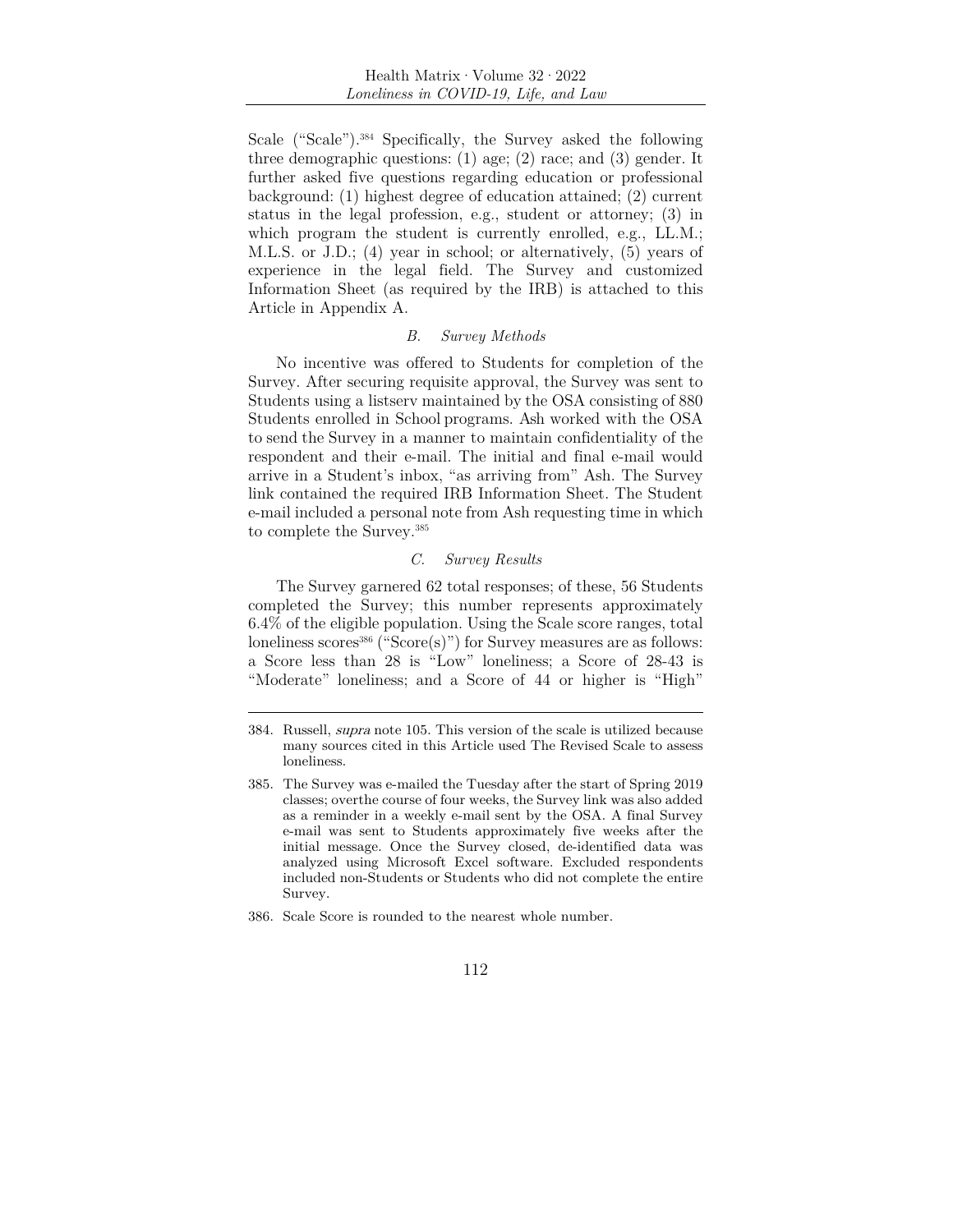Scale ("Scale").[384] Specifically, the Survey asked the following three demographic questions: (1) age; (2) race; and (3) gender. It further asked five questions regarding education or professional background: (1) highest degree of education attained; (2) current status in the legal profession, e.g., student or attorney; (3) in which program the student is currently enrolled, e.g., LL.M.; M.L.S. or J.D.; (4) year in school; or alternatively, (5) years of experience in the legal field. The Survey and customized Information Sheet (as required by the IRB) is attached to this Article in Appendix A.

### *B. Survey Methods*

No incentive was offered to Students for completion of the Survey. After securing requisite approval, the Survey was sent to Students using a listserv maintained by the OSA consisting of 880 Students enrolled in School programs. Ash worked with the OSA to send the Survey in a manner to maintain confidentiality of the respondent and their e-mail. The initial and final e-mail would arrive in a Student's inbox, "as arriving from" Ash. The Survey link contained the required IRB Information Sheet. The Student e-mail included a personal note from Ash requesting time in which to complete the Survey.[385]

### *C. Survey Results*

The Survey garnered 62 total responses; of these, 56 Students completed the Survey; this number represents approximately 6.4% of the eligible population. Using the Scale score ranges, total loneliness scores[386] ("Score(s)") for Survey measures are as follows: a Score less than 28 is "Low" loneliness; a Score of 28-43 is "Moderate" loneliness; and a Score of 44 or higher is "High"

---

384. Russell, *supra* note 105. This version of the scale is utilized because many sources cited in this Article used The Revised Scale to assess loneliness.

385. The Survey was e-mailed the Tuesday after the start of Spring 2019 classes; overthe course of four weeks, the Survey link was also added as a reminder in a weekly e-mail sent by the OSA. A final Survey e-mail was sent to Students approximately five weeks after the initial message. Once the Survey closed, de-identified data was analyzed using Microsoft Excel software. Excluded respondents included non-Students or Students who did not complete the entire Survey.

386. Scale Score is rounded to the nearest whole number.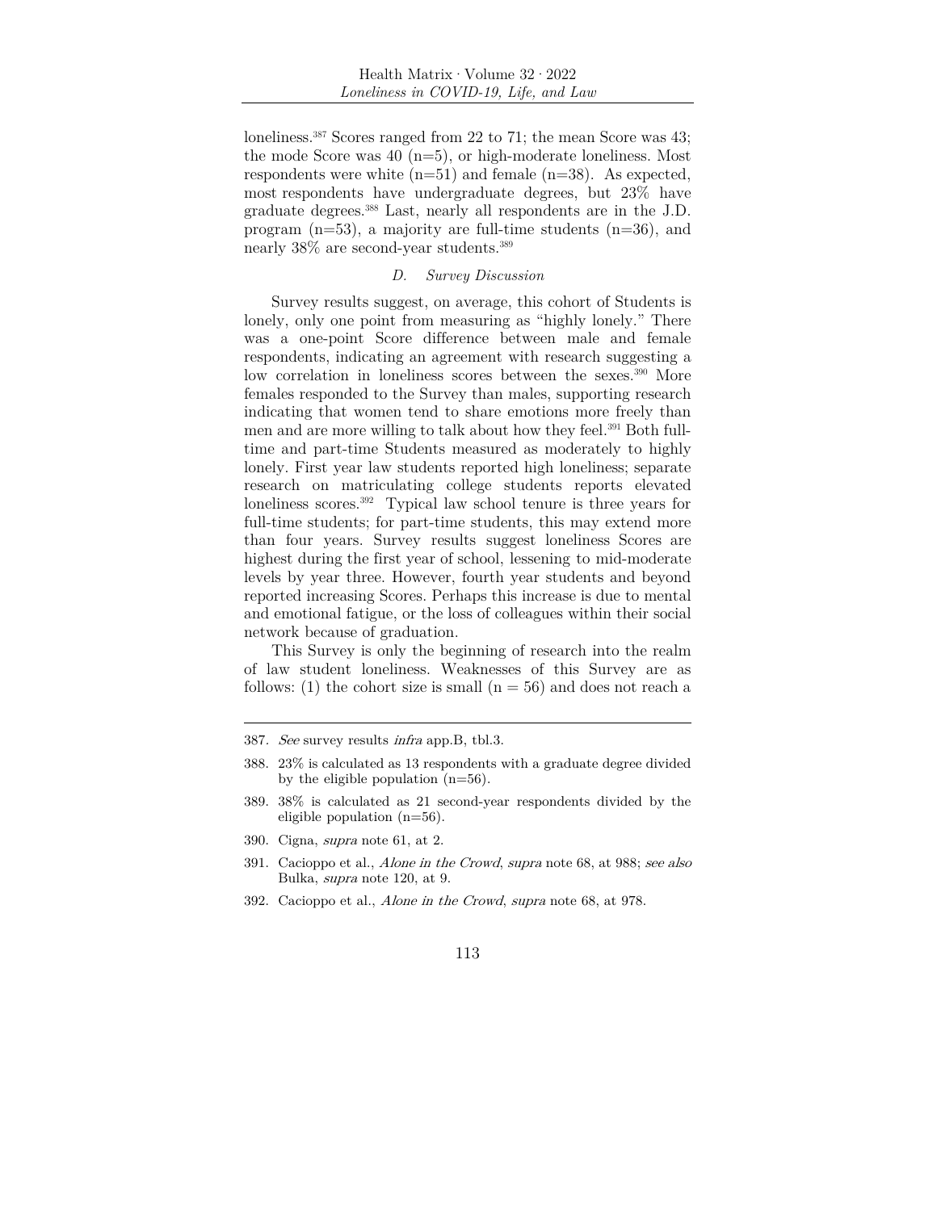loneliness.[387] Scores ranged from 22 to 71; the mean Score was 43; the mode Score was 40 (n=5), or high-moderate loneliness. Most respondents were white (n=51) and female (n=38). As expected, most respondents have undergraduate degrees, but 23% have graduate degrees.[388] Last, nearly all respondents are in the J.D. program (n=53), a majority are full-time students (n=36), and nearly 38% are second-year students.[389]

### *D. Survey Discussion*

Survey results suggest, on average, this cohort of Students is lonely, only one point from measuring as "highly lonely." There was a one-point Score difference between male and female respondents, indicating an agreement with research suggesting a low correlation in loneliness scores between the sexes.[390] More females responded to the Survey than males, supporting research indicating that women tend to share emotions more freely than men and are more willing to talk about how they feel.[391] Both full-time and part-time Students measured as moderately to highly lonely. First year law students reported high loneliness; separate research on matriculating college students reports elevated loneliness scores.[392] Typical law school tenure is three years for full-time students; for part-time students, this may extend more than four years. Survey results suggest loneliness Scores are highest during the first year of school, lessening to mid-moderate levels by year three. However, fourth year students and beyond reported increasing Scores. Perhaps this increase is due to mental and emotional fatigue, or the loss of colleagues within their social network because of graduation.

This Survey is only the beginning of research into the realm of law student loneliness. Weaknesses of this Survey are as follows: (1) the cohort size is small (n = 56) and does not reach a

---

387. *See* survey results *infra* app.B, tbl.3.

388. 23% is calculated as 13 respondents with a graduate degree divided by the eligible population (n=56).

389. 38% is calculated as 21 second-year respondents divided by the eligible population (n=56).

390. Cigna, *supra* note 61, at 2.

391. Cacioppo et al., *Alone in the Crowd*, *supra* note 68, at 988; *see also* Bulka, *supra* note 120, at 9.

392. Cacioppo et al., *Alone in the Crowd*, *supra* note 68, at 978.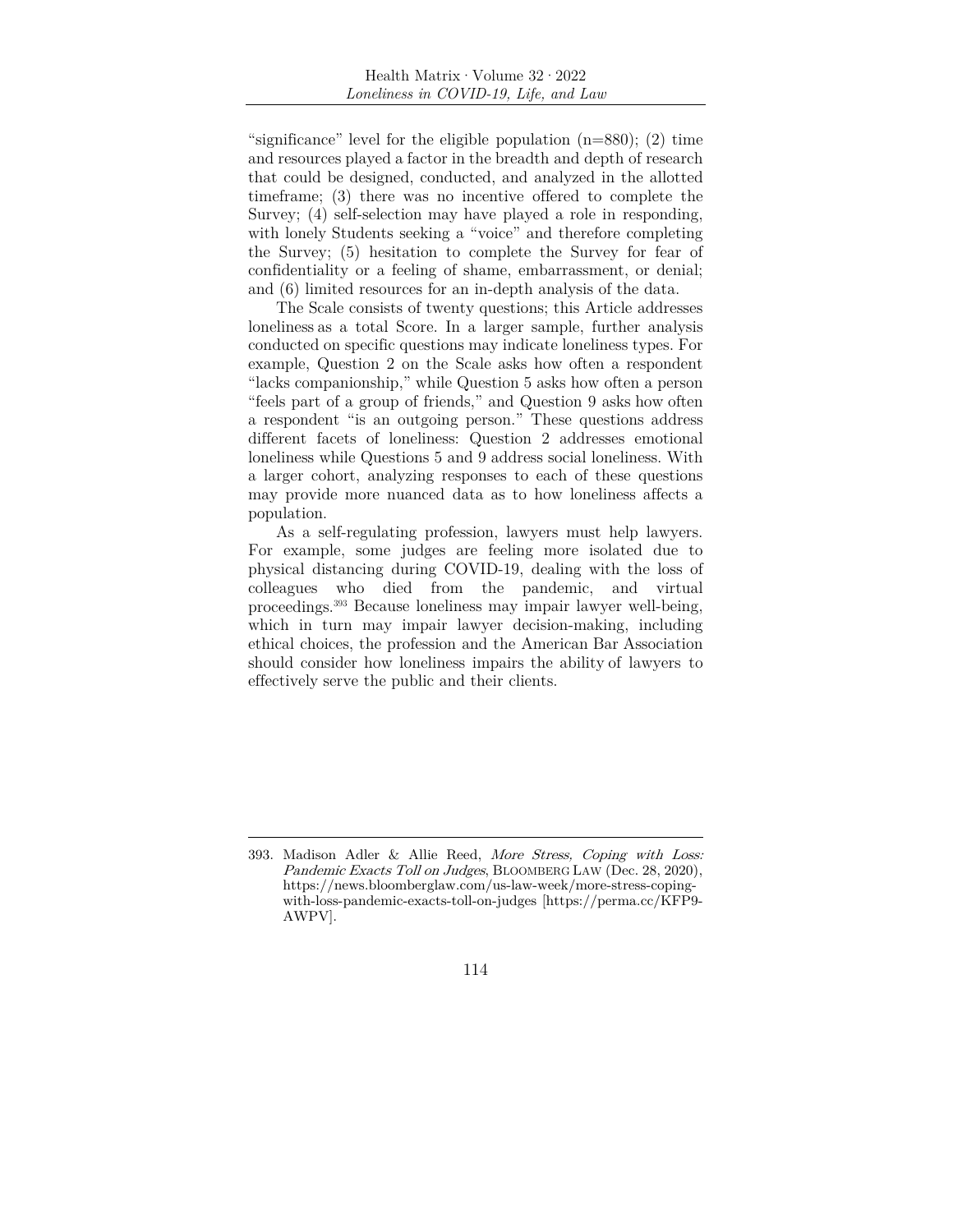"significance" level for the eligible population (n=880); (2) time and resources played a factor in the breadth and depth of research that could be designed, conducted, and analyzed in the allotted timeframe; (3) there was no incentive offered to complete the Survey; (4) self-selection may have played a role in responding, with lonely Students seeking a "voice" and therefore completing the Survey; (5) hesitation to complete the Survey for fear of confidentiality or a feeling of shame, embarrassment, or denial; and (6) limited resources for an in-depth analysis of the data.

The Scale consists of twenty questions; this Article addresses loneliness as a total Score. In a larger sample, further analysis conducted on specific questions may indicate loneliness types. For example, Question 2 on the Scale asks how often a respondent "lacks companionship," while Question 5 asks how often a person "feels part of a group of friends," and Question 9 asks how often a respondent "is an outgoing person." These questions address different facets of loneliness: Question 2 addresses emotional loneliness while Questions 5 and 9 address social loneliness. With a larger cohort, analyzing responses to each of these questions may provide more nuanced data as to how loneliness affects a population.

As a self-regulating profession, lawyers must help lawyers. For example, some judges are feeling more isolated due to physical distancing during COVID-19, dealing with the loss of colleagues who died from the pandemic, and virtual proceedings.[393] Because loneliness may impair lawyer well-being, which in turn may impair lawyer decision-making, including ethical choices, the profession and the American Bar Association should consider how loneliness impairs the ability of lawyers to effectively serve the public and their clients.

---

393. Madison Adler & Allie Reed, *More Stress, Coping with Loss: Pandemic Exacts Toll on Judges*, BLOOMBERG LAW (Dec. 28, 2020), https://news.bloomberglaw.com/us-law-week/more-stress-coping-with-loss-pandemic-exacts-toll-on-judges [https://perma.cc/KFP9-AWPV].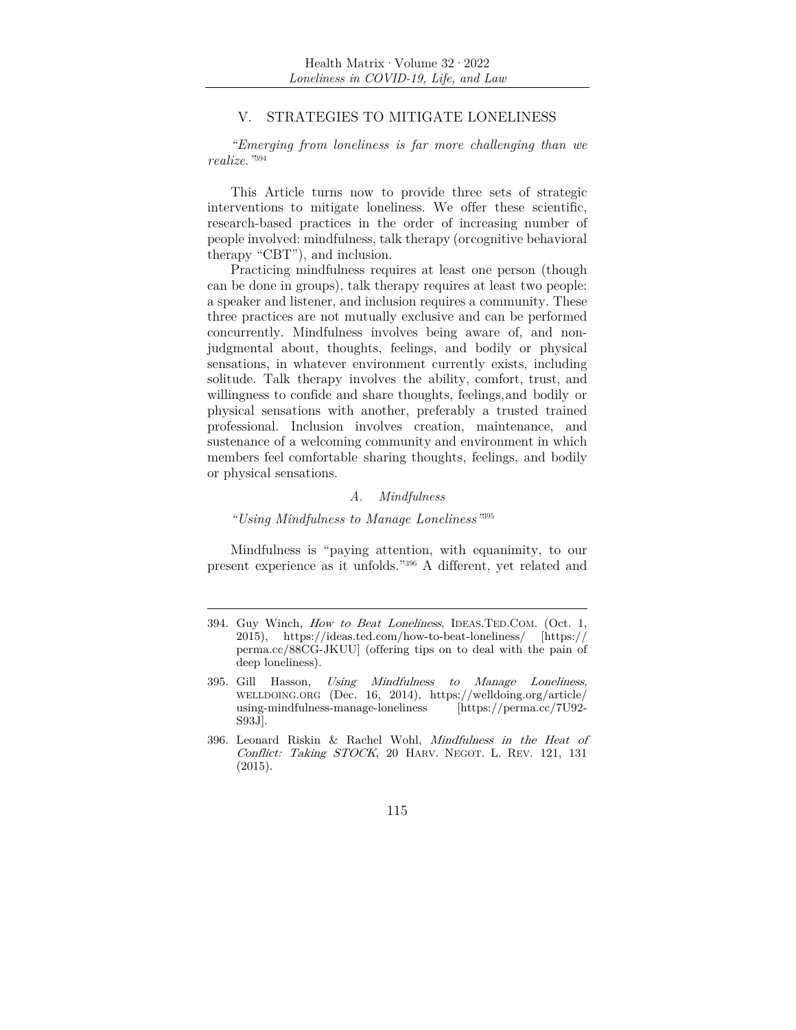## V. STRATEGIES TO MITIGATE LONELINESS

*"Emerging from loneliness is far more challenging than we realize."*[394]

This Article turns now to provide three sets of strategic interventions to mitigate loneliness. We offer these scientific, research-based practices in the order of increasing number of people involved: mindfulness, talk therapy (orcognitive behavioral therapy "CBT"), and inclusion.

Practicing mindfulness requires at least one person (though can be done in groups), talk therapy requires at least two people: a speaker and listener, and inclusion requires a community. These three practices are not mutually exclusive and can be performed concurrently. Mindfulness involves being aware of, and non-judgmental about, thoughts, feelings, and bodily or physical sensations, in whatever environment currently exists, including solitude. Talk therapy involves the ability, comfort, trust, and willingness to confide and share thoughts, feelings,and bodily or physical sensations with another, preferably a trusted trained professional. Inclusion involves creation, maintenance, and sustenance of a welcoming community and environment in which members feel comfortable sharing thoughts, feelings, and bodily or physical sensations.

### *A. Mindfulness*

*"Using Mindfulness to Manage Loneliness"*[395]

Mindfulness is "paying attention, with equanimity, to our present experience as it unfolds."[396] A different, yet related and

---

394. Guy Winch, *How to Beat Loneliness*, IDEAS.TED.COM. (Oct. 1, 2015), https://ideas.ted.com/how-to-beat-loneliness/ [https://perma.cc/88CG-JKUU] (offering tips on to deal with the pain of deep loneliness).

395. Gill Hasson, *Using Mindfulness to Manage Loneliness*, WELLDOING.ORG (Dec. 16, 2014), https://welldoing.org/article/using-mindfulness-manage-loneliness [https://perma.cc/7U92-S93J].

396. Leonard Riskin & Rachel Wohl, *Mindfulness in the Heat of Conflict: Taking STOCK*, 20 HARV. NEGOT. L. REV. 121, 131 (2015).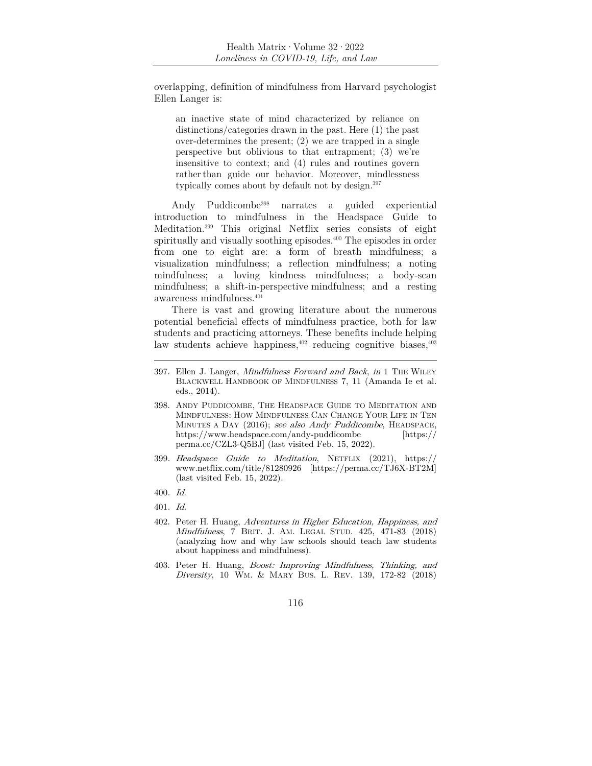overlapping, definition of mindfulness from Harvard psychologist Ellen Langer is:

> an inactive state of mind characterized by reliance on distinctions/categories drawn in the past. Here (1) the past over-determines the present; (2) we are trapped in a single perspective but oblivious to that entrapment; (3) we're insensitive to context; and (4) rules and routines govern rather than guide our behavior. Moreover, mindlessness typically comes about by default not by design.[397]

Andy Puddicombe[398] narrates a guided experiential introduction to mindfulness in the Headspace Guide to Meditation.[399] This original Netflix series consists of eight spiritually and visually soothing episodes.[400] The episodes in order from one to eight are: a form of breath mindfulness; a visualization mindfulness; a reflection mindfulness; a noting mindfulness; a loving kindness mindfulness; a body-scan mindfulness; a shift-in-perspective mindfulness; and a resting awareness mindfulness.[401]

There is vast and growing literature about the numerous potential beneficial effects of mindfulness practice, both for law students and practicing attorneys. These benefits include helping law students achieve happiness,[402] reducing cognitive biases,[403]

---

397. Ellen J. Langer, *Mindfulness Forward and Back*, *in* 1 The Wiley Blackwell Handbook of Mindfulness 7, 11 (Amanda Ie et al. eds., 2014).

398. Andy Puddicombe, The Headspace Guide to Meditation and Mindfulness: How Mindfulness Can Change Your Life in Ten Minutes a Day (2016); *see also Andy Puddicombe*, Headspace, https://www.headspace.com/andy-puddicombe [https://perma.cc/CZL3-Q5BJ] (last visited Feb. 15, 2022).

399. *Headspace Guide to Meditation*, Netflix (2021), https://www.netflix.com/title/81280926 [https://perma.cc/TJ6X-BT2M] (last visited Feb. 15, 2022).

400. *Id.*

401. *Id.*

402. Peter H. Huang, *Adventures in Higher Education, Happiness, and Mindfulness*, 7 Brit. J. Am. Legal Stud. 425, 471-83 (2018) (analyzing how and why law schools should teach law students about happiness and mindfulness).

403. Peter H. Huang, *Boost: Improving Mindfulness, Thinking, and Diversity*, 10 Wm. & Mary Bus. L. Rev. 139, 172-82 (2018)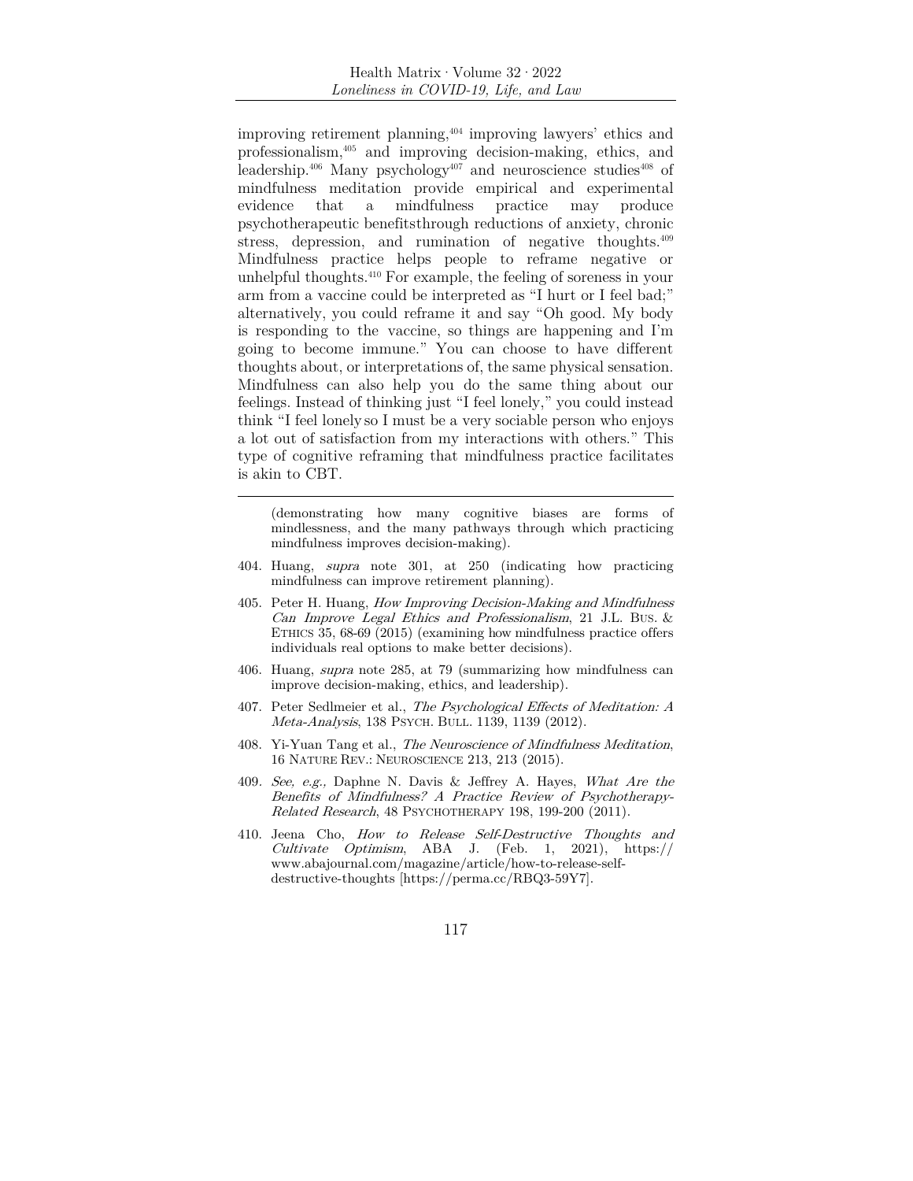improving retirement planning,[404] improving lawyers' ethics and professionalism,[405] and improving decision-making, ethics, and leadership.[406] Many psychology[407] and neuroscience studies[408] of mindfulness meditation provide empirical and experimental evidence that a mindfulness practice may produce psychotherapeutic benefitsthrough reductions of anxiety, chronic stress, depression, and rumination of negative thoughts.[409] Mindfulness practice helps people to reframe negative or unhelpful thoughts.[410] For example, the feeling of soreness in your arm from a vaccine could be interpreted as "I hurt or I feel bad;" alternatively, you could reframe it and say "Oh good. My body is responding to the vaccine, so things are happening and I'm going to become immune." You can choose to have different thoughts about, or interpretations of, the same physical sensation. Mindfulness can also help you do the same thing about our feelings. Instead of thinking just "I feel lonely," you could instead think "I feel lonely so I must be a very sociable person who enjoys a lot out of satisfaction from my interactions with others." This type of cognitive reframing that mindfulness practice facilitates is akin to CBT.

---

(demonstrating how many cognitive biases are forms of mindlessness, and the many pathways through which practicing mindfulness improves decision-making).

404. Huang, *supra* note 301, at 250 (indicating how practicing mindfulness can improve retirement planning).

405. Peter H. Huang, *How Improving Decision-Making and Mindfulness Can Improve Legal Ethics and Professionalism*, 21 J.L. BUS. & ETHICS 35, 68-69 (2015) (examining how mindfulness practice offers individuals real options to make better decisions).

406. Huang, *supra* note 285, at 79 (summarizing how mindfulness can improve decision-making, ethics, and leadership).

407. Peter Sedlmeier et al., *The Psychological Effects of Meditation: A Meta-Analysis*, 138 PSYCH. BULL. 1139, 1139 (2012).

408. Yi-Yuan Tang et al., *The Neuroscience of Mindfulness Meditation*, 16 NATURE REV.: NEUROSCIENCE 213, 213 (2015).

409. *See, e.g.,* Daphne N. Davis & Jeffrey A. Hayes, *What Are the Benefits of Mindfulness? A Practice Review of Psychotherapy-Related Research*, 48 PSYCHOTHERAPY 198, 199-200 (2011).

410. Jeena Cho, *How to Release Self-Destructive Thoughts and Cultivate Optimism*, ABA J. (Feb. 1, 2021), https://www.abajournal.com/magazine/article/how-to-release-self-destructive-thoughts [https://perma.cc/RBQ3-59Y7].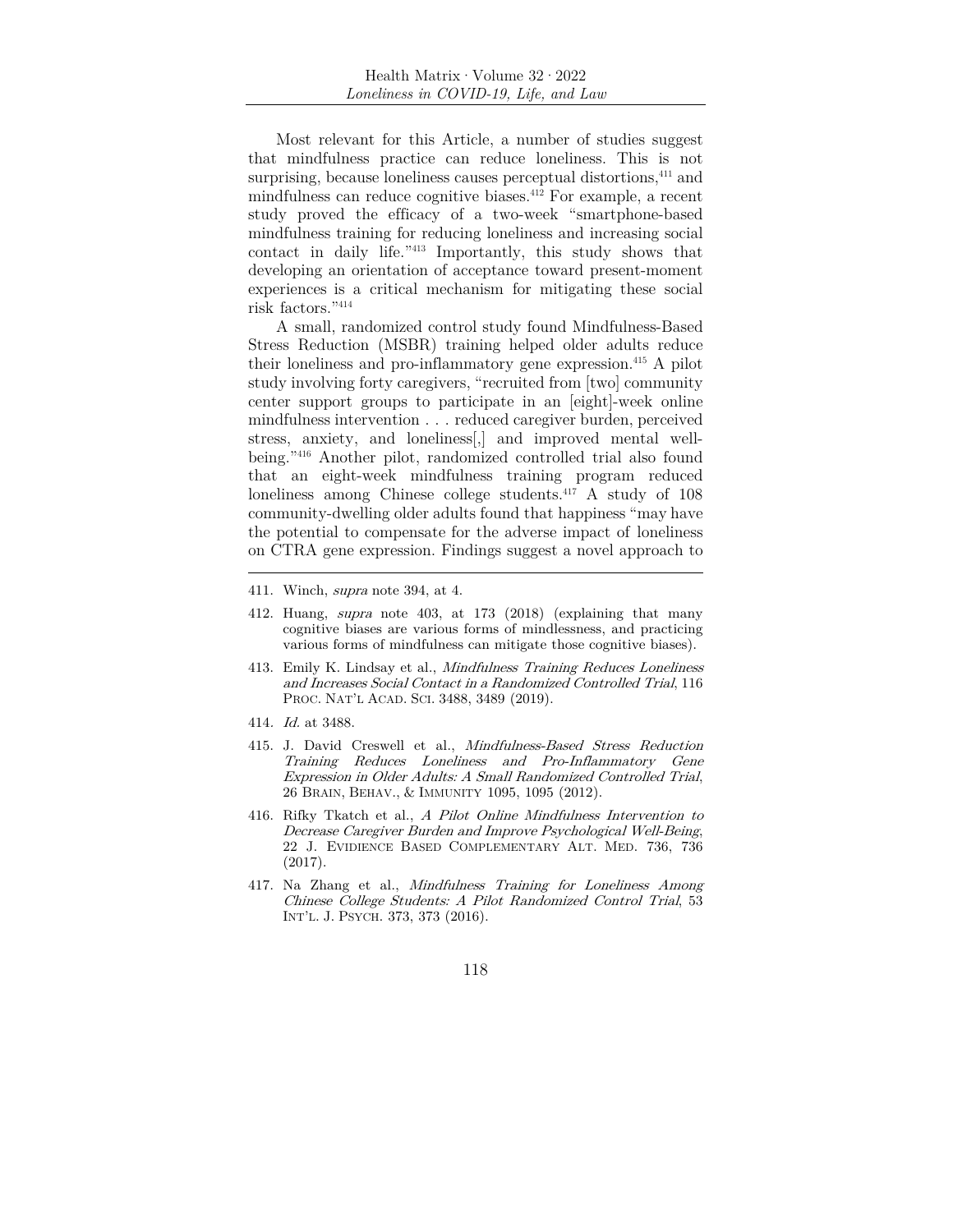Most relevant for this Article, a number of studies suggest that mindfulness practice can reduce loneliness. This is not surprising, because loneliness causes perceptual distortions,[411] and mindfulness can reduce cognitive biases.[412] For example, a recent study proved the efficacy of a two-week "smartphone-based mindfulness training for reducing loneliness and increasing social contact in daily life."[413] Importantly, this study shows that developing an orientation of acceptance toward present-moment experiences is a critical mechanism for mitigating these social risk factors."[414]

A small, randomized control study found Mindfulness-Based Stress Reduction (MSBR) training helped older adults reduce their loneliness and pro-inflammatory gene expression.[415] A pilot study involving forty caregivers, "recruited from [two] community center support groups to participate in an [eight]-week online mindfulness intervention . . . reduced caregiver burden, perceived stress, anxiety, and loneliness[,] and improved mental well-being."[416] Another pilot, randomized controlled trial also found that an eight-week mindfulness training program reduced loneliness among Chinese college students.[417] A study of 108 community-dwelling older adults found that happiness "may have the potential to compensate for the adverse impact of loneliness on CTRA gene expression. Findings suggest a novel approach to

---

411. Winch, *supra* note 394, at 4.

412. Huang, *supra* note 403, at 173 (2018) (explaining that many cognitive biases are various forms of mindlessness, and practicing various forms of mindfulness can mitigate those cognitive biases).

413. Emily K. Lindsay et al., *Mindfulness Training Reduces Loneliness and Increases Social Contact in a Randomized Controlled Trial*, 116 PROC. NAT'L ACAD. SCI. 3488, 3489 (2019).

414. *Id.* at 3488.

415. J. David Creswell et al., *Mindfulness-Based Stress Reduction Training Reduces Loneliness and Pro-Inflammatory Gene Expression in Older Adults: A Small Randomized Controlled Trial*, 26 BRAIN, BEHAV., & IMMUNITY 1095, 1095 (2012).

416. Rifky Tkatch et al., *A Pilot Online Mindfulness Intervention to Decrease Caregiver Burden and Improve Psychological Well-Being*, 22 J. EVIDIENCE BASED COMPLEMENTARY ALT. MED. 736, 736 (2017).

417. Na Zhang et al., *Mindfulness Training for Loneliness Among Chinese College Students: A Pilot Randomized Control Trial*, 53 INT'L. J. PSYCH. 373, 373 (2016).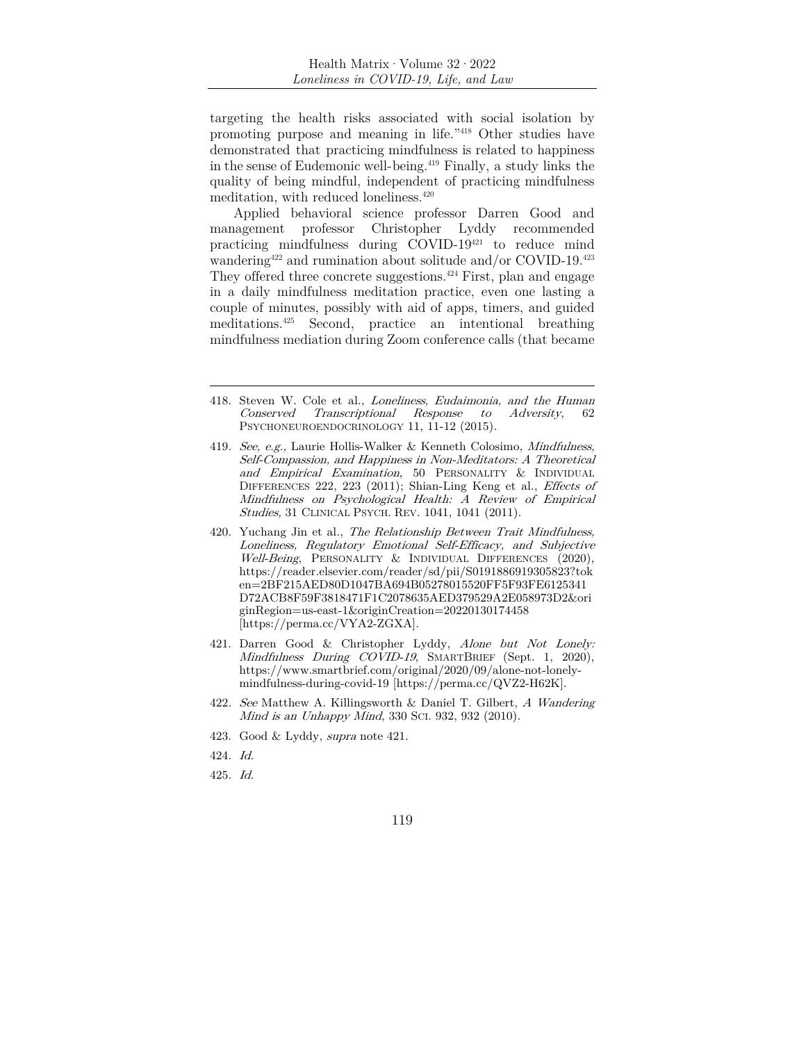targeting the health risks associated with social isolation by promoting purpose and meaning in life."[418] Other studies have demonstrated that practicing mindfulness is related to happiness in the sense of Eudemonic well-being.[419] Finally, a study links the quality of being mindful, independent of practicing mindfulness meditation, with reduced loneliness.[420]

Applied behavioral science professor Darren Good and management professor Christopher Lyddy recommended practicing mindfulness during COVID-19[421] to reduce mind wandering[422] and rumination about solitude and/or COVID-19.[423] They offered three concrete suggestions.[424] First, plan and engage in a daily mindfulness meditation practice, even one lasting a couple of minutes, possibly with aid of apps, timers, and guided meditations.[425] Second, practice an intentional breathing mindfulness mediation during Zoom conference calls (that became

---

418. Steven W. Cole et al., *Loneliness, Eudaimonia, and the Human Conserved Transcriptional Response to Adversity*, 62 PSYCHONEUROENDOCRINOLOGY 11, 11-12 (2015).

419. *See, e.g.,* Laurie Hollis-Walker & Kenneth Colosimo, *Mindfulness, Self-Compassion, and Happiness in Non-Meditators: A Theoretical and Empirical Examination*, 50 PERSONALITY & INDIVIDUAL DIFFERENCES 222, 223 (2011); Shian-Ling Keng et al., *Effects of Mindfulness on Psychological Health: A Review of Empirical Studies,* 31 CLINICAL PSYCH. REV. 1041, 1041 (2011).

420. Yuchang Jin et al., *The Relationship Between Trait Mindfulness, Loneliness, Regulatory Emotional Self-Efficacy, and Subjective Well-Being*, PERSONALITY & INDIVIDUAL DIFFERENCES (2020), https://reader.elsevier.com/reader/sd/pii/S0191886919305823?token=2BF215AED80D1047BA694B05278015520FF5F93FE6125341D72ACB8F59F3818471F1C2078635AED379529A2E058973D2&originRegion=us-east-1&originCreation=20220130174458 [https://perma.cc/VYA2-ZGXA].

421. Darren Good & Christopher Lyddy, *Alone but Not Lonely: Mindfulness During COVID-19*, SMARTBRIEF (Sept. 1, 2020), https://www.smartbrief.com/original/2020/09/alone-not-lonely-mindfulness-during-covid-19 [https://perma.cc/QVZ2-H62K].

422. *See* Matthew A. Killingsworth & Daniel T. Gilbert, *A Wandering Mind is an Unhappy Mind*, 330 SCI. 932, 932 (2010).

423. Good & Lyddy, *supra* note 421.

424. *Id.*

425. *Id.*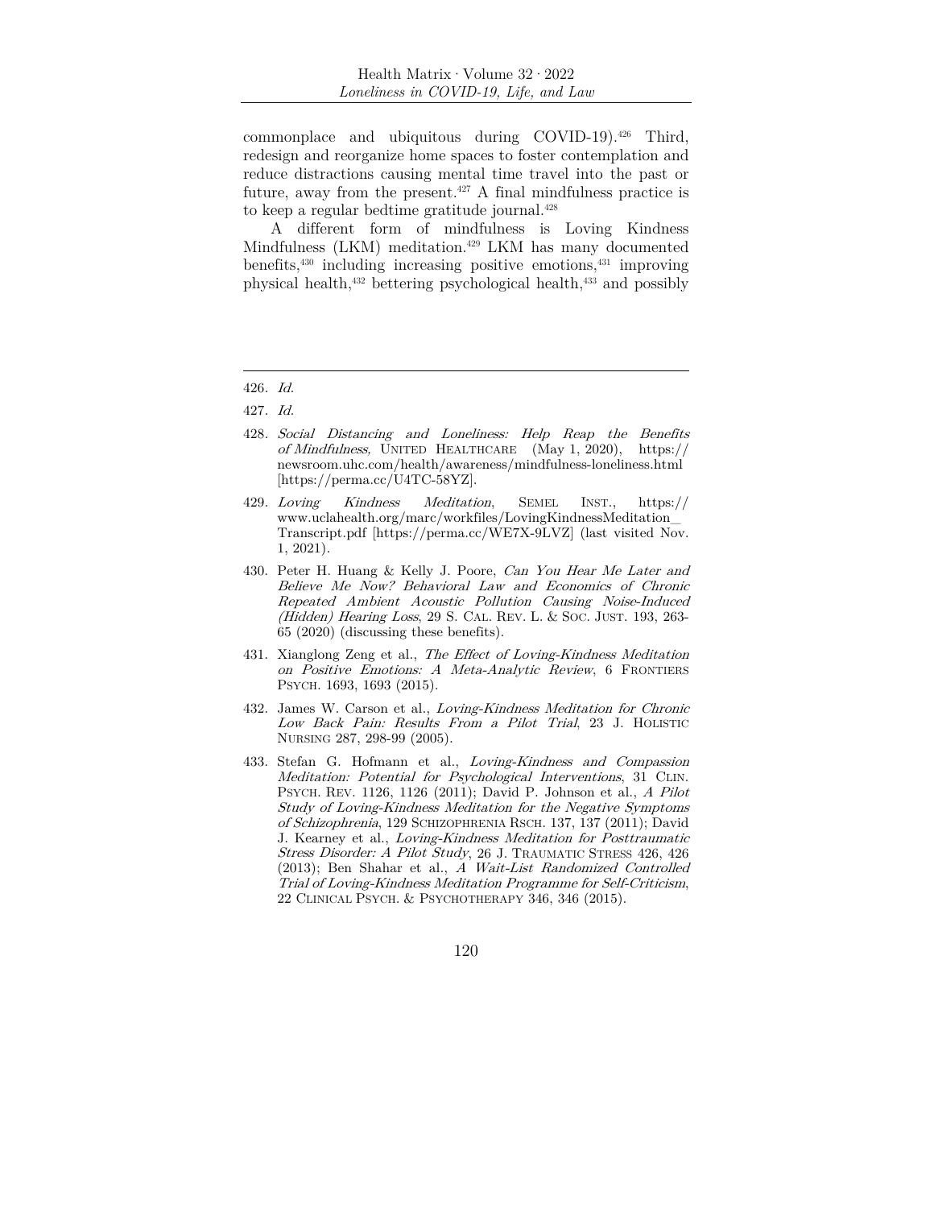commonplace and ubiquitous during COVID-19).[426] Third, redesign and reorganize home spaces to foster contemplation and reduce distractions causing mental time travel into the past or future, away from the present.[427] A final mindfulness practice is to keep a regular bedtime gratitude journal.[428]

A different form of mindfulness is Loving Kindness Mindfulness (LKM) meditation.[429] LKM has many documented benefits,[430] including increasing positive emotions,[431] improving physical health,[432] bettering psychological health,[433] and possibly

---

426. *Id.*

427. *Id.*

428. *Social Distancing and Loneliness: Help Reap the Benefits of Mindfulness,* UNITED HEALTHCARE (May 1, 2020), https://newsroom.uhc.com/health/awareness/mindfulness-loneliness.html [https://perma.cc/U4TC-58YZ].

429. *Loving Kindness Meditation*, SEMEL INST., https://www.uclahealth.org/marc/workfiles/LovingKindnessMeditation_Transcript.pdf [https://perma.cc/WE7X-9LVZ] (last visited Nov. 1, 2021).

430. Peter H. Huang & Kelly J. Poore, *Can You Hear Me Later and Believe Me Now? Behavioral Law and Economics of Chronic Repeated Ambient Acoustic Pollution Causing Noise-Induced (Hidden) Hearing Loss*, 29 S. CAL. REV. L. & SOC. JUST. 193, 263-65 (2020) (discussing these benefits).

431. Xianglong Zeng et al., *The Effect of Loving-Kindness Meditation on Positive Emotions: A Meta-Analytic Review*, 6 FRONTIERS PSYCH. 1693, 1693 (2015).

432. James W. Carson et al., *Loving-Kindness Meditation for Chronic Low Back Pain: Results From a Pilot Trial*, 23 J. HOLISTIC NURSING 287, 298-99 (2005).

433. Stefan G. Hofmann et al., *Loving-Kindness and Compassion Meditation: Potential for Psychological Interventions*, 31 CLIN. PSYCH. REV. 1126, 1126 (2011); David P. Johnson et al., *A Pilot Study of Loving-Kindness Meditation for the Negative Symptoms of Schizophrenia*, 129 SCHIZOPHRENIA RSCH. 137, 137 (2011); David J. Kearney et al., *Loving-Kindness Meditation for Posttraumatic Stress Disorder: A Pilot Study*, 26 J. TRAUMATIC STRESS 426, 426 (2013); Ben Shahar et al., *A Wait-List Randomized Controlled Trial of Loving-Kindness Meditation Programme for Self-Criticism*, 22 CLINICAL PSYCH. & PSYCHOTHERAPY 346, 346 (2015).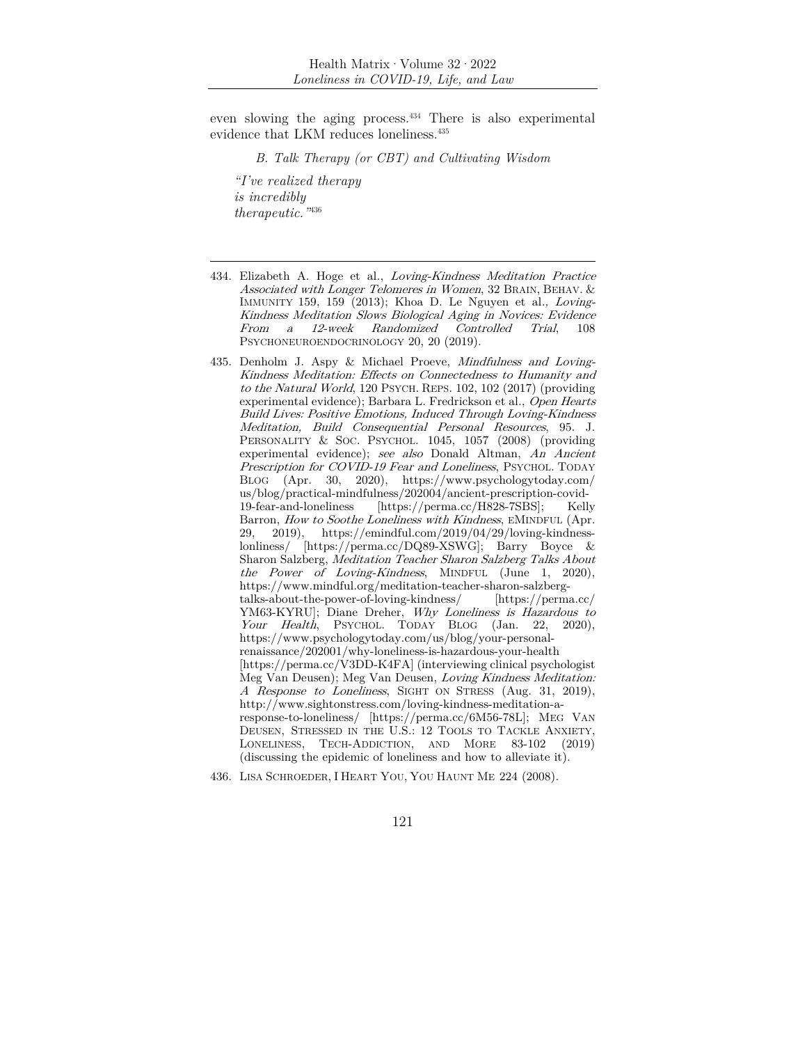even slowing the aging process.[434] There is also experimental evidence that LKM reduces loneliness.[435]

### *B. Talk Therapy (or CBT) and Cultivating Wisdom*

*"I've realized therapy*
*is incredibly*
*therapeutic."*[436]

---

434. Elizabeth A. Hoge et al., *Loving-Kindness Meditation Practice Associated with Longer Telomeres in Women*, 32 BRAIN, BEHAV. & IMMUNITY 159, 159 (2013); Khoa D. Le Nguyen et al., *Loving-Kindness Meditation Slows Biological Aging in Novices: Evidence From a 12-week Randomized Controlled Trial*, 108 PSYCHONEUROENDOCRINOLOGY 20, 20 (2019).

435. Denholm J. Aspy & Michael Proeve, *Mindfulness and Loving-Kindness Meditation: Effects on Connectedness to Humanity and to the Natural World*, 120 PSYCH. REPS. 102, 102 (2017) (providing experimental evidence); Barbara L. Fredrickson et al., *Open Hearts Build Lives: Positive Emotions, Induced Through Loving-Kindness Meditation, Build Consequential Personal Resources*, 95. J. PERSONALITY & SOC. PSYCHOL. 1045, 1057 (2008) (providing experimental evidence); *see also* Donald Altman, *An Ancient Prescription for COVID-19 Fear and Loneliness*, PSYCHOL. TODAY BLOG (Apr. 30, 2020), https://www.psychologytoday.com/us/blog/practical-mindfulness/202004/ancient-prescription-covid-19-fear-and-loneliness [https://perma.cc/H828-7SBS]; Kelly Barron, *How to Soothe Loneliness with Kindness*, EMINDFUL (Apr. 29, 2019), https://emindful.com/2019/04/29/loving-kindness-lonliness/ [https://perma.cc/DQ89-XSWG]; Barry Boyce & Sharon Salzberg, *Meditation Teacher Sharon Salzberg Talks About the Power of Loving-Kindness*, MINDFUL (June 1, 2020), https://www.mindful.org/meditation-teacher-sharon-salzberg-talks-about-the-power-of-loving-kindness/ [https://perma.cc/YM63-KYRU]; Diane Dreher, *Why Loneliness is Hazardous to Your Health*, PSYCHOL. TODAY BLOG (Jan. 22, 2020), https://www.psychologytoday.com/us/blog/your-personal-renaissance/202001/why-loneliness-is-hazardous-your-health [https://perma.cc/V3DD-K4FA] (interviewing clinical psychologist Meg Van Deusen); Meg Van Deusen, *Loving Kindness Meditation: A Response to Loneliness*, SIGHT ON STRESS (Aug. 31, 2019), http://www.sightonstress.com/loving-kindness-meditation-a-response-to-loneliness/ [https://perma.cc/6M56-78L]; MEG VAN DEUSEN, STRESSED IN THE U.S.: 12 TOOLS TO TACKLE ANXIETY, LONELINESS, TECH-ADDICTION, AND MORE 83-102 (2019) (discussing the epidemic of loneliness and how to alleviate it).

436. LISA SCHROEDER, I HEART YOU, YOU HAUNT ME 224 (2008).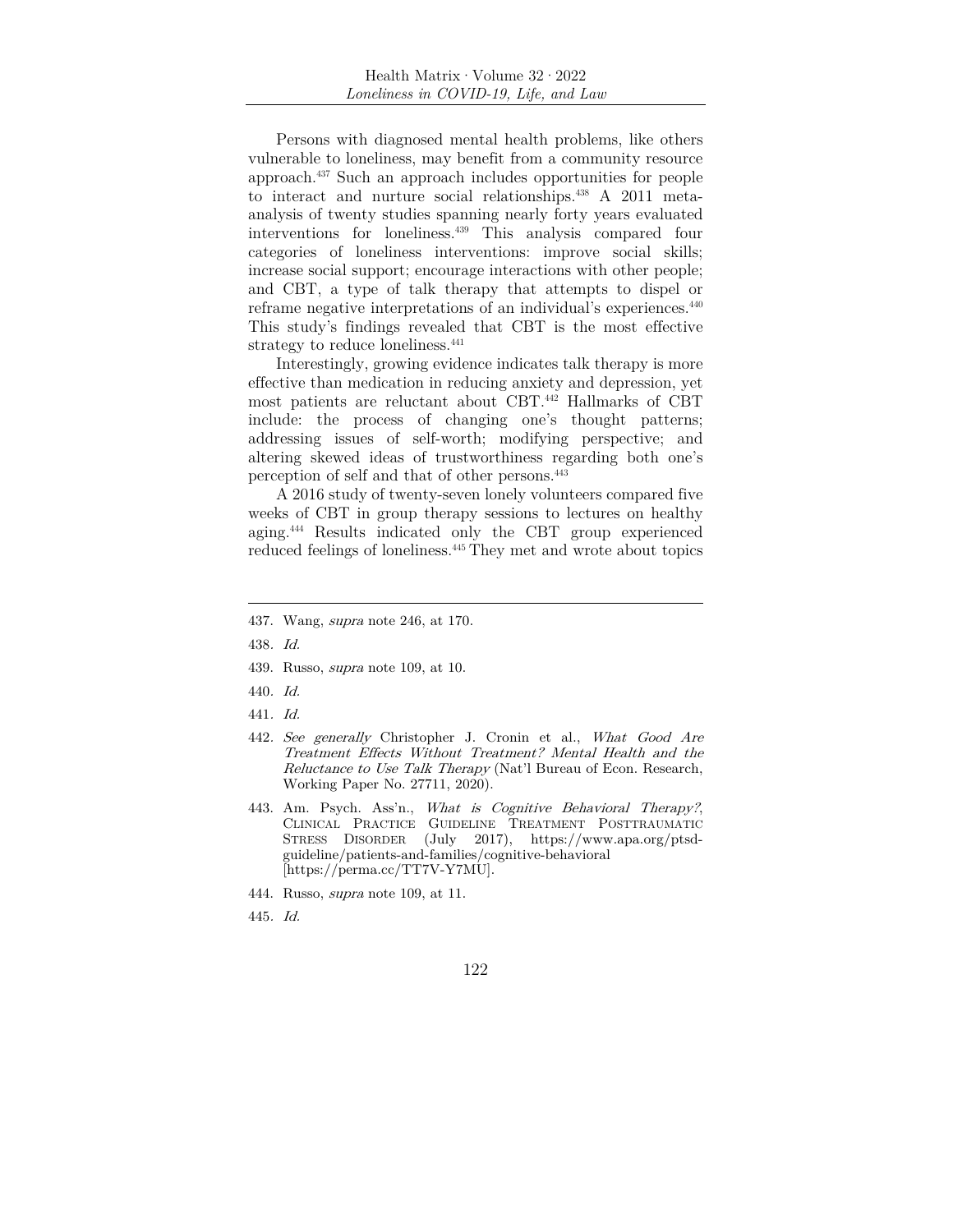Persons with diagnosed mental health problems, like others vulnerable to loneliness, may benefit from a community resource approach.[437] Such an approach includes opportunities for people to interact and nurture social relationships.[438] A 2011 meta-analysis of twenty studies spanning nearly forty years evaluated interventions for loneliness.[439] This analysis compared four categories of loneliness interventions: improve social skills; increase social support; encourage interactions with other people; and CBT, a type of talk therapy that attempts to dispel or reframe negative interpretations of an individual's experiences.[440] This study's findings revealed that CBT is the most effective strategy to reduce loneliness.[441]

Interestingly, growing evidence indicates talk therapy is more effective than medication in reducing anxiety and depression, yet most patients are reluctant about CBT.[442] Hallmarks of CBT include: the process of changing one's thought patterns; addressing issues of self-worth; modifying perspective; and altering skewed ideas of trustworthiness regarding both one's perception of self and that of other persons.[443]

A 2016 study of twenty-seven lonely volunteers compared five weeks of CBT in group therapy sessions to lectures on healthy aging.[444] Results indicated only the CBT group experienced reduced feelings of loneliness.[445] They met and wrote about topics

---

437. Wang, *supra* note 246, at 170.

438. *Id.*

439. Russo, *supra* note 109, at 10.

440. *Id.*

441. *Id.*

442. *See generally* Christopher J. Cronin et al., *What Good Are Treatment Effects Without Treatment? Mental Health and the Reluctance to Use Talk Therapy* (Nat'l Bureau of Econ. Research, Working Paper No. 27711, 2020).

443. Am. Psych. Ass'n., *What is Cognitive Behavioral Therapy?*, CLINICAL PRACTICE GUIDELINE TREATMENT POSTTRAUMATIC STRESS DISORDER (July 2017), https://www.apa.org/ptsd-guideline/patients-and-families/cognitive-behavioral [https://perma.cc/TT7V-Y7MU].

444. Russo, *supra* note 109, at 11.

445. *Id.*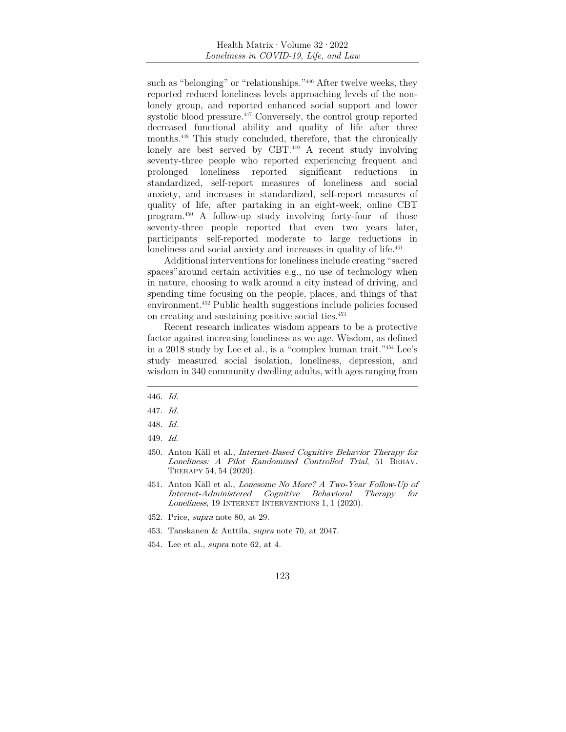such as "belonging" or "relationships."[446] After twelve weeks, they reported reduced loneliness levels approaching levels of the non-lonely group, and reported enhanced social support and lower systolic blood pressure.[447] Conversely, the control group reported decreased functional ability and quality of life after three months.[448] This study concluded, therefore, that the chronically lonely are best served by CBT.[449] A recent study involving seventy-three people who reported experiencing frequent and prolonged loneliness reported significant reductions in standardized, self-report measures of loneliness and social anxiety, and increases in standardized, self-report measures of quality of life, after partaking in an eight-week, online CBT program.[450] A follow-up study involving forty-four of those seventy-three people reported that even two years later, participants self-reported moderate to large reductions in loneliness and social anxiety and increases in quality of life.[451]

Additional interventions for loneliness include creating "sacred spaces"around certain activities e.g., no use of technology when in nature, choosing to walk around a city instead of driving, and spending time focusing on the people, places, and things of that environment.[452] Public health suggestions include policies focused on creating and sustaining positive social ties.[453]

Recent research indicates wisdom appears to be a protective factor against increasing loneliness as we age. Wisdom, as defined in a 2018 study by Lee et al., is a "complex human trait."[454] Lee's study measured social isolation, loneliness, depression, and wisdom in 340 community dwelling adults, with ages ranging from

---

446. *Id.*

447. *Id.*

448. *Id.*

449. *Id.*

450. Anton Käll et al., *Internet-Based Cognitive Behavior Therapy for Loneliness: A Pilot Randomized Controlled Trial*, 51 BEHAV. THERAPY 54, 54 (2020).

451. Anton Käll et al., *Lonesome No More? A Two-Year Follow-Up of Internet-Administered Cognitive Behavioral Therapy for Loneliness*, 19 INTERNET INTERVENTIONS 1, 1 (2020).

452. Price, *supra* note 80, at 29.

453. Tanskanen & Anttila, *supra* note 70, at 2047.

454. Lee et al., *supra* note 62, at 4.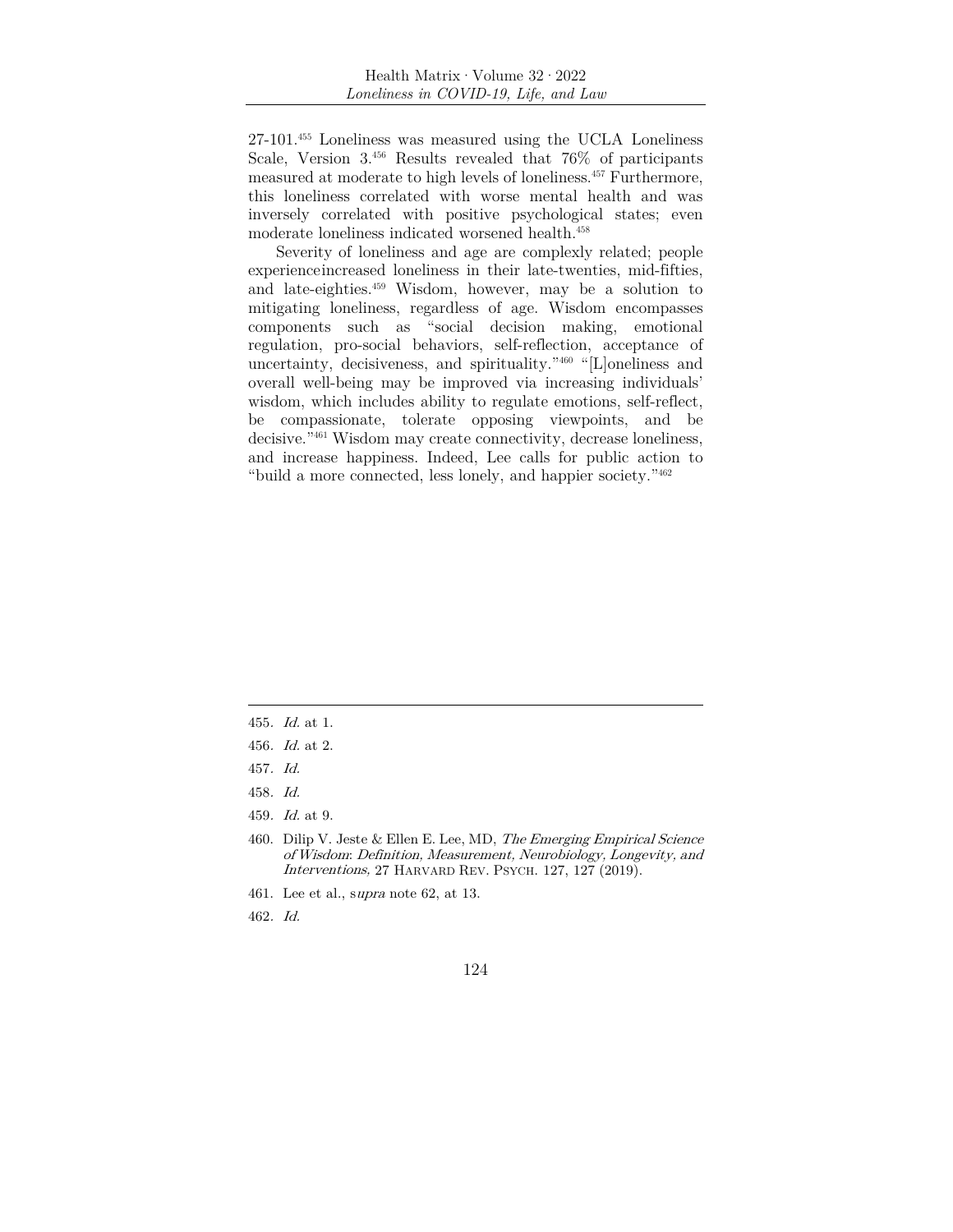27-101.[455] Loneliness was measured using the UCLA Loneliness Scale, Version 3.[456] Results revealed that 76% of participants measured at moderate to high levels of loneliness.[457] Furthermore, this loneliness correlated with worse mental health and was inversely correlated with positive psychological states; even moderate loneliness indicated worsened health.[458]

Severity of loneliness and age are complexly related; people experienceincreased loneliness in their late-twenties, mid-fifties, and late-eighties.[459] Wisdom, however, may be a solution to mitigating loneliness, regardless of age. Wisdom encompasses components such as "social decision making, emotional regulation, pro-social behaviors, self-reflection, acceptance of uncertainty, decisiveness, and spirituality."[460] "[L]oneliness and overall well-being may be improved via increasing individuals' wisdom, which includes ability to regulate emotions, self-reflect, be compassionate, tolerate opposing viewpoints, and be decisive."[461] Wisdom may create connectivity, decrease loneliness, and increase happiness. Indeed, Lee calls for public action to "build a more connected, less lonely, and happier society."[462]

---

455. *Id.* at 1.

456. *Id.* at 2.

457. *Id.*

458. *Id.*

459. *Id.* at 9.

460. Dilip V. Jeste & Ellen E. Lee, MD, *The Emerging Empirical Science of Wisdom: Definition, Measurement, Neurobiology, Longevity, and Interventions,* 27 HARVARD REV. PSYCH. 127, 127 (2019).

461. Lee et al., s*upra* note 62, at 13.

462. *Id.*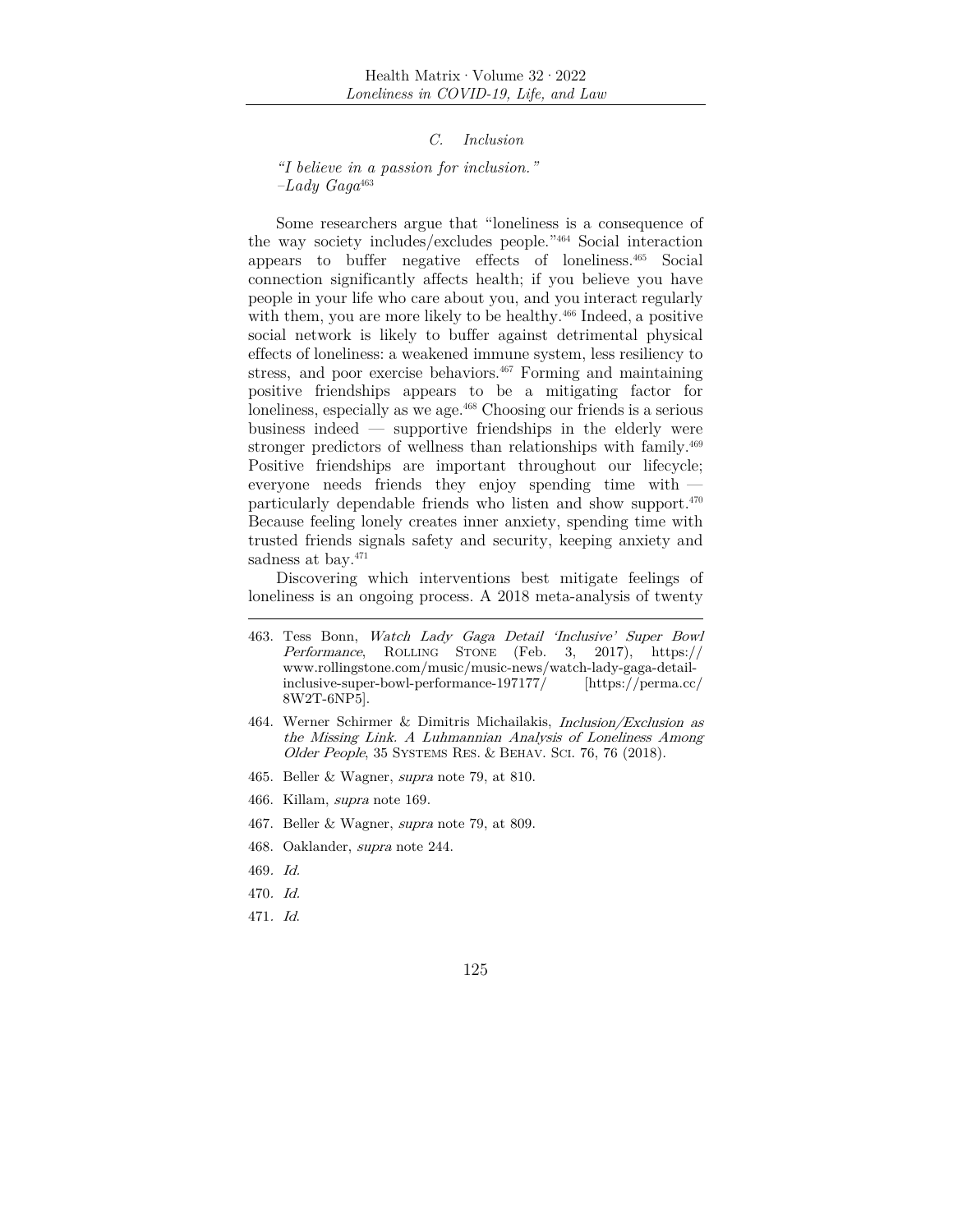### C. Inclusion

*"I believe in a passion for inclusion."*
*–Lady Gaga*[463]

Some researchers argue that "loneliness is a consequence of the way society includes/excludes people."[464] Social interaction appears to buffer negative effects of loneliness.[465] Social connection significantly affects health; if you believe you have people in your life who care about you, and you interact regularly with them, you are more likely to be healthy.[466] Indeed, a positive social network is likely to buffer against detrimental physical effects of loneliness: a weakened immune system, less resiliency to stress, and poor exercise behaviors.[467] Forming and maintaining positive friendships appears to be a mitigating factor for loneliness, especially as we age.[468] Choosing our friends is a serious business indeed — supportive friendships in the elderly were stronger predictors of wellness than relationships with family.[469] Positive friendships are important throughout our lifecycle; everyone needs friends they enjoy spending time with — particularly dependable friends who listen and show support.[470] Because feeling lonely creates inner anxiety, spending time with trusted friends signals safety and security, keeping anxiety and sadness at bay.[471]

Discovering which interventions best mitigate feelings of loneliness is an ongoing process. A 2018 meta-analysis of twenty

---

463. Tess Bonn, *Watch Lady Gaga Detail 'Inclusive' Super Bowl Performance*, ROLLING STONE (Feb. 3, 2017), https://www.rollingstone.com/music/music-news/watch-lady-gaga-detail-inclusive-super-bowl-performance-197177/ [https://perma.cc/8W2T-6NP5].

464. Werner Schirmer & Dimitris Michailakis, *Inclusion/Exclusion as the Missing Link. A Luhmannian Analysis of Loneliness Among Older People*, 35 SYSTEMS RES. & BEHAV. SCI. 76, 76 (2018).

465. Beller & Wagner, *supra* note 79, at 810.

466. Killam, *supra* note 169.

467. Beller & Wagner, *supra* note 79, at 809.

468. Oaklander, *supra* note 244.

469. *Id.*

470. *Id.*

471. *Id.*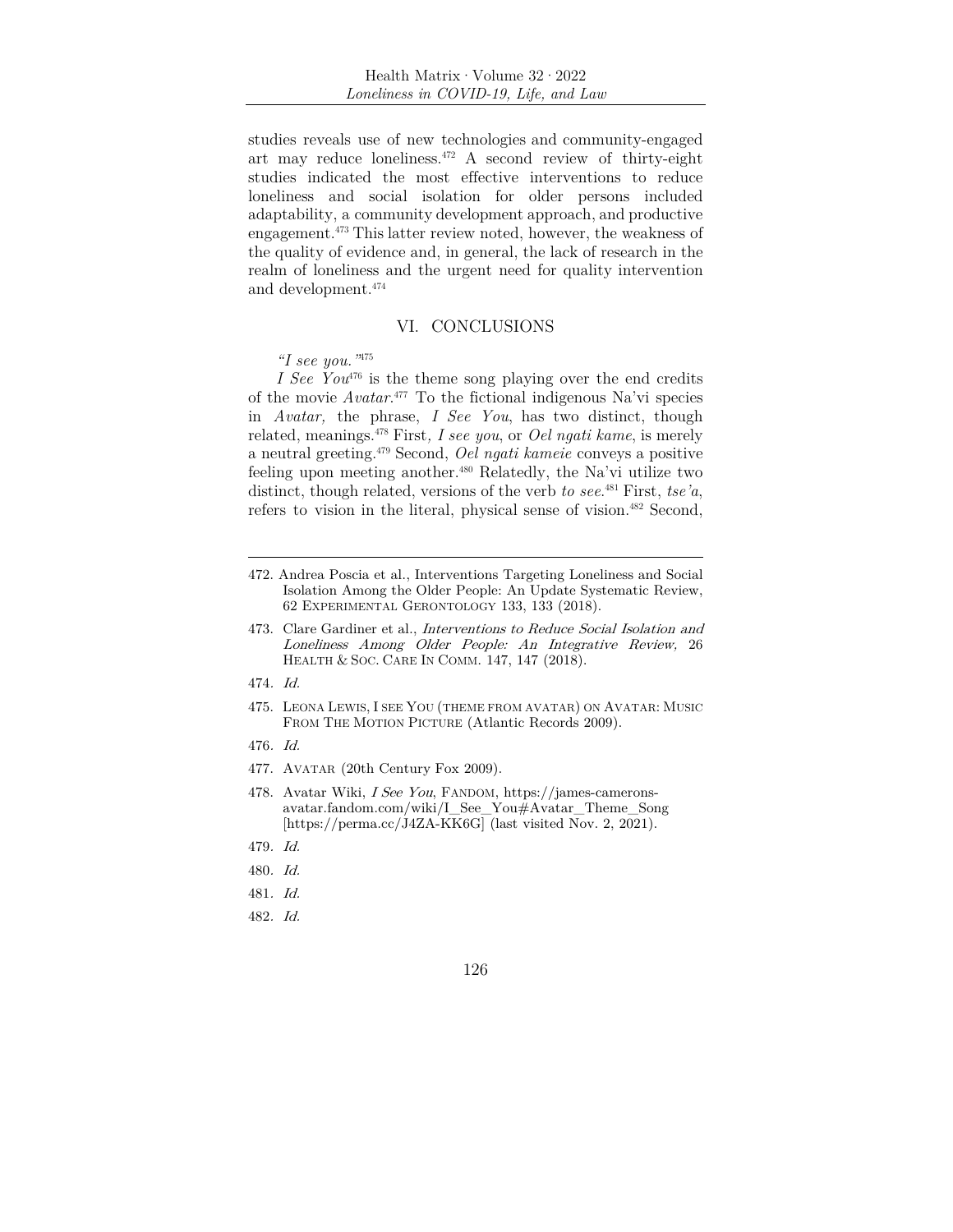studies reveals use of new technologies and community-engaged art may reduce loneliness.[472] A second review of thirty-eight studies indicated the most effective interventions to reduce loneliness and social isolation for older persons included adaptability, a community development approach, and productive engagement.[473] This latter review noted, however, the weakness of the quality of evidence and, in general, the lack of research in the realm of loneliness and the urgent need for quality intervention and development.[474]

## VI. CONCLUSIONS

*"I see you."*[475]

*I See You*[476] is the theme song playing over the end credits of the movie *Avatar*.[477] To the fictional indigenous Na'vi species in *Avatar,* the phrase, *I See You*, has two distinct, though related, meanings.[478] First*, I see you*, or *Oel ngati kame*, is merely a neutral greeting.[479] Second, *Oel ngati kameie* conveys a positive feeling upon meeting another.[480] Relatedly, the Na'vi utilize two distinct, though related, versions of the verb *to see*.[481] First, *tse'a*, refers to vision in the literal, physical sense of vision.[482] Second,

---

472. Andrea Poscia et al., Interventions Targeting Loneliness and Social Isolation Among the Older People: An Update Systematic Review, 62 EXPERIMENTAL GERONTOLOGY 133, 133 (2018).

473. Clare Gardiner et al., *Interventions to Reduce Social Isolation and Loneliness Among Older People: An Integrative Review,* 26 HEALTH & SOC. CARE IN COMM. 147, 147 (2018).

474. *Id.*

475. LEONA LEWIS, I SEE YOU (THEME FROM AVATAR) ON AVATAR: MUSIC FROM THE MOTION PICTURE (Atlantic Records 2009).

476. *Id.*

477. AVATAR (20th Century Fox 2009).

478. Avatar Wiki, *I See You*, FANDOM, https://james-camerons-avatar.fandom.com/wiki/I_See_You#Avatar_Theme_Song [https://perma.cc/J4ZA-KK6G] (last visited Nov. 2, 2021).

479. *Id.*

480. *Id.*

481. *Id.*

482. *Id.*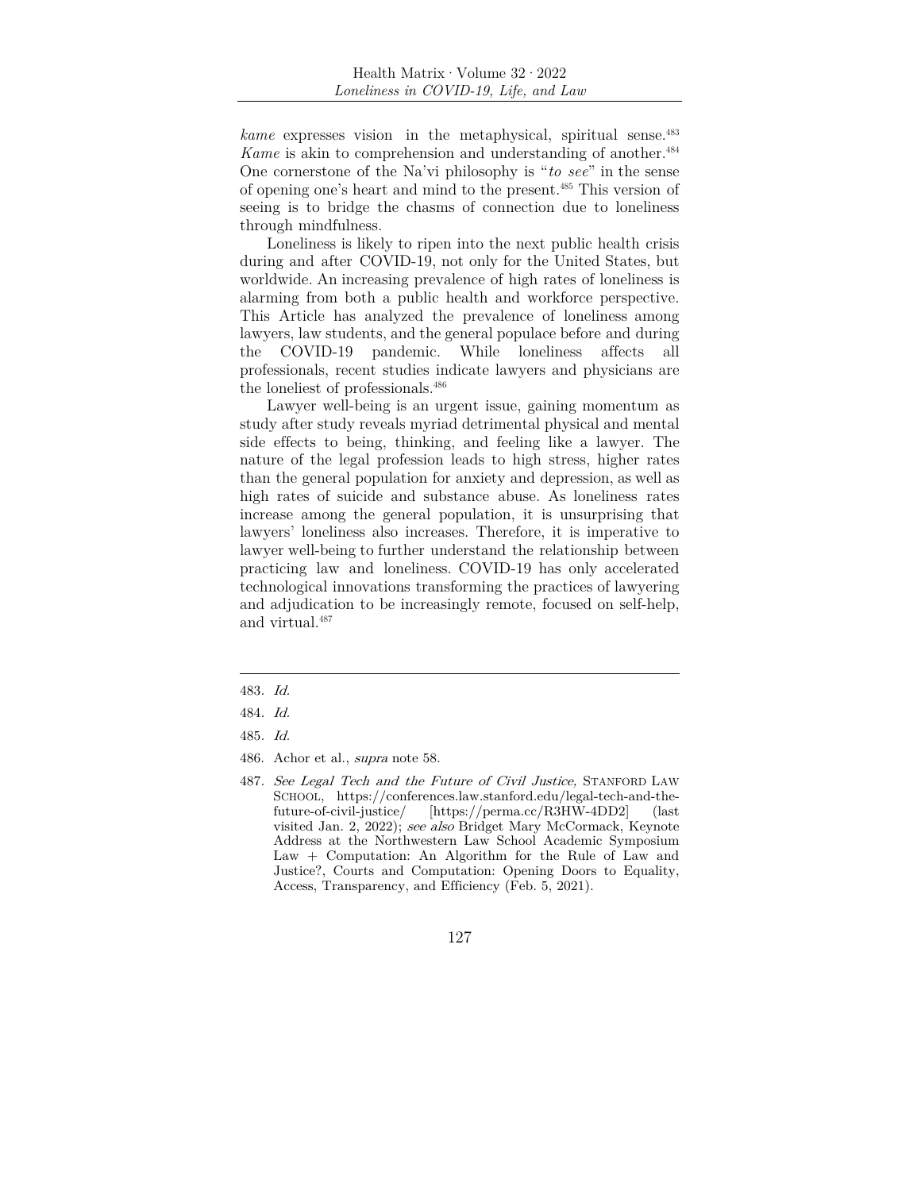*kame* expresses vision in the metaphysical, spiritual sense.[483] *Kame* is akin to comprehension and understanding of another.[484] One cornerstone of the Na'vi philosophy is "*to see*" in the sense of opening one's heart and mind to the present.[485] This version of seeing is to bridge the chasms of connection due to loneliness through mindfulness.

Loneliness is likely to ripen into the next public health crisis during and after COVID-19, not only for the United States, but worldwide. An increasing prevalence of high rates of loneliness is alarming from both a public health and workforce perspective. This Article has analyzed the prevalence of loneliness among lawyers, law students, and the general populace before and during the COVID-19 pandemic. While loneliness affects all professionals, recent studies indicate lawyers and physicians are the loneliest of professionals.[486]

Lawyer well-being is an urgent issue, gaining momentum as study after study reveals myriad detrimental physical and mental side effects to being, thinking, and feeling like a lawyer. The nature of the legal profession leads to high stress, higher rates than the general population for anxiety and depression, as well as high rates of suicide and substance abuse. As loneliness rates increase among the general population, it is unsurprising that lawyers' loneliness also increases. Therefore, it is imperative to lawyer well-being to further understand the relationship between practicing law and loneliness. COVID-19 has only accelerated technological innovations transforming the practices of lawyering and adjudication to be increasingly remote, focused on self-help, and virtual.[487]

---

483. *Id.*

484. *Id.*

485. *Id.*

486. Achor et al., *supra* note 58.

487. *See Legal Tech and the Future of Civil Justice,* STANFORD LAW SCHOOL, https://conferences.law.stanford.edu/legal-tech-and-the-future-of-civil-justice/ [https://perma.cc/R3HW-4DD2] (last visited Jan. 2, 2022); *see also* Bridget Mary McCormack, Keynote Address at the Northwestern Law School Academic Symposium Law + Computation: An Algorithm for the Rule of Law and Justice?, Courts and Computation: Opening Doors to Equality, Access, Transparency, and Efficiency (Feb. 5, 2021).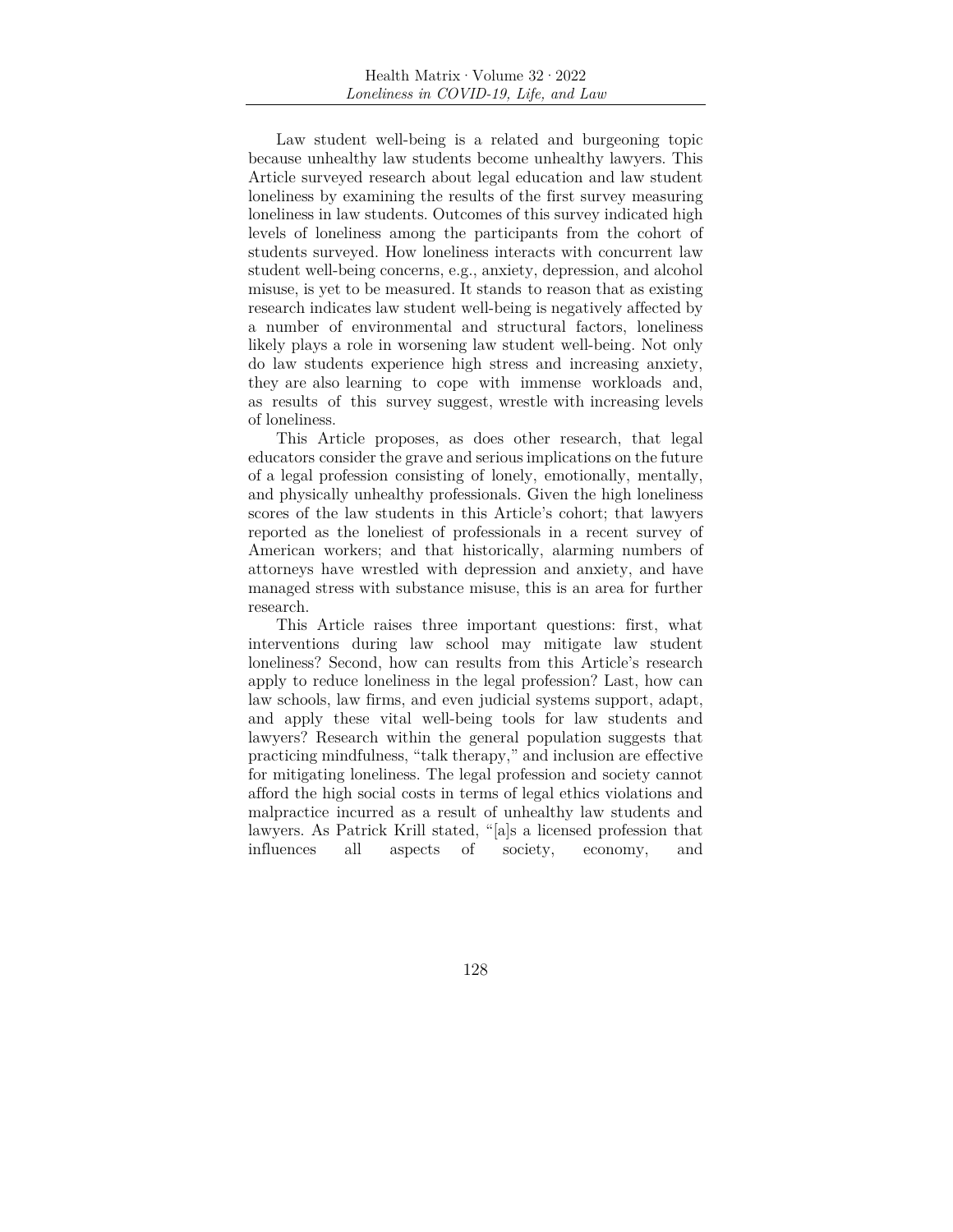Law student well-being is a related and burgeoning topic because unhealthy law students become unhealthy lawyers. This Article surveyed research about legal education and law student loneliness by examining the results of the first survey measuring loneliness in law students. Outcomes of this survey indicated high levels of loneliness among the participants from the cohort of students surveyed. How loneliness interacts with concurrent law student well-being concerns, e.g., anxiety, depression, and alcohol misuse, is yet to be measured. It stands to reason that as existing research indicates law student well-being is negatively affected by a number of environmental and structural factors, loneliness likely plays a role in worsening law student well-being. Not only do law students experience high stress and increasing anxiety, they are also learning to cope with immense workloads and, as results of this survey suggest, wrestle with increasing levels of loneliness.

This Article proposes, as does other research, that legal educators consider the grave and serious implications on the future of a legal profession consisting of lonely, emotionally, mentally, and physically unhealthy professionals. Given the high loneliness scores of the law students in this Article's cohort; that lawyers reported as the loneliest of professionals in a recent survey of American workers; and that historically, alarming numbers of attorneys have wrestled with depression and anxiety, and have managed stress with substance misuse, this is an area for further research.

This Article raises three important questions: first, what interventions during law school may mitigate law student loneliness? Second, how can results from this Article's research apply to reduce loneliness in the legal profession? Last, how can law schools, law firms, and even judicial systems support, adapt, and apply these vital well-being tools for law students and lawyers? Research within the general population suggests that practicing mindfulness, "talk therapy," and inclusion are effective for mitigating loneliness. The legal profession and society cannot afford the high social costs in terms of legal ethics violations and malpractice incurred as a result of unhealthy law students and lawyers. As Patrick Krill stated, "[a]s a licensed profession that influences all aspects of society, economy, and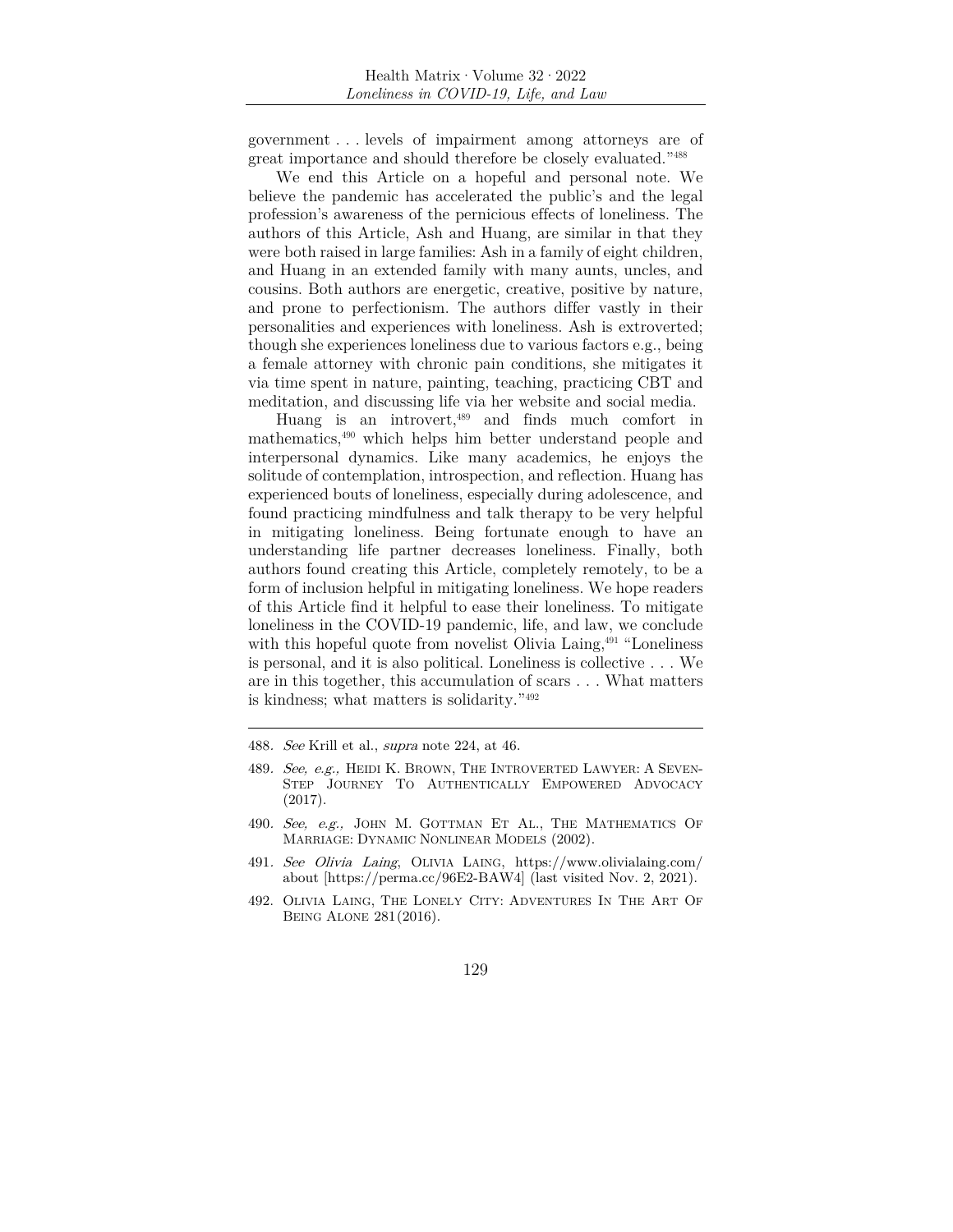government . . . levels of impairment among attorneys are of great importance and should therefore be closely evaluated."[488]

We end this Article on a hopeful and personal note. We believe the pandemic has accelerated the public's and the legal profession's awareness of the pernicious effects of loneliness. The authors of this Article, Ash and Huang, are similar in that they were both raised in large families: Ash in a family of eight children, and Huang in an extended family with many aunts, uncles, and cousins. Both authors are energetic, creative, positive by nature, and prone to perfectionism. The authors differ vastly in their personalities and experiences with loneliness. Ash is extroverted; though she experiences loneliness due to various factors e.g., being a female attorney with chronic pain conditions, she mitigates it via time spent in nature, painting, teaching, practicing CBT and meditation, and discussing life via her website and social media.

Huang is an introvert,[489] and finds much comfort in mathematics,[490] which helps him better understand people and interpersonal dynamics. Like many academics, he enjoys the solitude of contemplation, introspection, and reflection. Huang has experienced bouts of loneliness, especially during adolescence, and found practicing mindfulness and talk therapy to be very helpful in mitigating loneliness. Being fortunate enough to have an understanding life partner decreases loneliness. Finally, both authors found creating this Article, completely remotely, to be a form of inclusion helpful in mitigating loneliness. We hope readers of this Article find it helpful to ease their loneliness. To mitigate loneliness in the COVID-19 pandemic, life, and law, we conclude with this hopeful quote from novelist Olivia Laing,[491] "Loneliness is personal, and it is also political. Loneliness is collective . . . We are in this together, this accumulation of scars . . . What matters is kindness; what matters is solidarity."[492]

---

488. *See* Krill et al., *supra* note 224, at 46.

489. *See, e.g.,* HEIDI K. BROWN, THE INTROVERTED LAWYER: A SEVEN-STEP JOURNEY TO AUTHENTICALLY EMPOWERED ADVOCACY (2017).

490. *See, e.g.,* JOHN M. GOTTMAN ET AL., THE MATHEMATICS OF MARRIAGE: DYNAMIC NONLINEAR MODELS (2002).

491. *See Olivia Laing*, OLIVIA LAING, https://www.olivialaing.com/about [https://perma.cc/96E2-BAW4] (last visited Nov. 2, 2021).

492. OLIVIA LAING, THE LONELY CITY: ADVENTURES IN THE ART OF BEING ALONE 281(2016).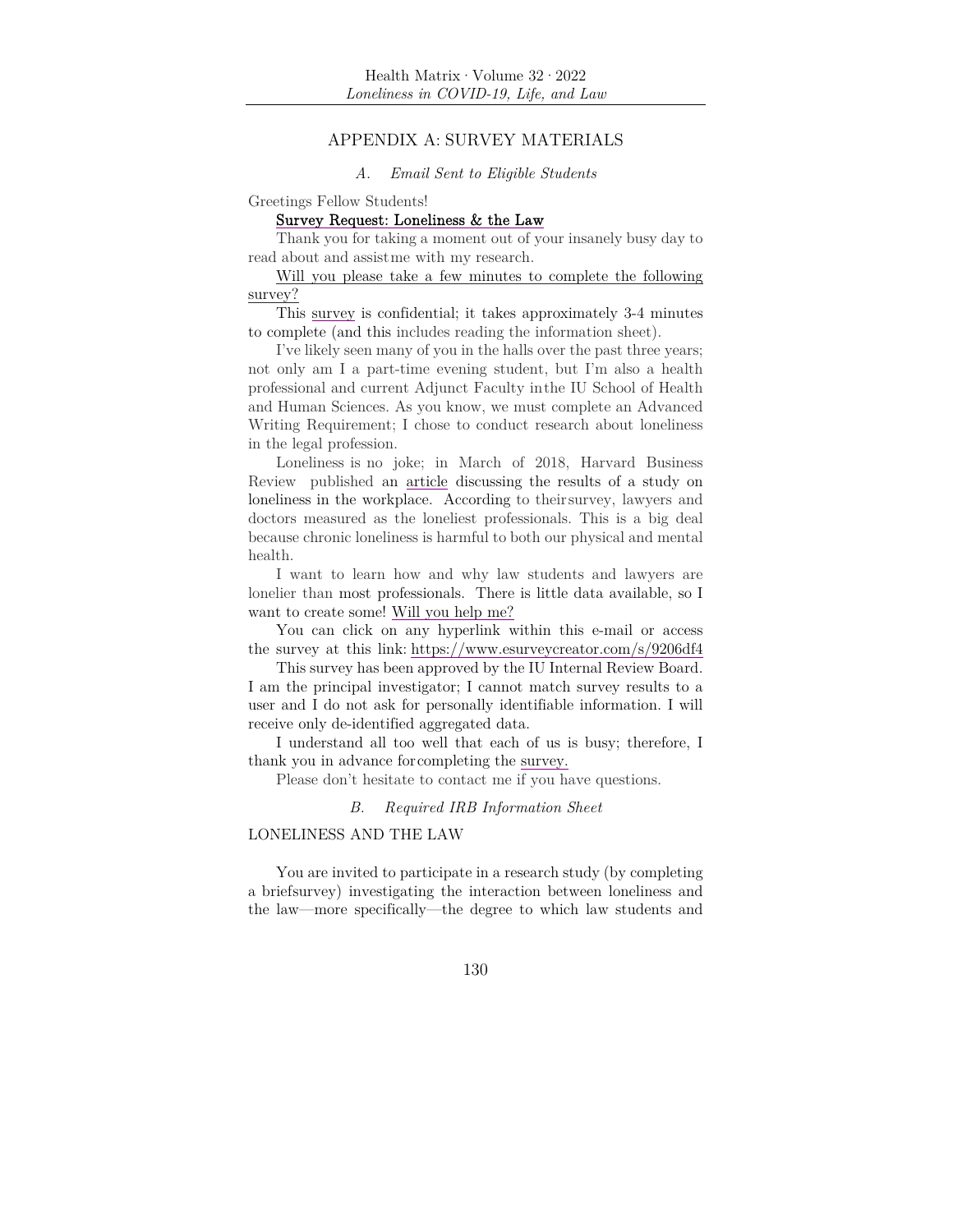## APPENDIX A: SURVEY MATERIALS

### *A. Email Sent to Eligible Students*

Greetings Fellow Students!

Survey Request: Loneliness & the Law

Thank you for taking a moment out of your insanely busy day to read about and assist me with my research.

Will you please take a few minutes to complete the following survey?

This survey is confidential; it takes approximately 3-4 minutes to complete (and this includes reading the information sheet).

I've likely seen many of you in the halls over the past three years; not only am I a part-time evening student, but I'm also a health professional and current Adjunct Faculty in the IU School of Health and Human Sciences. As you know, we must complete an Advanced Writing Requirement; I chose to conduct research about loneliness in the legal profession.

Loneliness is no joke; in March of 2018, Harvard Business Review published an article discussing the results of a study on loneliness in the workplace. According to their survey, lawyers and doctors measured as the loneliest professionals. This is a big deal because chronic loneliness is harmful to both our physical and mental health.

I want to learn how and why law students and lawyers are lonelier than most professionals. There is little data available, so I want to create some! Will you help me?

You can click on any hyperlink within this e-mail or access the survey at this link: https://www.esurveycreator.com/s/9206df4

This survey has been approved by the IU Internal Review Board. I am the principal investigator; I cannot match survey results to a user and I do not ask for personally identifiable information. I will receive only de-identified aggregated data.

I understand all too well that each of us is busy; therefore, I thank you in advance for completing the survey.

Please don't hesitate to contact me if you have questions.

### *B. Required IRB Information Sheet*

LONELINESS AND THE LAW

You are invited to participate in a research study (by completing a brief survey) investigating the interaction between loneliness and the law—more specifically—the degree to which law students and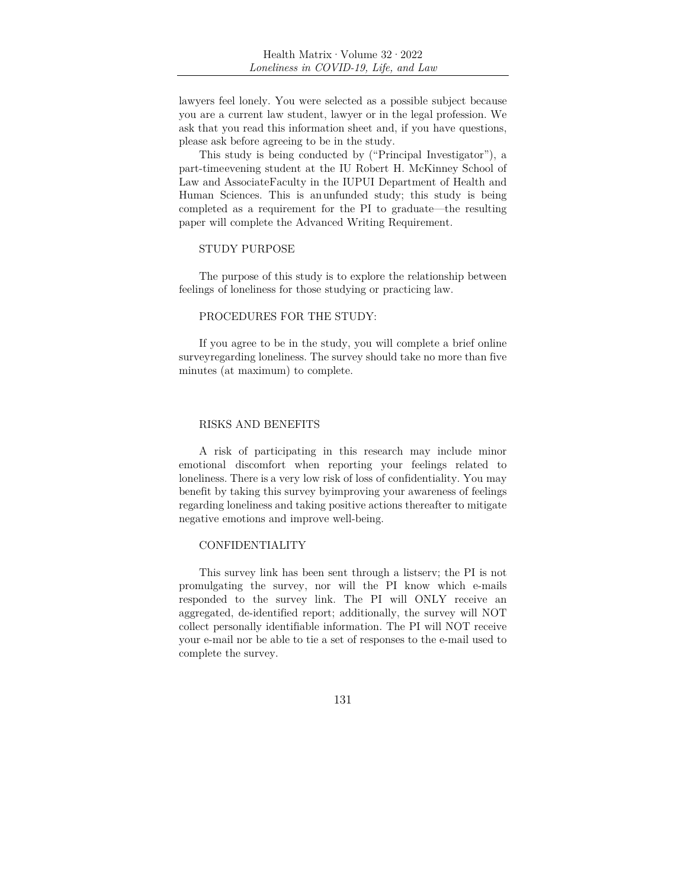lawyers feel lonely. You were selected as a possible subject because you are a current law student, lawyer or in the legal profession. We ask that you read this information sheet and, if you have questions, please ask before agreeing to be in the study.

This study is being conducted by ("Principal Investigator"), a part-timeevening student at the IU Robert H. McKinney School of Law and AssociateFaculty in the IUPUI Department of Health and Human Sciences. This is an unfunded study; this study is being completed as a requirement for the PI to graduate—the resulting paper will complete the Advanced Writing Requirement.

STUDY PURPOSE

The purpose of this study is to explore the relationship between feelings of loneliness for those studying or practicing law.

PROCEDURES FOR THE STUDY:

If you agree to be in the study, you will complete a brief online surveyregarding loneliness. The survey should take no more than five minutes (at maximum) to complete.

RISKS AND BENEFITS

A risk of participating in this research may include minor emotional discomfort when reporting your feelings related to loneliness. There is a very low risk of loss of confidentiality. You may benefit by taking this survey byimproving your awareness of feelings regarding loneliness and taking positive actions thereafter to mitigate negative emotions and improve well-being.

CONFIDENTIALITY

This survey link has been sent through a listserv; the PI is not promulgating the survey, nor will the PI know which e-mails responded to the survey link. The PI will ONLY receive an aggregated, de-identified report; additionally, the survey will NOT collect personally identifiable information. The PI will NOT receive your e-mail nor be able to tie a set of responses to the e-mail used to complete the survey.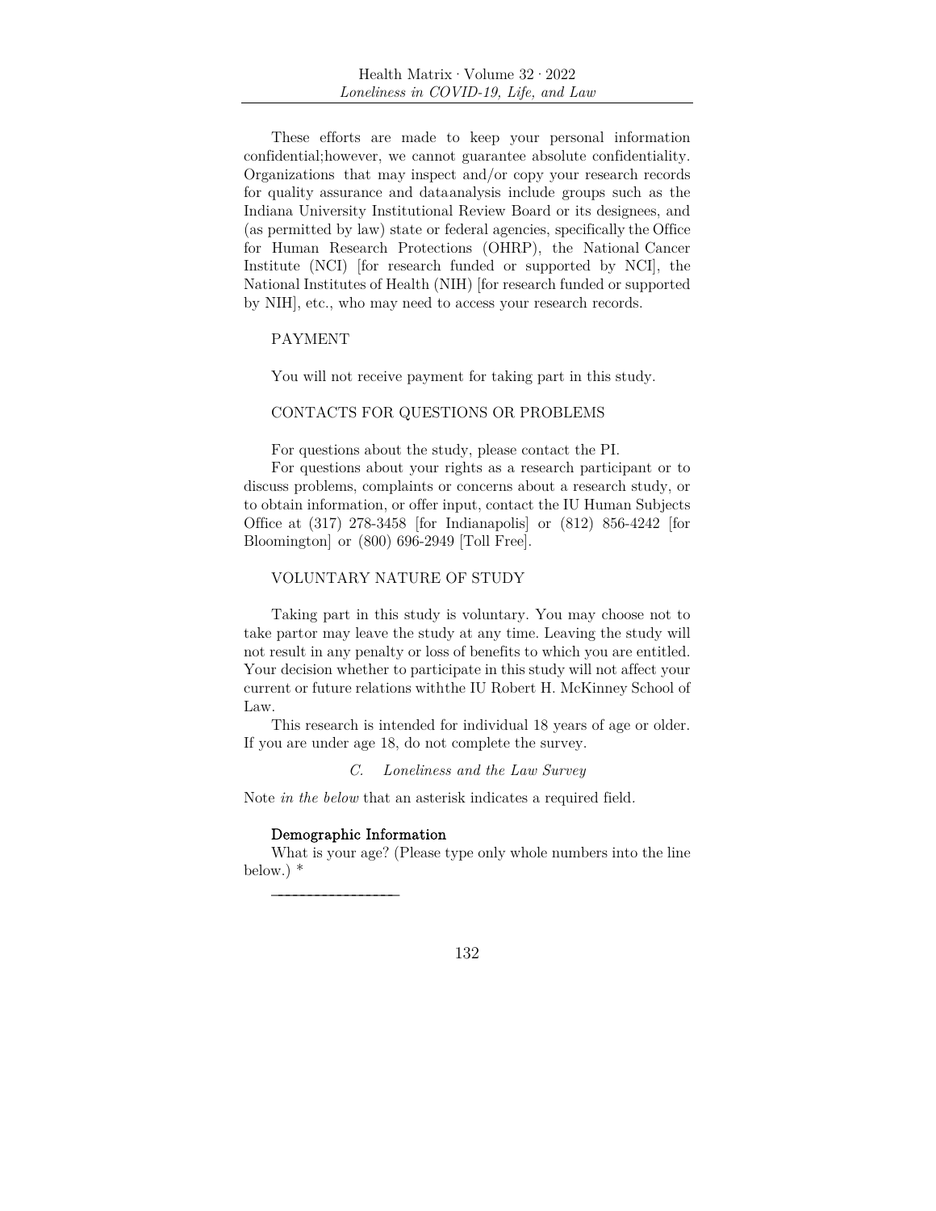These efforts are made to keep your personal information confidential;however, we cannot guarantee absolute confidentiality. Organizations that may inspect and/or copy your research records for quality assurance and dataanalysis include groups such as the Indiana University Institutional Review Board or its designees, and (as permitted by law) state or federal agencies, specifically the Office for Human Research Protections (OHRP), the National Cancer Institute (NCI) [for research funded or supported by NCI], the National Institutes of Health (NIH) [for research funded or supported by NIH], etc., who may need to access your research records.

PAYMENT

You will not receive payment for taking part in this study.

CONTACTS FOR QUESTIONS OR PROBLEMS

For questions about the study, please contact the PI.

For questions about your rights as a research participant or to discuss problems, complaints or concerns about a research study, or to obtain information, or offer input, contact the IU Human Subjects Office at (317) 278-3458 [for Indianapolis] or (812) 856-4242 [for Bloomington] or (800) 696-2949 [Toll Free].

VOLUNTARY NATURE OF STUDY

Taking part in this study is voluntary. You may choose not to take partor may leave the study at any time. Leaving the study will not result in any penalty or loss of benefits to which you are entitled. Your decision whether to participate in this study will not affect your current or future relations withthe IU Robert H. McKinney School of Law.

This research is intended for individual 18 years of age or older. If you are under age 18, do not complete the survey.

### *C. Loneliness and the Law Survey*

Note *in the below* that an asterisk indicates a required field.

**Demographic Information**

What is your age? (Please type only whole numbers into the line below.) *

\_\_\_\_\_\_\_\_\_\_\_\_\_\_\_\_\_\_\_\_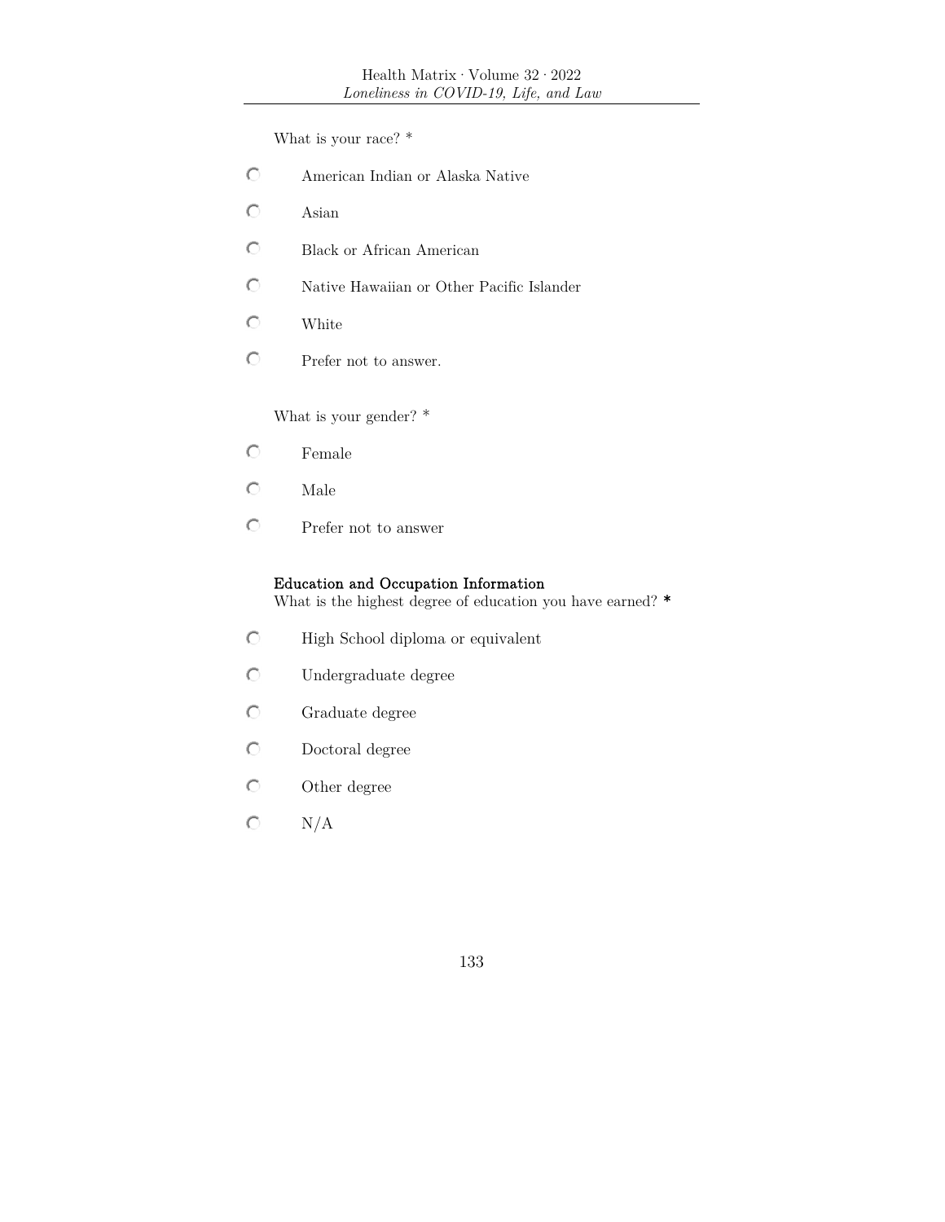What is your race? *

- ◯ American Indian or Alaska Native
- ◯ Asian
- ◯ Black or African American
- ◯ Native Hawaiian or Other Pacific Islander
- ◯ White
- ◯ Prefer not to answer.

What is your gender? *

- ◯ Female
- ◯ Male
- ◯ Prefer not to answer

**Education and Occupation Information**
What is the highest degree of education you have earned? *

- ◯ High School diploma or equivalent
- ◯ Undergraduate degree
- ◯ Graduate degree
- ◯ Doctoral degree
- ◯ Other degree
- ◯ N/A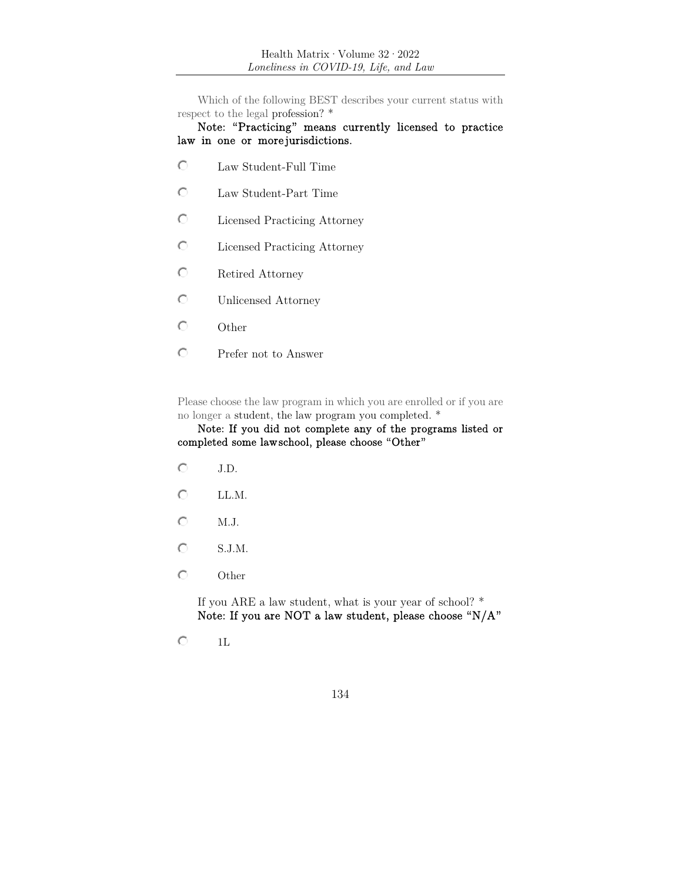Which of the following BEST describes your current status with respect to the legal profession? *

Note: "Practicing" means currently licensed to practice law in one or more jurisdictions.

- Law Student-Full Time
- Law Student-Part Time
- Licensed Practicing Attorney
- Licensed Practicing Attorney
- Retired Attorney
- Unlicensed Attorney
- Other
- Prefer not to Answer

Please choose the law program in which you are enrolled or if you are no longer a student, the law program you completed. *

Note: If you did not complete any of the programs listed or completed some law school, please choose "Other"

- J.D.
- LL.M.
- M.J.
- S.J.M.
- Other

If you ARE a law student, what is your year of school? *
Note: If you are NOT a law student, please choose "N/A"

- 1L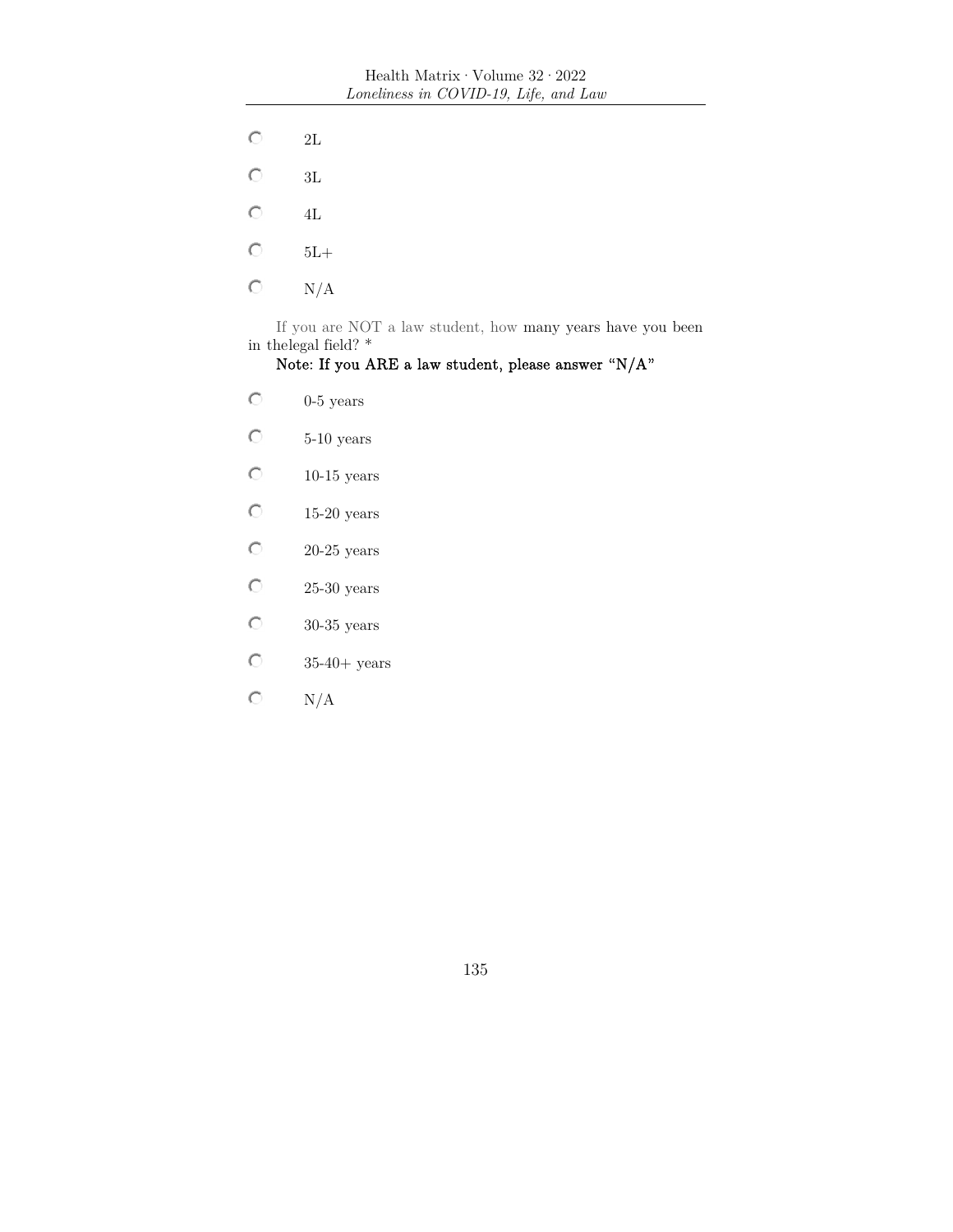- 2L
- 3L
- 4L
- 5L+
- N/A

If you are NOT a law student, how many years have you been in thelegal field? *

**Note: If you ARE a law student, please answer "N/A"**

- 0-5 years
- 5-10 years
- 10-15 years
- 15-20 years
- 20-25 years
- 25-30 years
- 30-35 years
- 35-40+ years
- N/A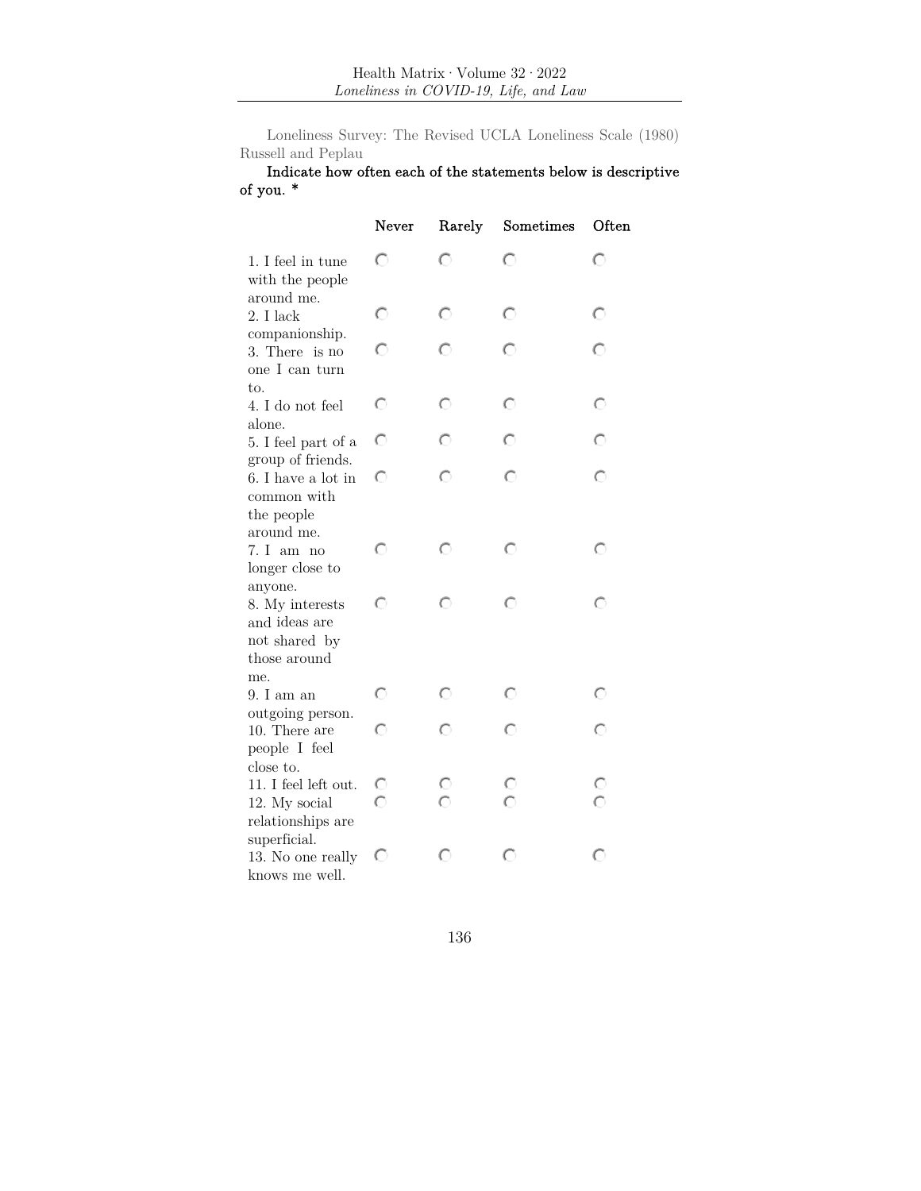Loneliness Survey: The Revised UCLA Loneliness Scale (1980) Russell and Peplau

Indicate how often each of the statements below is descriptive of you. *

| | Never | Rarely | Sometimes | Often |
|---|---|---|---|---|
| 1. I feel in tune with the people around me. | ○ | ○ | ○ | ○ |
| 2. I lack companionship. | ○ | ○ | ○ | ○ |
| 3. There is no one I can turn to. | ○ | ○ | ○ | ○ |
| 4. I do not feel alone. | ○ | ○ | ○ | ○ |
| 5. I feel part of a group of friends. | ○ | ○ | ○ | ○ |
| 6. I have a lot in common with the people around me. | ○ | ○ | ○ | ○ |
| 7. I am no longer close to anyone. | ○ | ○ | ○ | ○ |
| 8. My interests and ideas are not shared by those around me. | ○ | ○ | ○ | ○ |
| 9. I am an outgoing person. | ○ | ○ | ○ | ○ |
| 10. There are people I feel close to. | ○ | ○ | ○ | ○ |
| 11. I feel left out. | ○ | ○ | ○ | ○ |
| 12. My social relationships are superficial. | ○ | ○ | ○ | ○ |
| 13. No one really knows me well. | ○ | ○ | ○ | ○ |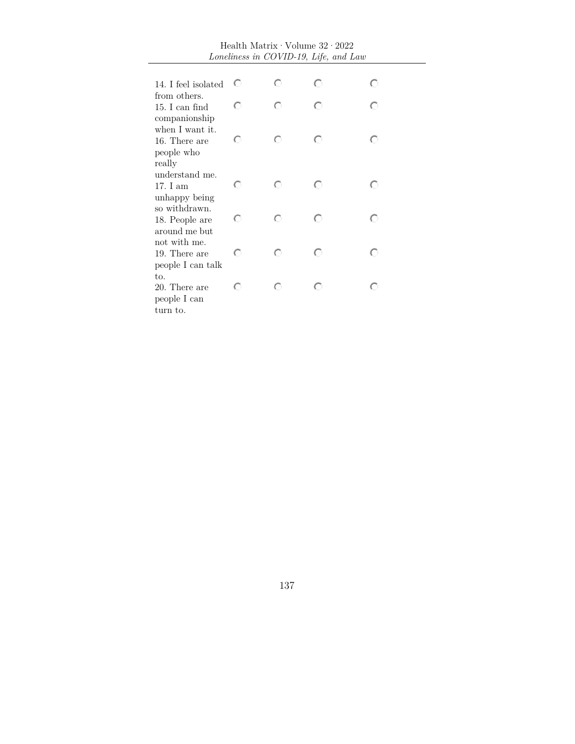| | | | | |
|---|---|---|---|---|
| 14. I feel isolated from others. | ○ | ○ | ○ | ○ |
| 15. I can find companionship when I want it. | ○ | ○ | ○ | ○ |
| 16. There are people who really understand me. | ○ | ○ | ○ | ○ |
| 17. I am unhappy being so withdrawn. | ○ | ○ | ○ | ○ |
| 18. People are around me but not with me. | ○ | ○ | ○ | ○ |
| 19. There are people I can talk to. | ○ | ○ | ○ | ○ |
| 20. There are people I can turn to. | ○ | ○ | ○ | ○ |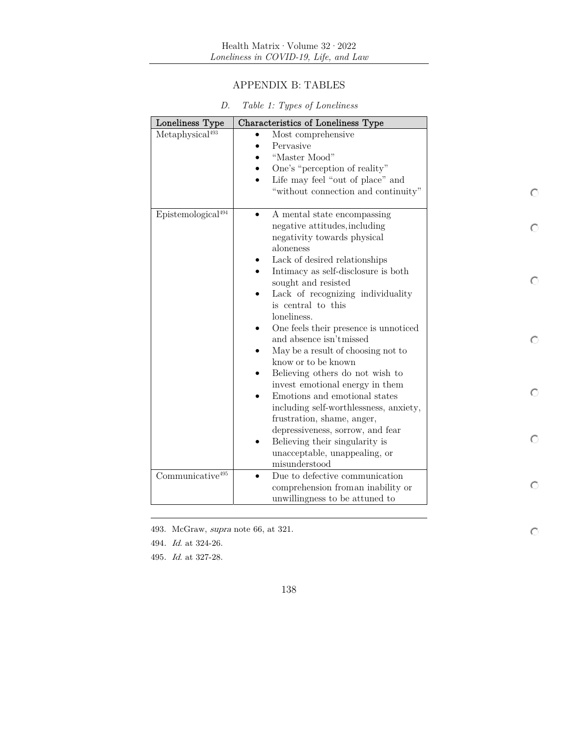## APPENDIX B: TABLES

### D. *Table 1: Types of Loneliness*

| Loneliness Type | Characteristics of Loneliness Type |
|---|---|
| Metaphysical[493] | • Most comprehensive<br>• Pervasive<br>• "Master Mood"<br>• One's "perception of reality"<br>• Life may feel "out of place" and "without connection and continuity" |
| Epistemological[494] | • A mental state encompassing negative attitudes,including negativity towards physical aloneness<br>• Lack of desired relationships<br>• Intimacy as self-disclosure is both sought and resisted<br>• Lack of recognizing individuality is central to this loneliness.<br>• One feels their presence is unnoticed and absence isn't missed<br>• May be a result of choosing not to know or to be known<br>• Believing others do not wish to invest emotional energy in them<br>• Emotions and emotional states including self-worthlessness, anxiety, frustration, shame, anger, depressiveness, sorrow, and fear<br>• Believing their singularity is unacceptable, unappealing, or misunderstood |
| Communicative[495] | • Due to defective communication comprehension from an inability or unwillingness to be attuned to |

493. McGraw, *supra* note 66, at 321.

494. *Id.* at 324-26.

495. *Id.* at 327-28.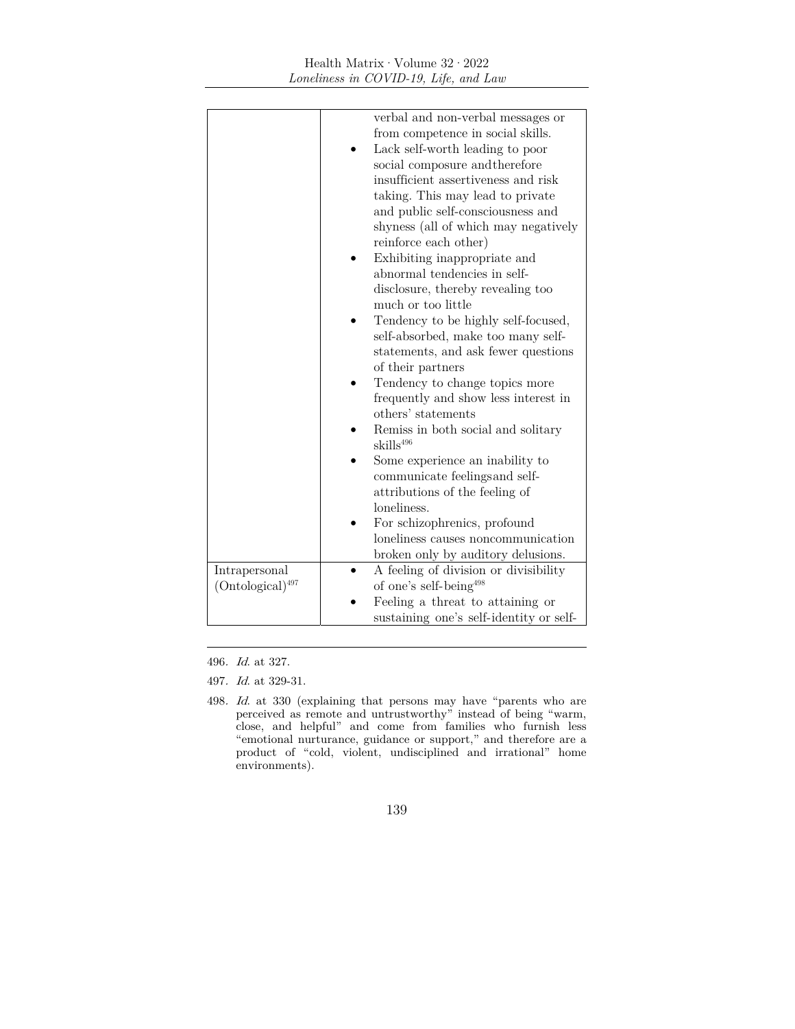| | |
|---|---|
| | verbal and non-verbal messages or from competence in social skills.<br>• Lack self-worth leading to poor social composure andtherefore insufficient assertiveness and risk taking. This may lead to private and public self-consciousness and shyness (all of which may negatively reinforce each other)<br>• Exhibiting inappropriate and abnormal tendencies in self-disclosure, thereby revealing too much or too little<br>• Tendency to be highly self-focused, self-absorbed, make too many self-statements, and ask fewer questions of their partners<br>• Tendency to change topics more frequently and show less interest in others' statements<br>• Remiss in both social and solitary skills[496]<br>• Some experience an inability to communicate feelingsand self-attributions of the feeling of loneliness.<br>• For schizophrenics, profound loneliness causes noncommunication broken only by auditory delusions. |
| Intrapersonal (Ontological)[497] | • A feeling of division or divisibility of one's self-being[498]<br>• Feeling a threat to attaining or sustaining one's self-identity or self- |

496. *Id*. at 327.

497. *Id*. at 329-31.

498. *Id*. at 330 (explaining that persons may have "parents who are perceived as remote and untrustworthy" instead of being "warm, close, and helpful" and come from families who furnish less "emotional nurturance, guidance or support," and therefore are a product of "cold, violent, undisciplined and irrational" home environments).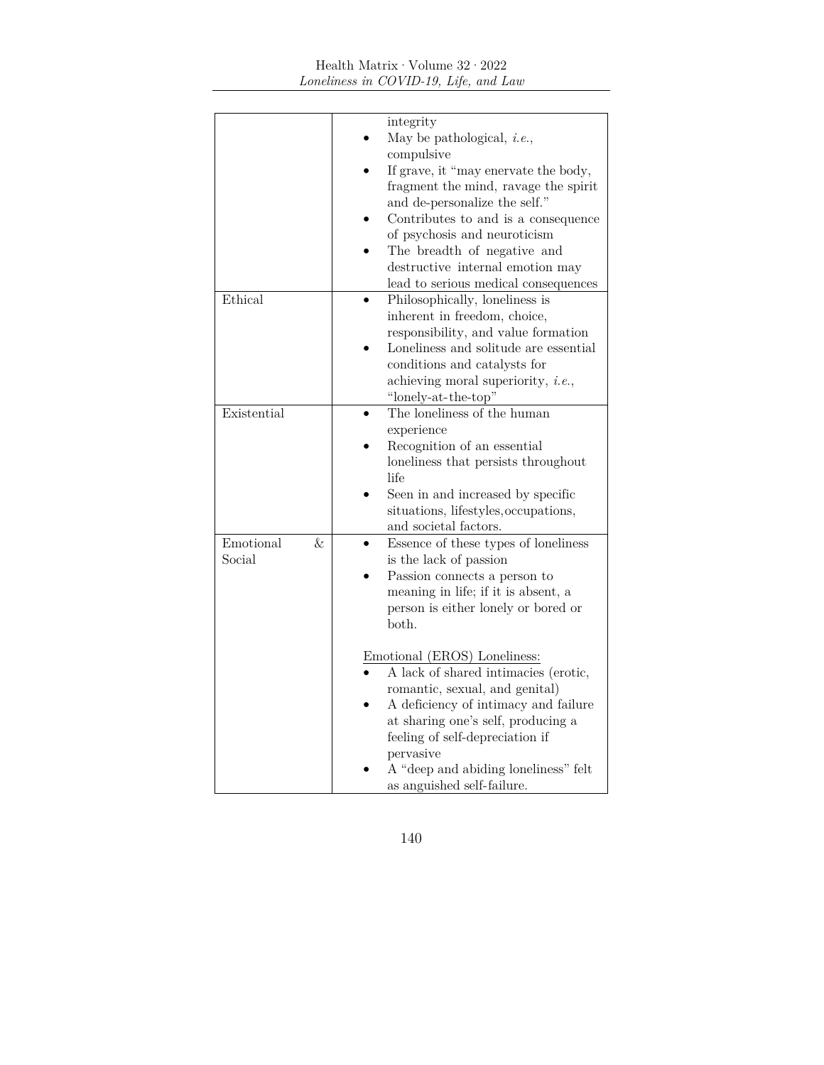| | |
|---|---|
| | integrity<br>• May be pathological, *i.e.*, compulsive<br>• If grave, it "may enervate the body, fragment the mind, ravage the spirit and de-personalize the self."<br>• Contributes to and is a consequence of psychosis and neuroticism<br>• The breadth of negative and destructive internal emotion may lead to serious medical consequences |
| Ethical | • Philosophically, loneliness is inherent in freedom, choice, responsibility, and value formation<br>• Loneliness and solitude are essential conditions and catalysts for achieving moral superiority, *i.e.*, "lonely-at-the-top" |
| Existential | • The loneliness of the human experience<br>• Recognition of an essential loneliness that persists throughout life<br>• Seen in and increased by specific situations, lifestyles, occupations, and societal factors. |
| Emotional & Social | • Essence of these types of loneliness is the lack of passion<br>• Passion connects a person to meaning in life; if it is absent, a person is either lonely or bored or both.<br><br><u>Emotional (EROS) Loneliness:</u><br>• A lack of shared intimacies (erotic, romantic, sexual, and genital)<br>• A deficiency of intimacy and failure at sharing one's self, producing a feeling of self-depreciation if pervasive<br>• A "deep and abiding loneliness" felt as anguished self-failure. |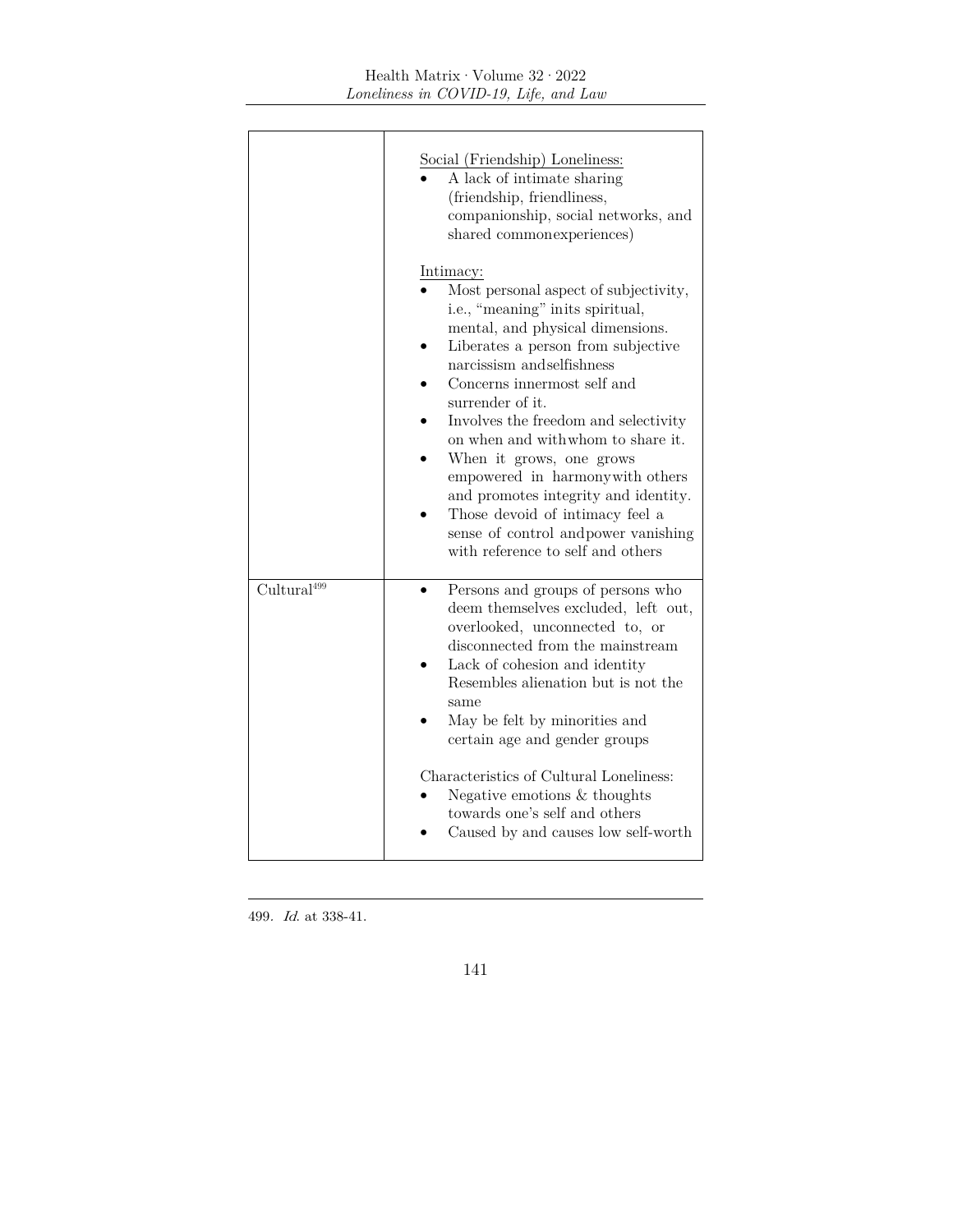| | |
|---|---|
| | Social (Friendship) Loneliness:<br>• A lack of intimate sharing (friendship, friendliness, companionship, social networks, and shared commonexperiences)<br><br>Intimacy:<br>• Most personal aspect of subjectivity, i.e., "meaning" inits spiritual, mental, and physical dimensions.<br>• Liberates a person from subjective narcissism andselfishness<br>• Concerns innermost self and surrender of it.<br>• Involves the freedom and selectivity on when and withwhom to share it.<br>• When it grows, one grows empowered in harmonywith others and promotes integrity and identity.<br>• Those devoid of intimacy feel a sense of control andpower vanishing with reference to self and others |
| Cultural[499] | • Persons and groups of persons who deem themselves excluded, left out, overlooked, unconnected to, or disconnected from the mainstream<br>• Lack of cohesion and identity Resembles alienation but is not the same<br>• May be felt by minorities and certain age and gender groups<br><br>Characteristics of Cultural Loneliness:<br>• Negative emotions & thoughts towards one's self and others<br>• Caused by and causes low self-worth |

499. *Id.* at 338-41.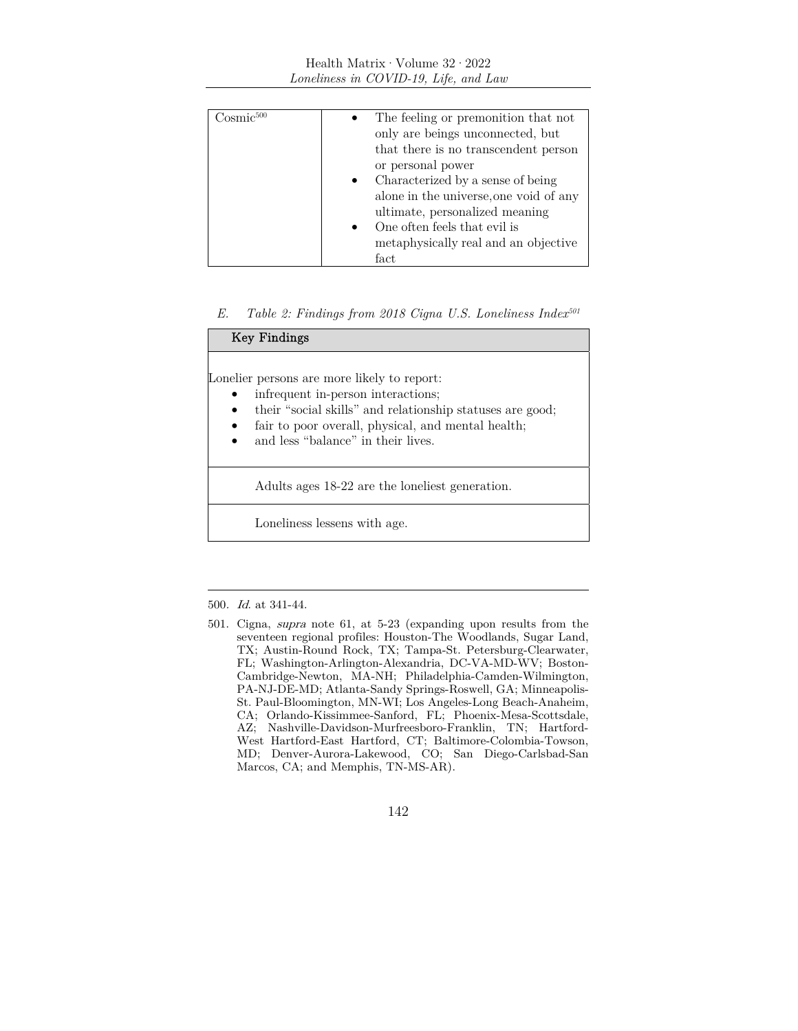| Cosmic[500] | • The feeling or premonition that not only are beings unconnected, but that there is no transcendent person or personal power<br>• Characterized by a sense of being alone in the universe,one void of any ultimate, personalized meaning<br>• One often feels that evil is metaphysically real and an objective fact |
|---|---|

### E. *Table 2: Findings from 2018 Cigna U.S. Loneliness Index*[501]

| Key Findings |
|---|
| Lonelier persons are more likely to report:<br>• infrequent in-person interactions;<br>• their "social skills" and relationship statuses are good;<br>• fair to poor overall, physical, and mental health;<br>• and less "balance" in their lives. |
| Adults ages 18-22 are the loneliest generation. |
| Loneliness lessens with age. |

500. *Id.* at 341-44.

501. Cigna, *supra* note 61, at 5-23 (expanding upon results from the seventeen regional profiles: Houston-The Woodlands, Sugar Land, TX; Austin-Round Rock, TX; Tampa-St. Petersburg-Clearwater, FL; Washington-Arlington-Alexandria, DC-VA-MD-WV; Boston-Cambridge-Newton, MA-NH; Philadelphia-Camden-Wilmington, PA-NJ-DE-MD; Atlanta-Sandy Springs-Roswell, GA; Minneapolis-St. Paul-Bloomington, MN-WI; Los Angeles-Long Beach-Anaheim, CA; Orlando-Kissimmee-Sanford, FL; Phoenix-Mesa-Scottsdale, AZ; Nashville-Davidson-Murfreesboro-Franklin, TN; Hartford-West Hartford-East Hartford, CT; Baltimore-Colombia-Towson, MD; Denver-Aurora-Lakewood, CO; San Diego-Carlsbad-San Marcos, CA; and Memphis, TN-MS-AR).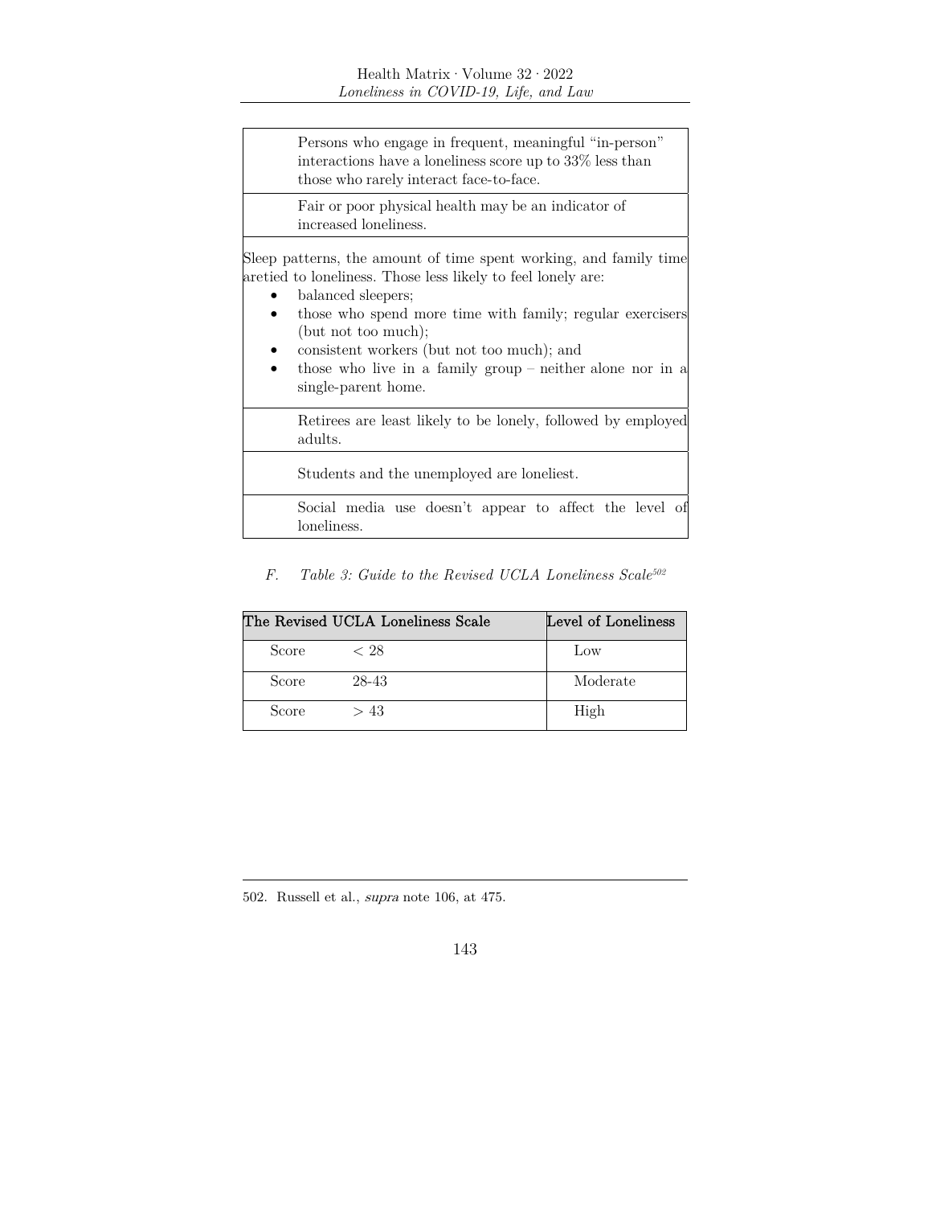| |
|---|
| Persons who engage in frequent, meaningful "in-person" interactions have a loneliness score up to 33% less than those who rarely interact face-to-face. |
| Fair or poor physical health may be an indicator of increased loneliness. |
| Sleep patterns, the amount of time spent working, and family time aretied to loneliness. Those less likely to feel lonely are: <br>• balanced sleepers; <br>• those who spend more time with family; regular exercisers (but not too much); <br>• consistent workers (but not too much); and <br>• those who live in a family group – neither alone nor in a single-parent home. |
| Retirees are least likely to be lonely, followed by employed adults. |
| Students and the unemployed are loneliest. |
| Social media use doesn't appear to affect the level of loneliness. |

### F. *Table 3: Guide to the Revised UCLA Loneliness Scale*[502]

| The Revised UCLA Loneliness Scale | | Level of Loneliness |
|---|---|---|
| Score | < 28 | Low |
| Score | 28-43 | Moderate |
| Score | > 43 | High |

502. Russell et al., *supra* note 106, at 475.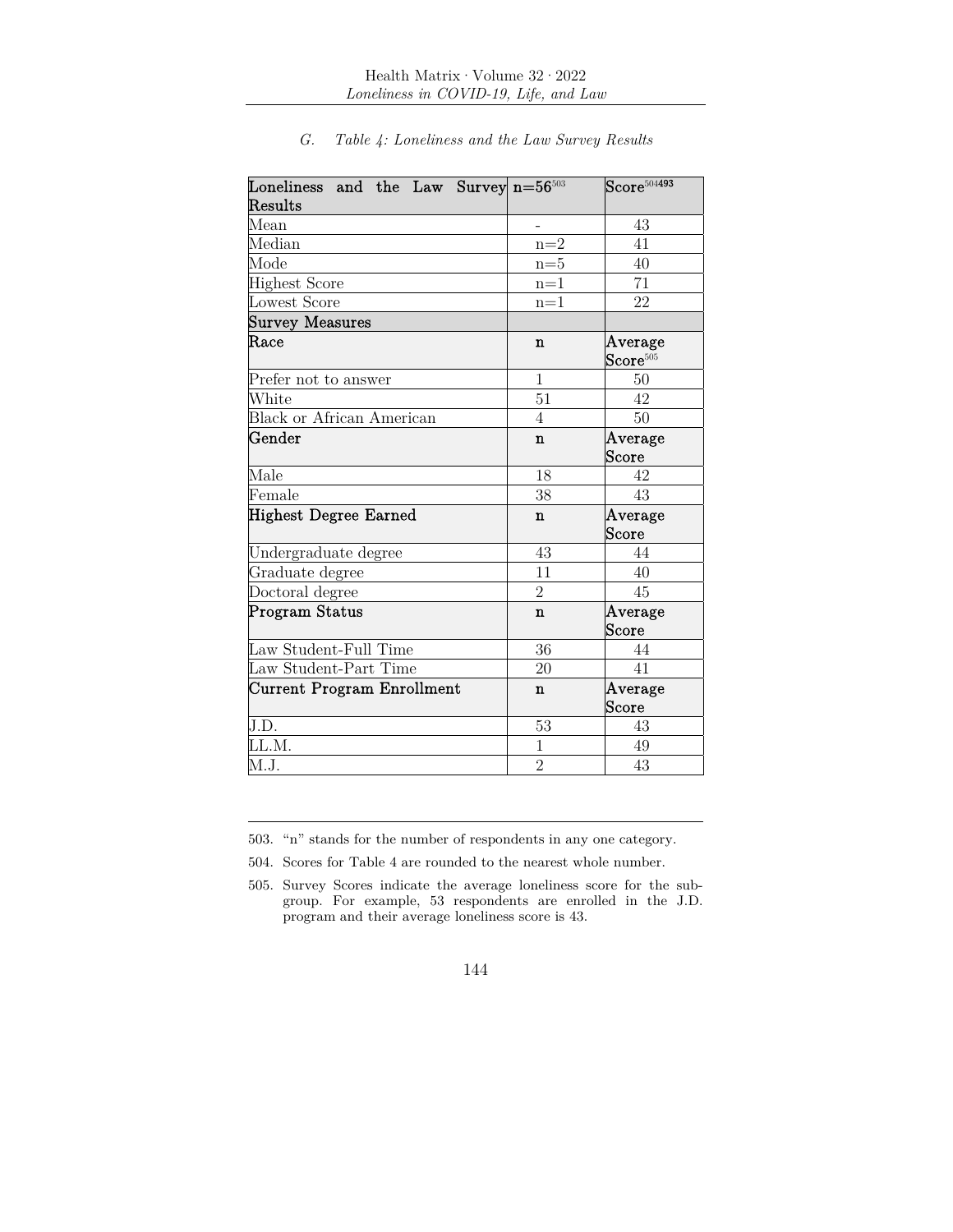### G. *Table 4: Loneliness and the Law Survey Results*

| Loneliness and the Law Survey Results | n=56[503] | Score[504]**493** |
|---|---|---|
| Mean | - | 43 |
| Median | n=2 | 41 |
| Mode | n=5 | 40 |
| Highest Score | n=1 | 71 |
| Lowest Score | n=1 | 22 |
| **Survey Measures** | | |
| **Race** | **n** | **Average Score[505]** |
| Prefer not to answer | 1 | 50 |
| White | 51 | 42 |
| Black or African American | 4 | 50 |
| **Gender** | **n** | **Average Score** |
| Male | 18 | 42 |
| Female | 38 | 43 |
| **Highest Degree Earned** | **n** | **Average Score** |
| Undergraduate degree | 43 | 44 |
| Graduate degree | 11 | 40 |
| Doctoral degree | 2 | 45 |
| **Program Status** | **n** | **Average Score** |
| Law Student-Full Time | 36 | 44 |
| Law Student-Part Time | 20 | 41 |
| **Current Program Enrollment** | **n** | **Average Score** |
| J.D. | 53 | 43 |
| LL.M. | 1 | 49 |
| M.J. | 2 | 43 |

503. "n" stands for the number of respondents in any one category.

504. Scores for Table 4 are rounded to the nearest whole number.

505. Survey Scores indicate the average loneliness score for the sub-group. For example, 53 respondents are enrolled in the J.D. program and their average loneliness score is 43.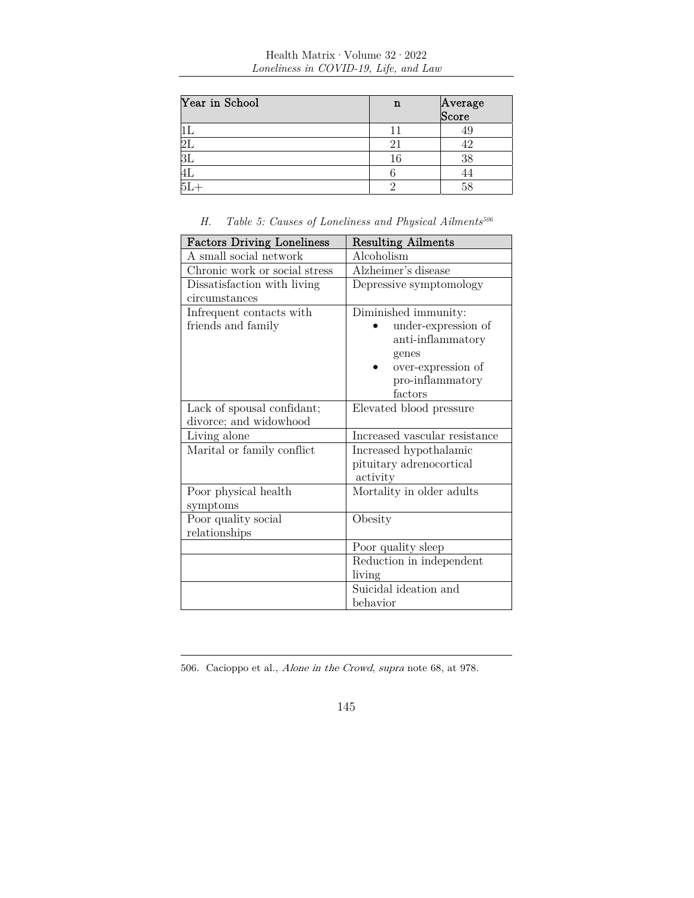| Year in School | n | Average Score |
|---|---|---|
| 1L | 11 | 49 |
| 2L | 21 | 42 |
| 3L | 16 | 38 |
| 4L | 6 | 44 |
| 5L+ | 2 | 58 |

### *H. Table 5: Causes of Loneliness and Physical Ailments*[506]

| Factors Driving Loneliness | Resulting Ailments |
|---|---|
| A small social network | Alcoholism |
| Chronic work or social stress | Alzheimer's disease |
| Dissatisfaction with living circumstances | Depressive symptomology |
| Infrequent contacts with friends and family | Diminished immunity: • under-expression of anti-inflammatory genes • over-expression of pro-inflammatory factors |
| Lack of spousal confidant; divorce; and widowhood | Elevated blood pressure |
| Living alone | Increased vascular resistance |
| Marital or family conflict | Increased hypothalamic pituitary adrenocortical activity |
| Poor physical health symptoms | Mortality in older adults |
| Poor quality social relationships | Obesity |
| | Poor quality sleep |
| | Reduction in independent living |
| | Suicidal ideation and behavior |

506. Cacioppo et al., *Alone in the Crowd*, *supra* note 68, at 978.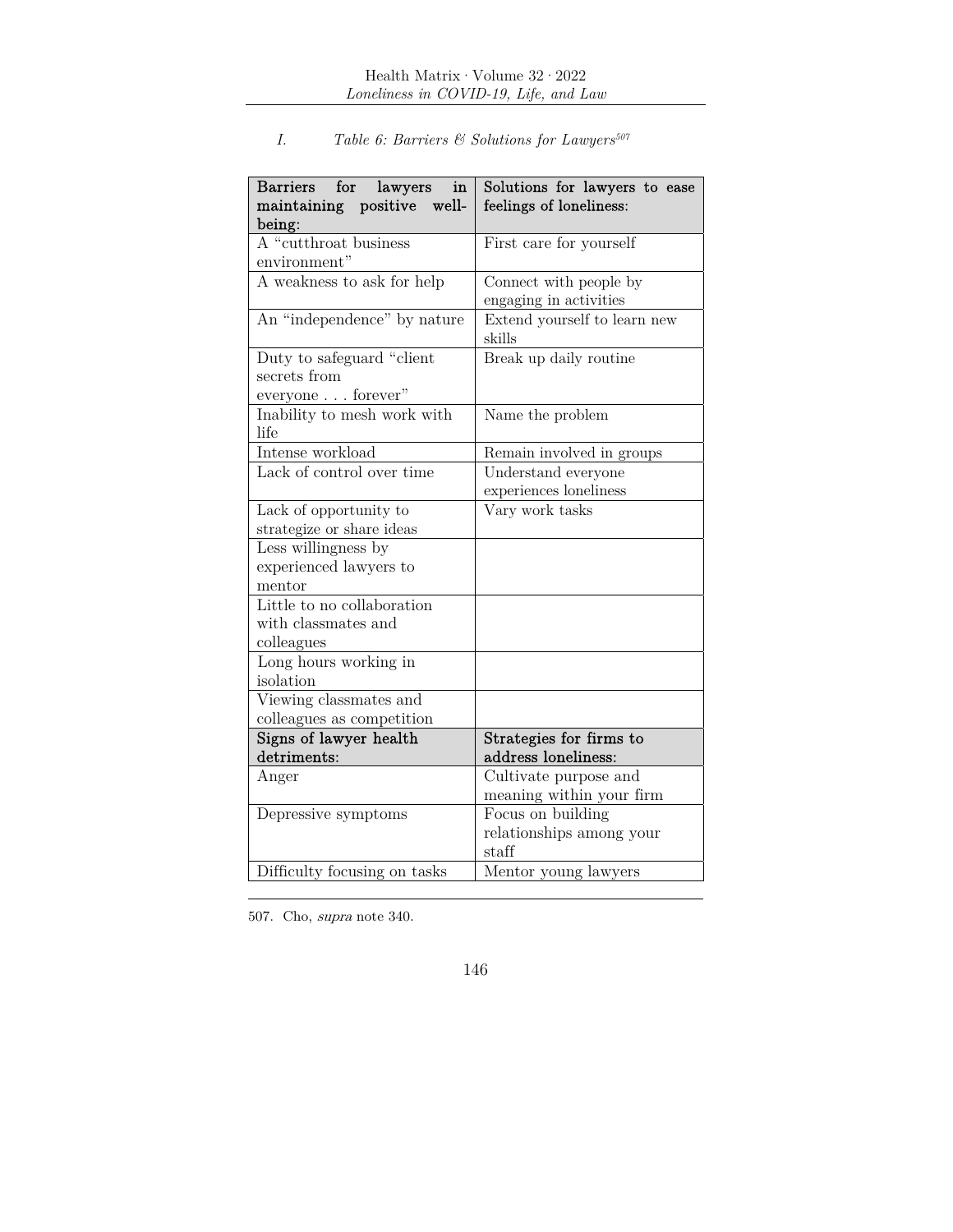*I. Table 6: Barriers & Solutions for Lawyers*[507]

| Barriers for lawyers in maintaining positive well-being: | Solutions for lawyers to ease feelings of loneliness: |
| --- | --- |
| A "cutthroat business environment" | First care for yourself |
| A weakness to ask for help | Connect with people by engaging in activities |
| An "independence" by nature | Extend yourself to learn new skills |
| Duty to safeguard "client secrets from everyone . . . forever" | Break up daily routine |
| Inability to mesh work with life | Name the problem |
| Intense workload | Remain involved in groups |
| Lack of control over time | Understand everyone experiences loneliness |
| Lack of opportunity to strategize or share ideas | Vary work tasks |
| Less willingness by experienced lawyers to mentor | |
| Little to no collaboration with classmates and colleagues | |
| Long hours working in isolation | |
| Viewing classmates and colleagues as competition | |
| **Signs of lawyer health detriments:** | **Strategies for firms to address loneliness:** |
| Anger | Cultivate purpose and meaning within your firm |
| Depressive symptoms | Focus on building relationships among your staff |
| Difficulty focusing on tasks | Mentor young lawyers |

507. Cho, *supra* note 340.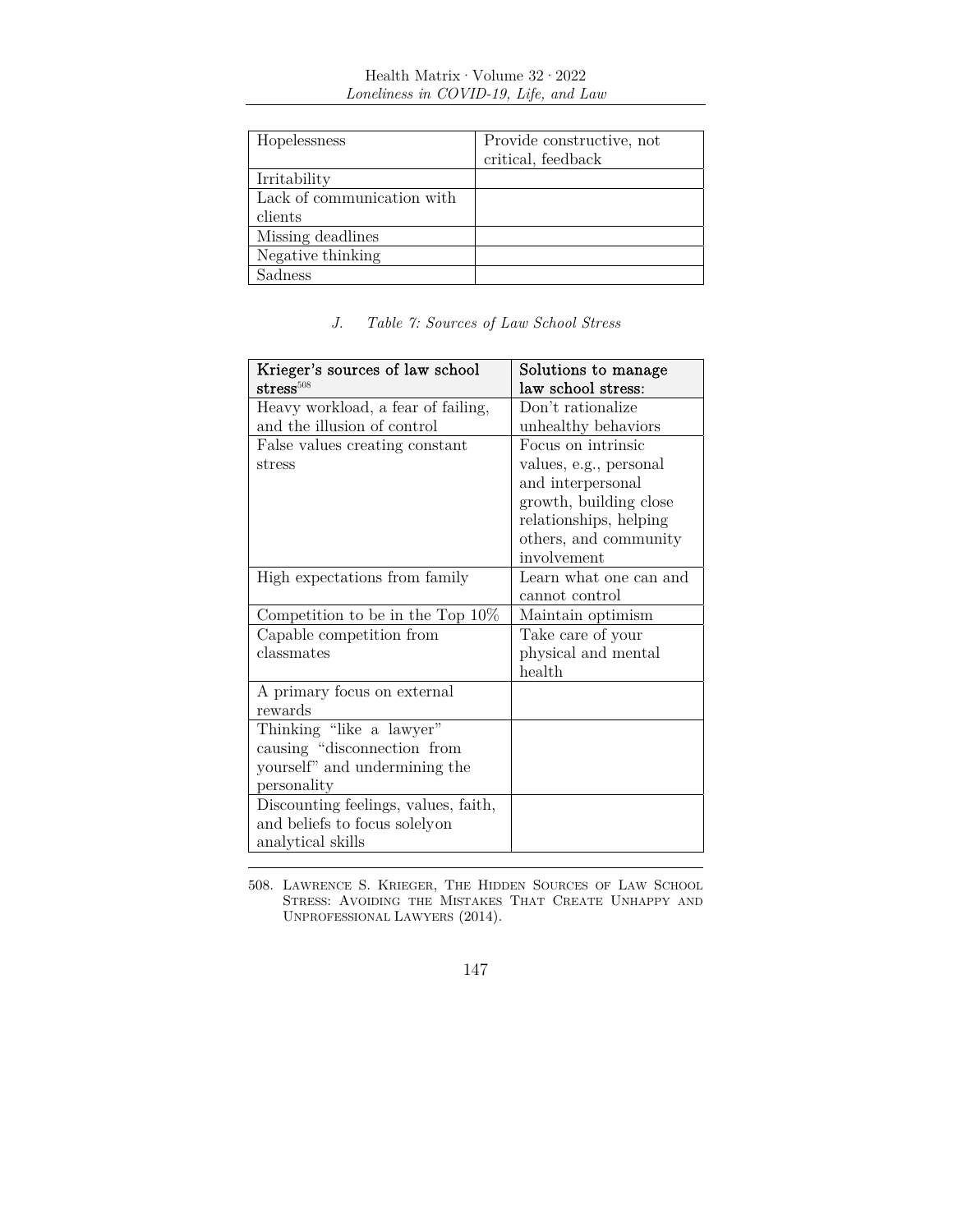| Hopelessness | Provide constructive, not critical, feedback |
|---|---|
| Irritability | |
| Lack of communication with clients | |
| Missing deadlines | |
| Negative thinking | |
| Sadness | |

### *J. Table 7: Sources of Law School Stress*

| Krieger's sources of law school stress[508] | Solutions to manage law school stress: |
|---|---|
| Heavy workload, a fear of failing, and the illusion of control | Don't rationalize unhealthy behaviors |
| False values creating constant stress | Focus on intrinsic values, e.g., personal and interpersonal growth, building close relationships, helping others, and community involvement |
| High expectations from family | Learn what one can and cannot control |
| Competition to be in the Top 10% | Maintain optimism |
| Capable competition from classmates | Take care of your physical and mental health |
| A primary focus on external rewards | |
| Thinking "like a lawyer" causing "disconnection from yourself" and undermining the personality | |
| Discounting feelings, values, faith, and beliefs to focus solelyon analytical skills | |

508. Lawrence S. Krieger, The Hidden Sources of Law School Stress: Avoiding the Mistakes That Create Unhappy and Unprofessional Lawyers (2014).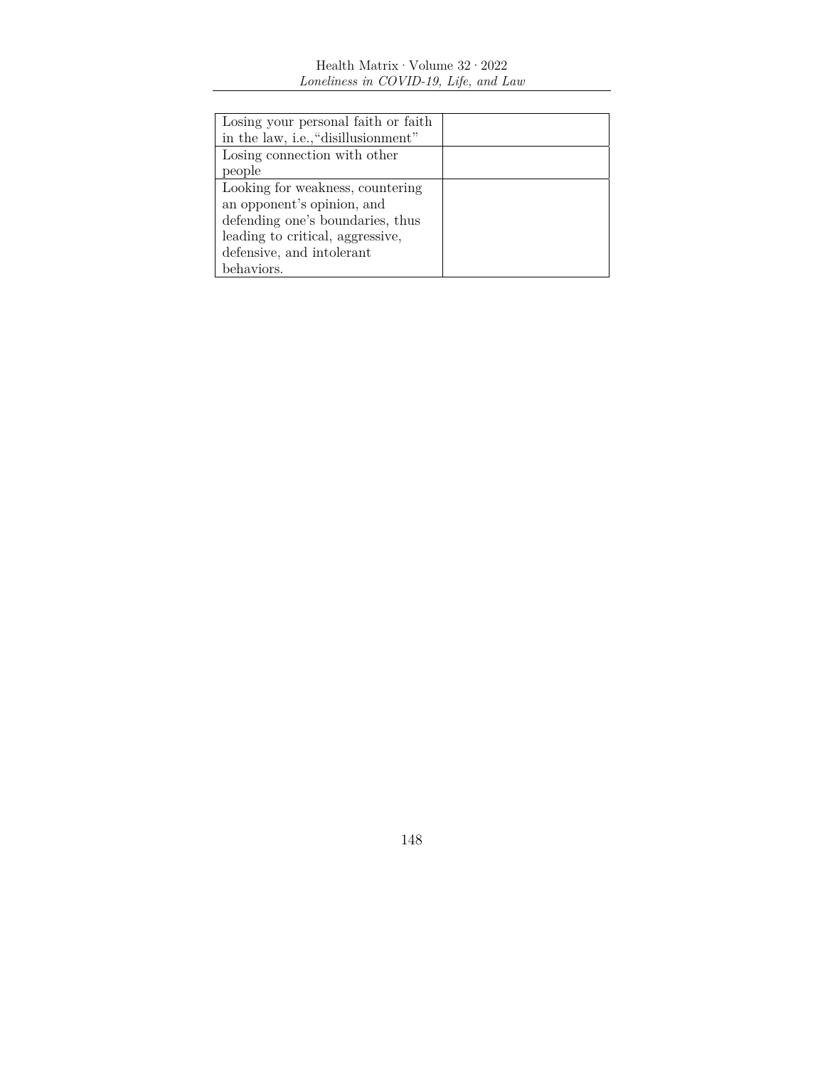| | |
|---|---|
| Losing your personal faith or faith in the law, i.e.,“disillusionment” | |
| Losing connection with other people | |
| Looking for weakness, countering an opponent’s opinion, and defending one’s boundaries, thus leading to critical, aggressive, defensive, and intolerant behaviors. | |